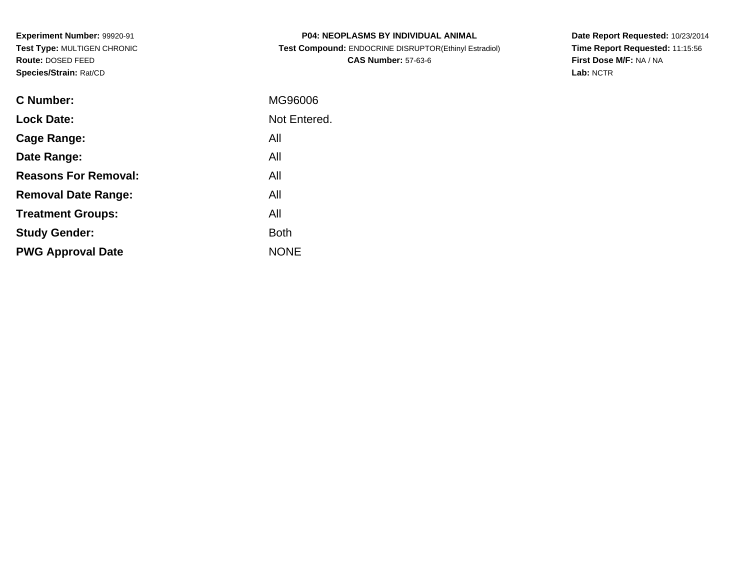**Experiment Number:** 99920-91
**Test Type:** MULTIGEN CHRONIC
**Route:** DOSED FEED
**Species/Strain:** Rat/CD

**P04: NEOPLASMS BY INDIVIDUAL ANIMAL**
**Test Compound:** ENDOCRINE DISRUPTOR(Ethinyl Estradiol)
**CAS Number:** 57-63-6

**Date Report Requested:** 10/23/2014
**Time Report Requested:** 11:15:56
**First Dose M/F:** NA / NA
**Lab:** NCTR

| | |
|---|---|
| **C Number:** | MG96006 |
| **Lock Date:** | Not Entered. |
| **Cage Range:** | All |
| **Date Range:** | All |
| **Reasons For Removal:** | All |
| **Removal Date Range:** | All |
| **Treatment Groups:** | All |
| **Study Gender:** | Both |
| **PWG Approval Date** | NONE |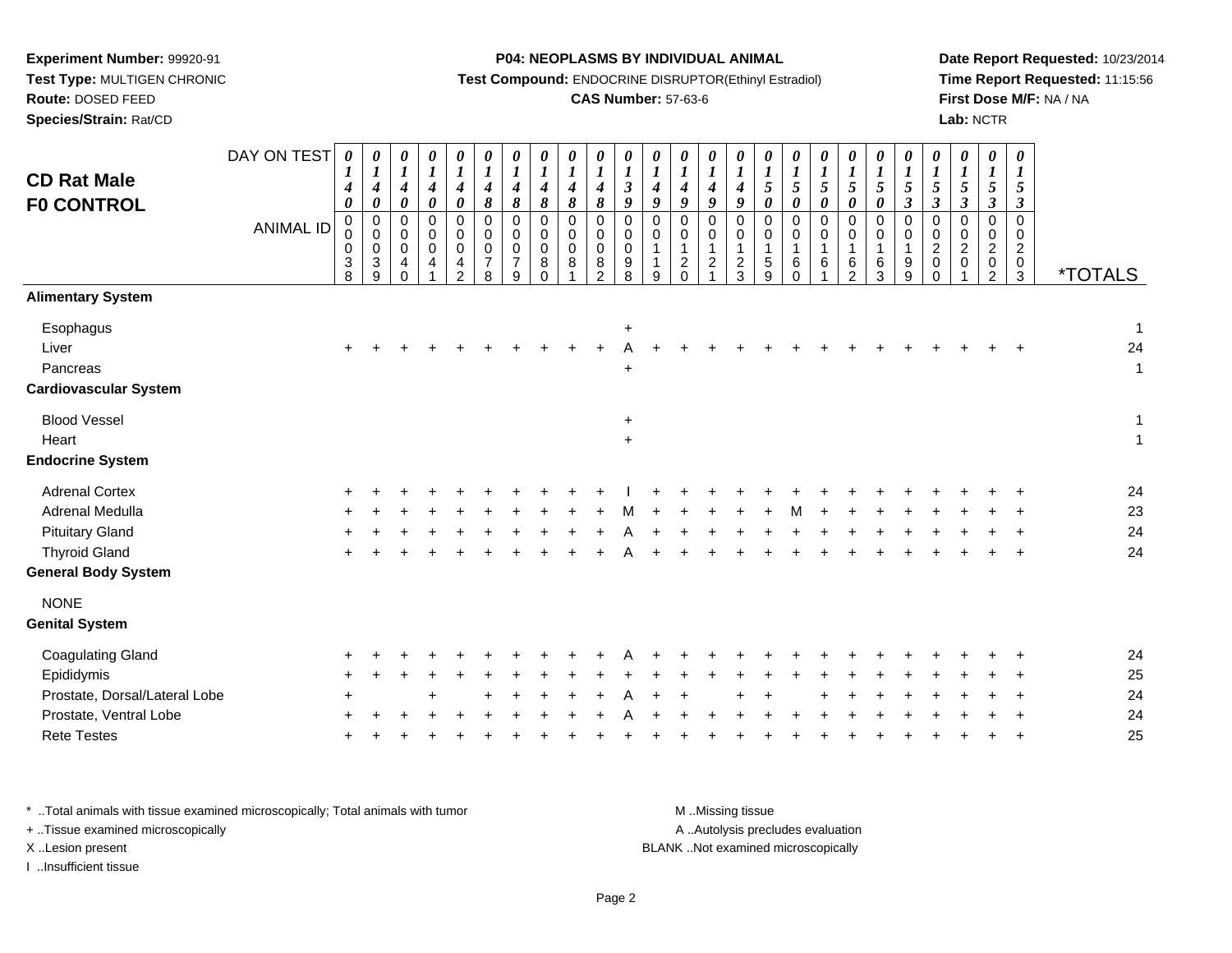**Experiment Number:** 99920-91
**Test Type:** MULTIGEN CHRONIC
**Route:** DOSED FEED
**Species/Strain:** Rat/CD

**P04: NEOPLASMS BY INDIVIDUAL ANIMAL**
**Test Compound:** ENDOCRINE DISRUPTOR(Ethinyl Estradiol)
**CAS Number:** 57-63-6

**Date Report Requested:** 10/23/2014
**Time Report Requested:** 11:15:56
**First Dose M/F:** NA / NA
**Lab:** NCTR

## CD Rat Male
## F0 CONTROL

| DAY ON TEST | 0140 | 0140 | 0140 | 0140 | 0140 | 0148 | 0148 | 0148 | 0148 | 0148 | 0139 | 0149 | 0149 | 0149 | 0149 | 0150 | 0150 | 0150 | 0150 | 0150 | 0153 | 0153 | 0153 | 0153 | 0153 | |
|---|---|---|---|---|---|---|---|---|---|---|---|---|---|---|---|---|---|---|---|---|---|---|---|---|---|---|
| **ANIMAL ID** | 00038 | 00039 | 00040 | 00041 | 00042 | 00078 | 00079 | 00080 | 00081 | 00082 | 00098 | 00119 | 00120 | 00121 | 00123 | 00159 | 00160 | 00161 | 00162 | 00163 | 00199 | 00200 | 00201 | 00202 | 00203 | ***TOTALS** |
| **Alimentary System** | | | | | | | | | | | | | | | | | | | | | | | | | | |
| Esophagus | | | | | | | | | | | + | | | | | | | | | | | | | | | 1 |
| Liver | + | + | + | + | + | + | + | + | + | + | A | + | + | + | + | + | + | + | + | + | + | + | + | + | + | 24 |
| Pancreas | | | | | | | | | | | + | | | | | | | | | | | | | | | 1 |
| **Cardiovascular System** | | | | | | | | | | | | | | | | | | | | | | | | | | |
| Blood Vessel | | | | | | | | | | | + | | | | | | | | | | | | | | | 1 |
| Heart | | | | | | | | | | | + | | | | | | | | | | | | | | | 1 |
| **Endocrine System** | | | | | | | | | | | | | | | | | | | | | | | | | | |
| Adrenal Cortex | + | + | + | + | + | + | + | + | + | + | I | + | + | + | + | + | + | + | + | + | + | + | + | + | + | 24 |
| Adrenal Medulla | + | + | + | + | + | + | + | + | + | + | M | + | + | + | + | + | M | + | + | + | + | + | + | + | + | 23 |
| Pituitary Gland | + | + | + | + | + | + | + | + | + | + | A | + | + | + | + | + | + | + | + | + | + | + | + | + | + | 24 |
| Thyroid Gland | + | + | + | + | + | + | + | + | + | + | A | + | + | + | + | + | + | + | + | + | + | + | + | + | + | 24 |
| **General Body System** | | | | | | | | | | | | | | | | | | | | | | | | | | |
| NONE | | | | | | | | | | | | | | | | | | | | | | | | | | |
| **Genital System** | | | | | | | | | | | | | | | | | | | | | | | | | | |
| Coagulating Gland | + | + | + | + | + | + | + | + | + | + | A | + | + | + | + | + | + | + | + | + | + | + | + | + | + | 24 |
| Epididymis | + | + | + | + | + | + | + | + | + | + | + | + | + | + | + | + | + | + | + | + | + | + | + | + | + | 25 |
| Prostate, Dorsal/Lateral Lobe | + | | | + | | + | + | + | + | + | A | + | + | | + | + | | + | + | + | + | + | + | + | + | 24 |
| Prostate, Ventral Lobe | + | + | + | + | + | + | + | + | + | + | A | + | + | + | + | + | + | + | + | + | + | + | + | + | + | 24 |
| Rete Testes | + | + | + | + | + | + | + | + | + | + | + | + | + | + | + | + | + | + | + | + | + | + | + | + | + | 25 |

* ..Total animals with tissue examined microscopically; Total animals with tumor
+ ..Tissue examined microscopically
X ..Lesion present
I ..Insufficient tissue

M ..Missing tissue
A ..Autolysis precludes evaluation
BLANK ..Not examined microscopically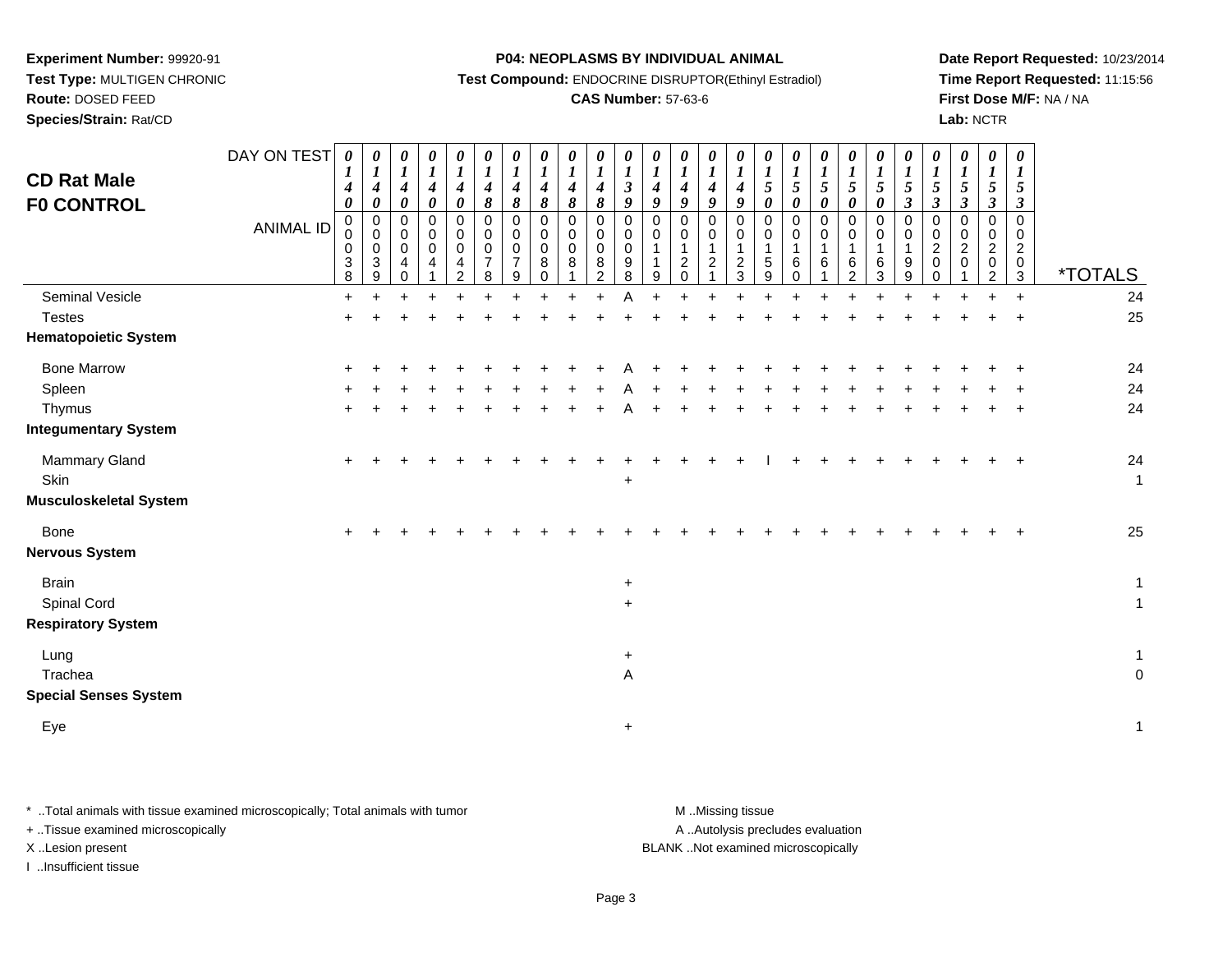**Experiment Number:** 99920-91
**Test Type:** MULTIGEN CHRONIC
**Route:** DOSED FEED
**Species/Strain:** Rat/CD

**P04: NEOPLASMS BY INDIVIDUAL ANIMAL**
**Test Compound:** ENDOCRINE DISRUPTOR(Ethinyl Estradiol)
**CAS Number:** 57-63-6

**Date Report Requested:** 10/23/2014
**Time Report Requested:** 11:15:56
**First Dose M/F:** NA / NA
**Lab:** NCTR

# CD Rat Male F0 CONTROL

| DAY ON TEST | 0140 | 0140 | 0140 | 0140 | 0140 | 0148 | 0148 | 0148 | 0148 | 0148 | 0139 | 0149 | 0149 | 0149 | 0149 | 0150 | 0150 | 0150 | 0150 | 0150 | 0153 | 0153 | 0153 | 0153 | 0153 | |
|---|---|---|---|---|---|---|---|---|---|---|---|---|---|---|---|---|---|---|---|---|---|---|---|---|---|---|
| **ANIMAL ID** | 00038 | 00039 | 00040 | 00041 | 00042 | 00078 | 00079 | 00080 | 00081 | 00082 | 00098 | 00119 | 00120 | 00121 | 00123 | 00159 | 00160 | 00161 | 00162 | 00163 | 00199 | 00200 | 00201 | 00202 | 00203 | ***TOTALS** |
| Seminal Vesicle | + | + | + | + | + | + | + | + | + | + | A | + | + | + | + | + | + | + | + | + | + | + | + | + | + | 24 |
| Testes | + | + | + | + | + | + | + | + | + | + | + | + | + | + | + | + | + | + | + | + | + | + | + | + | + | 25 |
| **Hematopoietic System** | | | | | | | | | | | | | | | | | | | | | | | | | | |
| Bone Marrow | + | + | + | + | + | + | + | + | + | + | A | + | + | + | + | + | + | + | + | + | + | + | + | + | + | 24 |
| Spleen | + | + | + | + | + | + | + | + | + | + | A | + | + | + | + | + | + | + | + | + | + | + | + | + | + | 24 |
| Thymus | + | + | + | + | + | + | + | + | + | + | A | + | + | + | + | + | + | + | + | + | + | + | + | + | + | 24 |
| **Integumentary System** | | | | | | | | | | | | | | | | | | | | | | | | | | |
| Mammary Gland | + | + | + | + | + | + | + | + | + | + | + | + | + | + | + | I | + | + | + | + | + | + | + | + | + | 24 |
| Skin | | | | | | | | | | | + | | | | | | | | | | | | | | | 1 |
| **Musculoskeletal System** | | | | | | | | | | | | | | | | | | | | | | | | | | |
| Bone | + | + | + | + | + | + | + | + | + | + | + | + | + | + | + | + | + | + | + | + | + | + | + | + | + | 25 |
| **Nervous System** | | | | | | | | | | | | | | | | | | | | | | | | | | |
| Brain | | | | | | | | | | | + | | | | | | | | | | | | | | | 1 |
| Spinal Cord | | | | | | | | | | | + | | | | | | | | | | | | | | | 1 |
| **Respiratory System** | | | | | | | | | | | | | | | | | | | | | | | | | | |
| Lung | | | | | | | | | | | + | | | | | | | | | | | | | | | 1 |
| Trachea | | | | | | | | | | | A | | | | | | | | | | | | | | | 0 |
| **Special Senses System** | | | | | | | | | | | | | | | | | | | | | | | | | | |
| Eye | | | | | | | | | | | + | | | | | | | | | | | | | | | 1 |

* ..Total animals with tissue examined microscopically; Total animals with tumor
+ ..Tissue examined microscopically
X ..Lesion present
I ..Insufficient tissue

M ..Missing tissue
A ..Autolysis precludes evaluation
BLANK ..Not examined microscopically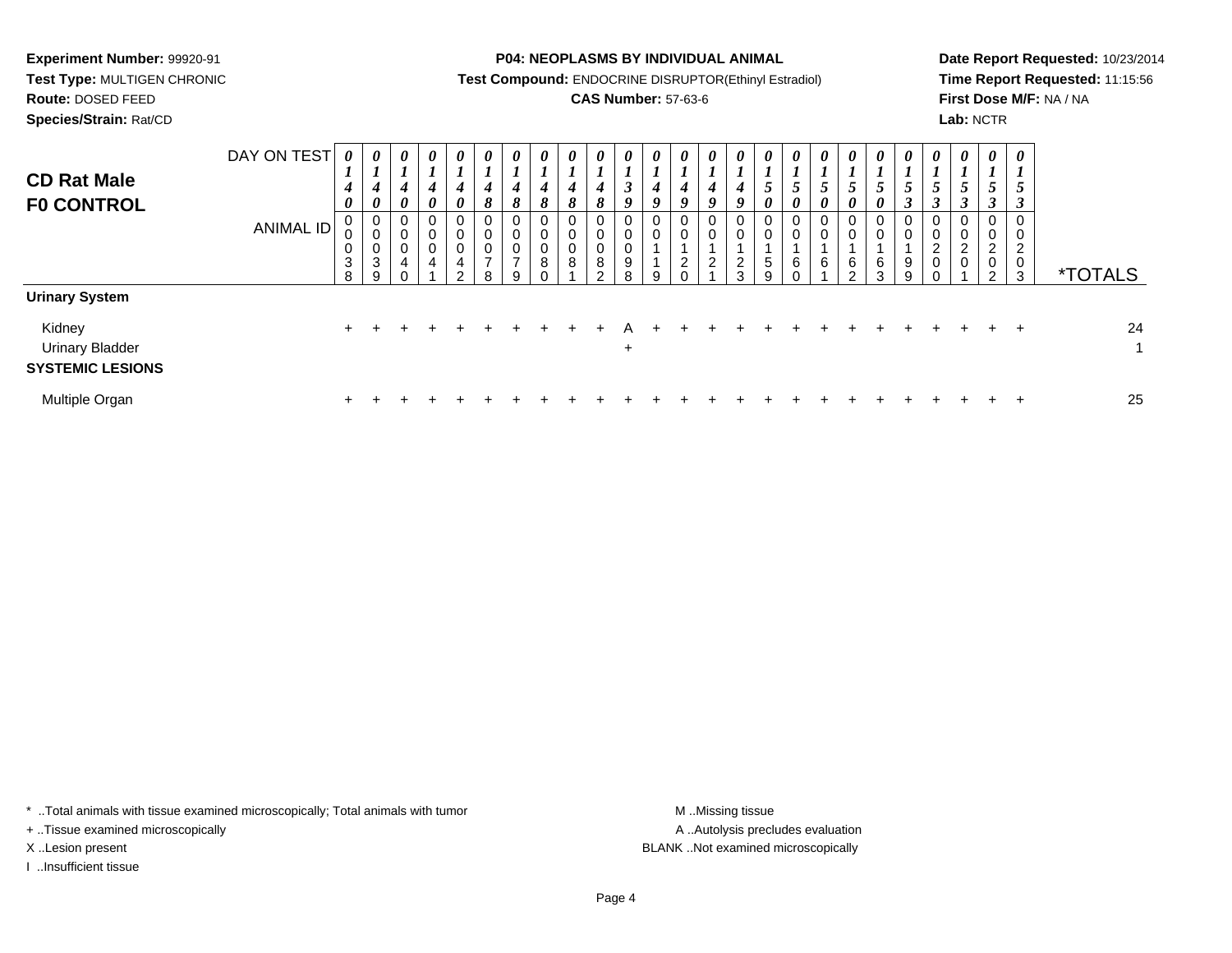**Experiment Number:** 99920-91
**Test Type:** MULTIGEN CHRONIC
**Route:** DOSED FEED
**Species/Strain:** Rat/CD

**P04: NEOPLASMS BY INDIVIDUAL ANIMAL**
**Test Compound:** ENDOCRINE DISRUPTOR(Ethinyl Estradiol)
**CAS Number:** 57-63-6

**Date Report Requested:** 10/23/2014
**Time Report Requested:** 11:15:56
**First Dose M/F:** NA / NA
**Lab:** NCTR

## CD Rat Male F0 CONTROL

| DAY ON TEST | 0140 | 0140 | 0140 | 0140 | 0140 | 0148 | 0148 | 0148 | 0148 | 0148 | 0139 | 0149 | 0149 | 0149 | 0149 | 0150 | 0150 | 0150 | 0150 | 0150 | 0153 | 0153 | 0153 | 0153 | 0153 | |
|---|---|---|---|---|---|---|---|---|---|---|---|---|---|---|---|---|---|---|---|---|---|---|---|---|---|---|
| **ANIMAL ID** | 00038 | 00039 | 00040 | 00041 | 00042 | 00078 | 00079 | 00080 | 00081 | 00082 | 00098 | 00119 | 00120 | 00121 | 00123 | 00159 | 00160 | 00161 | 00162 | 00163 | 00199 | 00200 | 00201 | 00202 | 00203 | ***TOTALS** |
| **Urinary System** | | | | | | | | | | | | | | | | | | | | | | | | | | |
| Kidney | + | + | + | + | + | + | + | + | + | + | A | + | + | + | + | + | + | + | + | + | + | + | + | + | + | 24 |
| Urinary Bladder | | | | | | | | | | | + | | | | | | | | | | | | | | | 1 |
| **SYSTEMIC LESIONS** | | | | | | | | | | | | | | | | | | | | | | | | | | |
| Multiple Organ | + | + | + | + | + | + | + | + | + | + | + | + | + | + | + | + | + | + | + | + | + | + | + | + | + | 25 |

* ..Total animals with tissue examined microscopically; Total animals with tumor
+ ..Tissue examined microscopically
X ..Lesion present
I ..Insufficient tissue

M ..Missing tissue
A ..Autolysis precludes evaluation
BLANK ..Not examined microscopically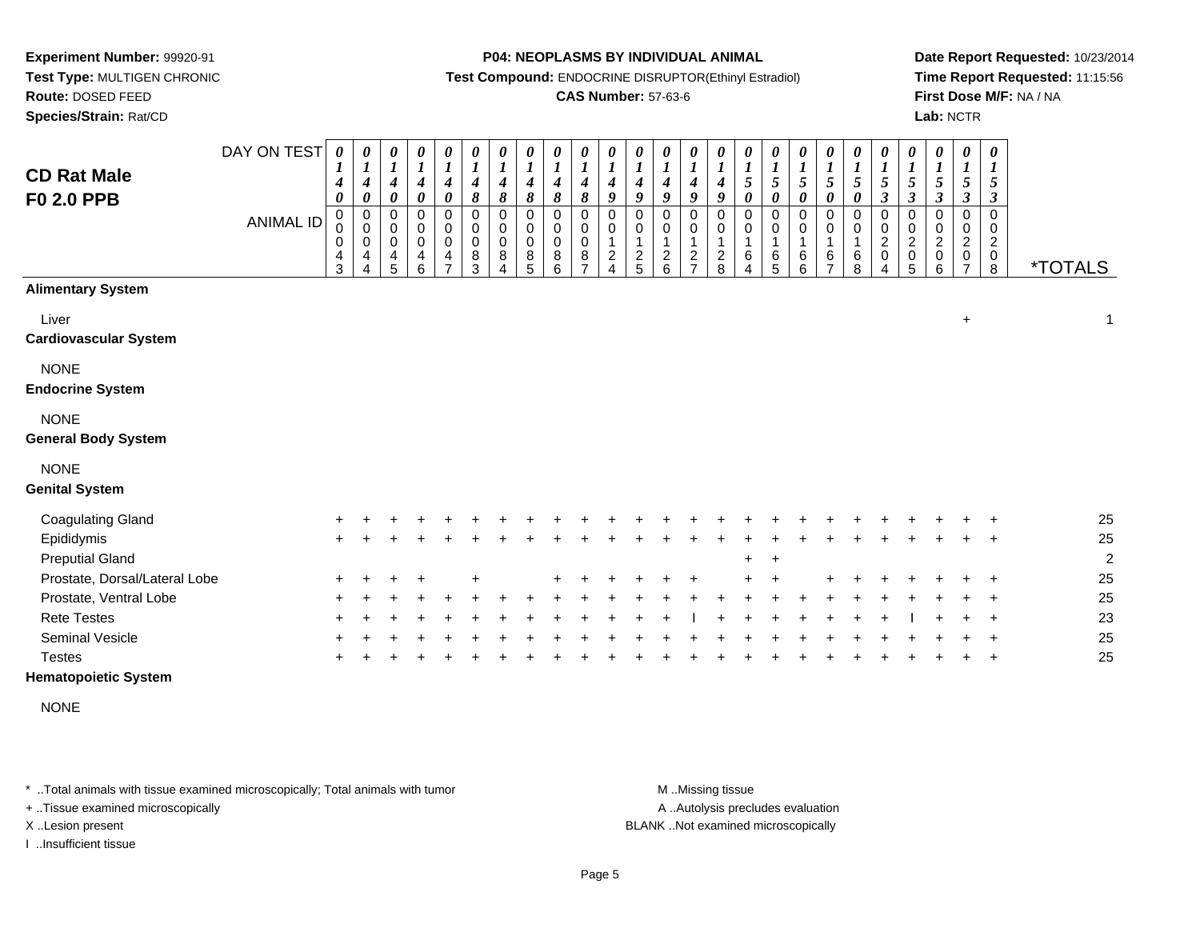**Experiment Number:** 99920-91
**Test Type:** MULTIGEN CHRONIC
**Route:** DOSED FEED
**Species/Strain:** Rat/CD

**P04: NEOPLASMS BY INDIVIDUAL ANIMAL**
**Test Compound:** ENDOCRINE DISRUPTOR(Ethinyl Estradiol)
**CAS Number:** 57-63-6

**Date Report Requested:** 10/23/2014
**Time Report Requested:** 11:15:56
**First Dose M/F:** NA / NA
**Lab:** NCTR

## CD Rat Male F0 2.0 PPB

| DAY ON TEST | 0140 | 0140 | 0140 | 0140 | 0140 | 0148 | 0148 | 0148 | 0148 | 0148 | 0149 | 0149 | 0149 | 0149 | 0149 | 0150 | 0150 | 0150 | 0150 | 0150 | 0153 | 0153 | 0153 | 0153 | 0153 | |
|---|---|---|---|---|---|---|---|---|---|---|---|---|---|---|---|---|---|---|---|---|---|---|---|---|---|---|
| **ANIMAL ID** | 0043 | 0044 | 0045 | 0046 | 0047 | 0083 | 0084 | 0085 | 0086 | 0087 | 0124 | 0125 | 0126 | 0127 | 0128 | 0164 | 0165 | 0166 | 0167 | 0168 | 0204 | 0205 | 0206 | 0207 | 0208 | ***TOTALS** |
| **Alimentary System** | | | | | | | | | | | | | | | | | | | | | | | | | | |
| Liver | | | | | | | | | | | | | | | | | | | | | | | | + | | 1 |
| **Cardiovascular System** | | | | | | | | | | | | | | | | | | | | | | | | | | |
| NONE | | | | | | | | | | | | | | | | | | | | | | | | | | |
| **Endocrine System** | | | | | | | | | | | | | | | | | | | | | | | | | | |
| NONE | | | | | | | | | | | | | | | | | | | | | | | | | | |
| **General Body System** | | | | | | | | | | | | | | | | | | | | | | | | | | |
| NONE | | | | | | | | | | | | | | | | | | | | | | | | | | |
| **Genital System** | | | | | | | | | | | | | | | | | | | | | | | | | | |
| Coagulating Gland | + | + | + | + | + | + | + | + | + | + | + | + | + | + | + | + | + | + | + | + | + | + | + | + | + | 25 |
| Epididymis | + | + | + | + | + | + | + | + | + | + | + | + | + | + | + | + | + | + | + | + | + | + | + | + | + | 25 |
| Preputial Gland | | | | | | | | | | | | | | | | + | + | | | | | | | | | 2 |
| Prostate, Dorsal/Lateral Lobe | + | + | + | + | | + | | | + | + | + | + | + | + | | + | + | | + | + | + | + | + | + | + | 25 |
| Prostate, Ventral Lobe | + | + | + | + | + | + | + | + | + | + | + | + | + | + | + | + | + | + | + | + | + | + | + | + | + | 25 |
| Rete Testes | + | + | + | + | + | + | + | + | + | + | + | + | + | I | + | + | + | + | + | + | + | I | + | + | + | 23 |
| Seminal Vesicle | + | + | + | + | + | + | + | + | + | + | + | + | + | + | + | + | + | + | + | + | + | + | + | + | + | 25 |
| Testes | + | + | + | + | + | + | + | + | + | + | + | + | + | + | + | + | + | + | + | + | + | + | + | + | + | 25 |
| **Hematopoietic System** | | | | | | | | | | | | | | | | | | | | | | | | | | |
| NONE | | | | | | | | | | | | | | | | | | | | | | | | | | |

* ..Total animals with tissue examined microscopically; Total animals with tumor
+ ..Tissue examined microscopically
X ..Lesion present
I ..Insufficient tissue

M ..Missing tissue
A ..Autolysis precludes evaluation
BLANK ..Not examined microscopically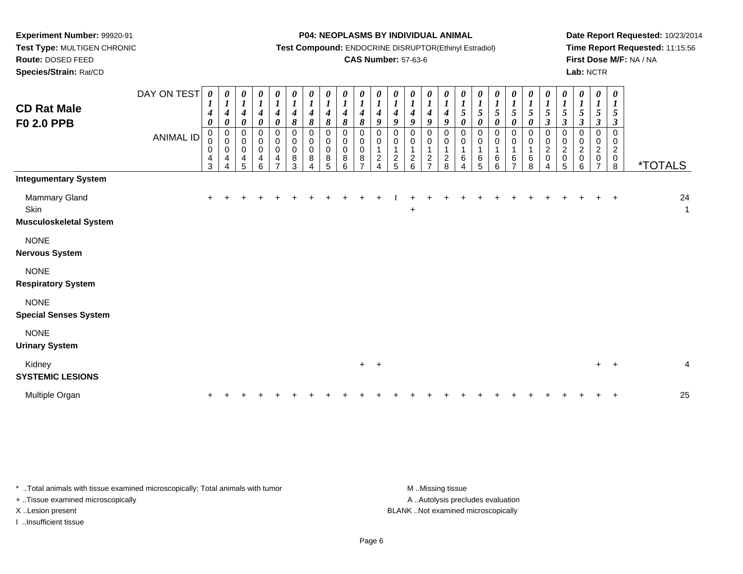**Experiment Number:** 99920-91
**Test Type:** MULTIGEN CHRONIC
**Route:** DOSED FEED
**Species/Strain:** Rat/CD

**P04: NEOPLASMS BY INDIVIDUAL ANIMAL**
**Test Compound:** ENDOCRINE DISRUPTOR(Ethinyl Estradiol)
**CAS Number:** 57-63-6

**Date Report Requested:** 10/23/2014
**Time Report Requested:** 11:15:56
**First Dose M/F:** NA / NA
**Lab:** NCTR

## CD Rat Male F0 2.0 PPB

| DAY ON TEST | 0140 | 0140 | 0140 | 0140 | 0140 | 0148 | 0148 | 0148 | 0148 | 0148 | 0149 | 0149 | 0149 | 0149 | 0149 | 0150 | 0150 | 0150 | 0150 | 0150 | 0153 | 0153 | 0153 | 0153 | 0153 | |
|---|---|---|---|---|---|---|---|---|---|---|---|---|---|---|---|---|---|---|---|---|---|---|---|---|---|---|
| ANIMAL ID | 00043 | 00044 | 00045 | 00046 | 00047 | 00083 | 00084 | 00085 | 00086 | 00087 | 00124 | 00125 | 00126 | 00127 | 00128 | 00164 | 00165 | 00166 | 00167 | 00168 | 00204 | 00205 | 00206 | 00207 | 00208 | *TOTALS |
| **Integumentary System** | | | | | | | | | | | | | | | | | | | | | | | | | | |
| Mammary Gland | + | + | + | + | + | + | + | + | + | + | + | I | + | + | + | + | + | + | + | + | + | + | + | + | + | 24 |
| Skin | | | | | | | | | | | | | + | | | | | | | | | | | | | 1 |
| **Musculoskeletal System** | | | | | | | | | | | | | | | | | | | | | | | | | | |
| NONE | | | | | | | | | | | | | | | | | | | | | | | | | | |
| **Nervous System** | | | | | | | | | | | | | | | | | | | | | | | | | | |
| NONE | | | | | | | | | | | | | | | | | | | | | | | | | | |
| **Respiratory System** | | | | | | | | | | | | | | | | | | | | | | | | | | |
| NONE | | | | | | | | | | | | | | | | | | | | | | | | | | |
| **Special Senses System** | | | | | | | | | | | | | | | | | | | | | | | | | | |
| NONE | | | | | | | | | | | | | | | | | | | | | | | | | | |
| **Urinary System** | | | | | | | | | | | | | | | | | | | | | | | | | | |
| Kidney | | | | | | | | | | + | + | | | | | | | | | | | | | + | + | 4 |
| **SYSTEMIC LESIONS** | | | | | | | | | | | | | | | | | | | | | | | | | | |
| Multiple Organ | + | + | + | + | + | + | + | + | + | + | + | + | + | + | + | + | + | + | + | + | + | + | + | + | + | 25 |

\* ..Total animals with tissue examined microscopically; Total animals with tumor
\+ ..Tissue examined microscopically
X ..Lesion present
I ..Insufficient tissue

M ..Missing tissue
A ..Autolysis precludes evaluation
BLANK ..Not examined microscopically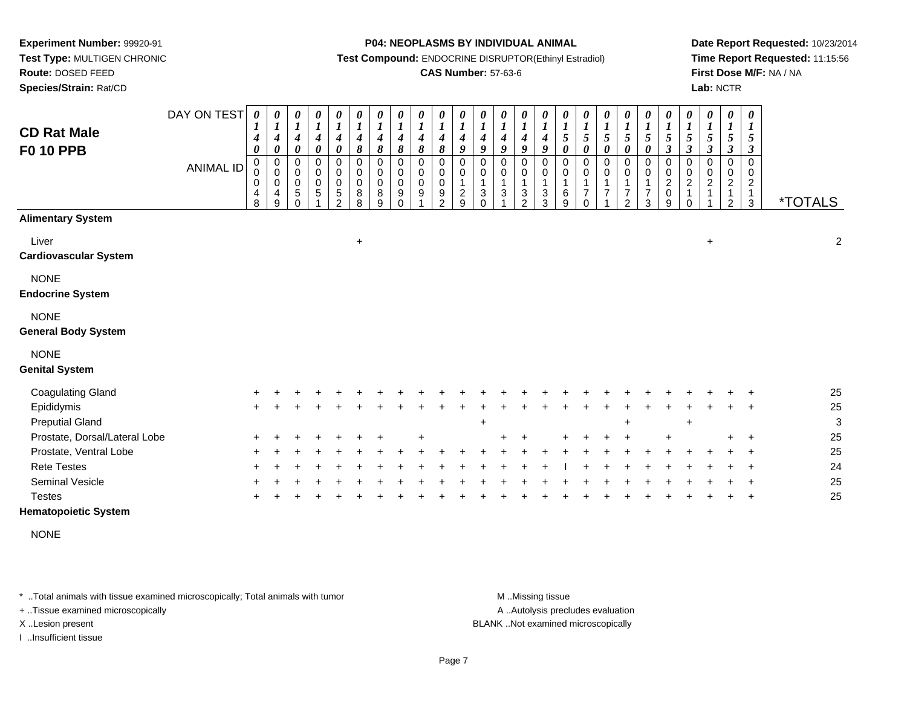**Experiment Number:** 99920-91
**Test Type:** MULTIGEN CHRONIC
**Route:** DOSED FEED
**Species/Strain:** Rat/CD

**P04: NEOPLASMS BY INDIVIDUAL ANIMAL**
**Test Compound:** ENDOCRINE DISRUPTOR(Ethinyl Estradiol)
**CAS Number:** 57-63-6

**Date Report Requested:** 10/23/2014
**Time Report Requested:** 11:15:56
**First Dose M/F:** NA / NA
**Lab:** NCTR

# CD Rat Male
## F0 10 PPB

| DAY ON TEST | 0140 | 0140 | 0140 | 0140 | 0140 | 0148 | 0148 | 0148 | 0148 | 0148 | 0149 | 0149 | 0149 | 0149 | 0149 | 0150 | 0150 | 0150 | 0150 | 0150 | 0153 | 0153 | 0153 | 0153 | 0153 | |
|---|---|---|---|---|---|---|---|---|---|---|---|---|---|---|---|---|---|---|---|---|---|---|---|---|---|---|
| **ANIMAL ID** | 00048 | 00049 | 00050 | 00051 | 00052 | 00088 | 00089 | 00090 | 00091 | 00092 | 00129 | 00130 | 00131 | 00132 | 00133 | 00169 | 00170 | 00171 | 00172 | 00173 | 00209 | 00210 | 00211 | 00212 | 00213 | ***TOTALS** |
| **Alimentary System** | | | | | | | | | | | | | | | | | | | | | | | | | | |
| Liver | | | | | | + | | | | | | | | | | | | | | | | | + | | | 2 |
| **Cardiovascular System** | | | | | | | | | | | | | | | | | | | | | | | | | | |
| NONE | | | | | | | | | | | | | | | | | | | | | | | | | | |
| **Endocrine System** | | | | | | | | | | | | | | | | | | | | | | | | | | |
| NONE | | | | | | | | | | | | | | | | | | | | | | | | | | |
| **General Body System** | | | | | | | | | | | | | | | | | | | | | | | | | | |
| NONE | | | | | | | | | | | | | | | | | | | | | | | | | | |
| **Genital System** | | | | | | | | | | | | | | | | | | | | | | | | | | |
| Coagulating Gland | + | + | + | + | + | + | + | + | + | + | + | + | + | + | + | + | + | + | + | + | + | + | + | + | + | 25 |
| Epididymis | + | + | + | + | + | + | + | + | + | + | + | + | + | + | + | + | + | + | + | + | + | + | + | + | + | 25 |
| Preputial Gland | | | | | | | | | | | | + | | | | | | | + | | | + | | | | 3 |
| Prostate, Dorsal/Lateral Lobe | + | + | + | + | + | + | + | | + | | | | + | + | | + | + | + | + | | + | | | + | + | 25 |
| Prostate, Ventral Lobe | + | + | + | + | + | + | + | + | + | + | + | + | + | + | + | + | + | + | + | + | + | + | + | + | + | 25 |
| Rete Testes | + | + | + | + | + | + | + | + | + | + | + | + | + | + | + | I | + | + | + | + | + | + | + | + | + | 24 |
| Seminal Vesicle | + | + | + | + | + | + | + | + | + | + | + | + | + | + | + | + | + | + | + | + | + | + | + | + | + | 25 |
| Testes | + | + | + | + | + | + | + | + | + | + | + | + | + | + | + | + | + | + | + | + | + | + | + | + | + | 25 |
| **Hematopoietic System** | | | | | | | | | | | | | | | | | | | | | | | | | | |
| NONE | | | | | | | | | | | | | | | | | | | | | | | | | | |

* ..Total animals with tissue examined microscopically; Total animals with tumor
+ ..Tissue examined microscopically
X ..Lesion present
I ..Insufficient tissue

M ..Missing tissue
A ..Autolysis precludes evaluation
BLANK ..Not examined microscopically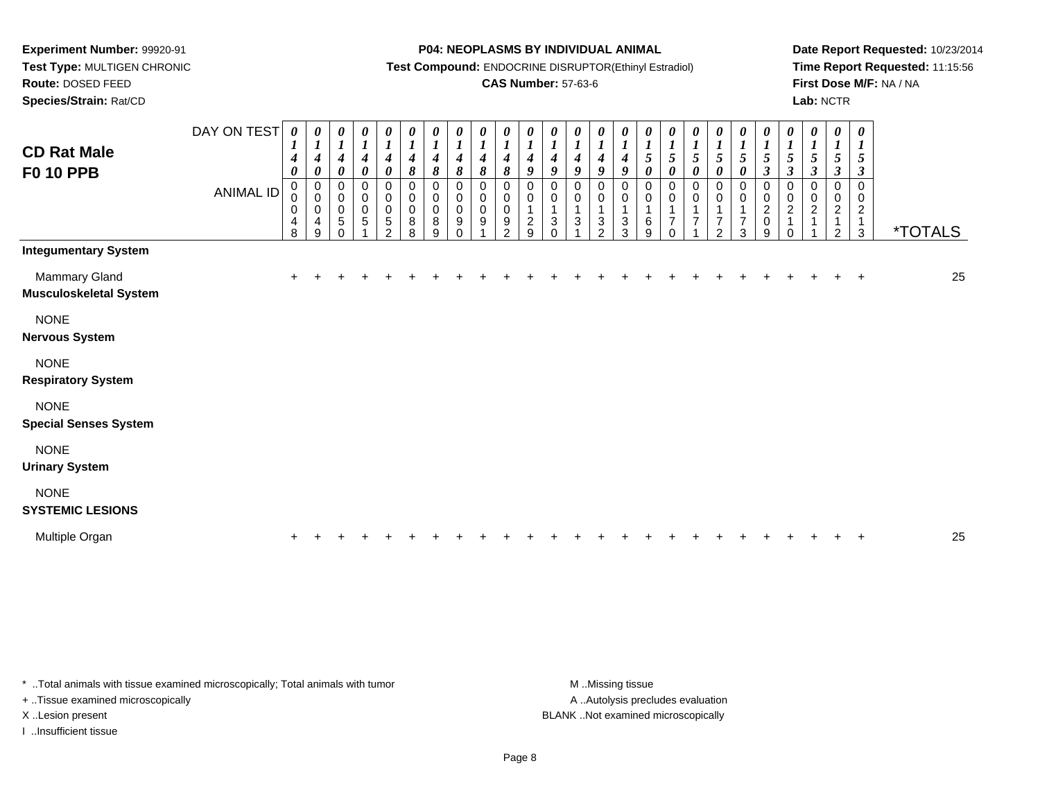**Experiment Number:** 99920-91
**Test Type:** MULTIGEN CHRONIC
**Route:** DOSED FEED
**Species/Strain:** Rat/CD

**P04: NEOPLASMS BY INDIVIDUAL ANIMAL**
**Test Compound:** ENDOCRINE DISRUPTOR(Ethinyl Estradiol)
**CAS Number:** 57-63-6

**Date Report Requested:** 10/23/2014
**Time Report Requested:** 11:15:56
**First Dose M/F:** NA / NA
**Lab:** NCTR

# CD Rat Male F0 10 PPB

| DAY ON TEST | 0140 | 0140 | 0140 | 0140 | 0140 | 0148 | 0148 | 0148 | 0148 | 0148 | 0149 | 0149 | 0149 | 0149 | 0149 | 0150 | 0150 | 0150 | 0150 | 0150 | 0153 | 0153 | 0153 | 0153 | 0153 | |
|---|---|---|---|---|---|---|---|---|---|---|---|---|---|---|---|---|---|---|---|---|---|---|---|---|---|---|
| **ANIMAL ID** | 00048 | 00049 | 00050 | 00051 | 00052 | 00088 | 00089 | 00090 | 00091 | 00092 | 00129 | 00130 | 00131 | 00132 | 00133 | 00169 | 00170 | 00171 | 00172 | 00173 | 00209 | 00210 | 00211 | 00212 | 00213 | ***TOTALS** |
| **Integumentary System** | | | | | | | | | | | | | | | | | | | | | | | | | | |
| Mammary Gland | + | + | + | + | + | + | + | + | + | + | + | + | + | + | + | + | + | + | + | + | + | + | + | + | + | 25 |
| **Musculoskeletal System** | | | | | | | | | | | | | | | | | | | | | | | | | | |
| NONE | | | | | | | | | | | | | | | | | | | | | | | | | | |
| **Nervous System** | | | | | | | | | | | | | | | | | | | | | | | | | | |
| NONE | | | | | | | | | | | | | | | | | | | | | | | | | | |
| **Respiratory System** | | | | | | | | | | | | | | | | | | | | | | | | | | |
| NONE | | | | | | | | | | | | | | | | | | | | | | | | | | |
| **Special Senses System** | | | | | | | | | | | | | | | | | | | | | | | | | | |
| NONE | | | | | | | | | | | | | | | | | | | | | | | | | | |
| **Urinary System** | | | | | | | | | | | | | | | | | | | | | | | | | | |
| NONE | | | | | | | | | | | | | | | | | | | | | | | | | | |
| **SYSTEMIC LESIONS** | | | | | | | | | | | | | | | | | | | | | | | | | | |
| Multiple Organ | + | + | + | + | + | + | + | + | + | + | + | + | + | + | + | + | + | + | + | + | + | + | + | + | + | 25 |

* ..Total animals with tissue examined microscopically; Total animals with tumor
+ ..Tissue examined microscopically
X ..Lesion present
I ..Insufficient tissue

M ..Missing tissue
A ..Autolysis precludes evaluation
BLANK ..Not examined microscopically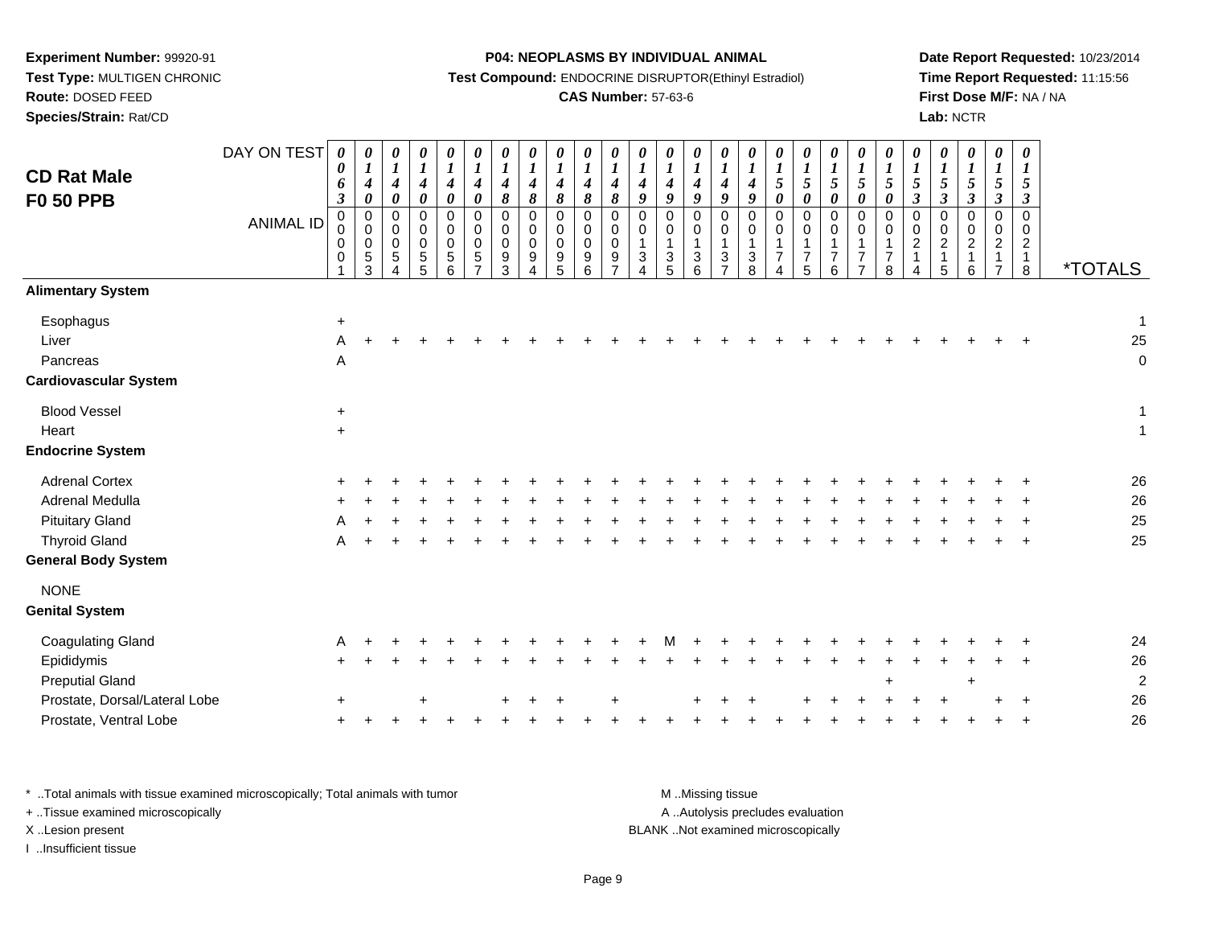**Experiment Number:** 99920-91
**Test Type:** MULTIGEN CHRONIC
**Route:** DOSED FEED
**Species/Strain:** Rat/CD

**P04: NEOPLASMS BY INDIVIDUAL ANIMAL**
**Test Compound:** ENDOCRINE DISRUPTOR(Ethinyl Estradiol)
**CAS Number:** 57-63-6

**Date Report Requested:** 10/23/2014
**Time Report Requested:** 11:15:56
**First Dose M/F:** NA / NA
**Lab:** NCTR

## CD Rat Male F0 50 PPB

| DAY ON TEST | 0063 | 0140 | 0140 | 0140 | 0140 | 0140 | 0148 | 0148 | 0148 | 0148 | 0148 | 0149 | 0149 | 0149 | 0149 | 0149 | 0150 | 0150 | 0150 | 0150 | 0150 | 0153 | 0153 | 0153 | 0153 | 0153 | |
|---|---|---|---|---|---|---|---|---|---|---|---|---|---|---|---|---|---|---|---|---|---|---|---|---|---|---|---|
| **ANIMAL ID** | 00001 | 00053 | 00054 | 00055 | 00056 | 00057 | 00093 | 00094 | 00095 | 00096 | 00097 | 00134 | 00135 | 00136 | 00137 | 00138 | 00174 | 00175 | 00176 | 00177 | 00178 | 00214 | 00215 | 00216 | 00217 | 00218 | ***TOTALS** |
| **Alimentary System** | | | | | | | | | | | | | | | | | | | | | | | | | | | |
| Esophagus | + | | | | | | | | | | | | | | | | | | | | | | | | | | 1 |
| Liver | A | + | + | + | + | + | + | + | + | + | + | + | + | + | + | + | + | + | + | + | + | + | + | + | + | + | 25 |
| Pancreas | A | | | | | | | | | | | | | | | | | | | | | | | | | | 0 |
| **Cardiovascular System** | | | | | | | | | | | | | | | | | | | | | | | | | | | |
| Blood Vessel | + | | | | | | | | | | | | | | | | | | | | | | | | | | 1 |
| Heart | + | | | | | | | | | | | | | | | | | | | | | | | | | | 1 |
| **Endocrine System** | | | | | | | | | | | | | | | | | | | | | | | | | | | |
| Adrenal Cortex | + | + | + | + | + | + | + | + | + | + | + | + | + | + | + | + | + | + | + | + | + | + | + | + | + | + | 26 |
| Adrenal Medulla | + | + | + | + | + | + | + | + | + | + | + | + | + | + | + | + | + | + | + | + | + | + | + | + | + | + | 26 |
| Pituitary Gland | A | + | + | + | + | + | + | + | + | + | + | + | + | + | + | + | + | + | + | + | + | + | + | + | + | + | 25 |
| Thyroid Gland | A | + | + | + | + | + | + | + | + | + | + | + | + | + | + | + | + | + | + | + | + | + | + | + | + | + | 25 |
| **General Body System** | | | | | | | | | | | | | | | | | | | | | | | | | | | |
| NONE | | | | | | | | | | | | | | | | | | | | | | | | | | | |
| **Genital System** | | | | | | | | | | | | | | | | | | | | | | | | | | | |
| Coagulating Gland | A | + | + | + | + | + | + | + | + | + | + | + | M | + | + | + | + | + | + | + | + | + | + | + | + | + | 24 |
| Epididymis | + | + | + | + | + | + | + | + | + | + | + | + | + | + | + | + | + | + | + | + | + | + | + | + | + | + | 26 |
| Preputial Gland | | | | | | | | | | | | | | | | | | | | | + | | | + | | | 2 |
| Prostate, Dorsal/Lateral Lobe | + | | | + | | | + | + | + | | + | | | + | + | + | | + | + | + | + | + | + | | + | + | 26 |
| Prostate, Ventral Lobe | + | + | + | + | + | + | + | + | + | + | + | + | + | + | + | + | + | + | + | + | + | + | + | + | + | + | 26 |

\* ..Total animals with tissue examined microscopically; Total animals with tumor
\+ ..Tissue examined microscopically
X ..Lesion present
I ..Insufficient tissue

M ..Missing tissue
A ..Autolysis precludes evaluation
BLANK ..Not examined microscopically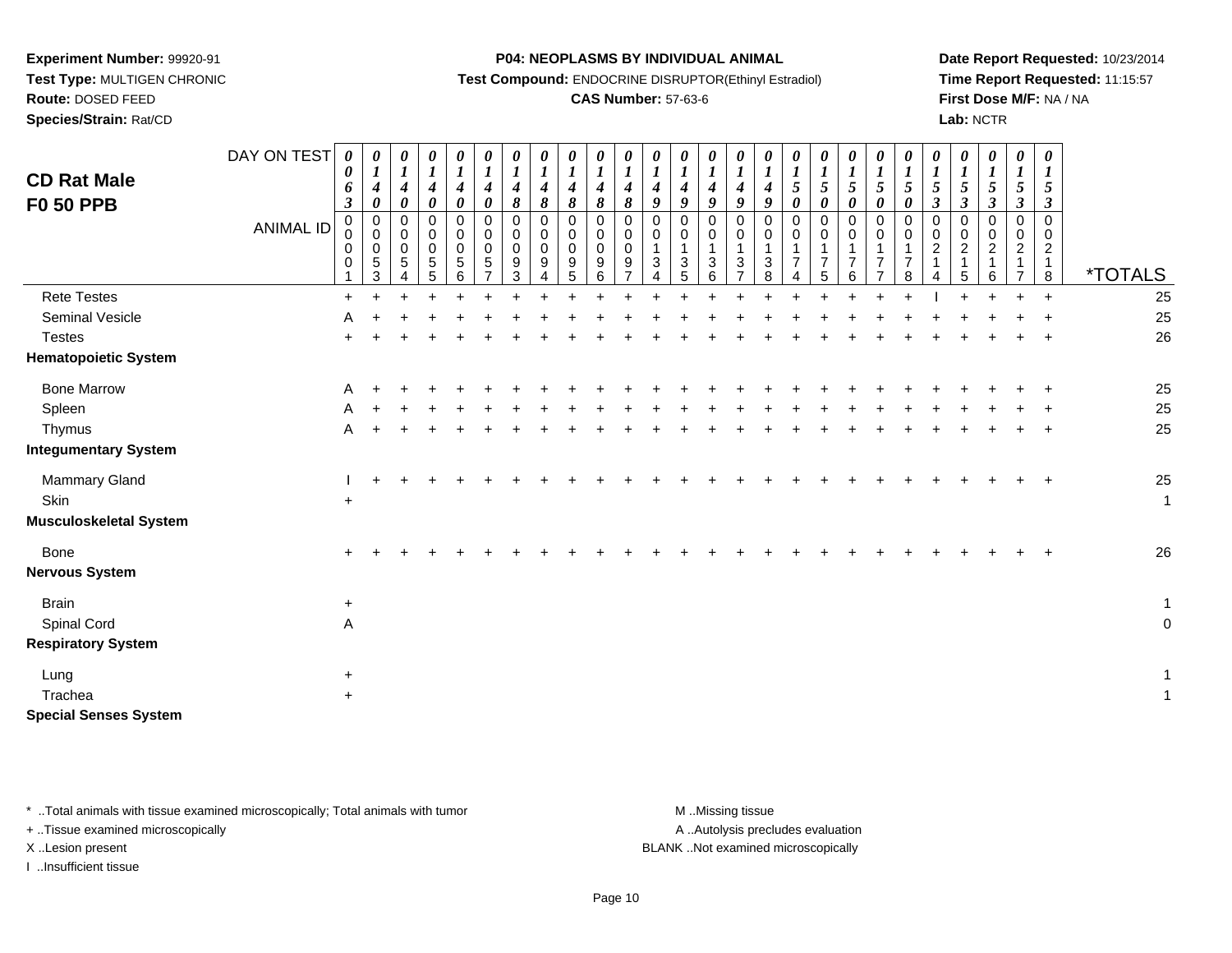**Experiment Number:** 99920-91
**Test Type:** MULTIGEN CHRONIC
**Route:** DOSED FEED
**Species/Strain:** Rat/CD

**P04: NEOPLASMS BY INDIVIDUAL ANIMAL**
**Test Compound:** ENDOCRINE DISRUPTOR(Ethinyl Estradiol)
**CAS Number:** 57-63-6

**Date Report Requested:** 10/23/2014
**Time Report Requested:** 11:15:57
**First Dose M/F:** NA / NA
**Lab:** NCTR

## CD Rat Male F0 50 PPB

| DAY ON TEST | 0063 | 0140 | 0140 | 0140 | 0140 | 0140 | 0140 | 0148 | 0148 | 0148 | 0148 | 0148 | 0149 | 0149 | 0149 | 0149 | 0149 | 0150 | 0150 | 0150 | 0150 | 0150 | 0153 | 0153 | 0153 | 0153 | 0153 | |
|---|---|---|---|---|---|---|---|---|---|---|---|---|---|---|---|---|---|---|---|---|---|---|---|---|---|---|---|---|
| ANIMAL ID | 00001 | 00053 | 00054 | 00055 | 00056 | 00057 | 00093 | 00094 | 00095 | 00096 | 00097 | 00134 | 00135 | 00136 | 00137 | 00138 | 00174 | 00175 | 00176 | 00177 | 00178 | 00214 | 00215 | 00216 | 00217 | 00218 | | *TOTALS |
| Rete Testes | + | + | + | + | + | + | + | + | + | + | + | + | + | + | + | + | + | + | + | + | + | I | + | + | + | + | | 25 |
| Seminal Vesicle | A | + | + | + | + | + | + | + | + | + | + | + | + | + | + | + | + | + | + | + | + | + | + | + | + | + | | 25 |
| Testes | + | + | + | + | + | + | + | + | + | + | + | + | + | + | + | + | + | + | + | + | + | + | + | + | + | + | | 26 |
| **Hematopoietic System** | | | | | | | | | | | | | | | | | | | | | | | | | | | | |
| Bone Marrow | A | + | + | + | + | + | + | + | + | + | + | + | + | + | + | + | + | + | + | + | + | + | + | + | + | + | | 25 |
| Spleen | A | + | + | + | + | + | + | + | + | + | + | + | + | + | + | + | + | + | + | + | + | + | + | + | + | + | | 25 |
| Thymus | A | + | + | + | + | + | + | + | + | + | + | + | + | + | + | + | + | + | + | + | + | + | + | + | + | + | | 25 |
| **Integumentary System** | | | | | | | | | | | | | | | | | | | | | | | | | | | | |
| Mammary Gland | I | + | + | + | + | + | + | + | + | + | + | + | + | + | + | + | + | + | + | + | + | + | + | + | + | + | | 25 |
| Skin | + | | | | | | | | | | | | | | | | | | | | | | | | | | | 1 |
| **Musculoskeletal System** | | | | | | | | | | | | | | | | | | | | | | | | | | | | |
| Bone | + | + | + | + | + | + | + | + | + | + | + | + | + | + | + | + | + | + | + | + | + | + | + | + | + | + | | 26 |
| **Nervous System** | | | | | | | | | | | | | | | | | | | | | | | | | | | | |
| Brain | + | | | | | | | | | | | | | | | | | | | | | | | | | | | 1 |
| Spinal Cord | A | | | | | | | | | | | | | | | | | | | | | | | | | | | 0 |
| **Respiratory System** | | | | | | | | | | | | | | | | | | | | | | | | | | | | |
| Lung | + | | | | | | | | | | | | | | | | | | | | | | | | | | | 1 |
| Trachea | + | | | | | | | | | | | | | | | | | | | | | | | | | | | 1 |
| **Special Senses System** | | | | | | | | | | | | | | | | | | | | | | | | | | | | |

\* ..Total animals with tissue examined microscopically; Total animals with tumor
\+ ..Tissue examined microscopically
X ..Lesion present
I ..Insufficient tissue

M ..Missing tissue
A ..Autolysis precludes evaluation
BLANK ..Not examined microscopically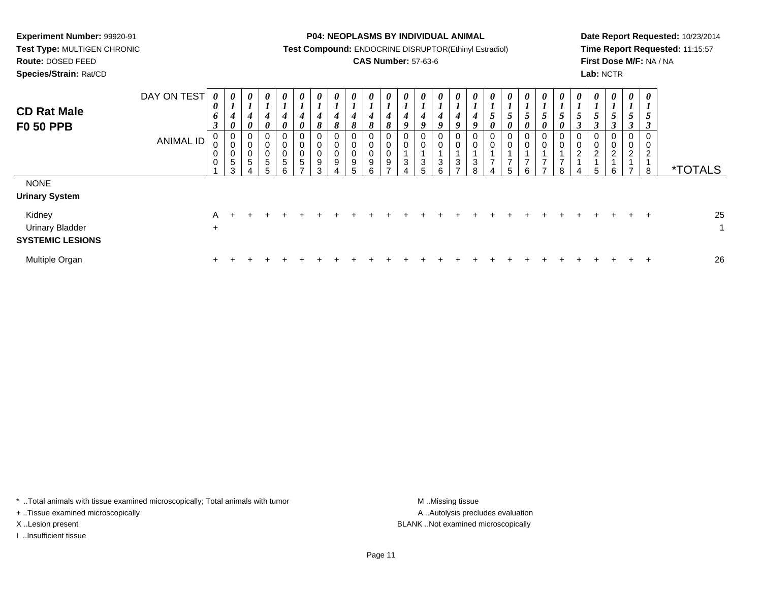**Experiment Number:** 99920-91
**Test Type:** MULTIGEN CHRONIC
**Route:** DOSED FEED
**Species/Strain:** Rat/CD

**P04: NEOPLASMS BY INDIVIDUAL ANIMAL**
**Test Compound:** ENDOCRINE DISRUPTOR(Ethinyl Estradiol)
**CAS Number:** 57-63-6

**Date Report Requested:** 10/23/2014
**Time Report Requested:** 11:15:57
**First Dose M/F:** NA / NA
**Lab:** NCTR

# CD Rat Male F0 50 PPB

| DAY ON TEST | 0063 | 0140 | 0140 | 0140 | 0140 | 0140 | 0148 | 0148 | 0148 | 0148 | 0148 | 0149 | 0149 | 0149 | 0149 | 0149 | 0150 | 0150 | 0150 | 0150 | 0150 | 0153 | 0153 | 0153 | 0153 | 0153 | |
|---|---|---|---|---|---|---|---|---|---|---|---|---|---|---|---|---|---|---|---|---|---|---|---|---|---|---|---|
| **ANIMAL ID** | 00001 | 00053 | 00054 | 00055 | 00056 | 00057 | 00093 | 00094 | 00095 | 00096 | 00097 | 00134 | 00135 | 00136 | 00137 | 00138 | 00174 | 00175 | 00176 | 00177 | 00178 | 00214 | 00215 | 00216 | 00217 | 00218 | ***TOTALS** |
| NONE | | | | | | | | | | | | | | | | | | | | | | | | | | | |
| **Urinary System** | | | | | | | | | | | | | | | | | | | | | | | | | | | |
| Kidney | A | + | + | + | + | + | + | + | + | + | + | + | + | + | + | + | + | + | + | + | + | + | + | + | + | + | 25 |
| Urinary Bladder | + | | | | | | | | | | | | | | | | | | | | | | | | | | 1 |
| **SYSTEMIC LESIONS** | | | | | | | | | | | | | | | | | | | | | | | | | | | |
| Multiple Organ | + | + | + | + | + | + | + | + | + | + | + | + | + | + | + | + | + | + | + | + | + | + | + | + | + | + | 26 |

* ..Total animals with tissue examined microscopically; Total animals with tumor
+ ..Tissue examined microscopically
X ..Lesion present
I ..Insufficient tissue

M ..Missing tissue
A ..Autolysis precludes evaluation
BLANK ..Not examined microscopically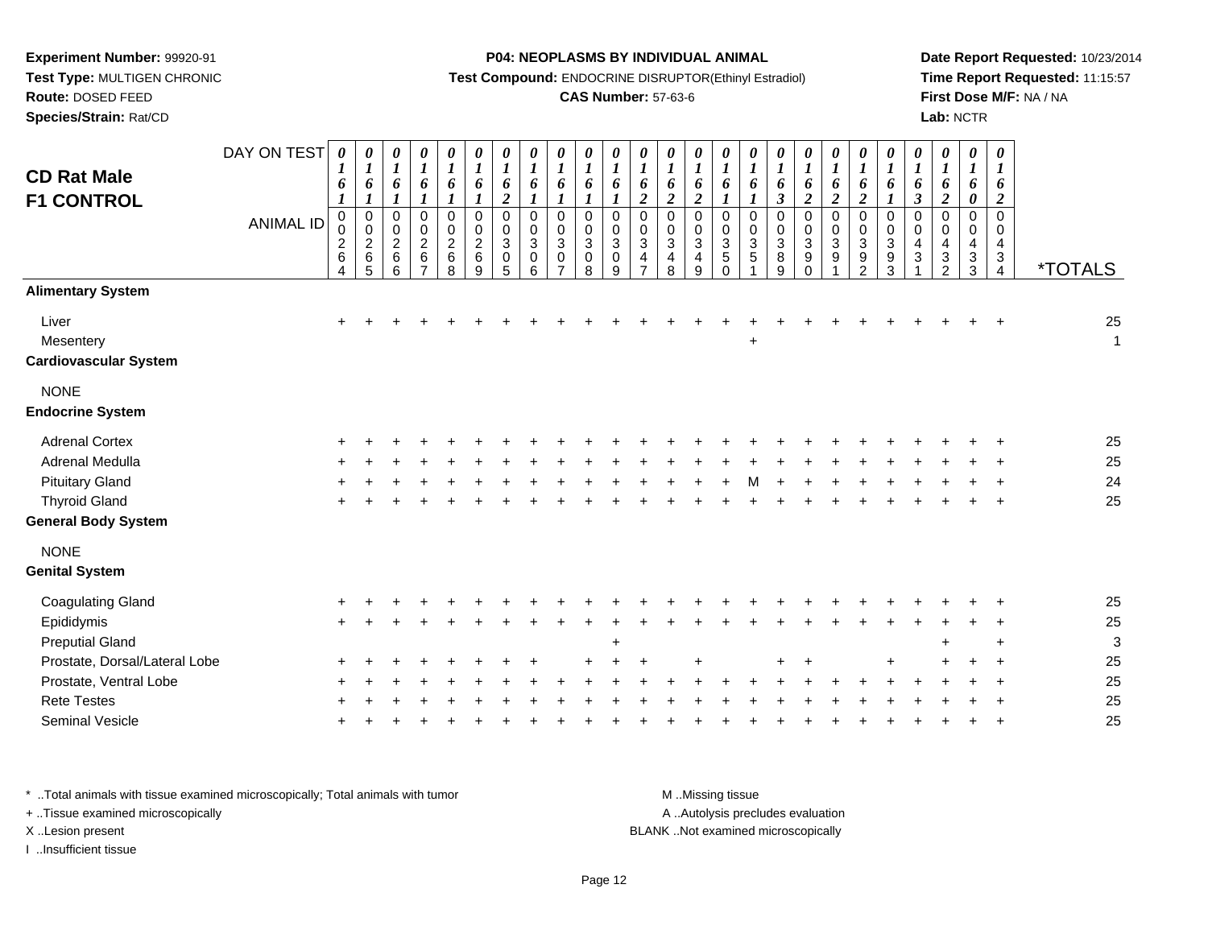**Experiment Number:** 99920-91
**Test Type:** MULTIGEN CHRONIC
**Route:** DOSED FEED
**Species/Strain:** Rat/CD

**P04: NEOPLASMS BY INDIVIDUAL ANIMAL**
**Test Compound:** ENDOCRINE DISRUPTOR(Ethinyl Estradiol)
**CAS Number:** 57-63-6

**Date Report Requested:** 10/23/2014
**Time Report Requested:** 11:15:57
**First Dose M/F:** NA / NA
**Lab:** NCTR

## CD Rat Male F1 CONTROL

| DAY ON TEST | 0161 | 0161 | 0161 | 0161 | 0161 | 0161 | 0162 | 0161 | 0161 | 0161 | 0161 | 0162 | 0162 | 0162 | 0161 | 0161 | 0163 | 0162 | 0162 | 0162 | 0161 | 0163 | 0162 | 0160 | 0162 | |
|---|---|---|---|---|---|---|---|---|---|---|---|---|---|---|---|---|---|---|---|---|---|---|---|---|---|---|
| **ANIMAL ID** | 00264 | 00265 | 00266 | 00267 | 00268 | 00269 | 00305 | 00306 | 00307 | 00308 | 00309 | 00347 | 00348 | 00349 | 00350 | 00351 | 00389 | 00390 | 00391 | 00392 | 00393 | 00431 | 00432 | 00433 | 00434 | ***TOTALS** |
| **Alimentary System** | | | | | | | | | | | | | | | | | | | | | | | | | | |
| Liver | + | + | + | + | + | + | + | + | + | + | + | + | + | + | + | + | + | + | + | + | + | + | + | + | + | 25 |
| Mesentery | | | | | | | | | | | | | | | | + | | | | | | | | | | 1 |
| **Cardiovascular System** | | | | | | | | | | | | | | | | | | | | | | | | | | |
| NONE | | | | | | | | | | | | | | | | | | | | | | | | | | |
| **Endocrine System** | | | | | | | | | | | | | | | | | | | | | | | | | | |
| Adrenal Cortex | + | + | + | + | + | + | + | + | + | + | + | + | + | + | + | + | + | + | + | + | + | + | + | + | + | 25 |
| Adrenal Medulla | + | + | + | + | + | + | + | + | + | + | + | + | + | + | + | + | + | + | + | + | + | + | + | + | + | 25 |
| Pituitary Gland | + | + | + | + | + | + | + | + | + | + | + | + | + | + | + | M | + | + | + | + | + | + | + | + | + | 24 |
| Thyroid Gland | + | + | + | + | + | + | + | + | + | + | + | + | + | + | + | + | + | + | + | + | + | + | + | + | + | 25 |
| **General Body System** | | | | | | | | | | | | | | | | | | | | | | | | | | |
| NONE | | | | | | | | | | | | | | | | | | | | | | | | | | |
| **Genital System** | | | | | | | | | | | | | | | | | | | | | | | | | | |
| Coagulating Gland | + | + | + | + | + | + | + | + | + | + | + | + | + | + | + | + | + | + | + | + | + | + | + | + | + | 25 |
| Epididymis | + | + | + | + | + | + | + | + | + | + | + | + | + | + | + | + | + | + | + | + | + | + | + | + | + | 25 |
| Preputial Gland | | | | | | | | | | | + | | | | | | | | | | | | + | | + | 3 |
| Prostate, Dorsal/Lateral Lobe | + | + | + | + | + | + | + | + | | + | + | + | | + | | | + | + | | | + | | + | + | + | 25 |
| Prostate, Ventral Lobe | + | + | + | + | + | + | + | + | + | + | + | + | + | + | + | + | + | + | + | + | + | + | + | + | + | 25 |
| Rete Testes | + | + | + | + | + | + | + | + | + | + | + | + | + | + | + | + | + | + | + | + | + | + | + | + | + | 25 |
| Seminal Vesicle | + | + | + | + | + | + | + | + | + | + | + | + | + | + | + | + | + | + | + | + | + | + | + | + | + | 25 |

* ..Total animals with tissue examined microscopically; Total animals with tumor
+ ..Tissue examined microscopically
X ..Lesion present
I ..Insufficient tissue

M ..Missing tissue
A ..Autolysis precludes evaluation
BLANK ..Not examined microscopically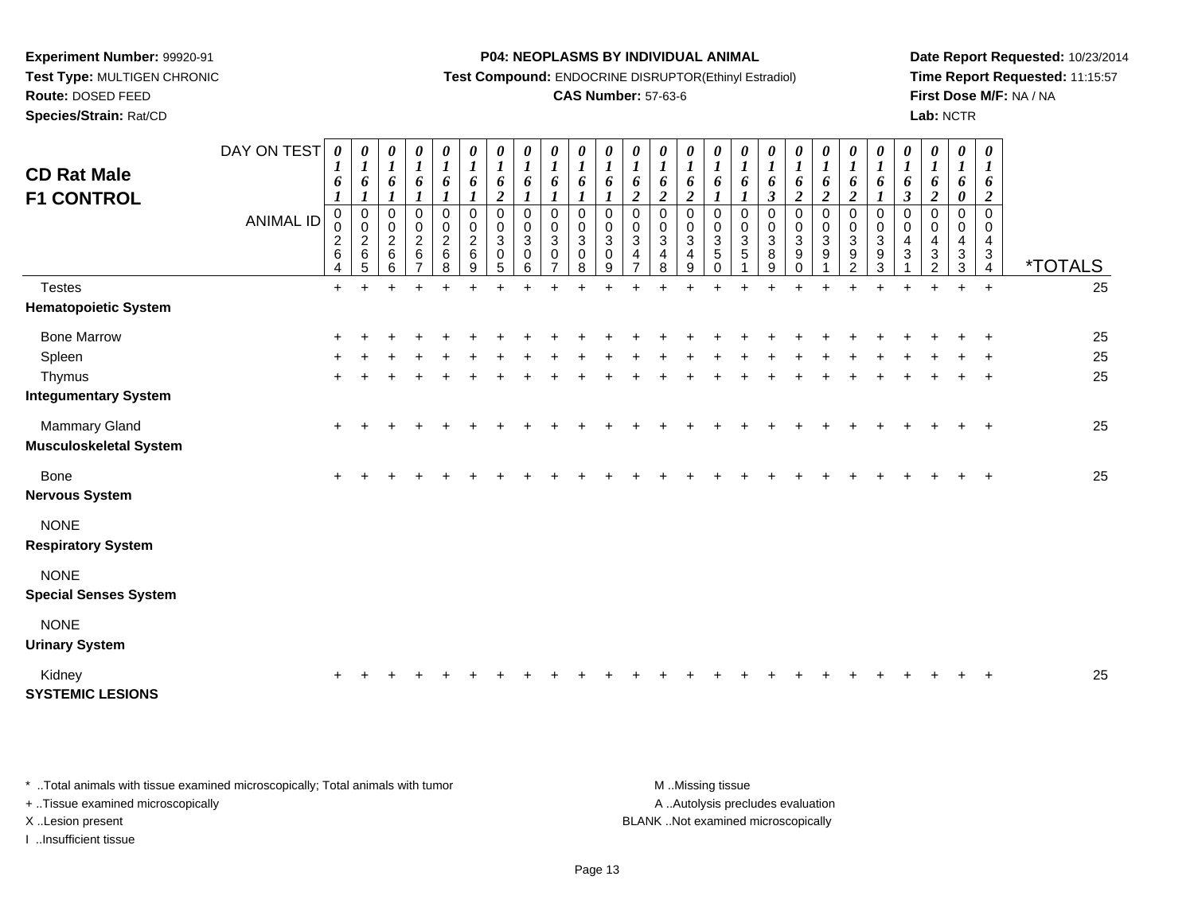**Experiment Number:** 99920-91
**Test Type:** MULTIGEN CHRONIC
**Route:** DOSED FEED
**Species/Strain:** Rat/CD

**P04: NEOPLASMS BY INDIVIDUAL ANIMAL**
**Test Compound:** ENDOCRINE DISRUPTOR(Ethinyl Estradiol)
**CAS Number:** 57-63-6

**Date Report Requested:** 10/23/2014
**Time Report Requested:** 11:15:57
**First Dose M/F:** NA / NA
**Lab:** NCTR

# CD Rat Male
# F1 CONTROL

| DAY ON TEST | 0161 | 0161 | 0161 | 0161 | 0161 | 0161 | 0162 | 0161 | 0161 | 0161 | 0161 | 0162 | 0162 | 0162 | 0161 | 0161 | 0163 | 0162 | 0162 | 0162 | 0161 | 0163 | 0162 | 0160 | 0162 | |
|---|---|---|---|---|---|---|---|---|---|---|---|---|---|---|---|---|---|---|---|---|---|---|---|---|---|---|
| **ANIMAL ID** | 00264 | 00265 | 00266 | 00267 | 00268 | 00269 | 00305 | 00306 | 00307 | 00308 | 00309 | 00347 | 00348 | 00349 | 00350 | 00351 | 00389 | 00390 | 00391 | 00392 | 00393 | 00431 | 00432 | 00433 | 00434 | ***TOTALS** |
| Testes | + | + | + | + | + | + | + | + | + | + | + | + | + | + | + | + | + | + | + | + | + | + | + | + | + | 25 |
| **Hematopoietic System** | | | | | | | | | | | | | | | | | | | | | | | | | | |
| Bone Marrow | + | + | + | + | + | + | + | + | + | + | + | + | + | + | + | + | + | + | + | + | + | + | + | + | + | 25 |
| Spleen | + | + | + | + | + | + | + | + | + | + | + | + | + | + | + | + | + | + | + | + | + | + | + | + | + | 25 |
| Thymus | + | + | + | + | + | + | + | + | + | + | + | + | + | + | + | + | + | + | + | + | + | + | + | + | + | 25 |
| **Integumentary System** | | | | | | | | | | | | | | | | | | | | | | | | | | |
| Mammary Gland | + | + | + | + | + | + | + | + | + | + | + | + | + | + | + | + | + | + | + | + | + | + | + | + | + | 25 |
| **Musculoskeletal System** | | | | | | | | | | | | | | | | | | | | | | | | | | |
| Bone | + | + | + | + | + | + | + | + | + | + | + | + | + | + | + | + | + | + | + | + | + | + | + | + | + | 25 |
| **Nervous System** | | | | | | | | | | | | | | | | | | | | | | | | | | |
| NONE | | | | | | | | | | | | | | | | | | | | | | | | | | |
| **Respiratory System** | | | | | | | | | | | | | | | | | | | | | | | | | | |
| NONE | | | | | | | | | | | | | | | | | | | | | | | | | | |
| **Special Senses System** | | | | | | | | | | | | | | | | | | | | | | | | | | |
| NONE | | | | | | | | | | | | | | | | | | | | | | | | | | |
| **Urinary System** | | | | | | | | | | | | | | | | | | | | | | | | | | |
| Kidney | + | + | + | + | + | + | + | + | + | + | + | + | + | + | + | + | + | + | + | + | + | + | + | + | + | 25 |
| **SYSTEMIC LESIONS** | | | | | | | | | | | | | | | | | | | | | | | | | | |

* ..Total animals with tissue examined microscopically; Total animals with tumor
+ ..Tissue examined microscopically
X ..Lesion present
I ..Insufficient tissue

M ..Missing tissue
A ..Autolysis precludes evaluation
BLANK ..Not examined microscopically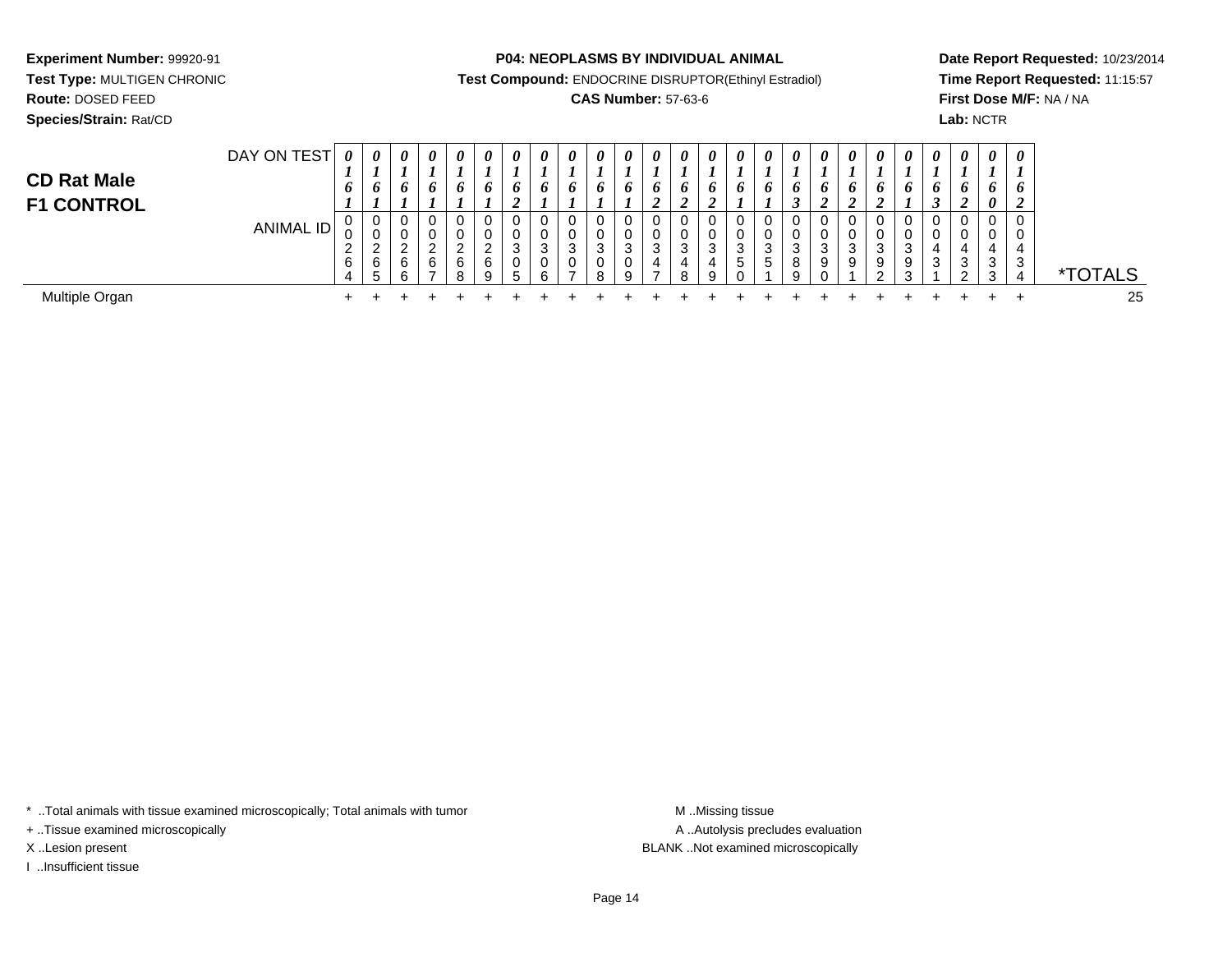**Experiment Number:** 99920-91
**Test Type:** MULTIGEN CHRONIC
**Route:** DOSED FEED
**Species/Strain:** Rat/CD

**P04: NEOPLASMS BY INDIVIDUAL ANIMAL**
**Test Compound:** ENDOCRINE DISRUPTOR(Ethinyl Estradiol)
**CAS Number:** 57-63-6

**Date Report Requested:** 10/23/2014
**Time Report Requested:** 11:15:57
**First Dose M/F:** NA / NA
**Lab:** NCTR

## CD Rat Male
## F1 CONTROL

| DAY ON TEST | 0161 | 0161 | 0161 | 0161 | 0161 | 0161 | 0162 | 0161 | 0161 | 0161 | 0161 | 0162 | 0162 | 0162 | 0161 | 0161 | 0163 | 0162 | 0162 | 0162 | 0161 | 0163 | 0162 | 0160 | 0162 | |
|---|---|---|---|---|---|---|---|---|---|---|---|---|---|---|---|---|---|---|---|---|---|---|---|---|---|---|
| **ANIMAL ID** | 00264 | 00265 | 00266 | 00267 | 00268 | 00269 | 00305 | 00306 | 00307 | 00308 | 00309 | 00347 | 00348 | 00349 | 00350 | 00351 | 00389 | 00390 | 00391 | 00392 | 00393 | 00431 | 00432 | 00433 | 00434 | ***TOTALS** |
| Multiple Organ | + | + | + | + | + | + | + | + | + | + | + | + | + | + | + | + | + | + | + | + | + | + | + | + | + | 25 |

\* ..Total animals with tissue examined microscopically; Total animals with tumor
+ ..Tissue examined microscopically
X ..Lesion present
I ..Insufficient tissue

M ..Missing tissue
A ..Autolysis precludes evaluation
BLANK ..Not examined microscopically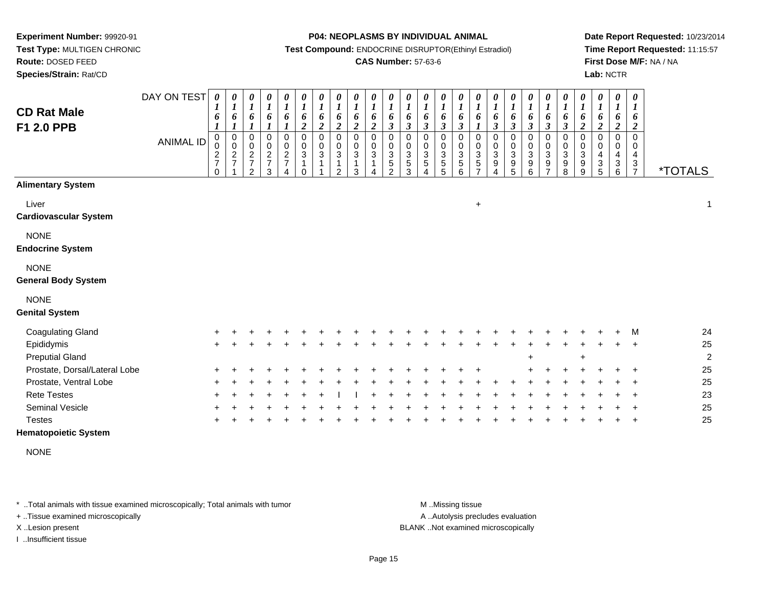**Experiment Number:** 99920-91
**Test Type:** MULTIGEN CHRONIC
**Route:** DOSED FEED
**Species/Strain:** Rat/CD

**P04: NEOPLASMS BY INDIVIDUAL ANIMAL**
**Test Compound:** ENDOCRINE DISRUPTOR(Ethinyl Estradiol)
**CAS Number:** 57-63-6

**Date Report Requested:** 10/23/2014
**Time Report Requested:** 11:15:57
**First Dose M/F:** NA / NA
**Lab:** NCTR

## CD Rat Male F1 2.0 PPB

| DAY ON TEST | 0161 | 0161 | 0161 | 0161 | 0161 | 0162 | 0162 | 0162 | 0162 | 0162 | 0163 | 0163 | 0163 | 0163 | 0163 | 0161 | 0163 | 0163 | 0163 | 0163 | 0163 | 0162 | 0162 | 0162 | 0162 | |
|---|---|---|---|---|---|---|---|---|---|---|---|---|---|---|---|---|---|---|---|---|---|---|---|---|---|---|
| **ANIMAL ID** | 00270 | 00271 | 00272 | 00273 | 00274 | 00310 | 00311 | 00312 | 00313 | 00314 | 00352 | 00353 | 00354 | 00355 | 00356 | 00357 | 00394 | 00395 | 00396 | 00397 | 00398 | 00399 | 00435 | 00436 | 00437 | ***TOTALS** |
| **Alimentary System** | | | | | | | | | | | | | | | | | | | | | | | | | | |
| Liver | | | | | | | | | | | | | | | | + | | | | | | | | | | 1 |
| **Cardiovascular System** | | | | | | | | | | | | | | | | | | | | | | | | | | |
| NONE | | | | | | | | | | | | | | | | | | | | | | | | | | |
| **Endocrine System** | | | | | | | | | | | | | | | | | | | | | | | | | | |
| NONE | | | | | | | | | | | | | | | | | | | | | | | | | | |
| **General Body System** | | | | | | | | | | | | | | | | | | | | | | | | | | |
| NONE | | | | | | | | | | | | | | | | | | | | | | | | | | |
| **Genital System** | | | | | | | | | | | | | | | | | | | | | | | | | | |
| Coagulating Gland | + | + | + | + | + | + | + | + | + | + | + | + | + | + | + | + | + | + | + | + | + | + | + | + | M | 24 |
| Epididymis | + | + | + | + | + | + | + | + | + | + | + | + | + | + | + | + | + | + | + | + | + | + | + | + | + | 25 |
| Preputial Gland | | | | | | | | | | | | | | | | | | | + | | | + | | | | 2 |
| Prostate, Dorsal/Lateral Lobe | + | + | + | + | + | + | + | + | + | + | + | + | + | + | + | + | | | + | + | + | + | + | + | + | 25 |
| Prostate, Ventral Lobe | + | + | + | + | + | + | + | + | + | + | + | + | + | + | + | + | + | + | + | + | + | + | + | + | + | 25 |
| Rete Testes | + | + | + | + | + | + | + | I | I | + | + | + | + | + | + | + | + | + | + | + | + | + | + | + | + | 23 |
| Seminal Vesicle | + | + | + | + | + | + | + | + | + | + | + | + | + | + | + | + | + | + | + | + | + | + | + | + | + | 25 |
| Testes | + | + | + | + | + | + | + | + | + | + | + | + | + | + | + | + | + | + | + | + | + | + | + | + | + | 25 |
| **Hematopoietic System** | | | | | | | | | | | | | | | | | | | | | | | | | | |
| NONE | | | | | | | | | | | | | | | | | | | | | | | | | | |

* ..Total animals with tissue examined microscopically; Total animals with tumor
+ ..Tissue examined microscopically
X ..Lesion present
I ..Insufficient tissue

M ..Missing tissue
A ..Autolysis precludes evaluation
BLANK ..Not examined microscopically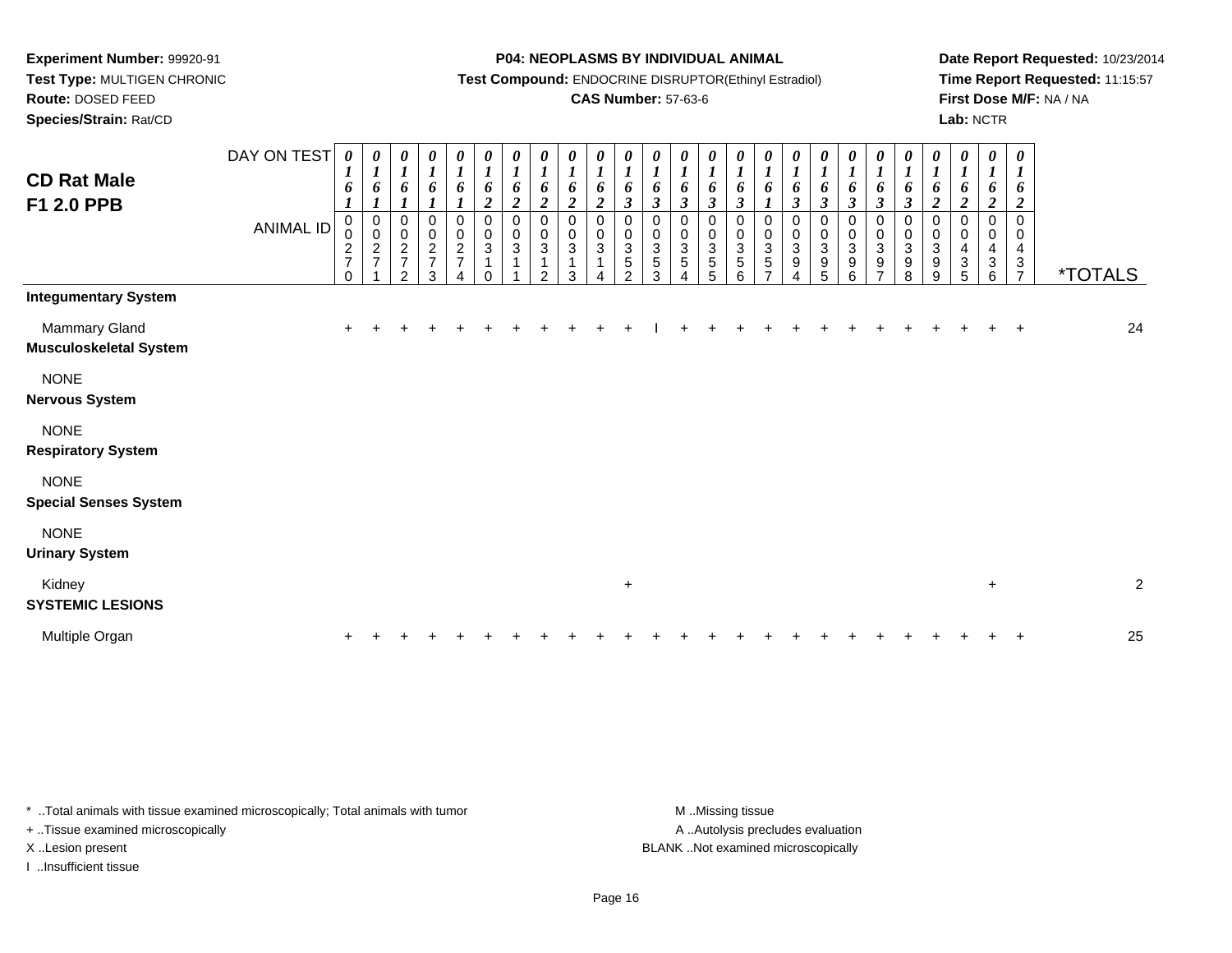**Experiment Number:** 99920-91
**Test Type:** MULTIGEN CHRONIC
**Route:** DOSED FEED
**Species/Strain:** Rat/CD

**P04: NEOPLASMS BY INDIVIDUAL ANIMAL**
**Test Compound:** ENDOCRINE DISRUPTOR(Ethinyl Estradiol)
**CAS Number:** 57-63-6

**Date Report Requested:** 10/23/2014
**Time Report Requested:** 11:15:57
**First Dose M/F:** NA / NA
**Lab:** NCTR

## CD Rat Male F1 2.0 PPB

| DAY ON TEST | 0161 | 0161 | 0161 | 0161 | 0161 | 0162 | 0162 | 0162 | 0162 | 0162 | 0163 | 0163 | 0163 | 0163 | 0163 | 0161 | 0163 | 0163 | 0163 | 0163 | 0163 | 0162 | 0162 | 0162 | 0162 | |
|---|---|---|---|---|---|---|---|---|---|---|---|---|---|---|---|---|---|---|---|---|---|---|---|---|---|---|
| ANIMAL ID | 00270 | 00271 | 00272 | 00273 | 00274 | 00310 | 00311 | 00312 | 00313 | 00314 | 00352 | 00353 | 00354 | 00355 | 00356 | 00357 | 00394 | 00395 | 00396 | 00397 | 00398 | 00399 | 00435 | 00436 | 00437 | *TOTALS |
| **Integumentary System** | | | | | | | | | | | | | | | | | | | | | | | | | | |
| Mammary Gland | + | + | + | + | + | + | + | + | + | + | + | I | + | + | + | + | + | + | + | + | + | + | + | + | + | 24 |
| **Musculoskeletal System** | | | | | | | | | | | | | | | | | | | | | | | | | | |
| NONE | | | | | | | | | | | | | | | | | | | | | | | | | | |
| **Nervous System** | | | | | | | | | | | | | | | | | | | | | | | | | | |
| NONE | | | | | | | | | | | | | | | | | | | | | | | | | | |
| **Respiratory System** | | | | | | | | | | | | | | | | | | | | | | | | | | |
| NONE | | | | | | | | | | | | | | | | | | | | | | | | | | |
| **Special Senses System** | | | | | | | | | | | | | | | | | | | | | | | | | | |
| NONE | | | | | | | | | | | | | | | | | | | | | | | | | | |
| **Urinary System** | | | | | | | | | | | | | | | | | | | | | | | | | | |
| Kidney | | | | | | | | | | | + | | | | | | | | | | | | | + | | 2 |
| **SYSTEMIC LESIONS** | | | | | | | | | | | | | | | | | | | | | | | | | | |
| Multiple Organ | + | + | + | + | + | + | + | + | + | + | + | + | + | + | + | + | + | + | + | + | + | + | + | + | + | 25 |

\* ..Total animals with tissue examined microscopically; Total animals with tumor
\+ ..Tissue examined microscopically
X ..Lesion present
I ..Insufficient tissue

M ..Missing tissue
A ..Autolysis precludes evaluation
BLANK ..Not examined microscopically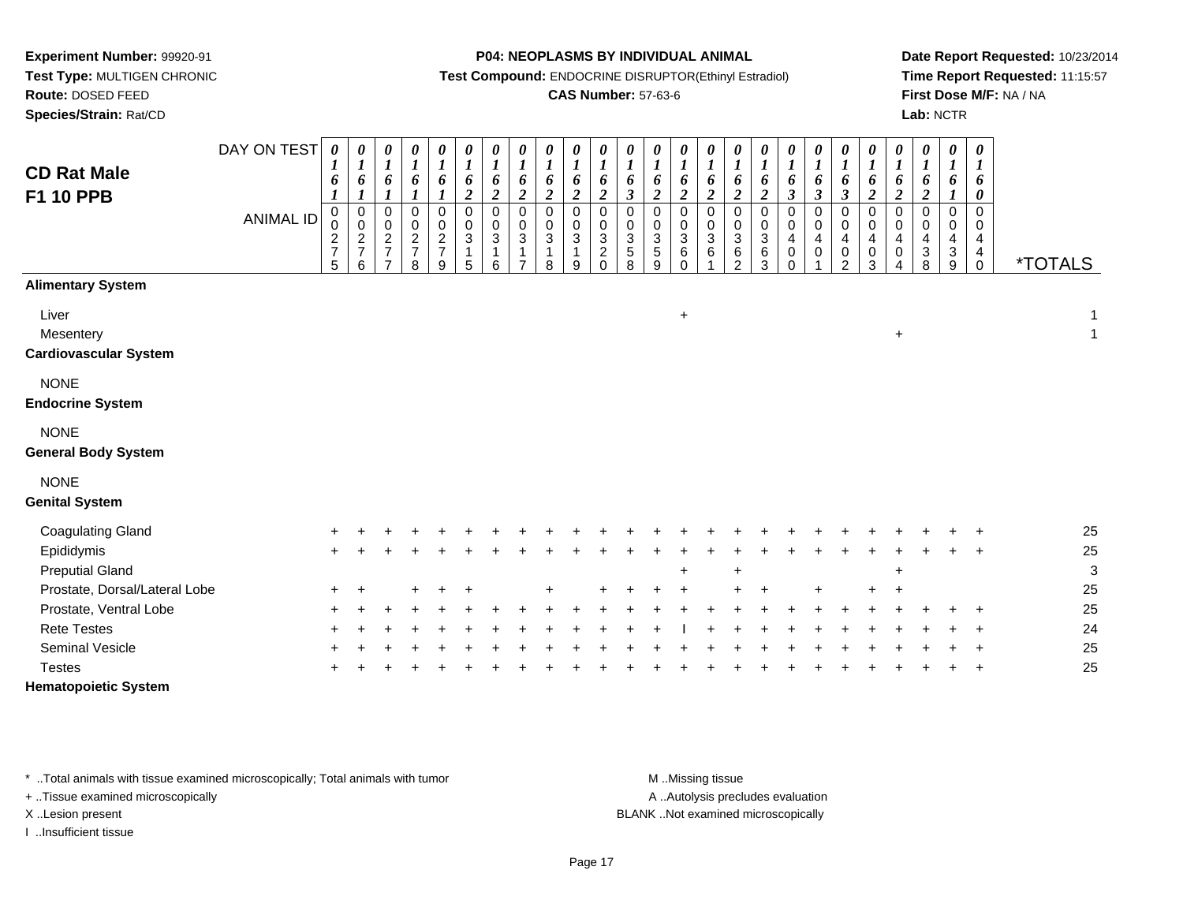**Experiment Number:** 99920-91
**Test Type:** MULTIGEN CHRONIC
**Route:** DOSED FEED
**Species/Strain:** Rat/CD

**P04: NEOPLASMS BY INDIVIDUAL ANIMAL**
**Test Compound:** ENDOCRINE DISRUPTOR(Ethinyl Estradiol)
**CAS Number:** 57-63-6

**Date Report Requested:** 10/23/2014
**Time Report Requested:** 11:15:57
**First Dose M/F:** NA / NA
**Lab:** NCTR

## CD Rat Male F1 10 PPB

| | | | | | | | | | | | | | | | | | | | | | | | | | | |
|---|---|---|---|---|---|---|---|---|---|---|---|---|---|---|---|---|---|---|---|---|---|---|---|---|---|---|
| **DAY ON TEST** | 0161 | 0161 | 0161 | 0161 | 0161 | 0162 | 0162 | 0162 | 0162 | 0162 | 0162 | 0163 | 0162 | 0162 | 0162 | 0162 | 0162 | 0163 | 0163 | 0163 | 0162 | 0162 | 0162 | 0161 | 0160 | |
| **ANIMAL ID** | 00275 | 00276 | 00277 | 00278 | 00279 | 00315 | 00316 | 00317 | 00318 | 00319 | 00320 | 00358 | 00359 | 00360 | 00361 | 00362 | 00363 | 00400 | 00401 | 00402 | 00403 | 00404 | 00438 | 00439 | 00440 | ***TOTALS** |
| **Alimentary System** | | | | | | | | | | | | | | | | | | | | | | | | | | |
| Liver | | | | | | | | | | | | | | + | | | | | | | | | | | | 1 |
| Mesentery | | | | | | | | | | | | | | | | | | | | | | + | | | | 1 |
| **Cardiovascular System** | | | | | | | | | | | | | | | | | | | | | | | | | | |
| NONE | | | | | | | | | | | | | | | | | | | | | | | | | | |
| **Endocrine System** | | | | | | | | | | | | | | | | | | | | | | | | | | |
| NONE | | | | | | | | | | | | | | | | | | | | | | | | | | |
| **General Body System** | | | | | | | | | | | | | | | | | | | | | | | | | | |
| NONE | | | | | | | | | | | | | | | | | | | | | | | | | | |
| **Genital System** | | | | | | | | | | | | | | | | | | | | | | | | | | |
| Coagulating Gland | + | + | + | + | + | + | + | + | + | + | + | + | + | + | + | + | + | + | + | + | + | + | + | + | + | 25 |
| Epididymis | + | + | + | + | + | + | + | + | + | + | + | + | + | + | + | + | + | + | + | + | + | + | + | + | + | 25 |
| Preputial Gland | | | | | | | | | | | | | | + | | + | | | | | | + | | | | 3 |
| Prostate, Dorsal/Lateral Lobe | + | + | | + | + | + | | | + | | + | + | + | + | | + | + | | + | | + | + | | | | 25 |
| Prostate, Ventral Lobe | + | + | + | + | + | + | + | + | + | + | + | + | + | + | + | + | + | + | + | + | + | + | + | + | + | 25 |
| Rete Testes | + | + | + | + | + | + | + | + | + | + | + | + | + | I | + | + | + | + | + | + | + | + | + | + | + | 24 |
| Seminal Vesicle | + | + | + | + | + | + | + | + | + | + | + | + | + | + | + | + | + | + | + | + | + | + | + | + | + | 25 |
| Testes | + | + | + | + | + | + | + | + | + | + | + | + | + | + | + | + | + | + | + | + | + | + | + | + | + | 25 |
| **Hematopoietic System** | | | | | | | | | | | | | | | | | | | | | | | | | | |

\* ..Total animals with tissue examined microscopically; Total animals with tumor
+ ..Tissue examined microscopically
X ..Lesion present
I ..Insufficient tissue

M ..Missing tissue
A ..Autolysis precludes evaluation
BLANK ..Not examined microscopically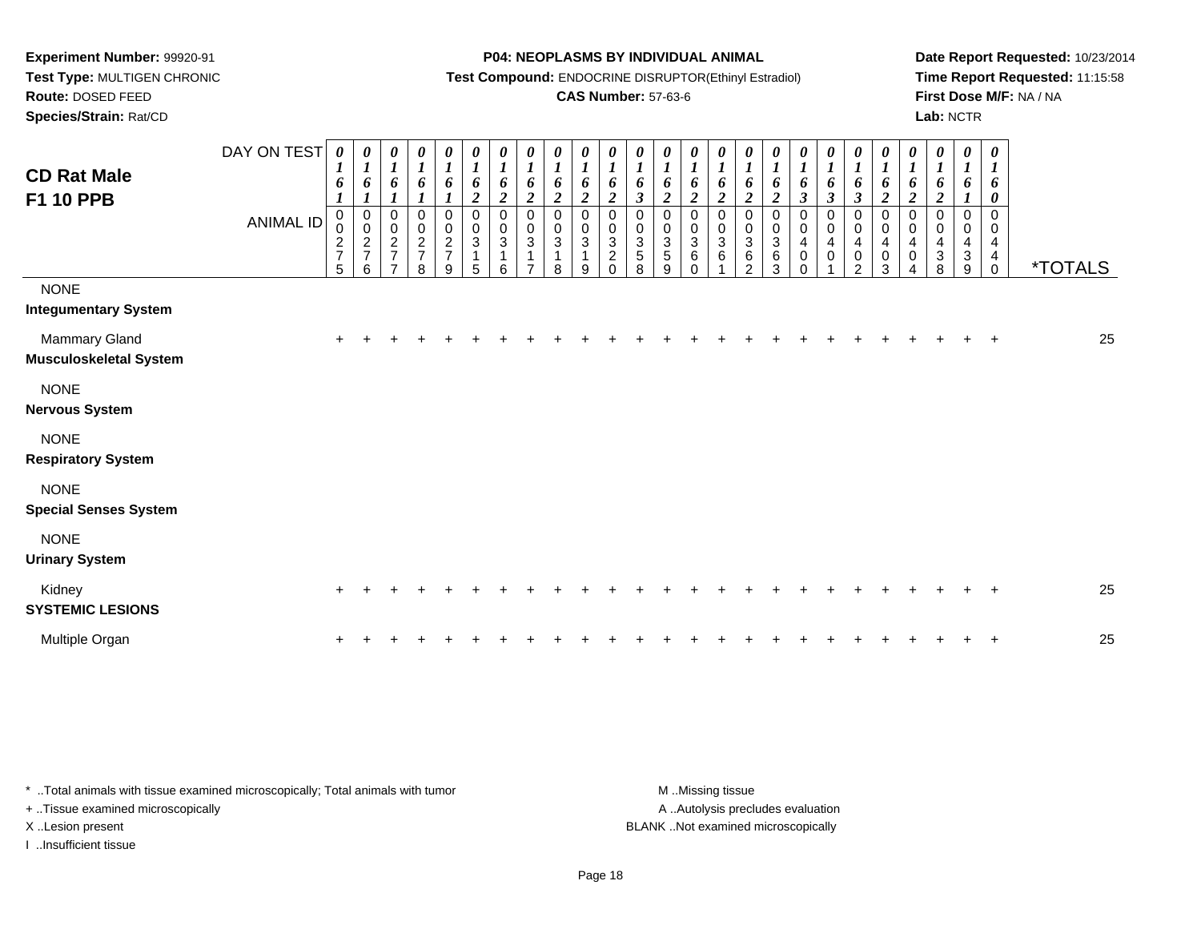**Experiment Number:** 99920-91
**Test Type:** MULTIGEN CHRONIC
**Route:** DOSED FEED
**Species/Strain:** Rat/CD

**P04: NEOPLASMS BY INDIVIDUAL ANIMAL**
**Test Compound:** ENDOCRINE DISRUPTOR(Ethinyl Estradiol)
**CAS Number:** 57-63-6

**Date Report Requested:** 10/23/2014
**Time Report Requested:** 11:15:58
**First Dose M/F:** NA / NA
**Lab:** NCTR

# CD Rat Male F1 10 PPB

| DAY ON TEST | 0161 | 0161 | 0161 | 0161 | 0161 | 0162 | 0162 | 0162 | 0162 | 0162 | 0162 | 0163 | 0162 | 0162 | 0162 | 0162 | 0162 | 0163 | 0163 | 0163 | 0162 | 0162 | 0162 | 0161 | 0160 | |
|---|---|---|---|---|---|---|---|---|---|---|---|---|---|---|---|---|---|---|---|---|---|---|---|---|---|---|
| **ANIMAL ID** | 00275 | 00276 | 00277 | 00278 | 00279 | 00315 | 00316 | 00317 | 00318 | 00319 | 00320 | 00358 | 00359 | 00360 | 00361 | 00362 | 00363 | 00400 | 00401 | 00402 | 00403 | 00404 | 00438 | 00439 | 00440 | ***TOTALS** |
| NONE | | | | | | | | | | | | | | | | | | | | | | | | | | |
| **Integumentary System** | | | | | | | | | | | | | | | | | | | | | | | | | | |
| Mammary Gland | + | + | + | + | + | + | + | + | + | + | + | + | + | + | + | + | + | + | + | + | + | + | + | + | + | 25 |
| **Musculoskeletal System** | | | | | | | | | | | | | | | | | | | | | | | | | | |
| NONE | | | | | | | | | | | | | | | | | | | | | | | | | | |
| **Nervous System** | | | | | | | | | | | | | | | | | | | | | | | | | | |
| NONE | | | | | | | | | | | | | | | | | | | | | | | | | | |
| **Respiratory System** | | | | | | | | | | | | | | | | | | | | | | | | | | |
| NONE | | | | | | | | | | | | | | | | | | | | | | | | | | |
| **Special Senses System** | | | | | | | | | | | | | | | | | | | | | | | | | | |
| NONE | | | | | | | | | | | | | | | | | | | | | | | | | | |
| **Urinary System** | | | | | | | | | | | | | | | | | | | | | | | | | | |
| Kidney | + | + | + | + | + | + | + | + | + | + | + | + | + | + | + | + | + | + | + | + | + | + | + | + | + | 25 |
| **SYSTEMIC LESIONS** | | | | | | | | | | | | | | | | | | | | | | | | | | |
| Multiple Organ | + | + | + | + | + | + | + | + | + | + | + | + | + | + | + | + | + | + | + | + | + | + | + | + | + | 25 |

\* ..Total animals with tissue examined microscopically; Total animals with tumor
+ ..Tissue examined microscopically
X ..Lesion present
I ..Insufficient tissue

M ..Missing tissue
A ..Autolysis precludes evaluation
BLANK ..Not examined microscopically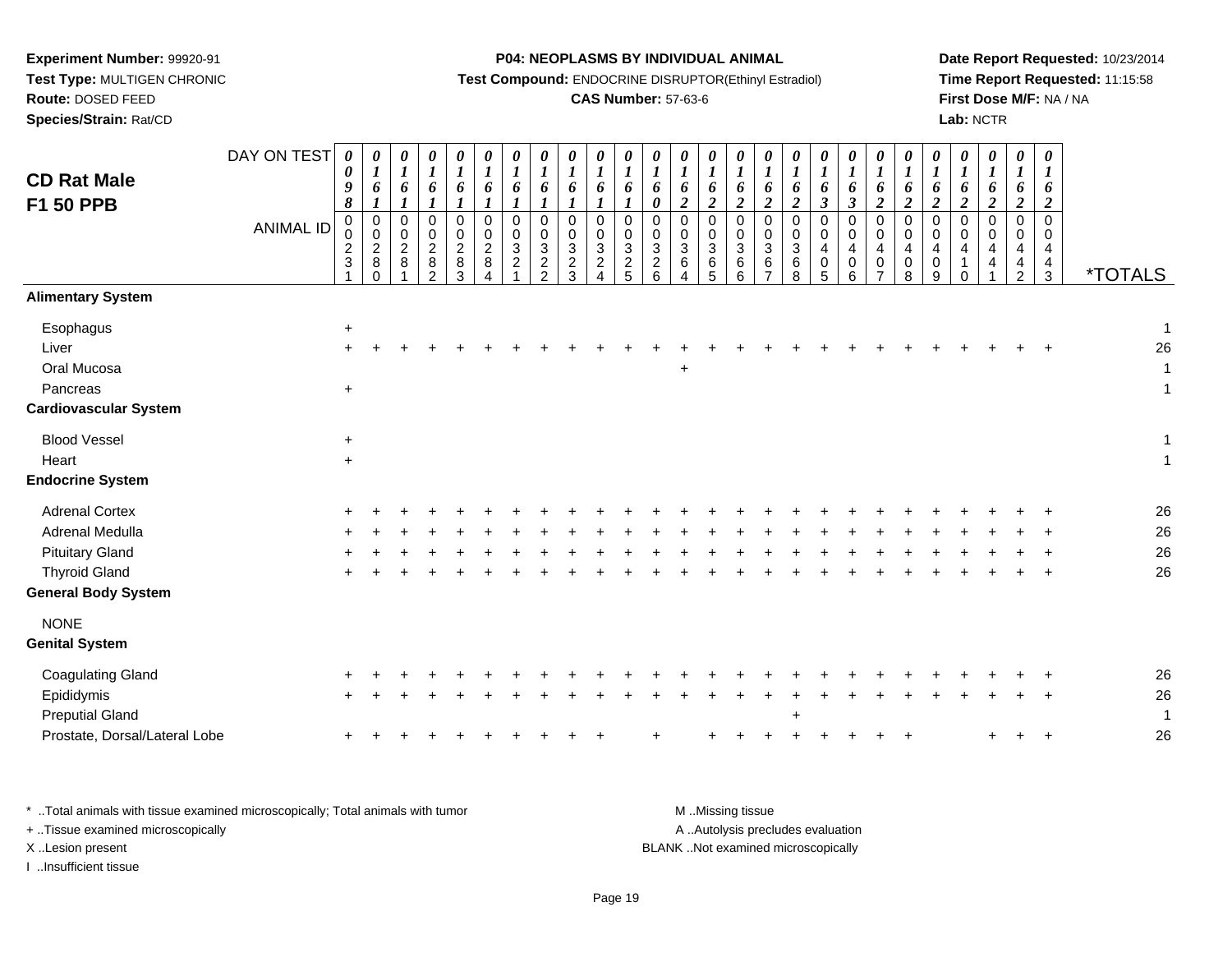**Experiment Number:** 99920-91
**Test Type:** MULTIGEN CHRONIC
**Route:** DOSED FEED
**Species/Strain:** Rat/CD

**P04: NEOPLASMS BY INDIVIDUAL ANIMAL**
**Test Compound:** ENDOCRINE DISRUPTOR(Ethinyl Estradiol)
**CAS Number:** 57-63-6

**Date Report Requested:** 10/23/2014
**Time Report Requested:** 11:15:58
**First Dose M/F:** NA / NA
**Lab:** NCTR

## CD Rat Male F1 50 PPB

| DAY ON TEST | 0098 | 0161 | 0161 | 0161 | 0161 | 0161 | 0161 | 0161 | 0161 | 0161 | 0161 | 0160 | 0162 | 0162 | 0162 | 0162 | 0162 | 0163 | 0163 | 0162 | 0162 | 0162 | 0162 | 0162 | 0162 | 0162 | |
|---|---|---|---|---|---|---|---|---|---|---|---|---|---|---|---|---|---|---|---|---|---|---|---|---|---|---|---|
| **ANIMAL ID** | 00231 | 00280 | 00281 | 00282 | 00283 | 00284 | 00321 | 00322 | 00323 | 00324 | 00325 | 00326 | 00364 | 00365 | 00366 | 00367 | 00368 | 00405 | 00406 | 00407 | 00408 | 00409 | 00410 | 00441 | 00442 | 00443 | ***TOTALS** |
| **Alimentary System** | | | | | | | | | | | | | | | | | | | | | | | | | | | |
| Esophagus | + | | | | | | | | | | | | | | | | | | | | | | | | | | 1 |
| Liver | + | + | + | + | + | + | + | + | + | + | + | + | + | + | + | + | + | + | + | + | + | + | + | + | + | + | 26 |
| Oral Mucosa | | | | | | | | | | | | | + | | | | | | | | | | | | | | 1 |
| Pancreas | + | | | | | | | | | | | | | | | | | | | | | | | | | | 1 |
| **Cardiovascular System** | | | | | | | | | | | | | | | | | | | | | | | | | | | |
| Blood Vessel | + | | | | | | | | | | | | | | | | | | | | | | | | | | 1 |
| Heart | + | | | | | | | | | | | | | | | | | | | | | | | | | | 1 |
| **Endocrine System** | | | | | | | | | | | | | | | | | | | | | | | | | | | |
| Adrenal Cortex | + | + | + | + | + | + | + | + | + | + | + | + | + | + | + | + | + | + | + | + | + | + | + | + | + | + | 26 |
| Adrenal Medulla | + | + | + | + | + | + | + | + | + | + | + | + | + | + | + | + | + | + | + | + | + | + | + | + | + | + | 26 |
| Pituitary Gland | + | + | + | + | + | + | + | + | + | + | + | + | + | + | + | + | + | + | + | + | + | + | + | + | + | + | 26 |
| Thyroid Gland | + | + | + | + | + | + | + | + | + | + | + | + | + | + | + | + | + | + | + | + | + | + | + | + | + | + | 26 |
| **General Body System** | | | | | | | | | | | | | | | | | | | | | | | | | | | |
| NONE | | | | | | | | | | | | | | | | | | | | | | | | | | | |
| **Genital System** | | | | | | | | | | | | | | | | | | | | | | | | | | | |
| Coagulating Gland | + | + | + | + | + | + | + | + | + | + | + | + | + | + | + | + | + | + | + | + | + | + | + | + | + | + | 26 |
| Epididymis | + | + | + | + | + | + | + | + | + | + | + | + | + | + | + | + | + | + | + | + | + | + | + | + | + | + | 26 |
| Preputial Gland | | | | | | | | | | | | | | | | | + | | | | | | | | | | 1 |
| Prostate, Dorsal/Lateral Lobe | + | + | + | + | + | + | + | + | + | + | | + | | + | + | + | + | + | + | + | + | | | + | + | + | 26 |

\* ..Total animals with tissue examined microscopically; Total animals with tumor
\+ ..Tissue examined microscopically
X ..Lesion present
I ..Insufficient tissue

M ..Missing tissue
A ..Autolysis precludes evaluation
BLANK ..Not examined microscopically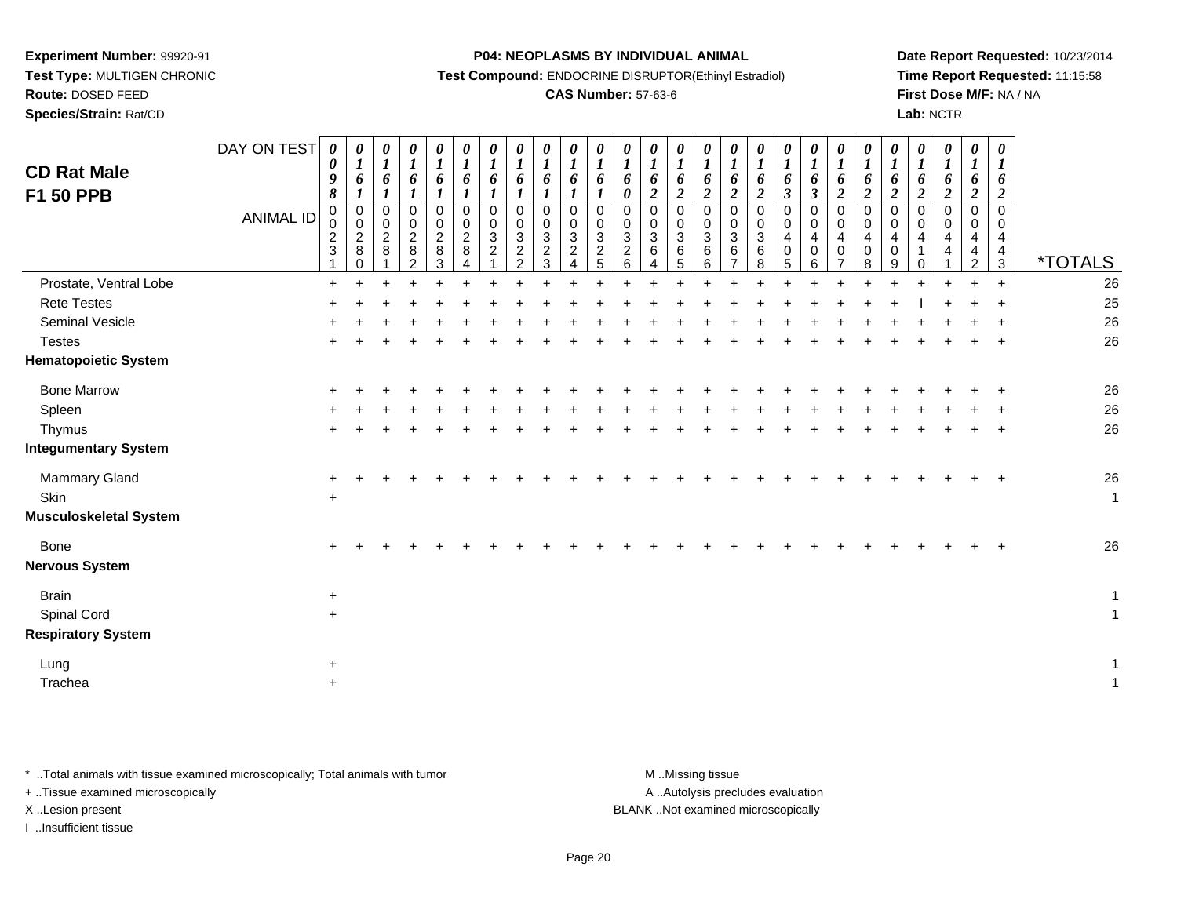**Experiment Number:** 99920-91
**Test Type:** MULTIGEN CHRONIC
**Route:** DOSED FEED
**Species/Strain:** Rat/CD

**P04: NEOPLASMS BY INDIVIDUAL ANIMAL**
**Test Compound:** ENDOCRINE DISRUPTOR(Ethinyl Estradiol)
**CAS Number:** 57-63-6

**Date Report Requested:** 10/23/2014
**Time Report Requested:** 11:15:58
**First Dose M/F:** NA / NA
**Lab:** NCTR

# CD Rat Male F1 50 PPB

| DAY ON TEST | 0098 | 0161 | 0161 | 0161 | 0161 | 0161 | 0161 | 0161 | 0161 | 0161 | 0161 | 0160 | 0162 | 0162 | 0162 | 0162 | 0162 | 0163 | 0163 | 0162 | 0162 | 0162 | 0162 | 0162 | 0162 | 0162 | |
|---|---|---|---|---|---|---|---|---|---|---|---|---|---|---|---|---|---|---|---|---|---|---|---|---|---|---|---|
| **ANIMAL ID** | 00231 | 00280 | 00281 | 00282 | 00283 | 00284 | 00321 | 00322 | 00323 | 00324 | 00325 | 00326 | 00364 | 00365 | 00366 | 00367 | 00368 | 00405 | 00406 | 00407 | 00408 | 00409 | 00410 | 00441 | 00442 | 00443 | ***TOTALS** |
| Prostate, Ventral Lobe | + | + | + | + | + | + | + | + | + | + | + | + | + | + | + | + | + | + | + | + | + | + | + | + | + | + | 26 |
| Rete Testes | + | + | + | + | + | + | + | + | + | + | + | + | + | + | + | + | + | + | + | + | + | + | I | + | + | + | 25 |
| Seminal Vesicle | + | + | + | + | + | + | + | + | + | + | + | + | + | + | + | + | + | + | + | + | + | + | + | + | + | + | 26 |
| Testes | + | + | + | + | + | + | + | + | + | + | + | + | + | + | + | + | + | + | + | + | + | + | + | + | + | + | 26 |
| **Hematopoietic System** | | | | | | | | | | | | | | | | | | | | | | | | | | | |
| Bone Marrow | + | + | + | + | + | + | + | + | + | + | + | + | + | + | + | + | + | + | + | + | + | + | + | + | + | + | 26 |
| Spleen | + | + | + | + | + | + | + | + | + | + | + | + | + | + | + | + | + | + | + | + | + | + | + | + | + | + | 26 |
| Thymus | + | + | + | + | + | + | + | + | + | + | + | + | + | + | + | + | + | + | + | + | + | + | + | + | + | + | 26 |
| **Integumentary System** | | | | | | | | | | | | | | | | | | | | | | | | | | | |
| Mammary Gland | + | + | + | + | + | + | + | + | + | + | + | + | + | + | + | + | + | + | + | + | + | + | + | + | + | + | 26 |
| Skin | + | | | | | | | | | | | | | | | | | | | | | | | | | | 1 |
| **Musculoskeletal System** | | | | | | | | | | | | | | | | | | | | | | | | | | | |
| Bone | + | + | + | + | + | + | + | + | + | + | + | + | + | + | + | + | + | + | + | + | + | + | + | + | + | + | 26 |
| **Nervous System** | | | | | | | | | | | | | | | | | | | | | | | | | | | |
| Brain | + | | | | | | | | | | | | | | | | | | | | | | | | | | 1 |
| Spinal Cord | + | | | | | | | | | | | | | | | | | | | | | | | | | | 1 |
| **Respiratory System** | | | | | | | | | | | | | | | | | | | | | | | | | | | |
| Lung | + | | | | | | | | | | | | | | | | | | | | | | | | | | 1 |
| Trachea | + | | | | | | | | | | | | | | | | | | | | | | | | | | 1 |

* ..Total animals with tissue examined microscopically; Total animals with tumor
+ ..Tissue examined microscopically
X ..Lesion present
I ..Insufficient tissue

M ..Missing tissue
A ..Autolysis precludes evaluation
BLANK ..Not examined microscopically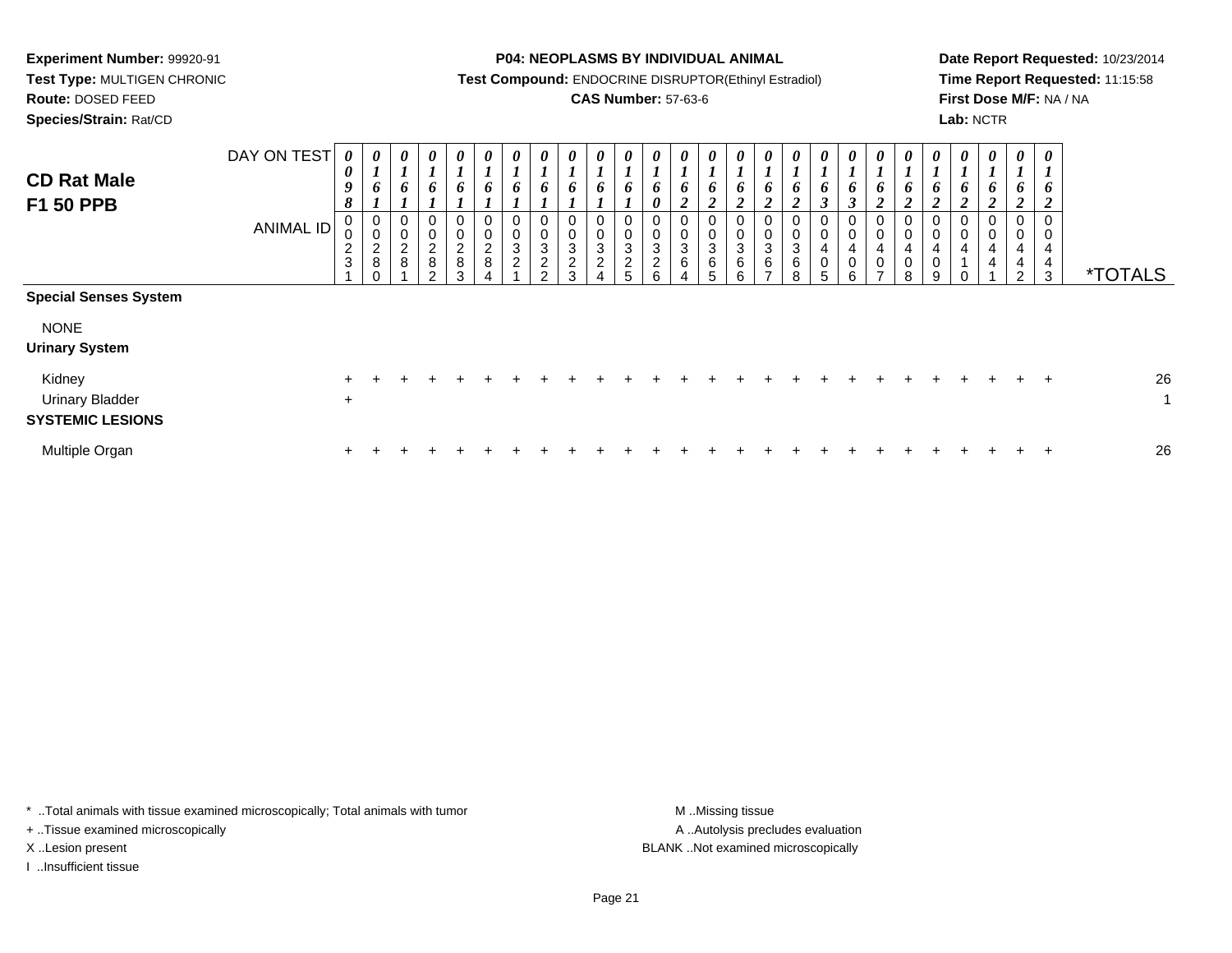**Experiment Number:** 99920-91
**Test Type:** MULTIGEN CHRONIC
**Route:** DOSED FEED
**Species/Strain:** Rat/CD

**P04: NEOPLASMS BY INDIVIDUAL ANIMAL**
**Test Compound:** ENDOCRINE DISRUPTOR(Ethinyl Estradiol)
**CAS Number:** 57-63-6

**Date Report Requested:** 10/23/2014
**Time Report Requested:** 11:15:58
**First Dose M/F:** NA / NA
**Lab:** NCTR

## CD Rat Male F1 50 PPB

| DAY ON TEST | 0098 | 0161 | 0161 | 0161 | 0161 | 0161 | 0161 | 0161 | 0161 | 0161 | 0161 | 0160 | 0162 | 0162 | 0162 | 0162 | 0162 | 0163 | 0163 | 0162 | 0162 | 0162 | 0162 | 0162 | 0162 | 0162 | |
|---|---|---|---|---|---|---|---|---|---|---|---|---|---|---|---|---|---|---|---|---|---|---|---|---|---|---|---|
| ANIMAL ID | 00231 | 00280 | 00281 | 00282 | 00283 | 00284 | 00321 | 00322 | 00323 | 00324 | 00325 | 00326 | 00364 | 00365 | 00366 | 00367 | 00368 | 00405 | 00406 | 00407 | 00408 | 00409 | 00410 | 00441 | 00442 | 00443 | *TOTALS |
| **Special Senses System** | | | | | | | | | | | | | | | | | | | | | | | | | | | |
| NONE | | | | | | | | | | | | | | | | | | | | | | | | | | | |
| **Urinary System** | | | | | | | | | | | | | | | | | | | | | | | | | | | |
| Kidney | + | + | + | + | + | + | + | + | + | + | + | + | + | + | + | + | + | + | + | + | + | + | + | + | + | + | 26 |
| Urinary Bladder | + | | | | | | | | | | | | | | | | | | | | | | | | | | 1 |
| **SYSTEMIC LESIONS** | | | | | | | | | | | | | | | | | | | | | | | | | | | |
| Multiple Organ | + | + | + | + | + | + | + | + | + | + | + | + | + | + | + | + | + | + | + | + | + | + | + | + | + | + | 26 |

\* ..Total animals with tissue examined microscopically; Total animals with tumor
+ ..Tissue examined microscopically
X ..Lesion present
I ..Insufficient tissue

M ..Missing tissue
A ..Autolysis precludes evaluation
BLANK ..Not examined microscopically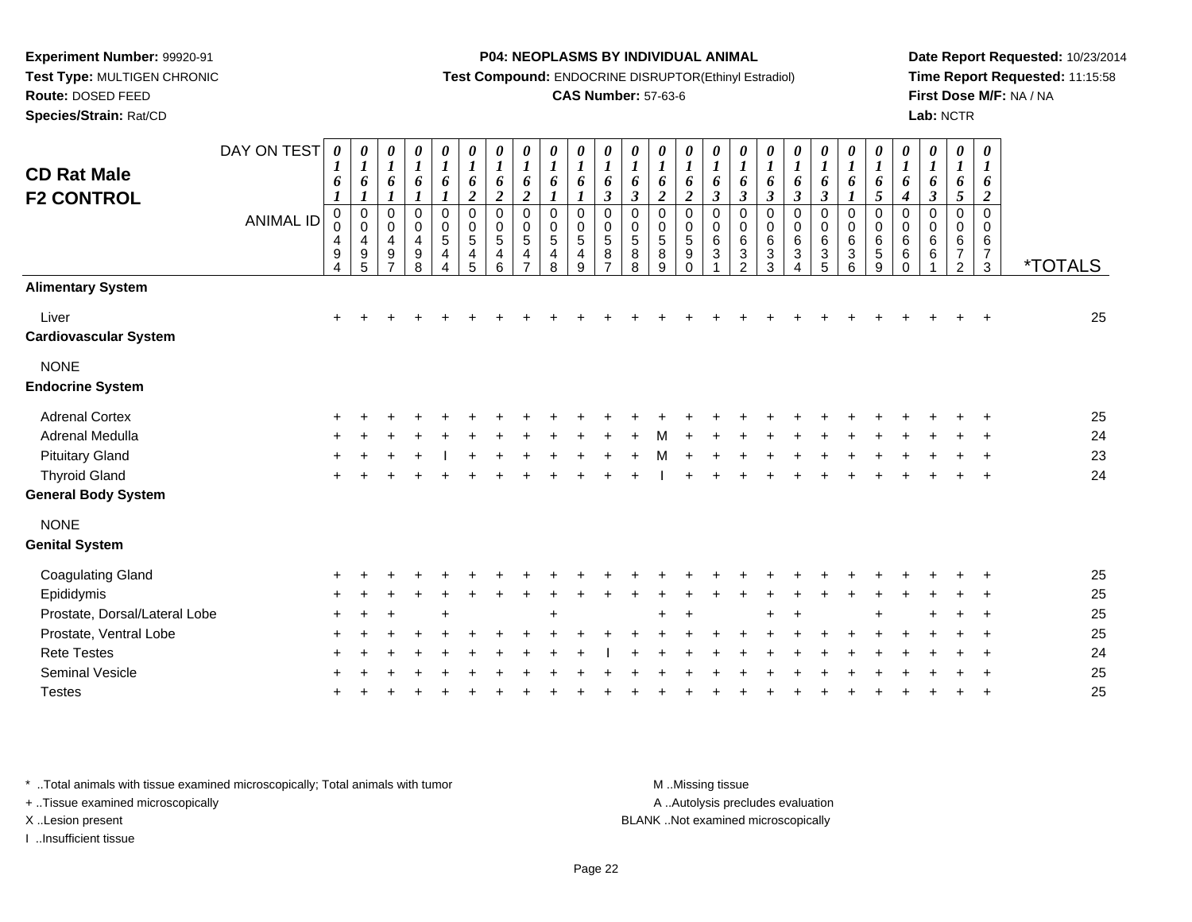**Experiment Number:** 99920-91
**Test Type:** MULTIGEN CHRONIC
**Route:** DOSED FEED
**Species/Strain:** Rat/CD

**P04: NEOPLASMS BY INDIVIDUAL ANIMAL**
**Test Compound:** ENDOCRINE DISRUPTOR(Ethinyl Estradiol)
**CAS Number:** 57-63-6

**Date Report Requested:** 10/23/2014
**Time Report Requested:** 11:15:58
**First Dose M/F:** NA / NA
**Lab:** NCTR

# CD Rat Male F2 CONTROL

| DAY ON TEST | 0161 | 0161 | 0161 | 0161 | 0161 | 0162 | 0162 | 0162 | 0161 | 0161 | 0163 | 0163 | 0162 | 0162 | 0163 | 0163 | 0163 | 0163 | 0163 | 0161 | 0165 | 0164 | 0163 | 0165 | 0162 | |
|---|---|---|---|---|---|---|---|---|---|---|---|---|---|---|---|---|---|---|---|---|---|---|---|---|---|---|
| ANIMAL ID | 00494 | 00495 | 00497 | 00498 | 00544 | 00545 | 00546 | 00547 | 00548 | 00549 | 00587 | 00588 | 00589 | 00590 | 00631 | 00632 | 00633 | 00634 | 00635 | 00636 | 00659 | 00660 | 00661 | 00672 | 00673 | *TOTALS |
| **Alimentary System** | | | | | | | | | | | | | | | | | | | | | | | | | | |
| Liver | + | + | + | + | + | + | + | + | + | + | + | + | + | + | + | + | + | + | + | + | + | + | + | + | + | 25 |
| **Cardiovascular System** | | | | | | | | | | | | | | | | | | | | | | | | | | |
| NONE | | | | | | | | | | | | | | | | | | | | | | | | | | |
| **Endocrine System** | | | | | | | | | | | | | | | | | | | | | | | | | | |
| Adrenal Cortex | + | + | + | + | + | + | + | + | + | + | + | + | + | + | + | + | + | + | + | + | + | + | + | + | + | 25 |
| Adrenal Medulla | + | + | + | + | + | + | + | + | + | + | + | + | M | + | + | + | + | + | + | + | + | + | + | + | + | 24 |
| Pituitary Gland | + | + | + | + | I | + | + | + | + | + | + | + | M | + | + | + | + | + | + | + | + | + | + | + | + | 23 |
| Thyroid Gland | + | + | + | + | + | + | + | + | + | + | + | + | I | + | + | + | + | + | + | + | + | + | + | + | + | 24 |
| **General Body System** | | | | | | | | | | | | | | | | | | | | | | | | | | |
| NONE | | | | | | | | | | | | | | | | | | | | | | | | | | |
| **Genital System** | | | | | | | | | | | | | | | | | | | | | | | | | | |
| Coagulating Gland | + | + | + | + | + | + | + | + | + | + | + | + | + | + | + | + | + | + | + | + | + | + | + | + | + | 25 |
| Epididymis | + | + | + | + | + | + | + | + | + | + | + | + | + | + | + | + | + | + | + | + | + | + | + | + | + | 25 |
| Prostate, Dorsal/Lateral Lobe | + | + | + | | + | | | | + | | | | + | + | | | + | + | | | + | | + | + | + | 25 |
| Prostate, Ventral Lobe | + | + | + | + | + | + | + | + | + | + | + | + | + | + | + | + | + | + | + | + | + | + | + | + | + | 25 |
| Rete Testes | + | + | + | + | + | + | + | + | + | + | I | + | + | + | + | + | + | + | + | + | + | + | + | + | + | 24 |
| Seminal Vesicle | + | + | + | + | + | + | + | + | + | + | + | + | + | + | + | + | + | + | + | + | + | + | + | + | + | 25 |
| Testes | + | + | + | + | + | + | + | + | + | + | + | + | + | + | + | + | + | + | + | + | + | + | + | + | + | 25 |

\* ..Total animals with tissue examined microscopically; Total animals with tumor
+ ..Tissue examined microscopically
X ..Lesion present
I ..Insufficient tissue

M ..Missing tissue
A ..Autolysis precludes evaluation
BLANK ..Not examined microscopically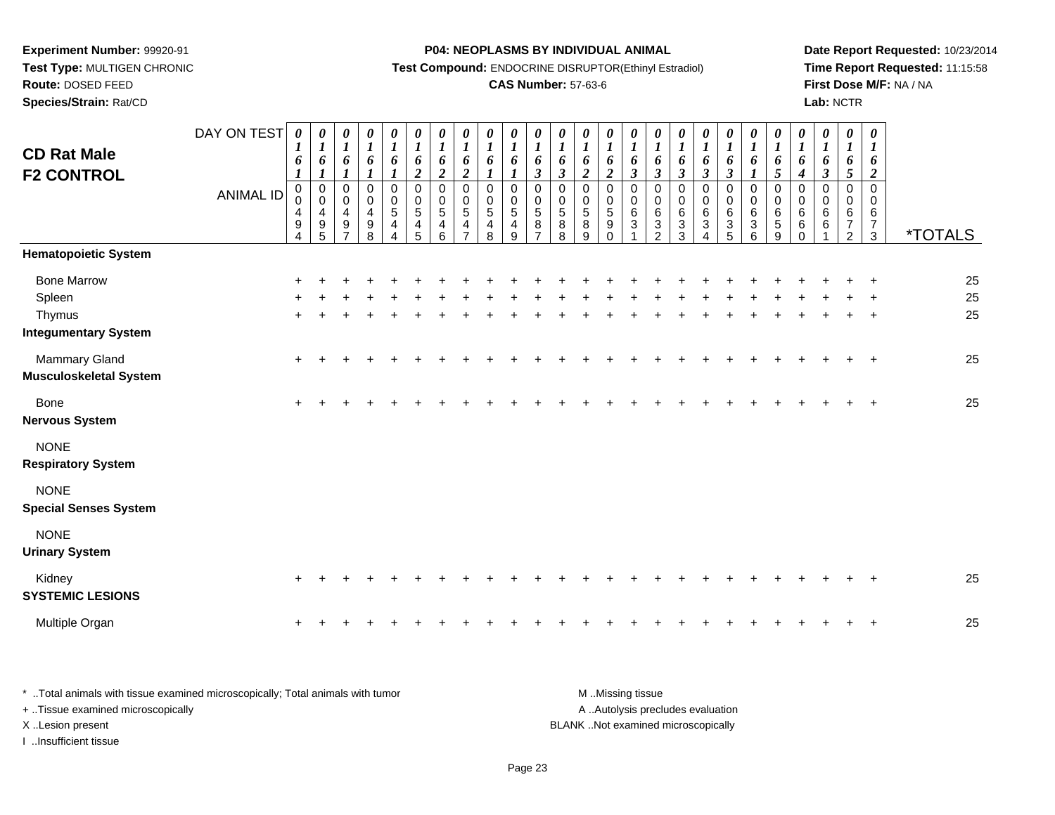**Experiment Number:** 99920-91
**Test Type:** MULTIGEN CHRONIC
**Route:** DOSED FEED
**Species/Strain:** Rat/CD

**P04: NEOPLASMS BY INDIVIDUAL ANIMAL**
**Test Compound:** ENDOCRINE DISRUPTOR(Ethinyl Estradiol)
**CAS Number:** 57-63-6

**Date Report Requested:** 10/23/2014
**Time Report Requested:** 11:15:58
**First Dose M/F:** NA / NA
**Lab:** NCTR

# CD Rat Male
# F2 CONTROL

| DAY ON TEST | 0161 | 0161 | 0161 | 0161 | 0161 | 0162 | 0162 | 0162 | 0161 | 0161 | 0163 | 0163 | 0162 | 0162 | 0163 | 0163 | 0163 | 0163 | 0163 | 0161 | 0165 | 0164 | 0163 | 0165 | 0162 | |
|---|---|---|---|---|---|---|---|---|---|---|---|---|---|---|---|---|---|---|---|---|---|---|---|---|---|---|
| **ANIMAL ID** | 00494 | 00495 | 00497 | 00498 | 00544 | 00545 | 00546 | 00547 | 00548 | 00549 | 00587 | 00588 | 00589 | 00590 | 00631 | 00632 | 00633 | 00634 | 00635 | 00636 | 00659 | 00660 | 00661 | 00672 | 00673 | ***TOTALS** |
| **Hematopoietic System** | | | | | | | | | | | | | | | | | | | | | | | | | | |
| Bone Marrow | + | + | + | + | + | + | + | + | + | + | + | + | + | + | + | + | + | + | + | + | + | + | + | + | + | 25 |
| Spleen | + | + | + | + | + | + | + | + | + | + | + | + | + | + | + | + | + | + | + | + | + | + | + | + | + | 25 |
| Thymus | + | + | + | + | + | + | + | + | + | + | + | + | + | + | + | + | + | + | + | + | + | + | + | + | + | 25 |
| **Integumentary System** | | | | | | | | | | | | | | | | | | | | | | | | | | |
| Mammary Gland | + | + | + | + | + | + | + | + | + | + | + | + | + | + | + | + | + | + | + | + | + | + | + | + | + | 25 |
| **Musculoskeletal System** | | | | | | | | | | | | | | | | | | | | | | | | | | |
| Bone | + | + | + | + | + | + | + | + | + | + | + | + | + | + | + | + | + | + | + | + | + | + | + | + | + | 25 |
| **Nervous System** | | | | | | | | | | | | | | | | | | | | | | | | | | |
| NONE | | | | | | | | | | | | | | | | | | | | | | | | | | |
| **Respiratory System** | | | | | | | | | | | | | | | | | | | | | | | | | | |
| NONE | | | | | | | | | | | | | | | | | | | | | | | | | | |
| **Special Senses System** | | | | | | | | | | | | | | | | | | | | | | | | | | |
| NONE | | | | | | | | | | | | | | | | | | | | | | | | | | |
| **Urinary System** | | | | | | | | | | | | | | | | | | | | | | | | | | |
| Kidney | + | + | + | + | + | + | + | + | + | + | + | + | + | + | + | + | + | + | + | + | + | + | + | + | + | 25 |
| **SYSTEMIC LESIONS** | | | | | | | | | | | | | | | | | | | | | | | | | | |
| Multiple Organ | + | + | + | + | + | + | + | + | + | + | + | + | + | + | + | + | + | + | + | + | + | + | + | + | + | 25 |

* ..Total animals with tissue examined microscopically; Total animals with tumor
+ ..Tissue examined microscopically
X ..Lesion present
I ..Insufficient tissue

M ..Missing tissue
A ..Autolysis precludes evaluation
BLANK ..Not examined microscopically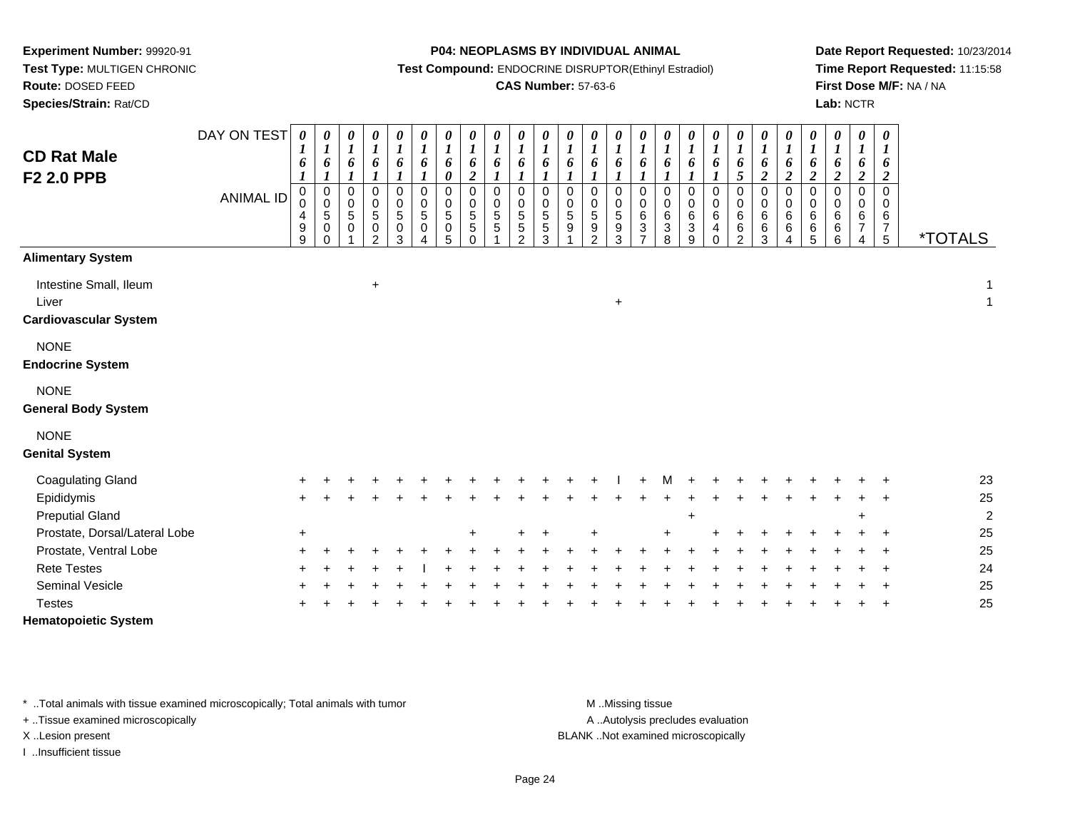**Experiment Number:** 99920-91
**Test Type:** MULTIGEN CHRONIC
**Route:** DOSED FEED
**Species/Strain:** Rat/CD

**P04: NEOPLASMS BY INDIVIDUAL ANIMAL**
**Test Compound:** ENDOCRINE DISRUPTOR(Ethinyl Estradiol)
**CAS Number:** 57-63-6

**Date Report Requested:** 10/23/2014
**Time Report Requested:** 11:15:58
**First Dose M/F:** NA / NA
**Lab:** NCTR

# CD Rat Male
# F2 2.0 PPB

| DAY ON TEST | 0161 | 0161 | 0161 | 0161 | 0161 | 0161 | 0160 | 0162 | 0161 | 0161 | 0161 | 0161 | 0161 | 0161 | 0161 | 0161 | 0161 | 0161 | 0165 | 0162 | 0162 | 0162 | 0162 | 0162 | 0162 | |
|---|---|---|---|---|---|---|---|---|---|---|---|---|---|---|---|---|---|---|---|---|---|---|---|---|---|---|
| **ANIMAL ID** | 0499 | 0500 | 0501 | 0502 | 0503 | 0504 | 0505 | 0550 | 0551 | 0552 | 0553 | 0591 | 0592 | 0593 | 0637 | 0638 | 0639 | 0640 | 0662 | 0663 | 0664 | 0665 | 0666 | 0674 | 0675 | ***TOTALS** |
| **Alimentary System** | | | | | | | | | | | | | | | | | | | | | | | | | | |
| Intestine Small, Ileum | | | | + | | | | | | | | | | | | | | | | | | | | | | 1 |
| Liver | | | | | | | | | | | | | | + | | | | | | | | | | | | 1 |
| **Cardiovascular System** | | | | | | | | | | | | | | | | | | | | | | | | | | |
| NONE | | | | | | | | | | | | | | | | | | | | | | | | | | |
| **Endocrine System** | | | | | | | | | | | | | | | | | | | | | | | | | | |
| NONE | | | | | | | | | | | | | | | | | | | | | | | | | | |
| **General Body System** | | | | | | | | | | | | | | | | | | | | | | | | | | |
| NONE | | | | | | | | | | | | | | | | | | | | | | | | | | |
| **Genital System** | | | | | | | | | | | | | | | | | | | | | | | | | | |
| Coagulating Gland | + | + | + | + | + | + | + | + | + | + | + | + | + | I | + | M | + | + | + | + | + | + | + | + | + | 23 |
| Epididymis | + | + | + | + | + | + | + | + | + | + | + | + | + | + | + | + | + | + | + | + | + | + | + | + | + | 25 |
| Preputial Gland | | | | | | | | | | | | | | | | | + | | | | | | | + | | 2 |
| Prostate, Dorsal/Lateral Lobe | + | | | | | | | + | | + | + | | + | | | + | | + | + | + | + | + | + | + | + | 25 |
| Prostate, Ventral Lobe | + | + | + | + | + | + | + | + | + | + | + | + | + | + | + | + | + | + | + | + | + | + | + | + | + | 25 |
| Rete Testes | + | + | + | + | + | I | + | + | + | + | + | + | + | + | + | + | + | + | + | + | + | + | + | + | + | 24 |
| Seminal Vesicle | + | + | + | + | + | + | + | + | + | + | + | + | + | + | + | + | + | + | + | + | + | + | + | + | + | 25 |
| Testes | + | + | + | + | + | + | + | + | + | + | + | + | + | + | + | + | + | + | + | + | + | + | + | + | + | 25 |
| **Hematopoietic System** | | | | | | | | | | | | | | | | | | | | | | | | | | |

* ..Total animals with tissue examined microscopically; Total animals with tumor
+ ..Tissue examined microscopically
X ..Lesion present
I ..Insufficient tissue

M ..Missing tissue
A ..Autolysis precludes evaluation
BLANK ..Not examined microscopically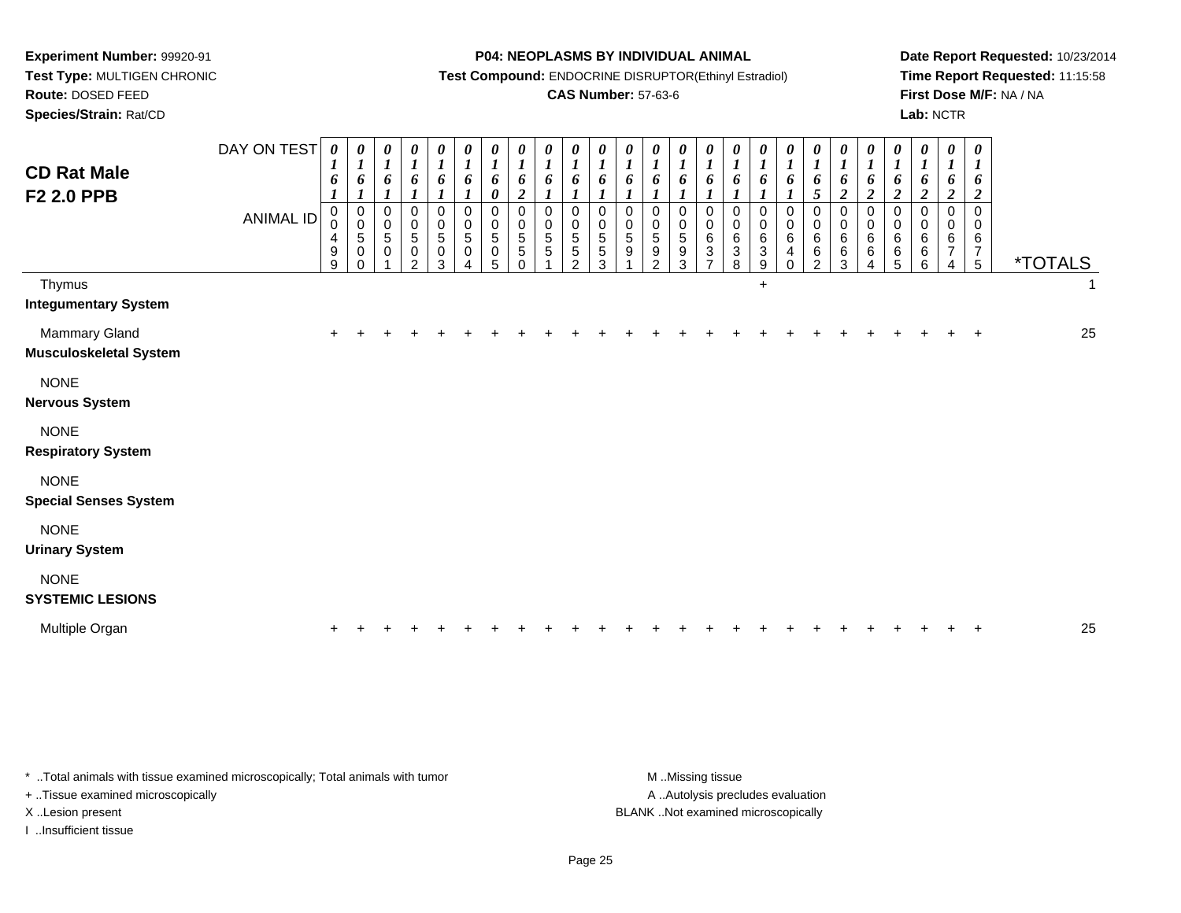**Experiment Number:** 99920-91
**Test Type:** MULTIGEN CHRONIC
**Route:** DOSED FEED
**Species/Strain:** Rat/CD

**P04: NEOPLASMS BY INDIVIDUAL ANIMAL**
**Test Compound:** ENDOCRINE DISRUPTOR(Ethinyl Estradiol)
**CAS Number:** 57-63-6

**Date Report Requested:** 10/23/2014
**Time Report Requested:** 11:15:58
**First Dose M/F:** NA / NA
**Lab:** NCTR

# CD Rat Male
# F2 2.0 PPB

| DAY ON TEST | 0161 | 0161 | 0161 | 0161 | 0161 | 0161 | 0160 | 0162 | 0161 | 0161 | 0161 | 0161 | 0161 | 0161 | 0161 | 0161 | 0161 | 0161 | 0165 | 0162 | 0162 | 0162 | 0162 | 0162 | 0162 | |
|---|---|---|---|---|---|---|---|---|---|---|---|---|---|---|---|---|---|---|---|---|---|---|---|---|---|---|
| **ANIMAL ID** | 00499 | 00500 | 00501 | 00502 | 00503 | 00504 | 00505 | 00550 | 00551 | 00552 | 00553 | 00591 | 00592 | 00593 | 00637 | 00638 | 00639 | 00640 | 00662 | 00663 | 00664 | 00665 | 00666 | 00674 | 00675 | ***TOTALS** |
| Thymus | | | | | | | | | | | | | | | | | + | | | | | | | | | 1 |
| **Integumentary System** | | | | | | | | | | | | | | | | | | | | | | | | | | |
| Mammary Gland | + | + | + | + | + | + | + | + | + | + | + | + | + | + | + | + | + | + | + | + | + | + | + | + | + | 25 |
| **Musculoskeletal System** | | | | | | | | | | | | | | | | | | | | | | | | | | |
| NONE | | | | | | | | | | | | | | | | | | | | | | | | | | |
| **Nervous System** | | | | | | | | | | | | | | | | | | | | | | | | | | |
| NONE | | | | | | | | | | | | | | | | | | | | | | | | | | |
| **Respiratory System** | | | | | | | | | | | | | | | | | | | | | | | | | | |
| NONE | | | | | | | | | | | | | | | | | | | | | | | | | | |
| **Special Senses System** | | | | | | | | | | | | | | | | | | | | | | | | | | |
| NONE | | | | | | | | | | | | | | | | | | | | | | | | | | |
| **Urinary System** | | | | | | | | | | | | | | | | | | | | | | | | | | |
| NONE | | | | | | | | | | | | | | | | | | | | | | | | | | |
| **SYSTEMIC LESIONS** | | | | | | | | | | | | | | | | | | | | | | | | | | |
| Multiple Organ | + | + | + | + | + | + | + | + | + | + | + | + | + | + | + | + | + | + | + | + | + | + | + | + | + | 25 |

* ..Total animals with tissue examined microscopically; Total animals with tumor
+ ..Tissue examined microscopically
X ..Lesion present
I ..Insufficient tissue

M ..Missing tissue
A ..Autolysis precludes evaluation
BLANK ..Not examined microscopically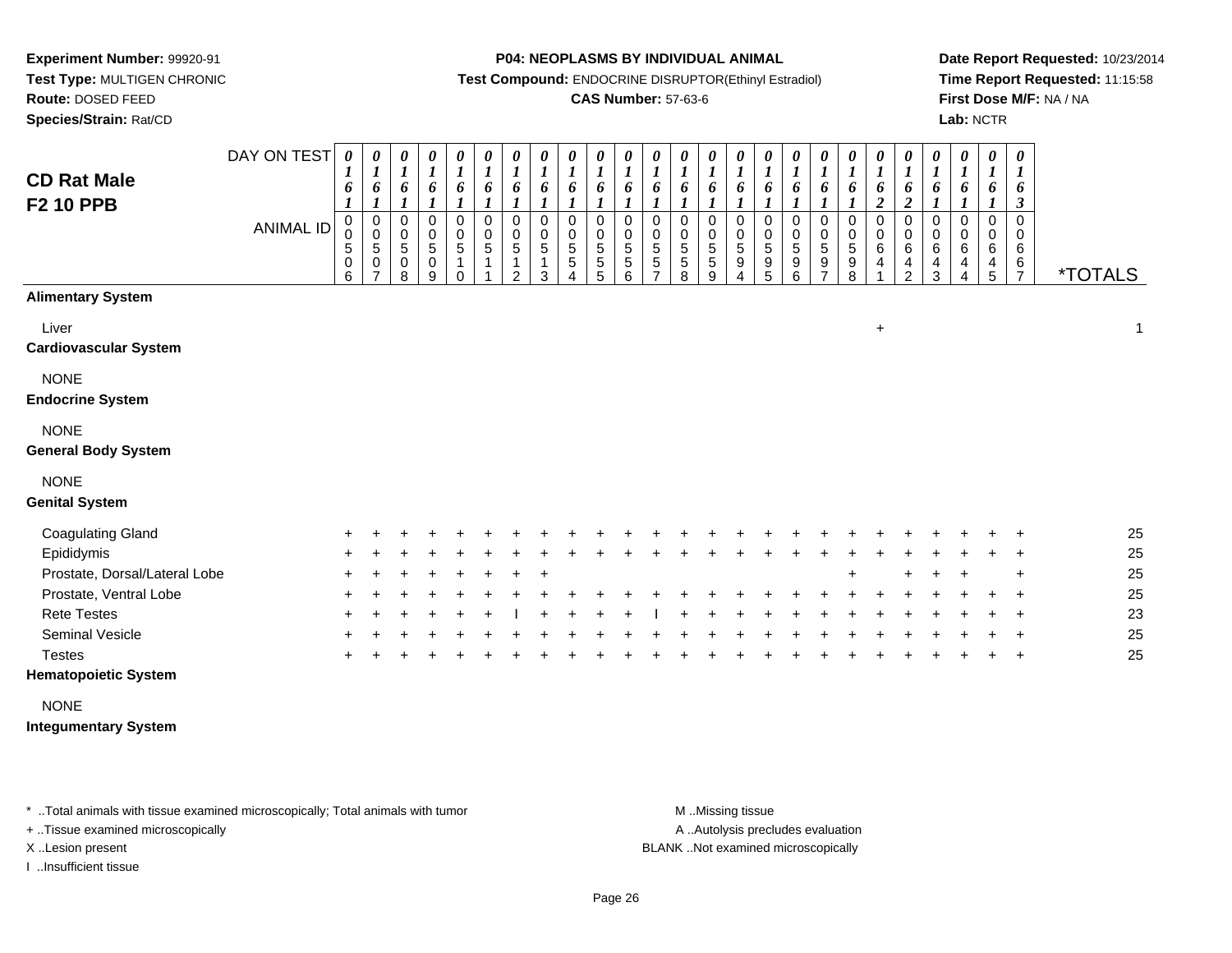**Experiment Number:** 99920-91
**Test Type:** MULTIGEN CHRONIC
**Route:** DOSED FEED
**Species/Strain:** Rat/CD

**P04: NEOPLASMS BY INDIVIDUAL ANIMAL**
**Test Compound:** ENDOCRINE DISRUPTOR(Ethinyl Estradiol)
**CAS Number:** 57-63-6

**Date Report Requested:** 10/23/2014
**Time Report Requested:** 11:15:58
**First Dose M/F:** NA / NA
**Lab:** NCTR

## CD Rat Male F2 10 PPB

| DAY ON TEST | 0161 | 0161 | 0161 | 0161 | 0161 | 0161 | 0161 | 0161 | 0161 | 0161 | 0161 | 0161 | 0161 | 0161 | 0161 | 0161 | 0161 | 0161 | 0161 | 0162 | 0162 | 0161 | 0161 | 0161 | 0163 | |
|---|---|---|---|---|---|---|---|---|---|---|---|---|---|---|---|---|---|---|---|---|---|---|---|---|---|---|
| **ANIMAL ID** | 0506 | 0507 | 0508 | 0509 | 0510 | 0511 | 0512 | 0513 | 0554 | 0555 | 0556 | 0557 | 0558 | 0559 | 0594 | 0595 | 0596 | 0597 | 0598 | 0641 | 0642 | 0643 | 0644 | 0645 | 0667 | ***TOTALS** |
| **Alimentary System** | | | | | | | | | | | | | | | | | | | | | | | | | | |
| Liver | | | | | | | | | | | | | | | | | | | | + | | | | | | 1 |
| **Cardiovascular System** | | | | | | | | | | | | | | | | | | | | | | | | | | |
| NONE | | | | | | | | | | | | | | | | | | | | | | | | | | |
| **Endocrine System** | | | | | | | | | | | | | | | | | | | | | | | | | | |
| NONE | | | | | | | | | | | | | | | | | | | | | | | | | | |
| **General Body System** | | | | | | | | | | | | | | | | | | | | | | | | | | |
| NONE | | | | | | | | | | | | | | | | | | | | | | | | | | |
| **Genital System** | | | | | | | | | | | | | | | | | | | | | | | | | | |
| Coagulating Gland | + | + | + | + | + | + | + | + | + | + | + | + | + | + | + | + | + | + | + | + | + | + | + | + | + | 25 |
| Epididymis | + | + | + | + | + | + | + | + | + | + | + | + | + | + | + | + | + | + | + | + | + | + | + | + | + | 25 |
| Prostate, Dorsal/Lateral Lobe | + | + | + | + | + | + | + | + | | | | | | | | | | | + | | + | + | + | | + | 25 |
| Prostate, Ventral Lobe | + | + | + | + | + | + | + | + | + | + | + | + | + | + | + | + | + | + | + | + | + | + | + | + | + | 25 |
| Rete Testes | + | + | + | + | + | + | I | + | + | + | + | I | + | + | + | + | + | + | + | + | + | + | + | + | + | 23 |
| Seminal Vesicle | + | + | + | + | + | + | + | + | + | + | + | + | + | + | + | + | + | + | + | + | + | + | + | + | + | 25 |
| Testes | + | + | + | + | + | + | + | + | + | + | + | + | + | + | + | + | + | + | + | + | + | + | + | + | + | 25 |
| **Hematopoietic System** | | | | | | | | | | | | | | | | | | | | | | | | | | |
| NONE | | | | | | | | | | | | | | | | | | | | | | | | | | |
| **Integumentary System** | | | | | | | | | | | | | | | | | | | | | | | | | | |

\* ..Total animals with tissue examined microscopically; Total animals with tumor
+ ..Tissue examined microscopically
X ..Lesion present
I ..Insufficient tissue

M ..Missing tissue
A ..Autolysis precludes evaluation
BLANK ..Not examined microscopically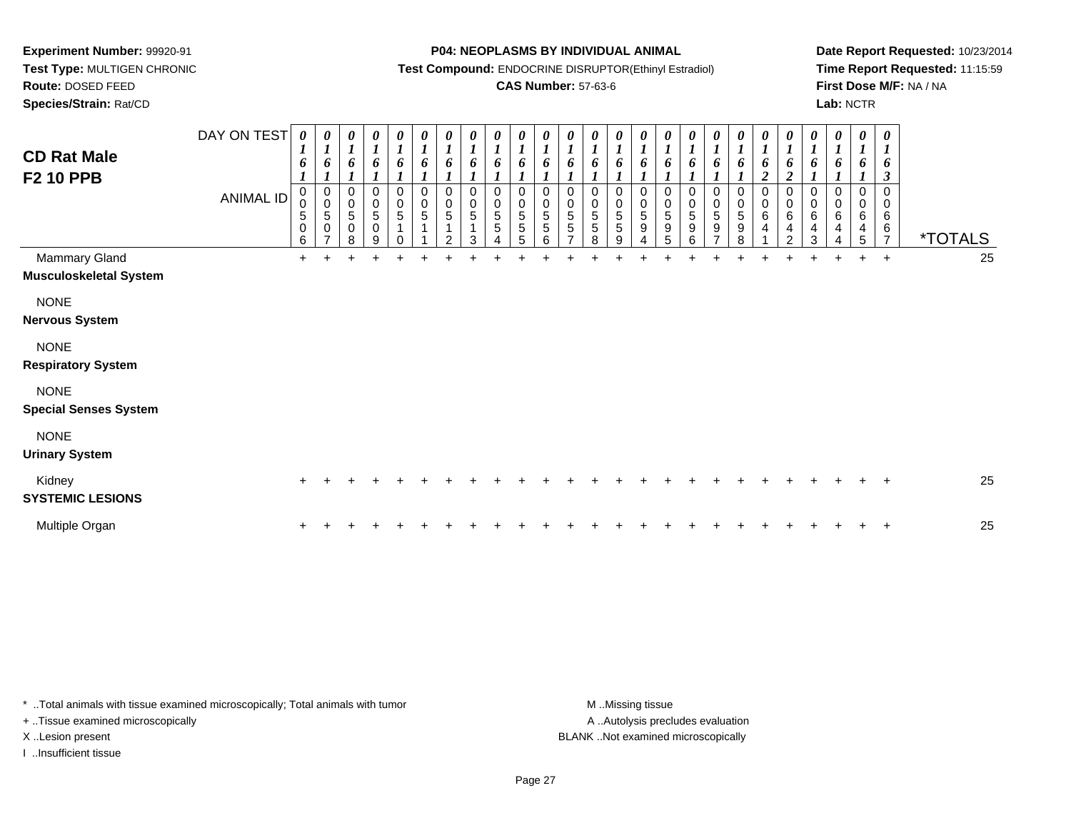**Experiment Number:** 99920-91
**Test Type:** MULTIGEN CHRONIC
**Route:** DOSED FEED
**Species/Strain:** Rat/CD

**P04: NEOPLASMS BY INDIVIDUAL ANIMAL**
**Test Compound:** ENDOCRINE DISRUPTOR(Ethinyl Estradiol)
**CAS Number:** 57-63-6

**Date Report Requested:** 10/23/2014
**Time Report Requested:** 11:15:59
**First Dose M/F:** NA / NA
**Lab:** NCTR

## CD Rat Male F2 10 PPB

| DAY ON TEST | 0161 | 0161 | 0161 | 0161 | 0161 | 0161 | 0161 | 0161 | 0161 | 0161 | 0161 | 0161 | 0161 | 0161 | 0161 | 0161 | 0161 | 0161 | 0161 | 0162 | 0162 | 0161 | 0161 | 0161 | 0163 | |
|---|---|---|---|---|---|---|---|---|---|---|---|---|---|---|---|---|---|---|---|---|---|---|---|---|---|---|
| **ANIMAL ID** | 00506 | 00507 | 00508 | 00509 | 00510 | 00511 | 00512 | 00513 | 00554 | 00555 | 00556 | 00557 | 00558 | 00559 | 00594 | 00595 | 00596 | 00597 | 00598 | 00641 | 00642 | 00643 | 00644 | 00645 | 00667 | ***TOTALS** |
| Mammary Gland | + | + | + | + | + | + | + | + | + | + | + | + | + | + | + | + | + | + | + | + | + | + | + | + | + | 25 |
| **Musculoskeletal System** | | | | | | | | | | | | | | | | | | | | | | | | | | |
| NONE | | | | | | | | | | | | | | | | | | | | | | | | | | |
| **Nervous System** | | | | | | | | | | | | | | | | | | | | | | | | | | |
| NONE | | | | | | | | | | | | | | | | | | | | | | | | | | |
| **Respiratory System** | | | | | | | | | | | | | | | | | | | | | | | | | | |
| NONE | | | | | | | | | | | | | | | | | | | | | | | | | | |
| **Special Senses System** | | | | | | | | | | | | | | | | | | | | | | | | | | |
| NONE | | | | | | | | | | | | | | | | | | | | | | | | | | |
| **Urinary System** | | | | | | | | | | | | | | | | | | | | | | | | | | |
| Kidney | + | + | + | + | + | + | + | + | + | + | + | + | + | + | + | + | + | + | + | + | + | + | + | + | + | 25 |
| **SYSTEMIC LESIONS** | | | | | | | | | | | | | | | | | | | | | | | | | | |
| Multiple Organ | + | + | + | + | + | + | + | + | + | + | + | + | + | + | + | + | + | + | + | + | + | + | + | + | + | 25 |

* ..Total animals with tissue examined microscopically; Total animals with tumor
+ ..Tissue examined microscopically
X ..Lesion present
I ..Insufficient tissue

M ..Missing tissue
A ..Autolysis precludes evaluation
BLANK ..Not examined microscopically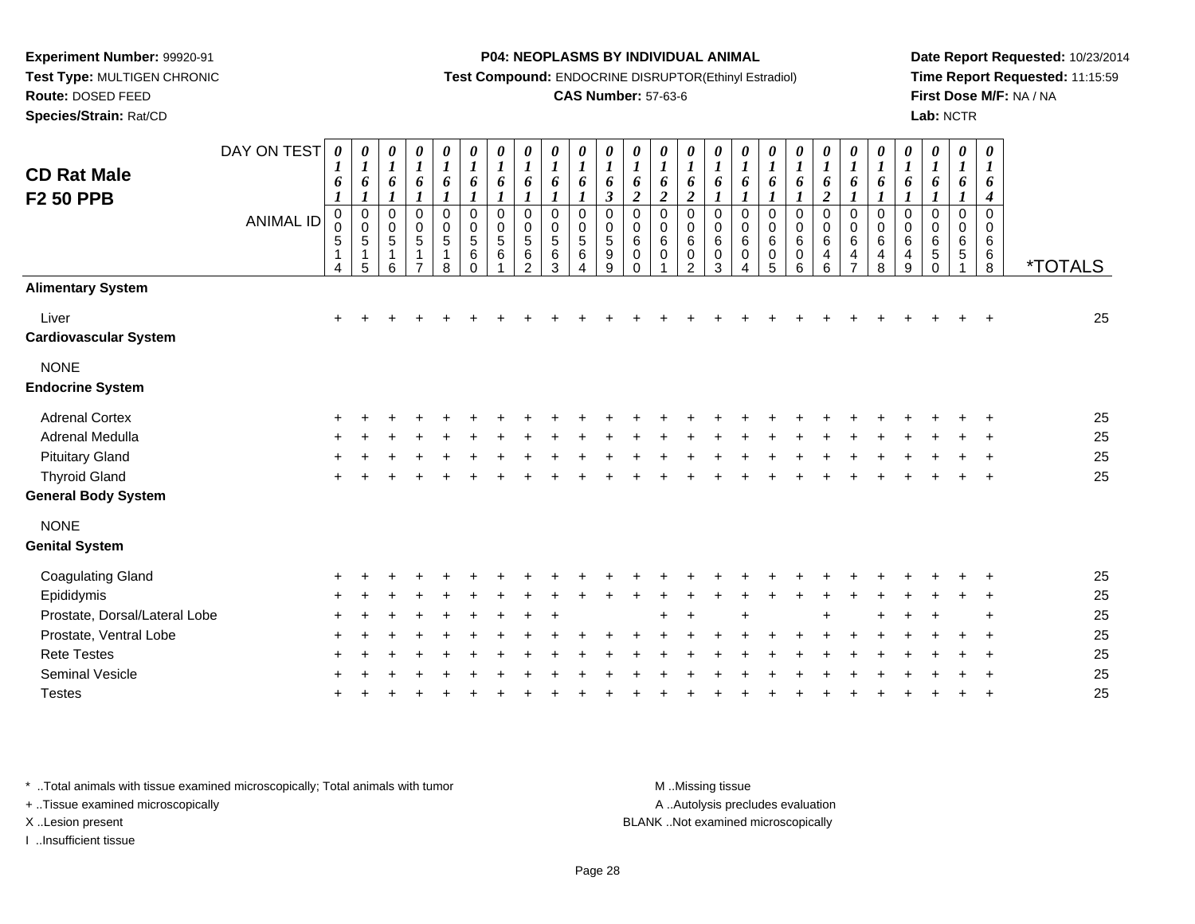**Experiment Number:** 99920-91
**Test Type:** MULTIGEN CHRONIC
**Route:** DOSED FEED
**Species/Strain:** Rat/CD

**P04: NEOPLASMS BY INDIVIDUAL ANIMAL**
**Test Compound:** ENDOCRINE DISRUPTOR(Ethinyl Estradiol)
**CAS Number:** 57-63-6

**Date Report Requested:** 10/23/2014
**Time Report Requested:** 11:15:59
**First Dose M/F:** NA / NA
**Lab:** NCTR

# CD Rat Male
## F2 50 PPB

| DAY ON TEST | 0161 | 0161 | 0161 | 0161 | 0161 | 0161 | 0161 | 0161 | 0161 | 0161 | 0163 | 0162 | 0162 | 0162 | 0161 | 0161 | 0161 | 0161 | 0162 | 0161 | 0161 | 0161 | 0161 | 0161 | 0164 | |
|---|---|---|---|---|---|---|---|---|---|---|---|---|---|---|---|---|---|---|---|---|---|---|---|---|---|---|
| **ANIMAL ID** | 00514 | 00515 | 00516 | 00517 | 00518 | 00560 | 00561 | 00562 | 00563 | 00564 | 00599 | 00600 | 00601 | 00602 | 00603 | 00604 | 00605 | 00606 | 00646 | 00647 | 00648 | 00649 | 00650 | 00651 | 00668 | ***TOTALS** |
| **Alimentary System** | | | | | | | | | | | | | | | | | | | | | | | | | | |
| Liver | + | + | + | + | + | + | + | + | + | + | + | + | + | + | + | + | + | + | + | + | + | + | + | + | + | 25 |
| **Cardiovascular System** | | | | | | | | | | | | | | | | | | | | | | | | | | |
| NONE | | | | | | | | | | | | | | | | | | | | | | | | | | |
| **Endocrine System** | | | | | | | | | | | | | | | | | | | | | | | | | | |
| Adrenal Cortex | + | + | + | + | + | + | + | + | + | + | + | + | + | + | + | + | + | + | + | + | + | + | + | + | + | 25 |
| Adrenal Medulla | + | + | + | + | + | + | + | + | + | + | + | + | + | + | + | + | + | + | + | + | + | + | + | + | + | 25 |
| Pituitary Gland | + | + | + | + | + | + | + | + | + | + | + | + | + | + | + | + | + | + | + | + | + | + | + | + | + | 25 |
| Thyroid Gland | + | + | + | + | + | + | + | + | + | + | + | + | + | + | + | + | + | + | + | + | + | + | + | + | + | 25 |
| **General Body System** | | | | | | | | | | | | | | | | | | | | | | | | | | |
| NONE | | | | | | | | | | | | | | | | | | | | | | | | | | |
| **Genital System** | | | | | | | | | | | | | | | | | | | | | | | | | | |
| Coagulating Gland | + | + | + | + | + | + | + | + | + | + | + | + | + | + | + | + | + | + | + | + | + | + | + | + | + | 25 |
| Epididymis | + | + | + | + | + | + | + | + | + | + | + | + | + | + | + | + | + | + | + | + | + | + | + | + | + | 25 |
| Prostate, Dorsal/Lateral Lobe | + | + | + | + | + | + | + | + | + | | | | + | + | | + | | | + | | + | + | + | | + | 25 |
| Prostate, Ventral Lobe | + | + | + | + | + | + | + | + | + | + | + | + | + | + | + | + | + | + | + | + | + | + | + | + | + | 25 |
| Rete Testes | + | + | + | + | + | + | + | + | + | + | + | + | + | + | + | + | + | + | + | + | + | + | + | + | + | 25 |
| Seminal Vesicle | + | + | + | + | + | + | + | + | + | + | + | + | + | + | + | + | + | + | + | + | + | + | + | + | + | 25 |
| Testes | + | + | + | + | + | + | + | + | + | + | + | + | + | + | + | + | + | + | + | + | + | + | + | + | + | 25 |

* ..Total animals with tissue examined microscopically; Total animals with tumor
+ ..Tissue examined microscopically
X ..Lesion present
I ..Insufficient tissue

M ..Missing tissue
A ..Autolysis precludes evaluation
BLANK ..Not examined microscopically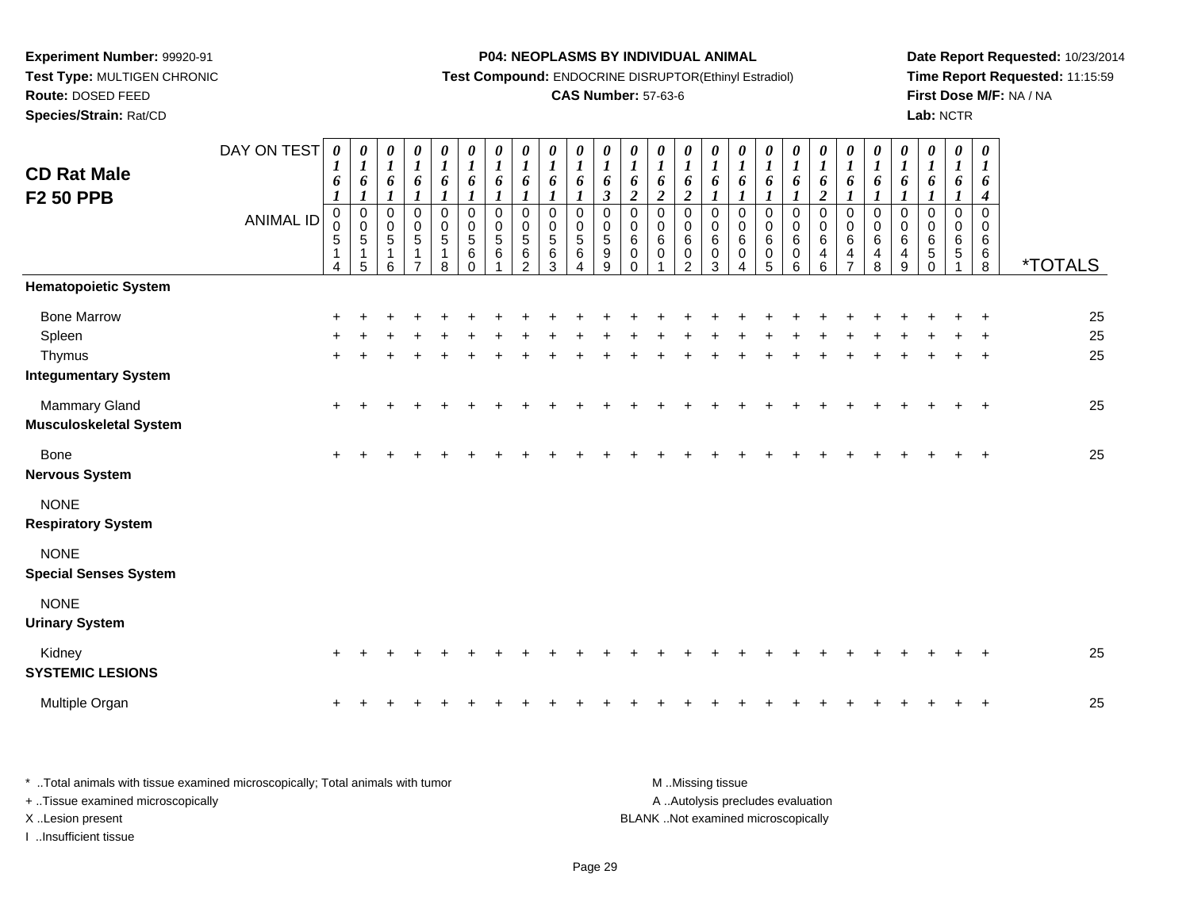**Experiment Number:** 99920-91
**Test Type:** MULTIGEN CHRONIC
**Route:** DOSED FEED
**Species/Strain:** Rat/CD

**P04: NEOPLASMS BY INDIVIDUAL ANIMAL**
**Test Compound:** ENDOCRINE DISRUPTOR(Ethinyl Estradiol)
**CAS Number:** 57-63-6

**Date Report Requested:** 10/23/2014
**Time Report Requested:** 11:15:59
**First Dose M/F:** NA / NA
**Lab:** NCTR

# CD Rat Male F2 50 PPB

| DAY ON TEST | 0161 | 0161 | 0161 | 0161 | 0161 | 0161 | 0161 | 0161 | 0161 | 0161 | 0163 | 0162 | 0162 | 0162 | 0161 | 0161 | 0161 | 0161 | 0162 | 0161 | 0161 | 0161 | 0161 | 0161 | 0164 | |
|---|---|---|---|---|---|---|---|---|---|---|---|---|---|---|---|---|---|---|---|---|---|---|---|---|---|---|
| ANIMAL ID | 00514 | 00515 | 00516 | 00517 | 00518 | 00560 | 00561 | 00562 | 00563 | 00564 | 00599 | 00600 | 00601 | 00602 | 00603 | 00604 | 00605 | 00606 | 00646 | 00647 | 00648 | 00649 | 00650 | 00651 | 00668 | *TOTALS |
| **Hematopoietic System** | | | | | | | | | | | | | | | | | | | | | | | | | | |
| Bone Marrow | + | + | + | + | + | + | + | + | + | + | + | + | + | + | + | + | + | + | + | + | + | + | + | + | + | 25 |
| Spleen | + | + | + | + | + | + | + | + | + | + | + | + | + | + | + | + | + | + | + | + | + | + | + | + | + | 25 |
| Thymus | + | + | + | + | + | + | + | + | + | + | + | + | + | + | + | + | + | + | + | + | + | + | + | + | + | 25 |
| **Integumentary System** | | | | | | | | | | | | | | | | | | | | | | | | | | |
| Mammary Gland | + | + | + | + | + | + | + | + | + | + | + | + | + | + | + | + | + | + | + | + | + | + | + | + | + | 25 |
| **Musculoskeletal System** | | | | | | | | | | | | | | | | | | | | | | | | | | |
| Bone | + | + | + | + | + | + | + | + | + | + | + | + | + | + | + | + | + | + | + | + | + | + | + | + | + | 25 |
| **Nervous System** | | | | | | | | | | | | | | | | | | | | | | | | | | |
| NONE | | | | | | | | | | | | | | | | | | | | | | | | | | |
| **Respiratory System** | | | | | | | | | | | | | | | | | | | | | | | | | | |
| NONE | | | | | | | | | | | | | | | | | | | | | | | | | | |
| **Special Senses System** | | | | | | | | | | | | | | | | | | | | | | | | | | |
| NONE | | | | | | | | | | | | | | | | | | | | | | | | | | |
| **Urinary System** | | | | | | | | | | | | | | | | | | | | | | | | | | |
| Kidney | + | + | + | + | + | + | + | + | + | + | + | + | + | + | + | + | + | + | + | + | + | + | + | + | + | 25 |
| **SYSTEMIC LESIONS** | | | | | | | | | | | | | | | | | | | | | | | | | | |
| Multiple Organ | + | + | + | + | + | + | + | + | + | + | + | + | + | + | + | + | + | + | + | + | + | + | + | + | + | 25 |

\* ..Total animals with tissue examined microscopically; Total animals with tumor
+ ..Tissue examined microscopically
X ..Lesion present
I ..Insufficient tissue

M ..Missing tissue
A ..Autolysis precludes evaluation
BLANK ..Not examined microscopically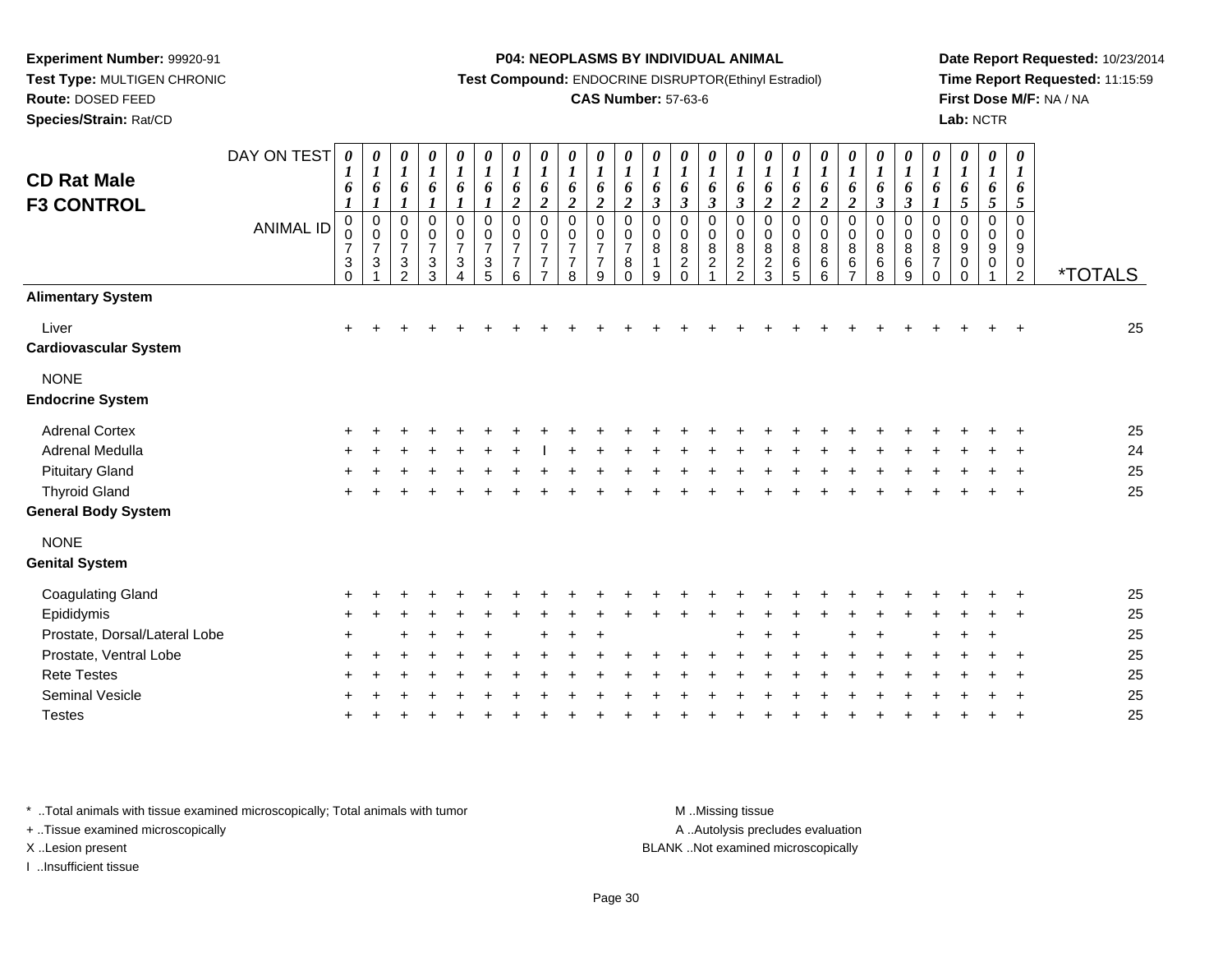**Experiment Number:** 99920-91
**Test Type:** MULTIGEN CHRONIC
**Route:** DOSED FEED
**Species/Strain:** Rat/CD

**P04: NEOPLASMS BY INDIVIDUAL ANIMAL**
**Test Compound:** ENDOCRINE DISRUPTOR(Ethinyl Estradiol)
**CAS Number:** 57-63-6

**Date Report Requested:** 10/23/2014
**Time Report Requested:** 11:15:59
**First Dose M/F:** NA / NA
**Lab:** NCTR

## CD Rat Male
## F3 CONTROL

| DAY ON TEST | 0161 | 0161 | 0161 | 0161 | 0161 | 0161 | 0162 | 0162 | 0162 | 0162 | 0162 | 0163 | 0163 | 0163 | 0163 | 0162 | 0162 | 0162 | 0162 | 0163 | 0163 | 0161 | 0165 | 0165 | 0165 | |
|---|---|---|---|---|---|---|---|---|---|---|---|---|---|---|---|---|---|---|---|---|---|---|---|---|---|---|
| **ANIMAL ID** | 00730 | 00731 | 00732 | 00733 | 00734 | 00735 | 00776 | 00777 | 00778 | 00779 | 00780 | 00819 | 00820 | 00821 | 00822 | 00823 | 00865 | 00866 | 00867 | 00868 | 00869 | 00870 | 00900 | 00901 | 00902 | ***TOTALS** |
| **Alimentary System** | | | | | | | | | | | | | | | | | | | | | | | | | | |
| Liver | + | + | + | + | + | + | + | + | + | + | + | + | + | + | + | + | + | + | + | + | + | + | + | + | + | 25 |
| **Cardiovascular System** | | | | | | | | | | | | | | | | | | | | | | | | | | |
| NONE | | | | | | | | | | | | | | | | | | | | | | | | | | |
| **Endocrine System** | | | | | | | | | | | | | | | | | | | | | | | | | | |
| Adrenal Cortex | + | + | + | + | + | + | + | + | + | + | + | + | + | + | + | + | + | + | + | + | + | + | + | + | + | 25 |
| Adrenal Medulla | + | + | + | + | + | + | + | I | + | + | + | + | + | + | + | + | + | + | + | + | + | + | + | + | + | 24 |
| Pituitary Gland | + | + | + | + | + | + | + | + | + | + | + | + | + | + | + | + | + | + | + | + | + | + | + | + | + | 25 |
| Thyroid Gland | + | + | + | + | + | + | + | + | + | + | + | + | + | + | + | + | + | + | + | + | + | + | + | + | + | 25 |
| **General Body System** | | | | | | | | | | | | | | | | | | | | | | | | | | |
| NONE | | | | | | | | | | | | | | | | | | | | | | | | | | |
| **Genital System** | | | | | | | | | | | | | | | | | | | | | | | | | | |
| Coagulating Gland | + | + | + | + | + | + | + | + | + | + | + | + | + | + | + | + | + | + | + | + | + | + | + | + | + | 25 |
| Epididymis | + | + | + | + | + | + | + | + | + | + | + | + | + | + | + | + | + | + | + | + | + | + | + | + | + | 25 |
| Prostate, Dorsal/Lateral Lobe | + | | + | + | + | + | | + | + | + | | | | | + | + | + | | + | + | | + | + | + | | 25 |
| Prostate, Ventral Lobe | + | + | + | + | + | + | + | + | + | + | + | + | + | + | + | + | + | + | + | + | + | + | + | + | + | 25 |
| Rete Testes | + | + | + | + | + | + | + | + | + | + | + | + | + | + | + | + | + | + | + | + | + | + | + | + | + | 25 |
| Seminal Vesicle | + | + | + | + | + | + | + | + | + | + | + | + | + | + | + | + | + | + | + | + | + | + | + | + | + | 25 |
| Testes | + | + | + | + | + | + | + | + | + | + | + | + | + | + | + | + | + | + | + | + | + | + | + | + | + | 25 |

* ..Total animals with tissue examined microscopically; Total animals with tumor
+ ..Tissue examined microscopically
X ..Lesion present
I ..Insufficient tissue

M ..Missing tissue
A ..Autolysis precludes evaluation
BLANK ..Not examined microscopically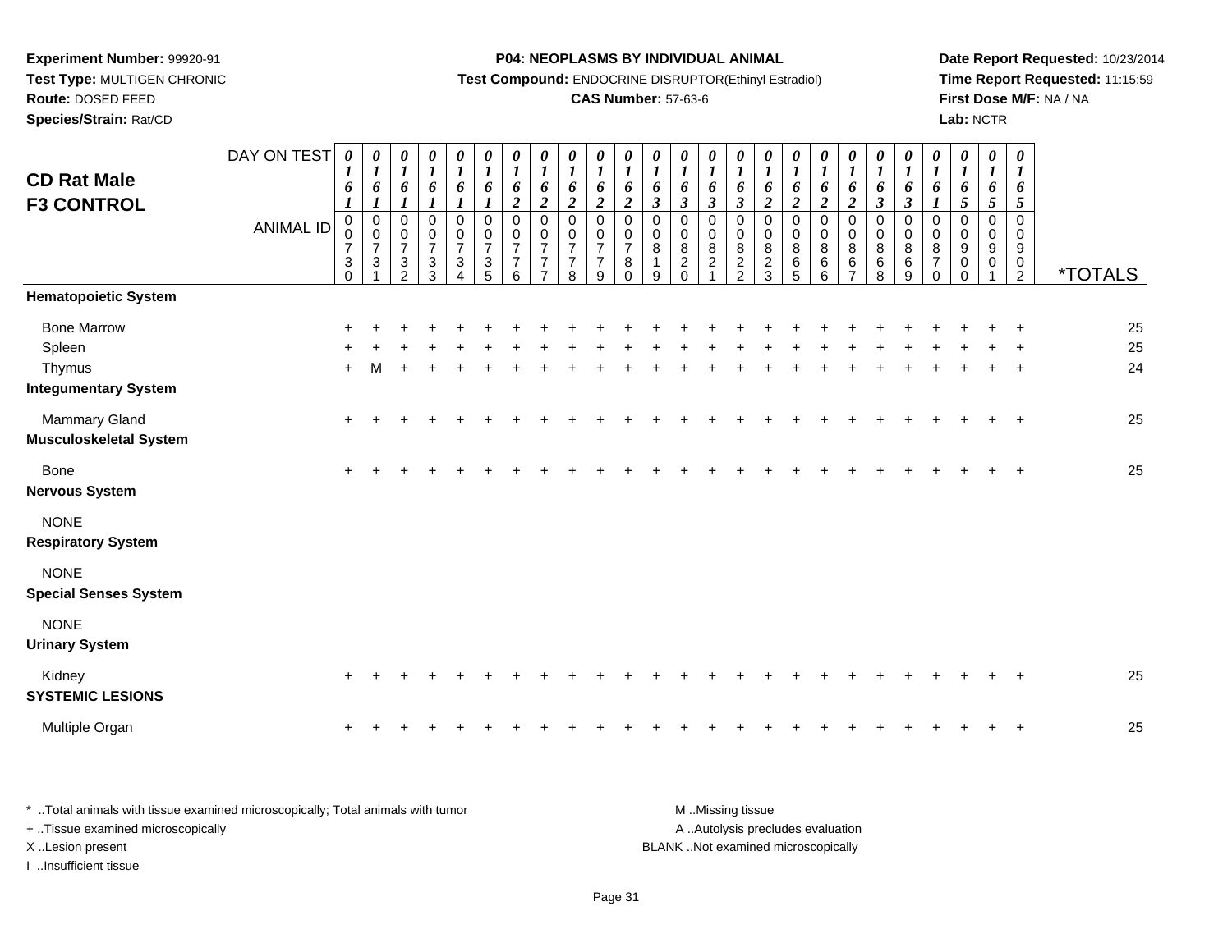**Experiment Number:** 99920-91
**Test Type:** MULTIGEN CHRONIC
**Route:** DOSED FEED
**Species/Strain:** Rat/CD

**P04: NEOPLASMS BY INDIVIDUAL ANIMAL**
**Test Compound:** ENDOCRINE DISRUPTOR(Ethinyl Estradiol)
**CAS Number:** 57-63-6

**Date Report Requested:** 10/23/2014
**Time Report Requested:** 11:15:59
**First Dose M/F:** NA / NA
**Lab:** NCTR

## CD Rat Male F3 CONTROL

| DAY ON TEST | 0161 | 0161 | 0161 | 0161 | 0161 | 0161 | 0162 | 0162 | 0162 | 0162 | 0162 | 0163 | 0163 | 0163 | 0163 | 0162 | 0162 | 0162 | 0162 | 0163 | 0163 | 0161 | 0165 | 0165 | 0165 | |
|---|---|---|---|---|---|---|---|---|---|---|---|---|---|---|---|---|---|---|---|---|---|---|---|---|---|---|
| **ANIMAL ID** | 000730 | 000731 | 000732 | 000733 | 000734 | 000735 | 000776 | 000777 | 000778 | 000779 | 000780 | 000819 | 000820 | 000821 | 000822 | 000823 | 000865 | 000866 | 000867 | 000868 | 000869 | 000870 | 000900 | 000901 | 000902 | ***TOTALS** |
| **Hematopoietic System** | | | | | | | | | | | | | | | | | | | | | | | | | | |
| Bone Marrow | + | + | + | + | + | + | + | + | + | + | + | + | + | + | + | + | + | + | + | + | + | + | + | + | + | 25 |
| Spleen | + | + | + | + | + | + | + | + | + | + | + | + | + | + | + | + | + | + | + | + | + | + | + | + | + | 25 |
| Thymus | + | M | + | + | + | + | + | + | + | + | + | + | + | + | + | + | + | + | + | + | + | + | + | + | + | 24 |
| **Integumentary System** | | | | | | | | | | | | | | | | | | | | | | | | | | |
| Mammary Gland | + | + | + | + | + | + | + | + | + | + | + | + | + | + | + | + | + | + | + | + | + | + | + | + | + | 25 |
| **Musculoskeletal System** | | | | | | | | | | | | | | | | | | | | | | | | | | |
| Bone | + | + | + | + | + | + | + | + | + | + | + | + | + | + | + | + | + | + | + | + | + | + | + | + | + | 25 |
| **Nervous System** | | | | | | | | | | | | | | | | | | | | | | | | | | |
| NONE | | | | | | | | | | | | | | | | | | | | | | | | | | |
| **Respiratory System** | | | | | | | | | | | | | | | | | | | | | | | | | | |
| NONE | | | | | | | | | | | | | | | | | | | | | | | | | | |
| **Special Senses System** | | | | | | | | | | | | | | | | | | | | | | | | | | |
| NONE | | | | | | | | | | | | | | | | | | | | | | | | | | |
| **Urinary System** | | | | | | | | | | | | | | | | | | | | | | | | | | |
| Kidney | + | + | + | + | + | + | + | + | + | + | + | + | + | + | + | + | + | + | + | + | + | + | + | + | + | 25 |
| **SYSTEMIC LESIONS** | | | | | | | | | | | | | | | | | | | | | | | | | | |
| Multiple Organ | + | + | + | + | + | + | + | + | + | + | + | + | + | + | + | + | + | + | + | + | + | + | + | + | + | 25 |

* ..Total animals with tissue examined microscopically; Total animals with tumor
+ ..Tissue examined microscopically
X ..Lesion present
I ..Insufficient tissue

M ..Missing tissue
A ..Autolysis precludes evaluation
BLANK ..Not examined microscopically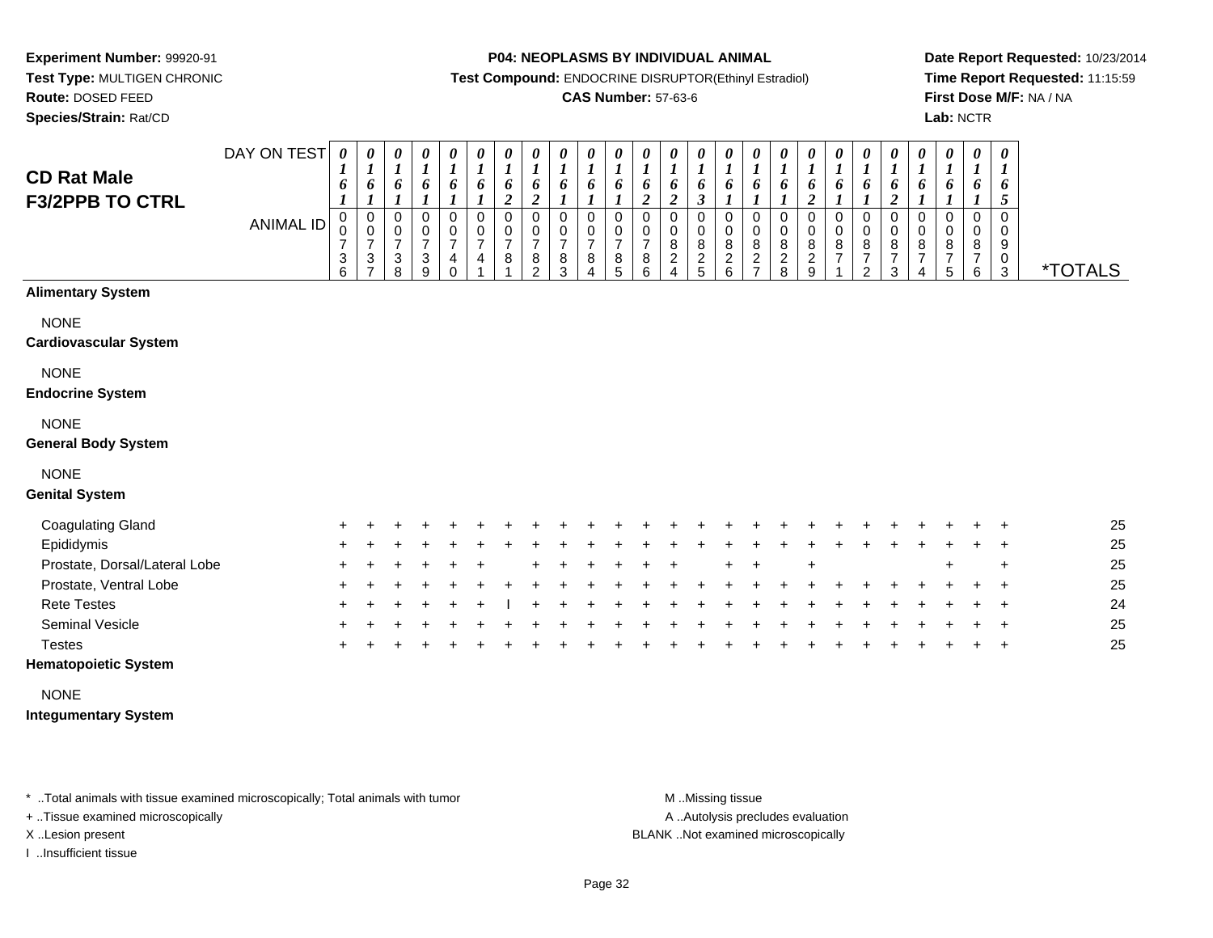**Experiment Number:** 99920-91
**Test Type:** MULTIGEN CHRONIC
**Route:** DOSED FEED
**Species/Strain:** Rat/CD

**P04: NEOPLASMS BY INDIVIDUAL ANIMAL**
**Test Compound:** ENDOCRINE DISRUPTOR(Ethinyl Estradiol)
**CAS Number:** 57-63-6

**Date Report Requested:** 10/23/2014
**Time Report Requested:** 11:15:59
**First Dose M/F:** NA / NA
**Lab:** NCTR

## CD Rat Male F3/2PPB TO CTRL

| DAY ON TEST | 0161 | 0161 | 0161 | 0161 | 0161 | 0161 | 0162 | 0162 | 0161 | 0161 | 0161 | 0162 | 0162 | 0163 | 0161 | 0161 | 0161 | 0162 | 0161 | 0161 | 0162 | 0161 | 0161 | 0161 | 0165 | |
|---|---|---|---|---|---|---|---|---|---|---|---|---|---|---|---|---|---|---|---|---|---|---|---|---|---|---|
| **ANIMAL ID** | 0736 | 0737 | 0738 | 0739 | 0740 | 0741 | 0781 | 0782 | 0783 | 0784 | 0785 | 0786 | 0824 | 0825 | 0826 | 0827 | 0828 | 0829 | 0871 | 0872 | 0873 | 0874 | 0875 | 0876 | 0903 | ***TOTALS** |
| **Alimentary System** | | | | | | | | | | | | | | | | | | | | | | | | | | |
| NONE | | | | | | | | | | | | | | | | | | | | | | | | | | |
| **Cardiovascular System** | | | | | | | | | | | | | | | | | | | | | | | | | | |
| NONE | | | | | | | | | | | | | | | | | | | | | | | | | | |
| **Endocrine System** | | | | | | | | | | | | | | | | | | | | | | | | | | |
| NONE | | | | | | | | | | | | | | | | | | | | | | | | | | |
| **General Body System** | | | | | | | | | | | | | | | | | | | | | | | | | | |
| NONE | | | | | | | | | | | | | | | | | | | | | | | | | | |
| **Genital System** | | | | | | | | | | | | | | | | | | | | | | | | | | |
| Coagulating Gland | + | + | + | + | + | + | + | + | + | + | + | + | + | + | + | + | + | + | + | + | + | + | + | + | + | 25 |
| Epididymis | + | + | + | + | + | + | + | + | + | + | + | + | + | + | + | + | + | + | + | + | + | + | + | + | + | 25 |
| Prostate, Dorsal/Lateral Lobe | + | + | + | + | + | + | | + | + | + | + | + | + | | + | + | | + | | | | | + | | + | 25 |
| Prostate, Ventral Lobe | + | + | + | + | + | + | + | + | + | + | + | + | + | + | + | + | + | + | + | + | + | + | + | + | + | 25 |
| Rete Testes | + | + | + | + | + | + | I | + | + | + | + | + | + | + | + | + | + | + | + | + | + | + | + | + | + | 24 |
| Seminal Vesicle | + | + | + | + | + | + | + | + | + | + | + | + | + | + | + | + | + | + | + | + | + | + | + | + | + | 25 |
| Testes | + | + | + | + | + | + | + | + | + | + | + | + | + | + | + | + | + | + | + | + | + | + | + | + | + | 25 |
| **Hematopoietic System** | | | | | | | | | | | | | | | | | | | | | | | | | | |
| NONE | | | | | | | | | | | | | | | | | | | | | | | | | | |
| **Integumentary System** | | | | | | | | | | | | | | | | | | | | | | | | | | |

* ..Total animals with tissue examined microscopically; Total animals with tumor
+ ..Tissue examined microscopically
X ..Lesion present
I ..Insufficient tissue

M ..Missing tissue
A ..Autolysis precludes evaluation
BLANK ..Not examined microscopically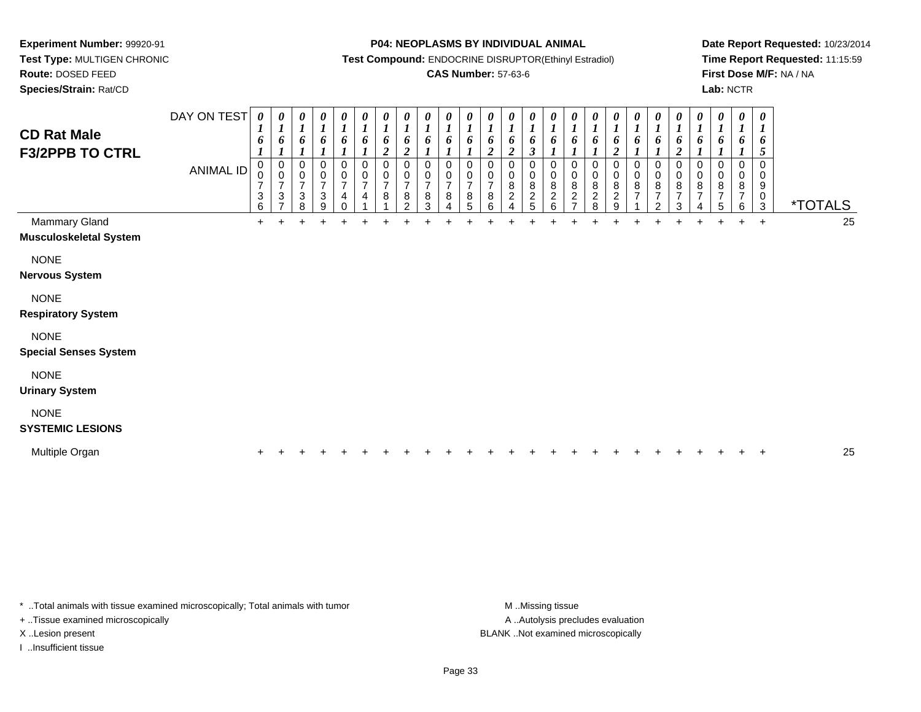**Experiment Number:** 99920-91
**Test Type:** MULTIGEN CHRONIC
**Route:** DOSED FEED
**Species/Strain:** Rat/CD

**P04: NEOPLASMS BY INDIVIDUAL ANIMAL**
**Test Compound:** ENDOCRINE DISRUPTOR(Ethinyl Estradiol)
**CAS Number:** 57-63-6

**Date Report Requested:** 10/23/2014
**Time Report Requested:** 11:15:59
**First Dose M/F:** NA / NA
**Lab:** NCTR

## CD Rat Male F3/2PPB TO CTRL

| DAY ON TEST | 0161 | 0161 | 0161 | 0161 | 0161 | 0161 | 0162 | 0162 | 0161 | 0161 | 0161 | 0162 | 0162 | 0163 | 0161 | 0161 | 0161 | 0162 | 0161 | 0161 | 0162 | 0161 | 0161 | 0161 | 0165 | |
|---|---|---|---|---|---|---|---|---|---|---|---|---|---|---|---|---|---|---|---|---|---|---|---|---|---|---|
| **ANIMAL ID** | 00736 | 00737 | 00738 | 00739 | 00740 | 00741 | 00781 | 00782 | 00783 | 00784 | 00785 | 00786 | 00824 | 00825 | 00826 | 00827 | 00828 | 00829 | 00871 | 00872 | 00873 | 00874 | 00875 | 00876 | 00903 | ***TOTALS** |
| Mammary Gland | + | + | + | + | + | + | + | + | + | + | + | + | + | + | + | + | + | + | + | + | + | + | + | + | + | 25 |
| **Musculoskeletal System** | | | | | | | | | | | | | | | | | | | | | | | | | | |
| NONE | | | | | | | | | | | | | | | | | | | | | | | | | | |
| **Nervous System** | | | | | | | | | | | | | | | | | | | | | | | | | | |
| NONE | | | | | | | | | | | | | | | | | | | | | | | | | | |
| **Respiratory System** | | | | | | | | | | | | | | | | | | | | | | | | | | |
| NONE | | | | | | | | | | | | | | | | | | | | | | | | | | |
| **Special Senses System** | | | | | | | | | | | | | | | | | | | | | | | | | | |
| NONE | | | | | | | | | | | | | | | | | | | | | | | | | | |
| **Urinary System** | | | | | | | | | | | | | | | | | | | | | | | | | | |
| NONE | | | | | | | | | | | | | | | | | | | | | | | | | | |
| **SYSTEMIC LESIONS** | | | | | | | | | | | | | | | | | | | | | | | | | | |
| Multiple Organ | + | + | + | + | + | + | + | + | + | + | + | + | + | + | + | + | + | + | + | + | + | + | + | + | + | 25 |

\* ..Total animals with tissue examined microscopically; Total animals with tumor
+ ..Tissue examined microscopically
X ..Lesion present
I ..Insufficient tissue

M ..Missing tissue
A ..Autolysis precludes evaluation
BLANK ..Not examined microscopically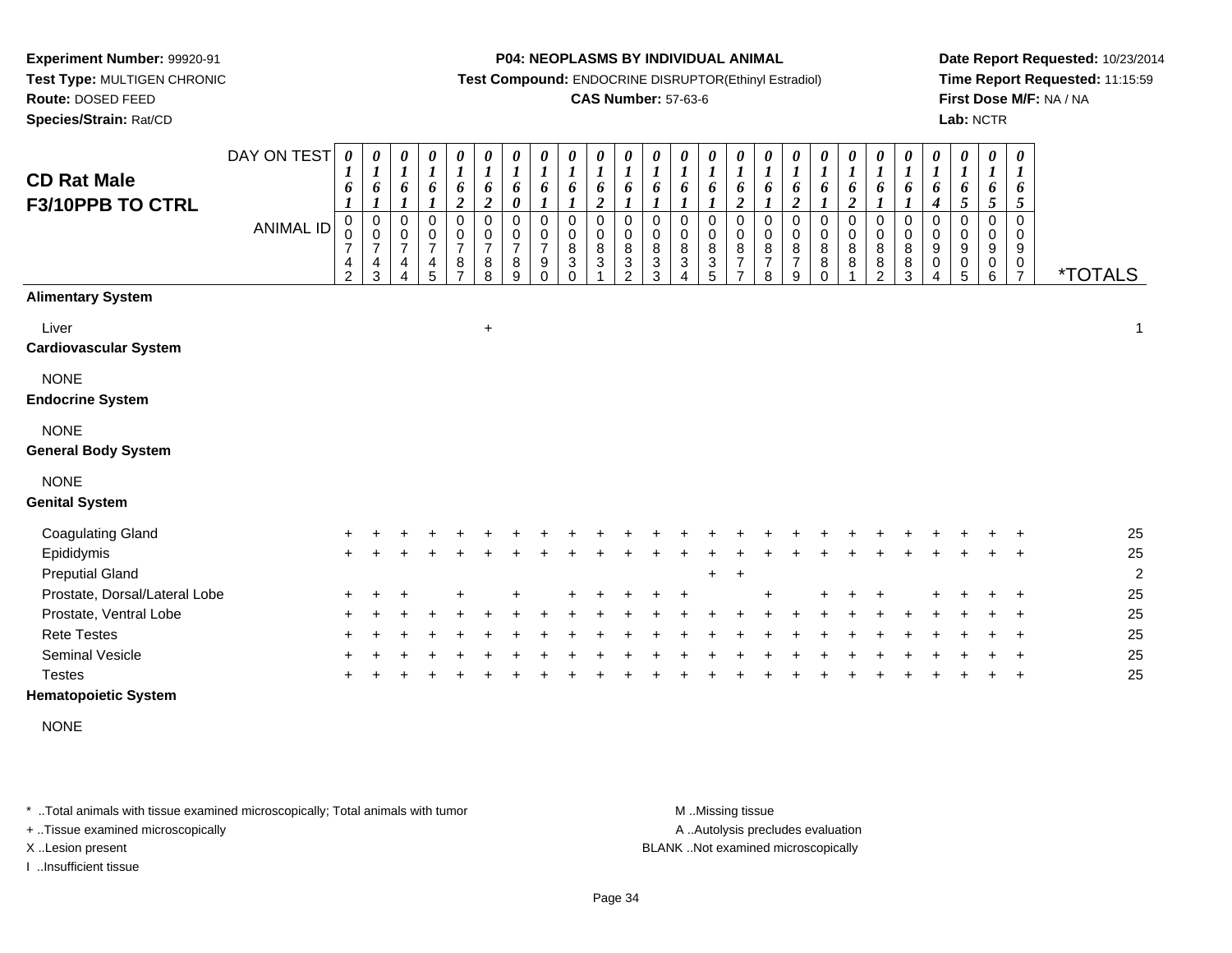**Experiment Number:** 99920-91
**Test Type:** MULTIGEN CHRONIC
**Route:** DOSED FEED
**Species/Strain:** Rat/CD

**P04: NEOPLASMS BY INDIVIDUAL ANIMAL**
**Test Compound:** ENDOCRINE DISRUPTOR(Ethinyl Estradiol)
**CAS Number:** 57-63-6

**Date Report Requested:** 10/23/2014
**Time Report Requested:** 11:15:59
**First Dose M/F:** NA / NA
**Lab:** NCTR

# CD Rat Male F3/10PPB TO CTRL

| DAY ON TEST | 0161 | 0161 | 0161 | 0161 | 0162 | 0162 | 0160 | 0161 | 0161 | 0162 | 0161 | 0161 | 0161 | 0161 | 0162 | 0161 | 0162 | 0161 | 0162 | 0161 | 0161 | 0164 | 0165 | 0165 | 0165 | |
|---|---|---|---|---|---|---|---|---|---|---|---|---|---|---|---|---|---|---|---|---|---|---|---|---|---|---|
| **ANIMAL ID** | 00742 | 00743 | 00744 | 00745 | 00787 | 00788 | 00789 | 00790 | 00830 | 00831 | 00832 | 00833 | 00834 | 00835 | 00877 | 00878 | 00879 | 00880 | 00881 | 00882 | 00883 | 00904 | 00905 | 00906 | 00907 | ***TOTALS** |
| **Alimentary System** | | | | | | | | | | | | | | | | | | | | | | | | | | |
| Liver | | | | | | + | | | | | | | | | | | | | | | | | | | | 1 |
| **Cardiovascular System** | | | | | | | | | | | | | | | | | | | | | | | | | | |
| NONE | | | | | | | | | | | | | | | | | | | | | | | | | | |
| **Endocrine System** | | | | | | | | | | | | | | | | | | | | | | | | | | |
| NONE | | | | | | | | | | | | | | | | | | | | | | | | | | |
| **General Body System** | | | | | | | | | | | | | | | | | | | | | | | | | | |
| NONE | | | | | | | | | | | | | | | | | | | | | | | | | | |
| **Genital System** | | | | | | | | | | | | | | | | | | | | | | | | | | |
| Coagulating Gland | + | + | + | + | + | + | + | + | + | + | + | + | + | + | + | + | + | + | + | + | + | + | + | + | + | 25 |
| Epididymis | + | + | + | + | + | + | + | + | + | + | + | + | + | + | + | + | + | + | + | + | + | + | + | + | + | 25 |
| Preputial Gland | | | | | | | | | | | | | | + | + | | | | | | | | | | | 2 |
| Prostate, Dorsal/Lateral Lobe | + | + | + | | + | | + | | + | + | + | + | + | | | + | | + | + | + | | + | + | + | + | 25 |
| Prostate, Ventral Lobe | + | + | + | + | + | + | + | + | + | + | + | + | + | + | + | + | + | + | + | + | + | + | + | + | + | 25 |
| Rete Testes | + | + | + | + | + | + | + | + | + | + | + | + | + | + | + | + | + | + | + | + | + | + | + | + | + | 25 |
| Seminal Vesicle | + | + | + | + | + | + | + | + | + | + | + | + | + | + | + | + | + | + | + | + | + | + | + | + | + | 25 |
| Testes | + | + | + | + | + | + | + | + | + | + | + | + | + | + | + | + | + | + | + | + | + | + | + | + | + | 25 |
| **Hematopoietic System** | | | | | | | | | | | | | | | | | | | | | | | | | | |
| NONE | | | | | | | | | | | | | | | | | | | | | | | | | | |

* ..Total animals with tissue examined microscopically; Total animals with tumor
+ ..Tissue examined microscopically
X ..Lesion present
I ..Insufficient tissue

M ..Missing tissue
A ..Autolysis precludes evaluation
BLANK ..Not examined microscopically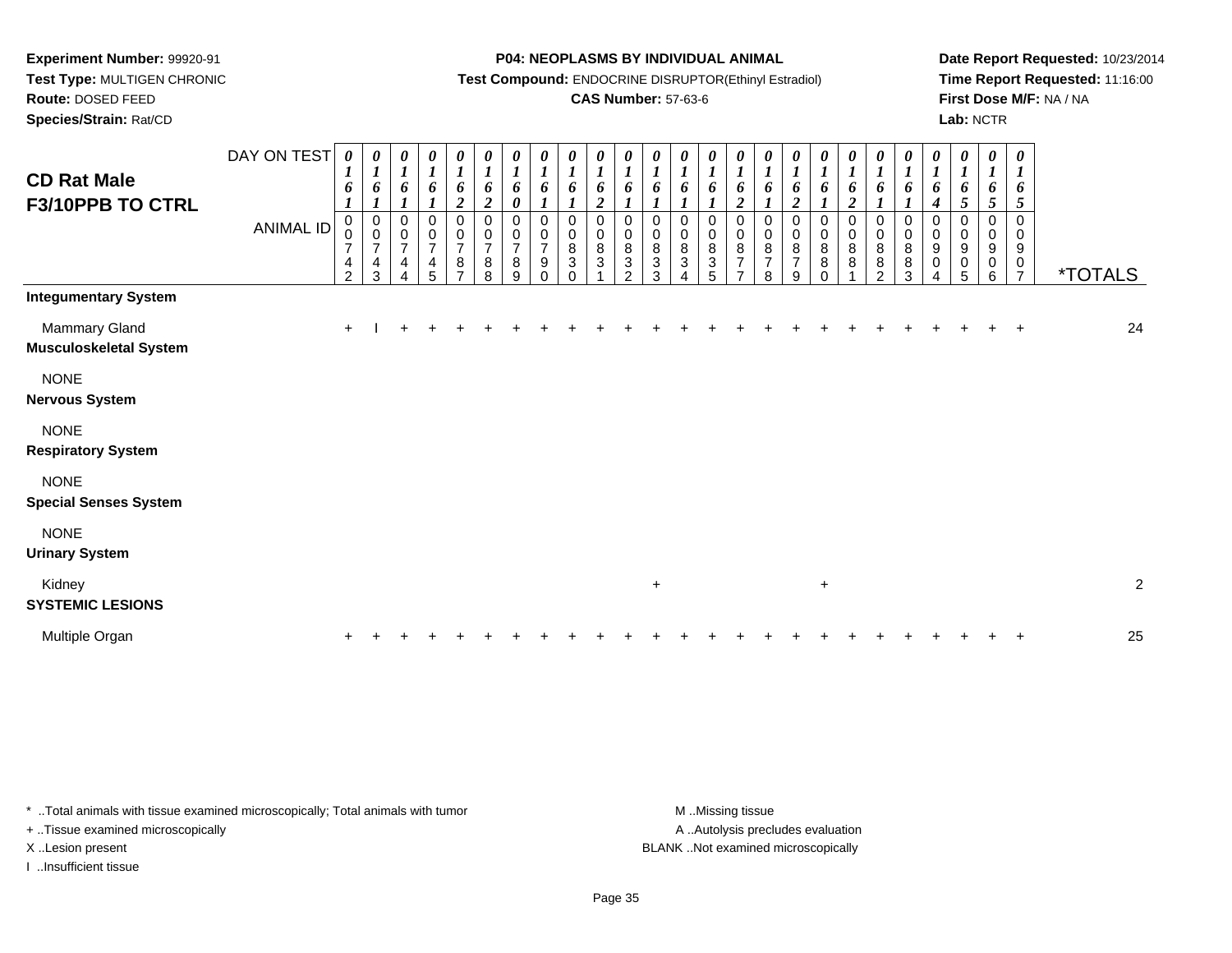**Experiment Number:** 99920-91
**Test Type:** MULTIGEN CHRONIC
**Route:** DOSED FEED
**Species/Strain:** Rat/CD

**P04: NEOPLASMS BY INDIVIDUAL ANIMAL**
**Test Compound:** ENDOCRINE DISRUPTOR(Ethinyl Estradiol)
**CAS Number:** 57-63-6

**Date Report Requested:** 10/23/2014
**Time Report Requested:** 11:16:00
**First Dose M/F:** NA / NA
**Lab:** NCTR

## CD Rat Male F3/10PPB TO CTRL

| DAY ON TEST | 0161 | 0161 | 0161 | 0161 | 0162 | 0162 | 0160 | 0161 | 0161 | 0162 | 0161 | 0161 | 0161 | 0161 | 0162 | 0161 | 0162 | 0161 | 0162 | 0161 | 0161 | 0164 | 0165 | 0165 | 0165 | |
|---|---|---|---|---|---|---|---|---|---|---|---|---|---|---|---|---|---|---|---|---|---|---|---|---|---|---|
| **ANIMAL ID** | 00742 | 00743 | 00744 | 00745 | 00787 | 00788 | 00789 | 00790 | 00830 | 00831 | 00832 | 00833 | 00834 | 00835 | 00877 | 00878 | 00879 | 00880 | 00881 | 00882 | 00883 | 00904 | 00905 | 00906 | 00907 | ***TOTALS** |
| **Integumentary System** | | | | | | | | | | | | | | | | | | | | | | | | | | |
| Mammary Gland | + | I | + | + | + | + | + | + | + | + | + | + | + | + | + | + | + | + | + | + | + | + | + | + | + | 24 |
| **Musculoskeletal System** | | | | | | | | | | | | | | | | | | | | | | | | | | |
| NONE | | | | | | | | | | | | | | | | | | | | | | | | | | |
| **Nervous System** | | | | | | | | | | | | | | | | | | | | | | | | | | |
| NONE | | | | | | | | | | | | | | | | | | | | | | | | | | |
| **Respiratory System** | | | | | | | | | | | | | | | | | | | | | | | | | | |
| NONE | | | | | | | | | | | | | | | | | | | | | | | | | | |
| **Special Senses System** | | | | | | | | | | | | | | | | | | | | | | | | | | |
| NONE | | | | | | | | | | | | | | | | | | | | | | | | | | |
| **Urinary System** | | | | | | | | | | | | | | | | | | | | | | | | | | |
| Kidney | | | | | | | | | | | | + | | | | | | + | | | | | | | | 2 |
| **SYSTEMIC LESIONS** | | | | | | | | | | | | | | | | | | | | | | | | | | |
| Multiple Organ | + | + | + | + | + | + | + | + | + | + | + | + | + | + | + | + | + | + | + | + | + | + | + | + | + | 25 |

\* ..Total animals with tissue examined microscopically; Total animals with tumor
+ ..Tissue examined microscopically
X ..Lesion present
I ..Insufficient tissue

M ..Missing tissue
A ..Autolysis precludes evaluation
BLANK ..Not examined microscopically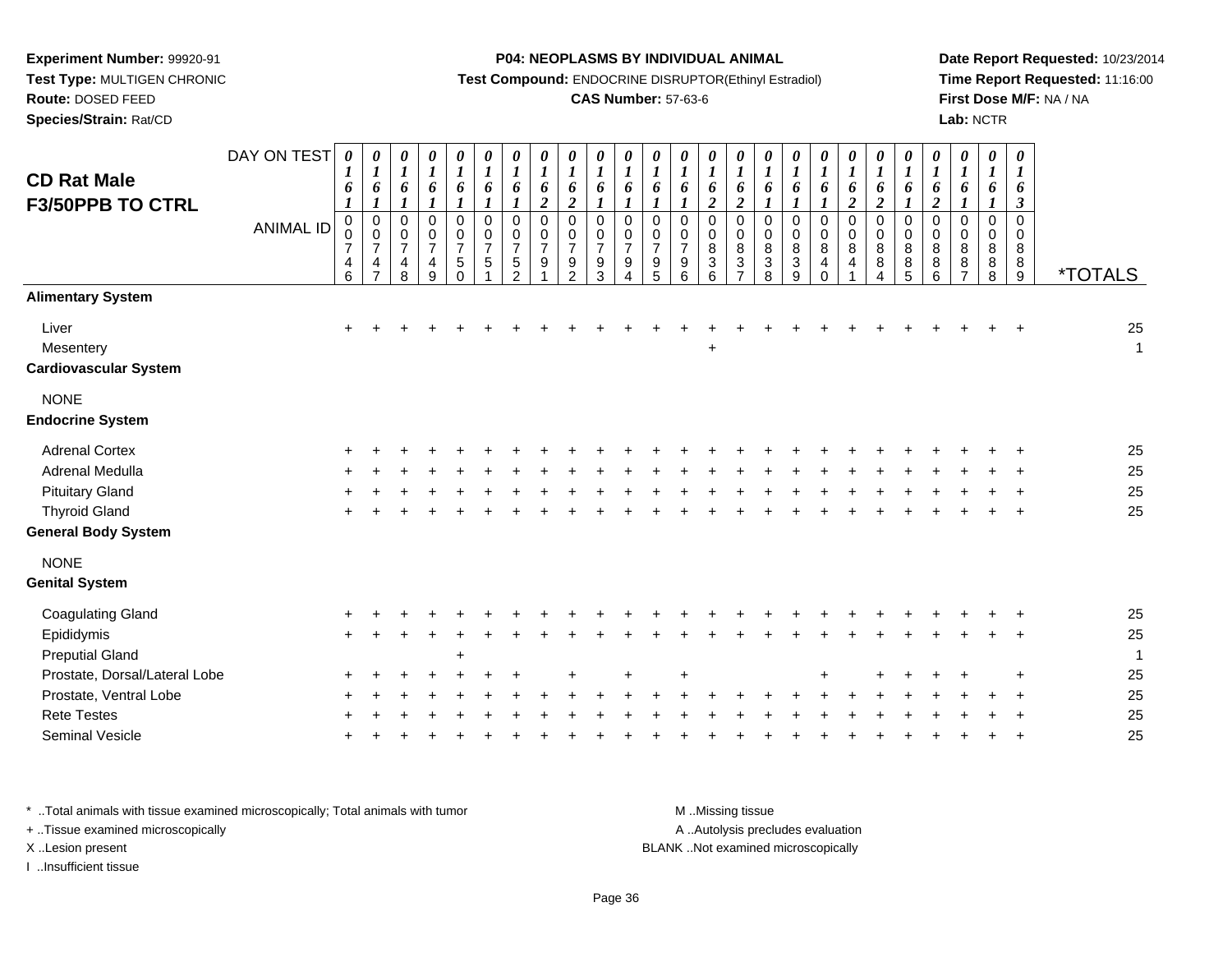**Experiment Number:** 99920-91
**Test Type:** MULTIGEN CHRONIC
**Route:** DOSED FEED
**Species/Strain:** Rat/CD

**P04: NEOPLASMS BY INDIVIDUAL ANIMAL**
**Test Compound:** ENDOCRINE DISRUPTOR(Ethinyl Estradiol)
**CAS Number:** 57-63-6

**Date Report Requested:** 10/23/2014
**Time Report Requested:** 11:16:00
**First Dose M/F:** NA / NA
**Lab:** NCTR

## CD Rat Male
## F3/50PPB TO CTRL

| DAY ON TEST | 0161 | 0161 | 0161 | 0161 | 0161 | 0161 | 0161 | 0162 | 0162 | 0161 | 0161 | 0161 | 0161 | 0162 | 0162 | 0161 | 0161 | 0161 | 0162 | 0162 | 0161 | 0162 | 0161 | 0161 | 0163 | |
|---|---|---|---|---|---|---|---|---|---|---|---|---|---|---|---|---|---|---|---|---|---|---|---|---|---|---|
| **ANIMAL ID** | 00746 | 00747 | 00748 | 00749 | 00750 | 00751 | 00752 | 00791 | 00792 | 00793 | 00794 | 00795 | 00796 | 00836 | 00837 | 00838 | 00839 | 00840 | 00841 | 00884 | 00885 | 00886 | 00887 | 00888 | 00889 | ***TOTALS** |
| **Alimentary System** | | | | | | | | | | | | | | | | | | | | | | | | | | |
| Liver | + | + | + | + | + | + | + | + | + | + | + | + | + | + | + | + | + | + | + | + | + | + | + | + | + | 25 |
| Mesentery | | | | | | | | | | | | | | + | | | | | | | | | | | | 1 |
| **Cardiovascular System** | | | | | | | | | | | | | | | | | | | | | | | | | | |
| NONE | | | | | | | | | | | | | | | | | | | | | | | | | | |
| **Endocrine System** | | | | | | | | | | | | | | | | | | | | | | | | | | |
| Adrenal Cortex | + | + | + | + | + | + | + | + | + | + | + | + | + | + | + | + | + | + | + | + | + | + | + | + | + | 25 |
| Adrenal Medulla | + | + | + | + | + | + | + | + | + | + | + | + | + | + | + | + | + | + | + | + | + | + | + | + | + | 25 |
| Pituitary Gland | + | + | + | + | + | + | + | + | + | + | + | + | + | + | + | + | + | + | + | + | + | + | + | + | + | 25 |
| Thyroid Gland | + | + | + | + | + | + | + | + | + | + | + | + | + | + | + | + | + | + | + | + | + | + | + | + | + | 25 |
| **General Body System** | | | | | | | | | | | | | | | | | | | | | | | | | | |
| NONE | | | | | | | | | | | | | | | | | | | | | | | | | | |
| **Genital System** | | | | | | | | | | | | | | | | | | | | | | | | | | |
| Coagulating Gland | + | + | + | + | + | + | + | + | + | + | + | + | + | + | + | + | + | + | + | + | + | + | + | + | + | 25 |
| Epididymis | + | + | + | + | + | + | + | + | + | + | + | + | + | + | + | + | + | + | + | + | + | + | + | + | + | 25 |
| Preputial Gland | | | | | + | | | | | | | | | | | | | | | | | | | | | 1 |
| Prostate, Dorsal/Lateral Lobe | + | + | + | + | + | + | + | | + | | + | | + | | | | | + | | + | + | + | + | | + | 25 |
| Prostate, Ventral Lobe | + | + | + | + | + | + | + | + | + | + | + | + | + | + | + | + | + | + | + | + | + | + | + | + | + | 25 |
| Rete Testes | + | + | + | + | + | + | + | + | + | + | + | + | + | + | + | + | + | + | + | + | + | + | + | + | + | 25 |
| Seminal Vesicle | + | + | + | + | + | + | + | + | + | + | + | + | + | + | + | + | + | + | + | + | + | + | + | + | + | 25 |

* ..Total animals with tissue examined microscopically; Total animals with tumor
+ ..Tissue examined microscopically
X ..Lesion present
I ..Insufficient tissue

M ..Missing tissue
A ..Autolysis precludes evaluation
BLANK ..Not examined microscopically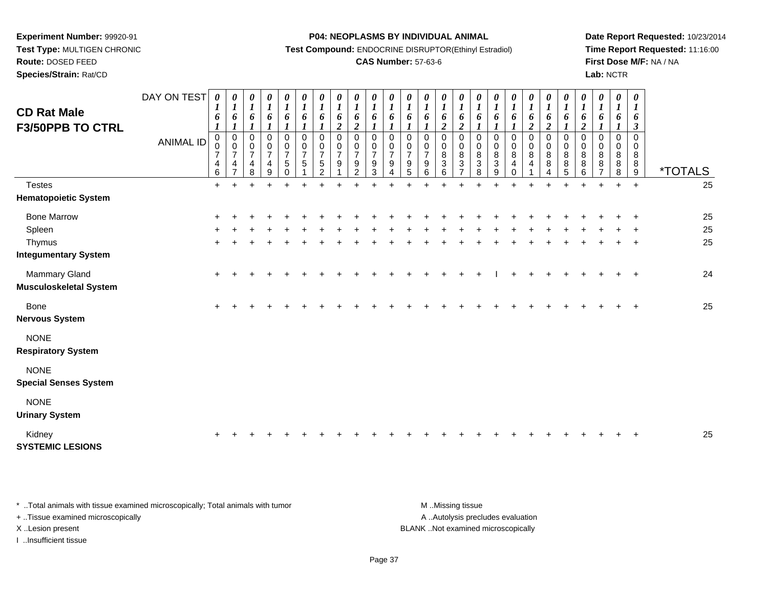**Experiment Number:** 99920-91
**Test Type:** MULTIGEN CHRONIC
**Route:** DOSED FEED
**Species/Strain:** Rat/CD

**P04: NEOPLASMS BY INDIVIDUAL ANIMAL**
**Test Compound:** ENDOCRINE DISRUPTOR(Ethinyl Estradiol)
**CAS Number:** 57-63-6

**Date Report Requested:** 10/23/2014
**Time Report Requested:** 11:16:00
**First Dose M/F:** NA / NA
**Lab:** NCTR

## CD Rat Male F3/50PPB TO CTRL

| DAY ON TEST | 0161 | 0161 | 0161 | 0161 | 0161 | 0161 | 0161 | 0162 | 0162 | 0161 | 0161 | 0161 | 0161 | 0162 | 0162 | 0161 | 0161 | 0161 | 0162 | 0162 | 0161 | 0162 | 0161 | 0161 | 0163 | |
|---|---|---|---|---|---|---|---|---|---|---|---|---|---|---|---|---|---|---|---|---|---|---|---|---|---|---|
| **ANIMAL ID** | 00746 | 00747 | 00748 | 00749 | 00750 | 00751 | 00752 | 00791 | 00792 | 00793 | 00794 | 00795 | 00796 | 00836 | 00837 | 00838 | 00839 | 00840 | 00841 | 00884 | 00885 | 00886 | 00887 | 00888 | 00889 | ***TOTALS** |
| Testes | + | + | + | + | + | + | + | + | + | + | + | + | + | + | + | + | + | + | + | + | + | + | + | + | + | 25 |
| **Hematopoietic System** | | | | | | | | | | | | | | | | | | | | | | | | | | |
| Bone Marrow | + | + | + | + | + | + | + | + | + | + | + | + | + | + | + | + | + | + | + | + | + | + | + | + | + | 25 |
| Spleen | + | + | + | + | + | + | + | + | + | + | + | + | + | + | + | + | + | + | + | + | + | + | + | + | + | 25 |
| Thymus | + | + | + | + | + | + | + | + | + | + | + | + | + | + | + | + | + | + | + | + | + | + | + | + | + | 25 |
| **Integumentary System** | | | | | | | | | | | | | | | | | | | | | | | | | | |
| Mammary Gland | + | + | + | + | + | + | + | + | + | + | + | + | + | + | + | + | I | + | + | + | + | + | + | + | + | 24 |
| **Musculoskeletal System** | | | | | | | | | | | | | | | | | | | | | | | | | | |
| Bone | + | + | + | + | + | + | + | + | + | + | + | + | + | + | + | + | + | + | + | + | + | + | + | + | + | 25 |
| **Nervous System** | | | | | | | | | | | | | | | | | | | | | | | | | | |
| NONE | | | | | | | | | | | | | | | | | | | | | | | | | | |
| **Respiratory System** | | | | | | | | | | | | | | | | | | | | | | | | | | |
| NONE | | | | | | | | | | | | | | | | | | | | | | | | | | |
| **Special Senses System** | | | | | | | | | | | | | | | | | | | | | | | | | | |
| NONE | | | | | | | | | | | | | | | | | | | | | | | | | | |
| **Urinary System** | | | | | | | | | | | | | | | | | | | | | | | | | | |
| Kidney | + | + | + | + | + | + | + | + | + | + | + | + | + | + | + | + | + | + | + | + | + | + | + | + | + | 25 |
| **SYSTEMIC LESIONS** | | | | | | | | | | | | | | | | | | | | | | | | | | |

* ..Total animals with tissue examined microscopically; Total animals with tumor
+ ..Tissue examined microscopically
X ..Lesion present
I ..Insufficient tissue

M ..Missing tissue
A ..Autolysis precludes evaluation
BLANK ..Not examined microscopically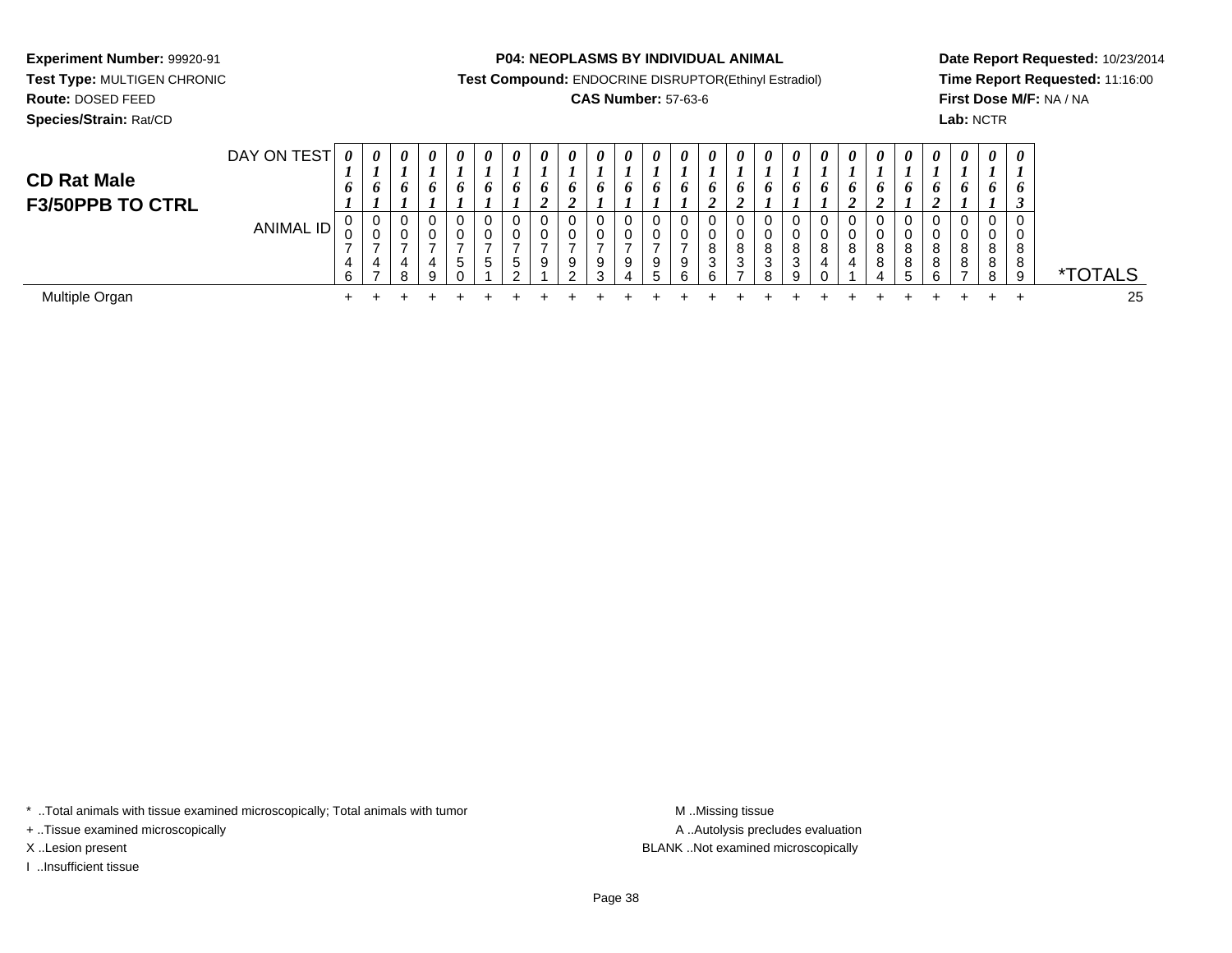**Experiment Number:** 99920-91
**Test Type:** MULTIGEN CHRONIC
**Route:** DOSED FEED
**Species/Strain:** Rat/CD

**P04: NEOPLASMS BY INDIVIDUAL ANIMAL**
**Test Compound:** ENDOCRINE DISRUPTOR(Ethinyl Estradiol)
**CAS Number:** 57-63-6

**Date Report Requested:** 10/23/2014
**Time Report Requested:** 11:16:00
**First Dose M/F:** NA / NA
**Lab:** NCTR

## CD Rat Male F3/50PPB TO CTRL

| DAY ON TEST | 0161 | 0161 | 0161 | 0161 | 0161 | 0161 | 0161 | 0162 | 0162 | 0161 | 0161 | 0161 | 0161 | 0162 | 0162 | 0161 | 0161 | 0161 | 0162 | 0162 | 0161 | 0162 | 0161 | 0161 | 0163 | |
|---|---|---|---|---|---|---|---|---|---|---|---|---|---|---|---|---|---|---|---|---|---|---|---|---|---|---|
| ANIMAL ID | 00746 | 00747 | 00748 | 00749 | 00750 | 00751 | 00752 | 00791 | 00792 | 00793 | 00794 | 00795 | 00796 | 00836 | 00837 | 00838 | 00839 | 00840 | 00841 | 00884 | 00885 | 00886 | 00887 | 00888 | 00889 | *TOTALS |
| Multiple Organ | + | + | + | + | + | + | + | + | + | + | + | + | + | + | + | + | + | + | + | + | + | + | + | + | + | 25 |

* ..Total animals with tissue examined microscopically; Total animals with tumor
+ ..Tissue examined microscopically
X ..Lesion present
I ..Insufficient tissue

M ..Missing tissue
A ..Autolysis precludes evaluation
BLANK ..Not examined microscopically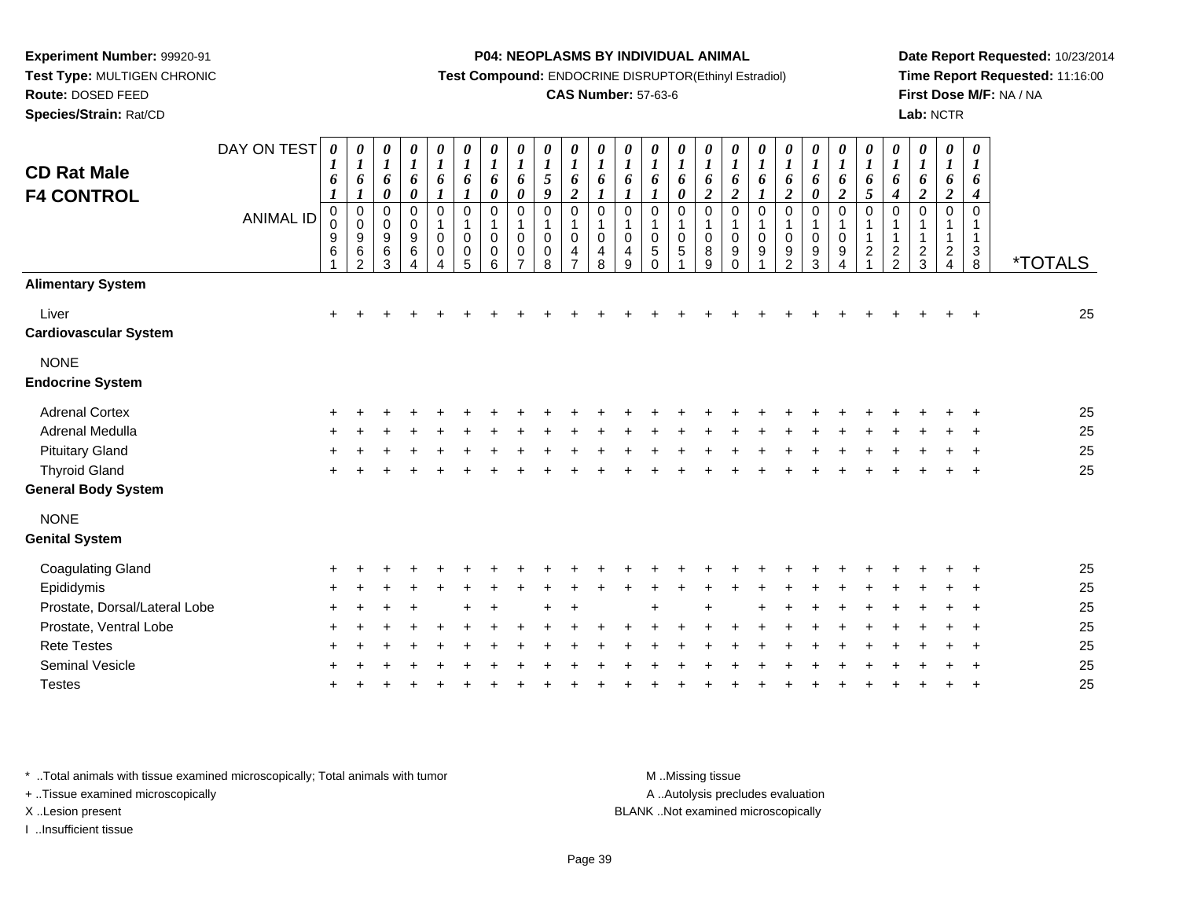**Experiment Number:** 99920-91
**Test Type:** MULTIGEN CHRONIC
**Route:** DOSED FEED
**Species/Strain:** Rat/CD

**P04: NEOPLASMS BY INDIVIDUAL ANIMAL**
**Test Compound:** ENDOCRINE DISRUPTOR(Ethinyl Estradiol)
**CAS Number:** 57-63-6

**Date Report Requested:** 10/23/2014
**Time Report Requested:** 11:16:00
**First Dose M/F:** NA / NA
**Lab:** NCTR

## CD Rat Male
## F4 CONTROL

| DAY ON TEST | 0161 | 0161 | 0160 | 0160 | 0161 | 0161 | 0160 | 0160 | 0159 | 0162 | 0161 | 0161 | 0161 | 0160 | 0162 | 0162 | 0161 | 0162 | 0160 | 0162 | 0165 | 0164 | 0162 | 0162 | 0164 | |
|---|---|---|---|---|---|---|---|---|---|---|---|---|---|---|---|---|---|---|---|---|---|---|---|---|---|---|
| **ANIMAL ID** | 00961 | 00962 | 00963 | 00964 | 01004 | 01005 | 01006 | 01007 | 01008 | 01047 | 01048 | 01049 | 01050 | 01051 | 01089 | 01090 | 01091 | 01092 | 01093 | 01094 | 01121 | 01122 | 01123 | 01124 | 01138 | ***TOTALS** |
| **Alimentary System** | | | | | | | | | | | | | | | | | | | | | | | | | | |
| Liver | + | + | + | + | + | + | + | + | + | + | + | + | + | + | + | + | + | + | + | + | + | + | + | + | + | 25 |
| **Cardiovascular System** | | | | | | | | | | | | | | | | | | | | | | | | | | |
| NONE | | | | | | | | | | | | | | | | | | | | | | | | | | |
| **Endocrine System** | | | | | | | | | | | | | | | | | | | | | | | | | | |
| Adrenal Cortex | + | + | + | + | + | + | + | + | + | + | + | + | + | + | + | + | + | + | + | + | + | + | + | + | + | 25 |
| Adrenal Medulla | + | + | + | + | + | + | + | + | + | + | + | + | + | + | + | + | + | + | + | + | + | + | + | + | + | 25 |
| Pituitary Gland | + | + | + | + | + | + | + | + | + | + | + | + | + | + | + | + | + | + | + | + | + | + | + | + | + | 25 |
| Thyroid Gland | + | + | + | + | + | + | + | + | + | + | + | + | + | + | + | + | + | + | + | + | + | + | + | + | + | 25 |
| **General Body System** | | | | | | | | | | | | | | | | | | | | | | | | | | |
| NONE | | | | | | | | | | | | | | | | | | | | | | | | | | |
| **Genital System** | | | | | | | | | | | | | | | | | | | | | | | | | | |
| Coagulating Gland | + | + | + | + | + | + | + | + | + | + | + | + | + | + | + | + | + | + | + | + | + | + | + | + | + | 25 |
| Epididymis | + | + | + | + | + | + | + | + | + | + | + | + | + | + | + | + | + | + | + | + | + | + | + | + | + | 25 |
| Prostate, Dorsal/Lateral Lobe | + | + | + | + | | + | + | | + | + | | | + | | + | | + | + | + | + | + | + | + | + | + | 25 |
| Prostate, Ventral Lobe | + | + | + | + | + | + | + | + | + | + | + | + | + | + | + | + | + | + | + | + | + | + | + | + | + | 25 |
| Rete Testes | + | + | + | + | + | + | + | + | + | + | + | + | + | + | + | + | + | + | + | + | + | + | + | + | + | 25 |
| Seminal Vesicle | + | + | + | + | + | + | + | + | + | + | + | + | + | + | + | + | + | + | + | + | + | + | + | + | + | 25 |
| Testes | + | + | + | + | + | + | + | + | + | + | + | + | + | + | + | + | + | + | + | + | + | + | + | + | + | 25 |

* ..Total animals with tissue examined microscopically; Total animals with tumor
+ ..Tissue examined microscopically
X ..Lesion present
I ..Insufficient tissue

M ..Missing tissue
A ..Autolysis precludes evaluation
BLANK ..Not examined microscopically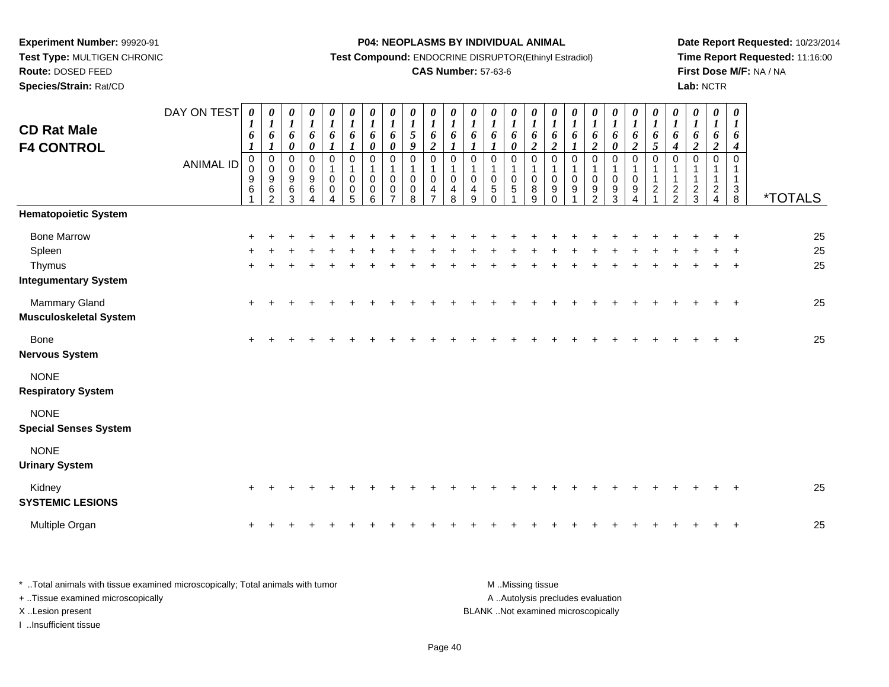**Experiment Number:** 99920-91
**Test Type:** MULTIGEN CHRONIC
**Route:** DOSED FEED
**Species/Strain:** Rat/CD

**P04: NEOPLASMS BY INDIVIDUAL ANIMAL**
**Test Compound:** ENDOCRINE DISRUPTOR(Ethinyl Estradiol)
**CAS Number:** 57-63-6

**Date Report Requested:** 10/23/2014
**Time Report Requested:** 11:16:00
**First Dose M/F:** NA / NA
**Lab:** NCTR

# CD Rat Male
# F4 CONTROL

| DAY ON TEST | 0161 | 0161 | 0160 | 0160 | 0161 | 0161 | 0160 | 0160 | 0159 | 0162 | 0161 | 0161 | 0161 | 0160 | 0162 | 0162 | 0161 | 0162 | 0160 | 0162 | 0165 | 0164 | 0162 | 0162 | 0164 | |
|---|---|---|---|---|---|---|---|---|---|---|---|---|---|---|---|---|---|---|---|---|---|---|---|---|---|---|
| **ANIMAL ID** | 00961 | 00962 | 00963 | 00964 | 01004 | 01005 | 01006 | 01007 | 01008 | 01047 | 01048 | 01049 | 01050 | 01051 | 01089 | 01090 | 01091 | 01092 | 01093 | 01094 | 01121 | 01122 | 01123 | 01124 | 01138 | ***TOTALS** |
| **Hematopoietic System** | | | | | | | | | | | | | | | | | | | | | | | | | | |
| Bone Marrow | + | + | + | + | + | + | + | + | + | + | + | + | + | + | + | + | + | + | + | + | + | + | + | + | + | 25 |
| Spleen | + | + | + | + | + | + | + | + | + | + | + | + | + | + | + | + | + | + | + | + | + | + | + | + | + | 25 |
| Thymus | + | + | + | + | + | + | + | + | + | + | + | + | + | + | + | + | + | + | + | + | + | + | + | + | + | 25 |
| **Integumentary System** | | | | | | | | | | | | | | | | | | | | | | | | | | |
| Mammary Gland | + | + | + | + | + | + | + | + | + | + | + | + | + | + | + | + | + | + | + | + | + | + | + | + | + | 25 |
| **Musculoskeletal System** | | | | | | | | | | | | | | | | | | | | | | | | | | |
| Bone | + | + | + | + | + | + | + | + | + | + | + | + | + | + | + | + | + | + | + | + | + | + | + | + | + | 25 |
| **Nervous System** | | | | | | | | | | | | | | | | | | | | | | | | | | |
| NONE | | | | | | | | | | | | | | | | | | | | | | | | | | |
| **Respiratory System** | | | | | | | | | | | | | | | | | | | | | | | | | | |
| NONE | | | | | | | | | | | | | | | | | | | | | | | | | | |
| **Special Senses System** | | | | | | | | | | | | | | | | | | | | | | | | | | |
| NONE | | | | | | | | | | | | | | | | | | | | | | | | | | |
| **Urinary System** | | | | | | | | | | | | | | | | | | | | | | | | | | |
| Kidney | + | + | + | + | + | + | + | + | + | + | + | + | + | + | + | + | + | + | + | + | + | + | + | + | + | 25 |
| **SYSTEMIC LESIONS** | | | | | | | | | | | | | | | | | | | | | | | | | | |
| Multiple Organ | + | + | + | + | + | + | + | + | + | + | + | + | + | + | + | + | + | + | + | + | + | + | + | + | + | 25 |

* ..Total animals with tissue examined microscopically; Total animals with tumor
+ ..Tissue examined microscopically
X ..Lesion present
I ..Insufficient tissue

M ..Missing tissue
A ..Autolysis precludes evaluation
BLANK ..Not examined microscopically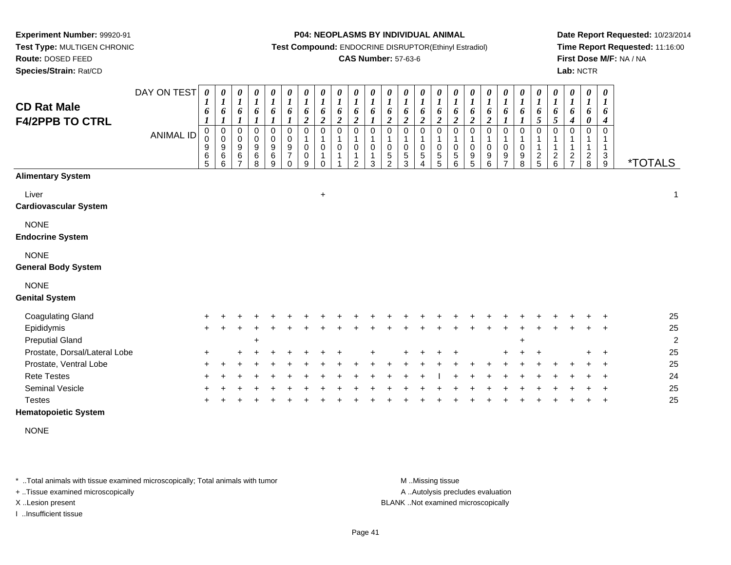**Experiment Number:** 99920-91
**Test Type:** MULTIGEN CHRONIC
**Route:** DOSED FEED
**Species/Strain:** Rat/CD

**P04: NEOPLASMS BY INDIVIDUAL ANIMAL**
**Test Compound:** ENDOCRINE DISRUPTOR(Ethinyl Estradiol)
**CAS Number:** 57-63-6

**Date Report Requested:** 10/23/2014
**Time Report Requested:** 11:16:00
**First Dose M/F:** NA / NA
**Lab:** NCTR

## CD Rat Male F4/2PPB TO CTRL

| DAY ON TEST | 0161 | 0161 | 0161 | 0161 | 0161 | 0161 | 0162 | 0162 | 0162 | 0162 | 0161 | 0162 | 0162 | 0162 | 0162 | 0162 | 0162 | 0162 | 0161 | 0161 | 0165 | 0165 | 0164 | 0160 | 0164 | |
|---|---|---|---|---|---|---|---|---|---|---|---|---|---|---|---|---|---|---|---|---|---|---|---|---|---|---|
| **ANIMAL ID** | 00965 | 00966 | 00967 | 00968 | 00969 | 00970 | 01009 | 01010 | 01011 | 01012 | 01013 | 01052 | 01053 | 01054 | 01055 | 01056 | 01095 | 01096 | 01097 | 01098 | 01125 | 01126 | 01127 | 01128 | 01139 | ***TOTALS** |
| **Alimentary System** | | | | | | | | | | | | | | | | | | | | | | | | | | |
| Liver | | | | | | | | + | | | | | | | | | | | | | | | | | | 1 |
| **Cardiovascular System** | | | | | | | | | | | | | | | | | | | | | | | | | | |
| NONE | | | | | | | | | | | | | | | | | | | | | | | | | | |
| **Endocrine System** | | | | | | | | | | | | | | | | | | | | | | | | | | |
| NONE | | | | | | | | | | | | | | | | | | | | | | | | | | |
| **General Body System** | | | | | | | | | | | | | | | | | | | | | | | | | | |
| NONE | | | | | | | | | | | | | | | | | | | | | | | | | | |
| **Genital System** | | | | | | | | | | | | | | | | | | | | | | | | | | |
| Coagulating Gland | + | + | + | + | + | + | + | + | + | + | + | + | + | + | + | + | + | + | + | + | + | + | + | + | + | 25 |
| Epididymis | + | + | + | + | + | + | + | + | + | + | + | + | + | + | + | + | + | + | + | + | + | + | + | + | + | 25 |
| Preputial Gland | | | | + | | | | | | | | | | | | | | | | + | | | | | | 2 |
| Prostate, Dorsal/Lateral Lobe | + | | + | + | + | + | + | + | + | | + | | + | + | + | + | | | + | + | + | | | + | + | 25 |
| Prostate, Ventral Lobe | + | + | + | + | + | + | + | + | + | + | + | + | + | + | + | + | + | + | + | + | + | + | + | + | + | 25 |
| Rete Testes | + | + | + | + | + | + | + | + | + | + | + | + | + | + | I | + | + | + | + | + | + | + | + | + | + | 24 |
| Seminal Vesicle | + | + | + | + | + | + | + | + | + | + | + | + | + | + | + | + | + | + | + | + | + | + | + | + | + | 25 |
| Testes | + | + | + | + | + | + | + | + | + | + | + | + | + | + | + | + | + | + | + | + | + | + | + | + | + | 25 |
| **Hematopoietic System** | | | | | | | | | | | | | | | | | | | | | | | | | | |
| NONE | | | | | | | | | | | | | | | | | | | | | | | | | | |

* ..Total animals with tissue examined microscopically; Total animals with tumor
+ ..Tissue examined microscopically
X ..Lesion present
I ..Insufficient tissue

M ..Missing tissue
A ..Autolysis precludes evaluation
BLANK ..Not examined microscopically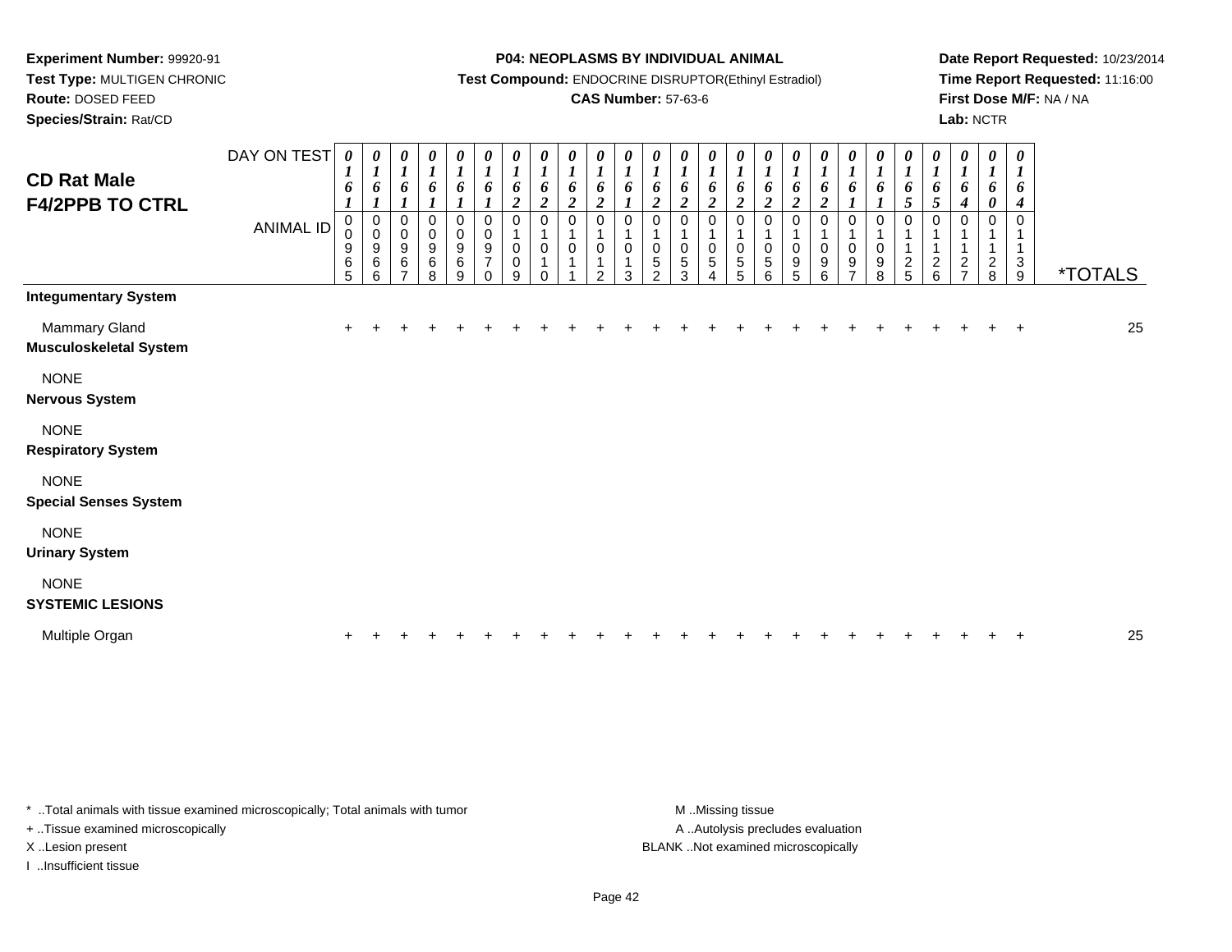**Experiment Number:** 99920-91
**Test Type:** MULTIGEN CHRONIC
**Route:** DOSED FEED
**Species/Strain:** Rat/CD

**P04: NEOPLASMS BY INDIVIDUAL ANIMAL**
**Test Compound:** ENDOCRINE DISRUPTOR(Ethinyl Estradiol)
**CAS Number:** 57-63-6

**Date Report Requested:** 10/23/2014
**Time Report Requested:** 11:16:00
**First Dose M/F:** NA / NA
**Lab:** NCTR

## CD Rat Male F4/2PPB TO CTRL

| DAY ON TEST | 0161 | 0161 | 0161 | 0161 | 0161 | 0161 | 0162 | 0162 | 0162 | 0162 | 0161 | 0162 | 0162 | 0162 | 0162 | 0162 | 0162 | 0162 | 0161 | 0161 | 0165 | 0165 | 0164 | 0160 | 0164 | |
|---|---|---|---|---|---|---|---|---|---|---|---|---|---|---|---|---|---|---|---|---|---|---|---|---|---|---|
| **ANIMAL ID** | 00965 | 00966 | 00967 | 00968 | 00969 | 00970 | 01009 | 01010 | 01011 | 01012 | 01013 | 01052 | 01053 | 01054 | 01055 | 01056 | 01095 | 01096 | 01097 | 01098 | 01125 | 01126 | 01127 | 01128 | 01139 | ***TOTALS** |
| **Integumentary System** | | | | | | | | | | | | | | | | | | | | | | | | | | |
| Mammary Gland | + | + | + | + | + | + | + | + | + | + | + | + | + | + | + | + | + | + | + | + | + | + | + | + | + | 25 |
| **Musculoskeletal System** | | | | | | | | | | | | | | | | | | | | | | | | | | |
| NONE | | | | | | | | | | | | | | | | | | | | | | | | | | |
| **Nervous System** | | | | | | | | | | | | | | | | | | | | | | | | | | |
| NONE | | | | | | | | | | | | | | | | | | | | | | | | | | |
| **Respiratory System** | | | | | | | | | | | | | | | | | | | | | | | | | | |
| NONE | | | | | | | | | | | | | | | | | | | | | | | | | | |
| **Special Senses System** | | | | | | | | | | | | | | | | | | | | | | | | | | |
| NONE | | | | | | | | | | | | | | | | | | | | | | | | | | |
| **Urinary System** | | | | | | | | | | | | | | | | | | | | | | | | | | |
| NONE | | | | | | | | | | | | | | | | | | | | | | | | | | |
| **SYSTEMIC LESIONS** | | | | | | | | | | | | | | | | | | | | | | | | | | |
| Multiple Organ | + | + | + | + | + | + | + | + | + | + | + | + | + | + | + | + | + | + | + | + | + | + | + | + | + | 25 |

* ..Total animals with tissue examined microscopically; Total animals with tumor
+ ..Tissue examined microscopically
X ..Lesion present
I ..Insufficient tissue

M ..Missing tissue
A ..Autolysis precludes evaluation
BLANK ..Not examined microscopically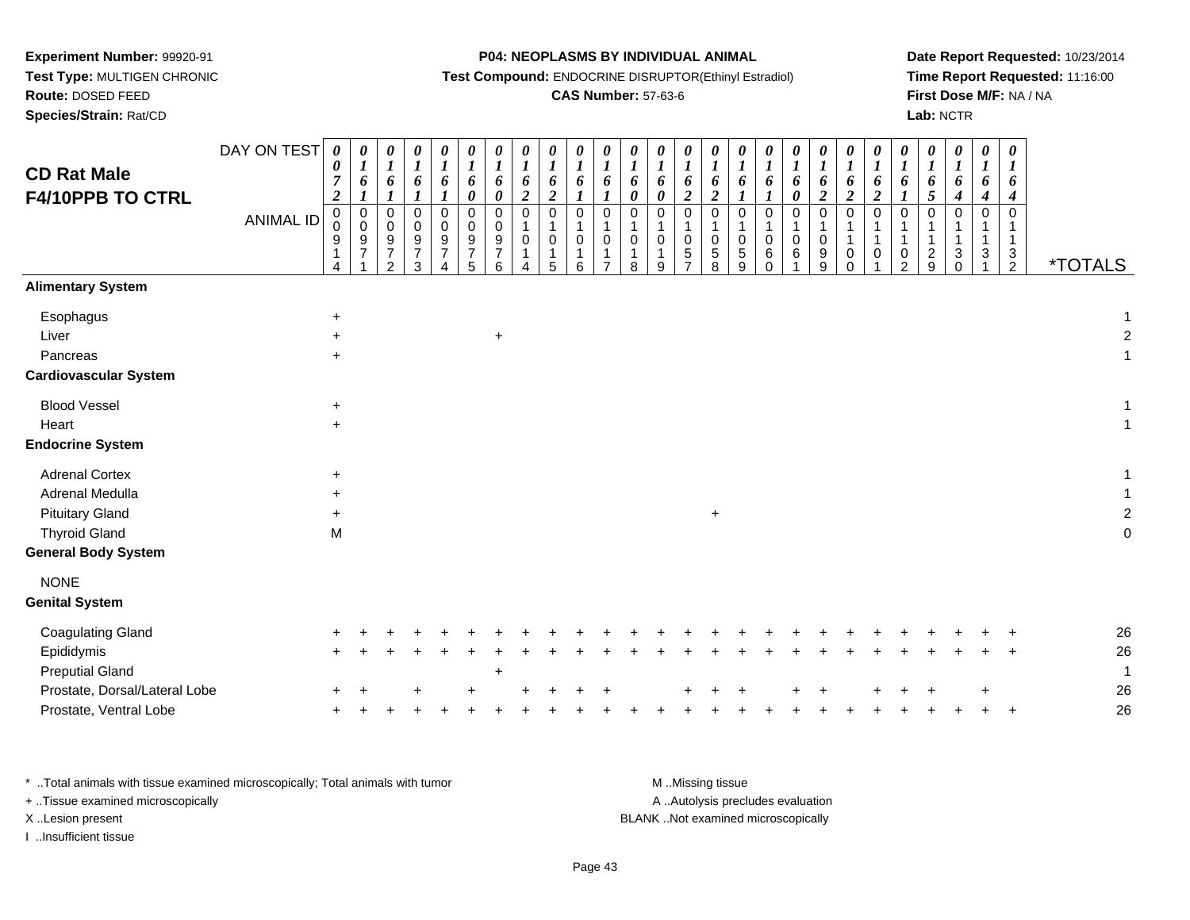**Experiment Number:** 99920-91
**Test Type:** MULTIGEN CHRONIC
**Route:** DOSED FEED
**Species/Strain:** Rat/CD

**P04: NEOPLASMS BY INDIVIDUAL ANIMAL**
**Test Compound:** ENDOCRINE DISRUPTOR(Ethinyl Estradiol)
**CAS Number:** 57-63-6

**Date Report Requested:** 10/23/2014
**Time Report Requested:** 11:16:00
**First Dose M/F:** NA / NA
**Lab:** NCTR

## CD Rat Male F4/10PPB TO CTRL

| DAY ON TEST | 0072 | 0161 | 0161 | 0161 | 0161 | 0160 | 0160 | 0162 | 0162 | 0161 | 0161 | 0160 | 0160 | 0162 | 0162 | 0161 | 0161 | 0160 | 0162 | 0162 | 0162 | 0161 | 0165 | 0164 | 0164 | 0164 | |
|---|---|---|---|---|---|---|---|---|---|---|---|---|---|---|---|---|---|---|---|---|---|---|---|---|---|---|---|
| **ANIMAL ID** | 00914 | 00971 | 00972 | 00973 | 00974 | 00975 | 00976 | 01014 | 01015 | 01016 | 01017 | 01018 | 01019 | 01057 | 01058 | 01059 | 01060 | 01061 | 01099 | 01100 | 01101 | 01102 | 01129 | 01130 | 01131 | 01132 | ***TOTALS** |
| **Alimentary System** | | | | | | | | | | | | | | | | | | | | | | | | | | | |
| Esophagus | + | | | | | | | | | | | | | | | | | | | | | | | | | | 1 |
| Liver | + | | | | | | + | | | | | | | | | | | | | | | | | | | | 2 |
| Pancreas | + | | | | | | | | | | | | | | | | | | | | | | | | | | 1 |
| **Cardiovascular System** | | | | | | | | | | | | | | | | | | | | | | | | | | | |
| Blood Vessel | + | | | | | | | | | | | | | | | | | | | | | | | | | | 1 |
| Heart | + | | | | | | | | | | | | | | | | | | | | | | | | | | 1 |
| **Endocrine System** | | | | | | | | | | | | | | | | | | | | | | | | | | | |
| Adrenal Cortex | + | | | | | | | | | | | | | | | | | | | | | | | | | | 1 |
| Adrenal Medulla | + | | | | | | | | | | | | | | | | | | | | | | | | | | 1 |
| Pituitary Gland | + | | | | | | | | | | | | | | + | | | | | | | | | | | | 2 |
| Thyroid Gland | M | | | | | | | | | | | | | | | | | | | | | | | | | | 0 |
| **General Body System** | | | | | | | | | | | | | | | | | | | | | | | | | | | |
| NONE | | | | | | | | | | | | | | | | | | | | | | | | | | | |
| **Genital System** | | | | | | | | | | | | | | | | | | | | | | | | | | | |
| Coagulating Gland | + | + | + | + | + | + | + | + | + | + | + | + | + | + | + | + | + | + | + | + | + | + | + | + | + | + | 26 |
| Epididymis | + | + | + | + | + | + | + | + | + | + | + | + | + | + | + | + | + | + | + | + | + | + | + | + | + | + | 26 |
| Preputial Gland | | | | | | | + | | | | | | | | | | | | | | | | | | | | 1 |
| Prostate, Dorsal/Lateral Lobe | + | + | | + | | + | | + | + | + | + | | | + | + | + | | + | + | | + | + | + | | + | | 26 |
| Prostate, Ventral Lobe | + | + | + | + | + | + | + | + | + | + | + | + | + | + | + | + | + | + | + | + | + | + | + | + | + | + | 26 |

\* ..Total animals with tissue examined microscopically; Total animals with tumor
\+ ..Tissue examined microscopically
X ..Lesion present
I ..Insufficient tissue

M ..Missing tissue
A ..Autolysis precludes evaluation
BLANK ..Not examined microscopically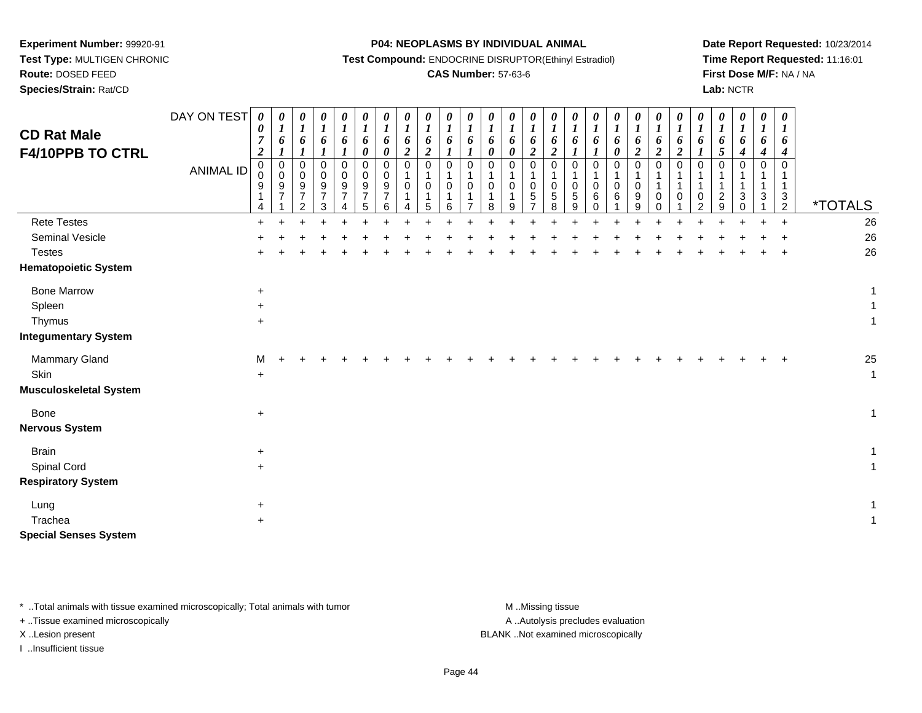**Experiment Number:** 99920-91
**Test Type:** MULTIGEN CHRONIC
**Route:** DOSED FEED
**Species/Strain:** Rat/CD

**P04: NEOPLASMS BY INDIVIDUAL ANIMAL**
**Test Compound:** ENDOCRINE DISRUPTOR(Ethinyl Estradiol)
**CAS Number:** 57-63-6

**Date Report Requested:** 10/23/2014
**Time Report Requested:** 11:16:01
**First Dose M/F:** NA / NA
**Lab:** NCTR

# CD Rat Male F4/10PPB TO CTRL

| DAY ON TEST | 0072 | 0161 | 0161 | 0161 | 0161 | 0160 | 0160 | 0162 | 0162 | 0161 | 0161 | 0160 | 0160 | 0162 | 0162 | 0161 | 0161 | 0160 | 0162 | 0162 | 0162 | 0161 | 0165 | 0164 | 0164 | 0164 | |
|---|---|---|---|---|---|---|---|---|---|---|---|---|---|---|---|---|---|---|---|---|---|---|---|---|---|---|---|
| **ANIMAL ID** | 00914 | 00971 | 00972 | 00973 | 00974 | 00975 | 00976 | 01014 | 01015 | 01016 | 01017 | 01018 | 01019 | 01057 | 01058 | 01059 | 01060 | 01061 | 01099 | 01100 | 01101 | 01102 | 01129 | 01130 | 01131 | 01132 | ***TOTALS** |
| Rete Testes | + | + | + | + | + | + | + | + | + | + | + | + | + | + | + | + | + | + | + | + | + | + | + | + | + | + | 26 |
| Seminal Vesicle | + | + | + | + | + | + | + | + | + | + | + | + | + | + | + | + | + | + | + | + | + | + | + | + | + | + | 26 |
| Testes | + | + | + | + | + | + | + | + | + | + | + | + | + | + | + | + | + | + | + | + | + | + | + | + | + | + | 26 |
| **Hematopoietic System** | | | | | | | | | | | | | | | | | | | | | | | | | | | |
| Bone Marrow | + | | | | | | | | | | | | | | | | | | | | | | | | | | 1 |
| Spleen | + | | | | | | | | | | | | | | | | | | | | | | | | | | 1 |
| Thymus | + | | | | | | | | | | | | | | | | | | | | | | | | | | 1 |
| **Integumentary System** | | | | | | | | | | | | | | | | | | | | | | | | | | | |
| Mammary Gland | M | + | + | + | + | + | + | + | + | + | + | + | + | + | + | + | + | + | + | + | + | + | + | + | + | + | 25 |
| Skin | + | | | | | | | | | | | | | | | | | | | | | | | | | | 1 |
| **Musculoskeletal System** | | | | | | | | | | | | | | | | | | | | | | | | | | | |
| Bone | + | | | | | | | | | | | | | | | | | | | | | | | | | | 1 |
| **Nervous System** | | | | | | | | | | | | | | | | | | | | | | | | | | | |
| Brain | + | | | | | | | | | | | | | | | | | | | | | | | | | | 1 |
| Spinal Cord | + | | | | | | | | | | | | | | | | | | | | | | | | | | 1 |
| **Respiratory System** | | | | | | | | | | | | | | | | | | | | | | | | | | | |
| Lung | + | | | | | | | | | | | | | | | | | | | | | | | | | | 1 |
| Trachea | + | | | | | | | | | | | | | | | | | | | | | | | | | | 1 |
| **Special Senses System** | | | | | | | | | | | | | | | | | | | | | | | | | | | |

* ..Total animals with tissue examined microscopically; Total animals with tumor
+ ..Tissue examined microscopically
X ..Lesion present
I ..Insufficient tissue

M ..Missing tissue
A ..Autolysis precludes evaluation
BLANK ..Not examined microscopically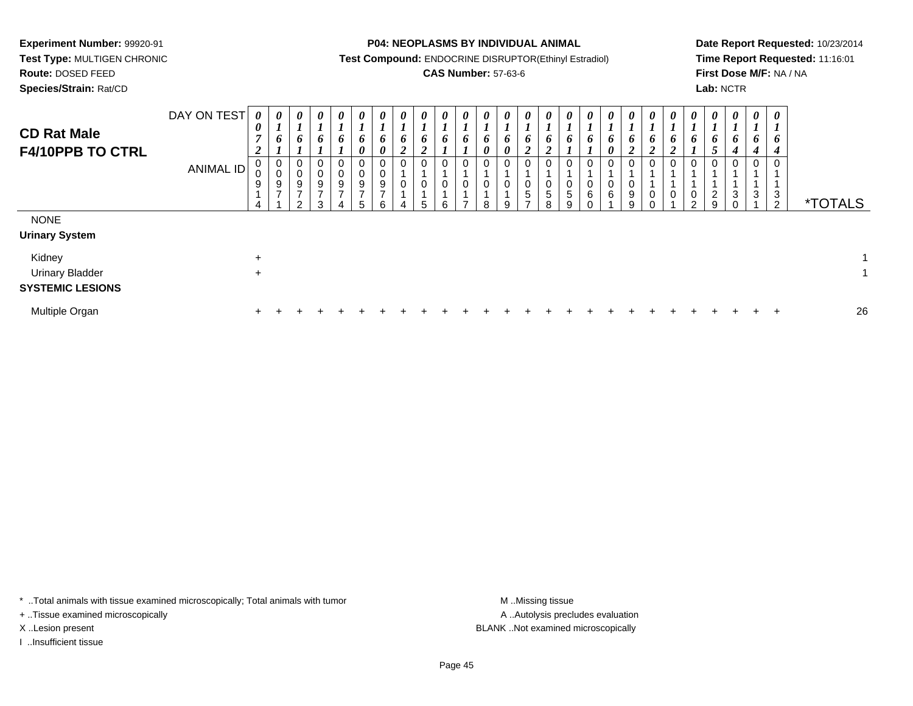**Experiment Number:** 99920-91
**Test Type:** MULTIGEN CHRONIC
**Route:** DOSED FEED
**Species/Strain:** Rat/CD

**P04: NEOPLASMS BY INDIVIDUAL ANIMAL**
**Test Compound:** ENDOCRINE DISRUPTOR(Ethinyl Estradiol)
**CAS Number:** 57-63-6

**Date Report Requested:** 10/23/2014
**Time Report Requested:** 11:16:01
**First Dose M/F:** NA / NA
**Lab:** NCTR

## CD Rat Male F4/10PPB TO CTRL

| DAY ON TEST | 0072 | 0161 | 0161 | 0161 | 0161 | 0160 | 0160 | 0162 | 0162 | 0161 | 0161 | 0160 | 0160 | 0162 | 0162 | 0161 | 0161 | 0160 | 0162 | 0162 | 0162 | 0161 | 0165 | 0164 | 0164 | 0164 | |
|---|---|---|---|---|---|---|---|---|---|---|---|---|---|---|---|---|---|---|---|---|---|---|---|---|---|---|---|
| **ANIMAL ID** | 00914 | 00971 | 00972 | 00973 | 00974 | 00975 | 00976 | 01014 | 01015 | 01016 | 01017 | 01018 | 01019 | 01057 | 01058 | 01059 | 01060 | 01061 | 01099 | 01100 | 01101 | 01102 | 01129 | 01130 | 01131 | 01132 | ***TOTALS** |
| NONE | | | | | | | | | | | | | | | | | | | | | | | | | | | |
| **Urinary System** | | | | | | | | | | | | | | | | | | | | | | | | | | | |
| Kidney | + | | | | | | | | | | | | | | | | | | | | | | | | | | 1 |
| Urinary Bladder | + | | | | | | | | | | | | | | | | | | | | | | | | | | 1 |
| **SYSTEMIC LESIONS** | | | | | | | | | | | | | | | | | | | | | | | | | | | |
| Multiple Organ | + | + | + | + | + | + | + | + | + | + | + | + | + | + | + | + | + | + | + | + | + | + | + | + | + | + | 26 |

* ..Total animals with tissue examined microscopically; Total animals with tumor
+ ..Tissue examined microscopically
X ..Lesion present
I ..Insufficient tissue

M ..Missing tissue
A ..Autolysis precludes evaluation
BLANK ..Not examined microscopically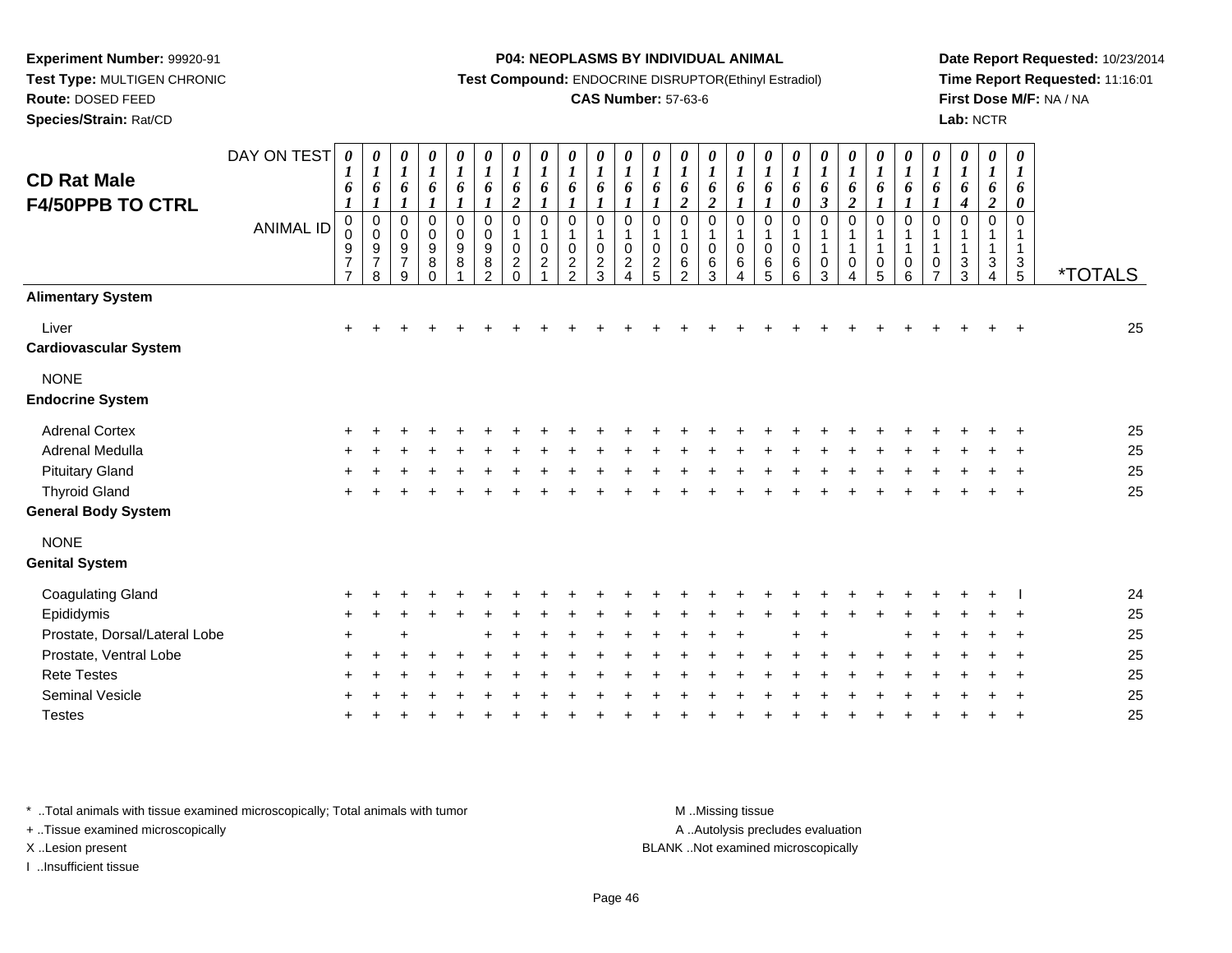**Experiment Number:** 99920-91
**Test Type:** MULTIGEN CHRONIC
**Route:** DOSED FEED
**Species/Strain:** Rat/CD

**P04: NEOPLASMS BY INDIVIDUAL ANIMAL**
**Test Compound:** ENDOCRINE DISRUPTOR(Ethinyl Estradiol)
**CAS Number:** 57-63-6

**Date Report Requested:** 10/23/2014
**Time Report Requested:** 11:16:01
**First Dose M/F:** NA / NA
**Lab:** NCTR

## CD Rat Male F4/50PPB TO CTRL

| DAY ON TEST | 0161 | 0161 | 0161 | 0161 | 0161 | 0161 | 0162 | 0161 | 0161 | 0161 | 0161 | 0161 | 0162 | 0162 | 0161 | 0161 | 0160 | 0163 | 0162 | 0161 | 0161 | 0161 | 0164 | 0162 | 0160 | |
|---|---|---|---|---|---|---|---|---|---|---|---|---|---|---|---|---|---|---|---|---|---|---|---|---|---|---|
| **ANIMAL ID** | 0977 | 0978 | 0979 | 0980 | 0981 | 0982 | 1020 | 1021 | 1022 | 1023 | 1024 | 1025 | 1062 | 1063 | 1064 | 1065 | 1066 | 1103 | 1104 | 1105 | 1106 | 1107 | 1133 | 1134 | 1135 | ***TOTALS** |
| **Alimentary System** | | | | | | | | | | | | | | | | | | | | | | | | | | |
| Liver | + | + | + | + | + | + | + | + | + | + | + | + | + | + | + | + | + | + | + | + | + | + | + | + | + | 25 |
| **Cardiovascular System** | | | | | | | | | | | | | | | | | | | | | | | | | | |
| NONE | | | | | | | | | | | | | | | | | | | | | | | | | | |
| **Endocrine System** | | | | | | | | | | | | | | | | | | | | | | | | | | |
| Adrenal Cortex | + | + | + | + | + | + | + | + | + | + | + | + | + | + | + | + | + | + | + | + | + | + | + | + | + | 25 |
| Adrenal Medulla | + | + | + | + | + | + | + | + | + | + | + | + | + | + | + | + | + | + | + | + | + | + | + | + | + | 25 |
| Pituitary Gland | + | + | + | + | + | + | + | + | + | + | + | + | + | + | + | + | + | + | + | + | + | + | + | + | + | 25 |
| Thyroid Gland | + | + | + | + | + | + | + | + | + | + | + | + | + | + | + | + | + | + | + | + | + | + | + | + | + | 25 |
| **General Body System** | | | | | | | | | | | | | | | | | | | | | | | | | | |
| NONE | | | | | | | | | | | | | | | | | | | | | | | | | | |
| **Genital System** | | | | | | | | | | | | | | | | | | | | | | | | | | |
| Coagulating Gland | + | + | + | + | + | + | + | + | + | + | + | + | + | + | + | + | + | + | + | + | + | + | + | + | I | 24 |
| Epididymis | + | + | + | + | + | + | + | + | + | + | + | + | + | + | + | + | + | + | + | + | + | + | + | + | + | 25 |
| Prostate, Dorsal/Lateral Lobe | + | | + | | | + | + | + | + | + | + | + | + | + | + | | + | + | | | + | + | + | + | + | 25 |
| Prostate, Ventral Lobe | + | + | + | + | + | + | + | + | + | + | + | + | + | + | + | + | + | + | + | + | + | + | + | + | + | 25 |
| Rete Testes | + | + | + | + | + | + | + | + | + | + | + | + | + | + | + | + | + | + | + | + | + | + | + | + | + | 25 |
| Seminal Vesicle | + | + | + | + | + | + | + | + | + | + | + | + | + | + | + | + | + | + | + | + | + | + | + | + | + | 25 |
| Testes | + | + | + | + | + | + | + | + | + | + | + | + | + | + | + | + | + | + | + | + | + | + | + | + | + | 25 |

* ..Total animals with tissue examined microscopically; Total animals with tumor
+ ..Tissue examined microscopically
X ..Lesion present
I ..Insufficient tissue

M ..Missing tissue
A ..Autolysis precludes evaluation
BLANK ..Not examined microscopically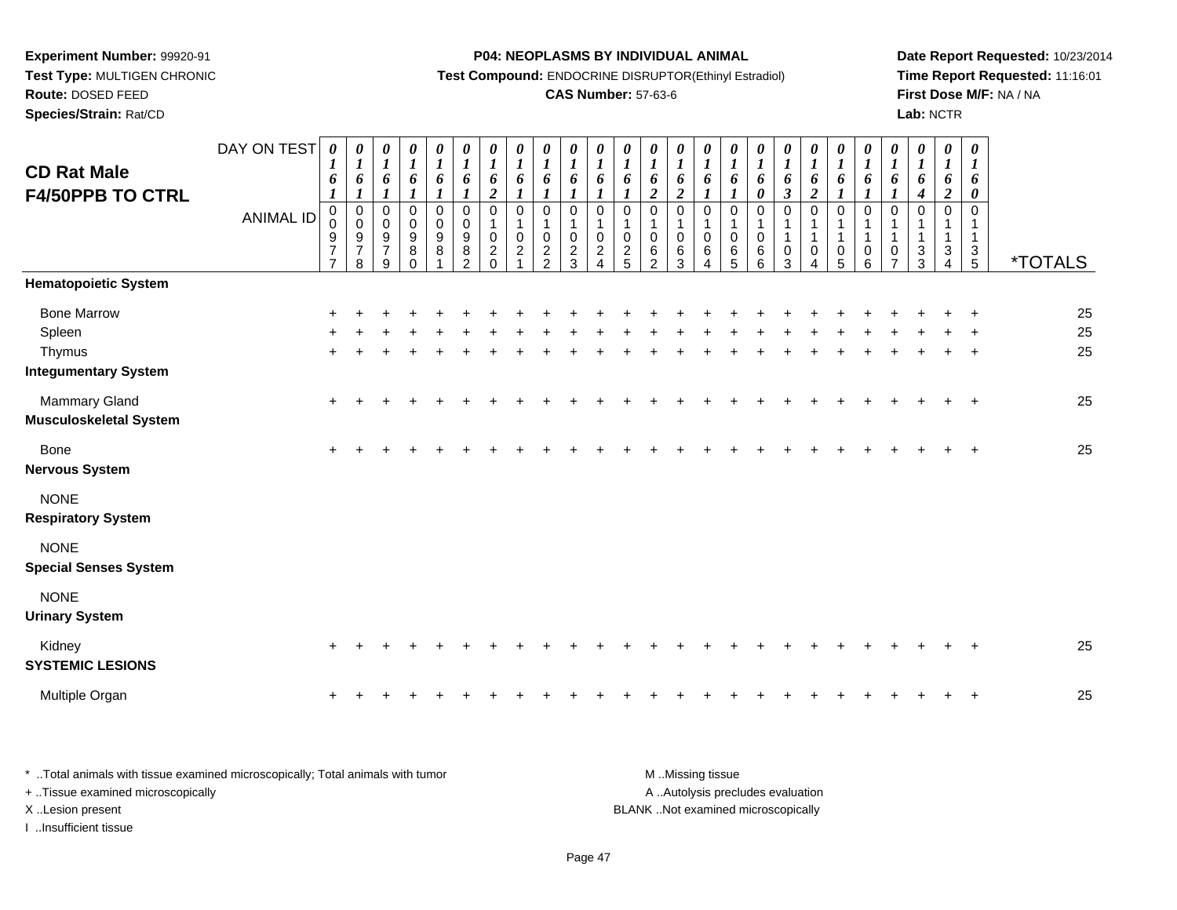**Experiment Number:** 99920-91
**Test Type:** MULTIGEN CHRONIC
**Route:** DOSED FEED
**Species/Strain:** Rat/CD

**P04: NEOPLASMS BY INDIVIDUAL ANIMAL**
**Test Compound:** ENDOCRINE DISRUPTOR(Ethinyl Estradiol)
**CAS Number:** 57-63-6

**Date Report Requested:** 10/23/2014
**Time Report Requested:** 11:16:01
**First Dose M/F:** NA / NA
**Lab:** NCTR

# CD Rat Male F4/50PPB TO CTRL

| DAY ON TEST | 0161 | 0161 | 0161 | 0161 | 0161 | 0161 | 0162 | 0161 | 0161 | 0161 | 0161 | 0161 | 0162 | 0162 | 0161 | 0161 | 0160 | 0163 | 0162 | 0161 | 0161 | 0161 | 0164 | 0162 | 0160 | |
|---|---|---|---|---|---|---|---|---|---|---|---|---|---|---|---|---|---|---|---|---|---|---|---|---|---|---|
| **ANIMAL ID** | 00977 | 00978 | 00979 | 00980 | 00981 | 00982 | 01020 | 01021 | 01022 | 01023 | 01024 | 01025 | 01062 | 01063 | 01064 | 01065 | 01066 | 01103 | 01104 | 01105 | 01106 | 01107 | 01133 | 01134 | 01135 | ***TOTALS** |
| **Hematopoietic System** | | | | | | | | | | | | | | | | | | | | | | | | | | |
| Bone Marrow | + | + | + | + | + | + | + | + | + | + | + | + | + | + | + | + | + | + | + | + | + | + | + | + | + | 25 |
| Spleen | + | + | + | + | + | + | + | + | + | + | + | + | + | + | + | + | + | + | + | + | + | + | + | + | + | 25 |
| Thymus | + | + | + | + | + | + | + | + | + | + | + | + | + | + | + | + | + | + | + | + | + | + | + | + | + | 25 |
| **Integumentary System** | | | | | | | | | | | | | | | | | | | | | | | | | | |
| Mammary Gland | + | + | + | + | + | + | + | + | + | + | + | + | + | + | + | + | + | + | + | + | + | + | + | + | + | 25 |
| **Musculoskeletal System** | | | | | | | | | | | | | | | | | | | | | | | | | | |
| Bone | + | + | + | + | + | + | + | + | + | + | + | + | + | + | + | + | + | + | + | + | + | + | + | + | + | 25 |
| **Nervous System** | | | | | | | | | | | | | | | | | | | | | | | | | | |
| NONE | | | | | | | | | | | | | | | | | | | | | | | | | | |
| **Respiratory System** | | | | | | | | | | | | | | | | | | | | | | | | | | |
| NONE | | | | | | | | | | | | | | | | | | | | | | | | | | |
| **Special Senses System** | | | | | | | | | | | | | | | | | | | | | | | | | | |
| NONE | | | | | | | | | | | | | | | | | | | | | | | | | | |
| **Urinary System** | | | | | | | | | | | | | | | | | | | | | | | | | | |
| Kidney | + | + | + | + | + | + | + | + | + | + | + | + | + | + | + | + | + | + | + | + | + | + | + | + | + | 25 |
| **SYSTEMIC LESIONS** | | | | | | | | | | | | | | | | | | | | | | | | | | |
| Multiple Organ | + | + | + | + | + | + | + | + | + | + | + | + | + | + | + | + | + | + | + | + | + | + | + | + | + | 25 |

* ..Total animals with tissue examined microscopically; Total animals with tumor
+ ..Tissue examined microscopically
X ..Lesion present
I ..Insufficient tissue

M ..Missing tissue
A ..Autolysis precludes evaluation
BLANK ..Not examined microscopically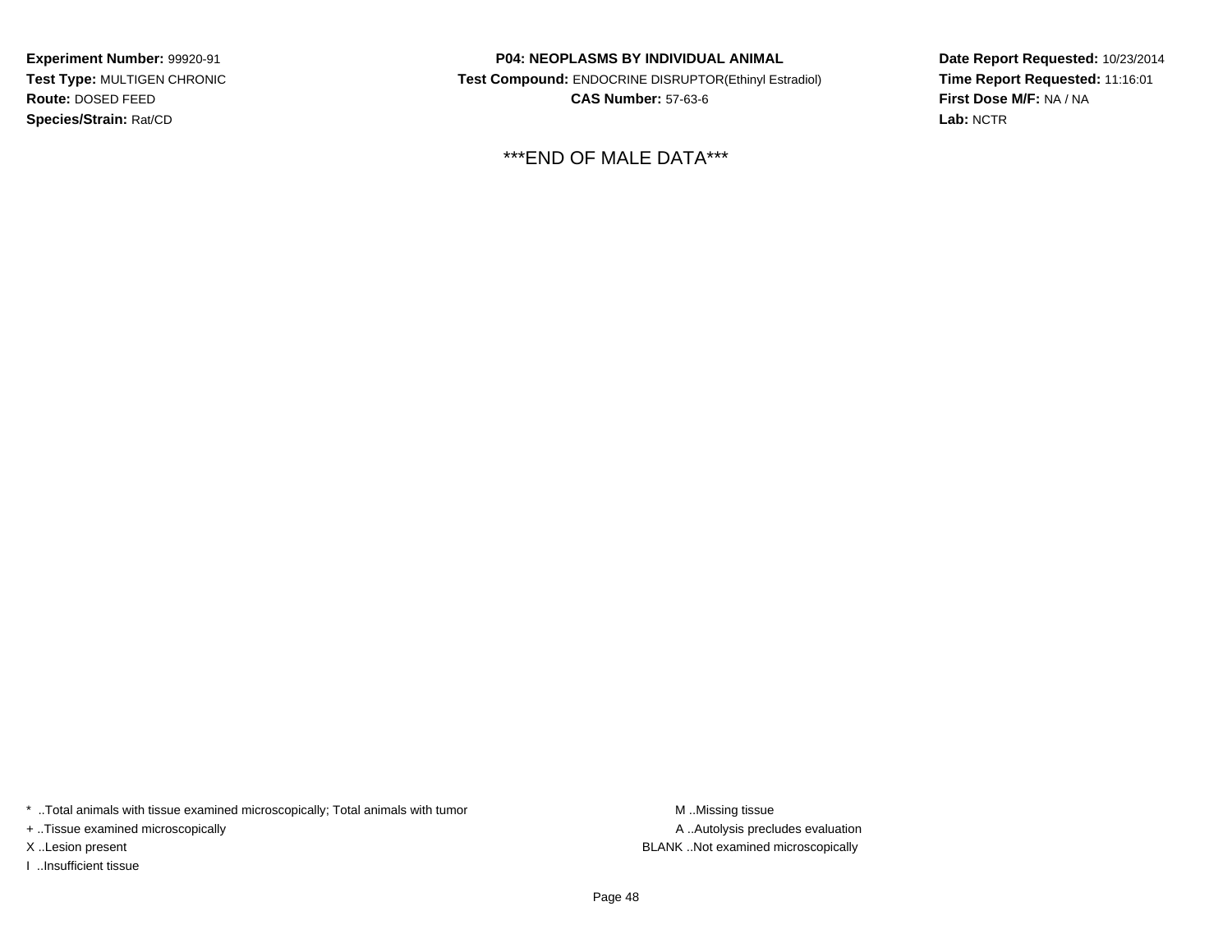**Experiment Number:** 99920-91
**Test Type:** MULTIGEN CHRONIC
**Route:** DOSED FEED
**Species/Strain:** Rat/CD

**P04: NEOPLASMS BY INDIVIDUAL ANIMAL**
**Test Compound:** ENDOCRINE DISRUPTOR(Ethinyl Estradiol)
**CAS Number:** 57-63-6

**Date Report Requested:** 10/23/2014
**Time Report Requested:** 11:16:01
**First Dose M/F:** NA / NA
**Lab:** NCTR

***END OF MALE DATA***

* ..Total animals with tissue examined microscopically; Total animals with tumor
+ ..Tissue examined microscopically
X ..Lesion present
I ..Insufficient tissue

M ..Missing tissue
A ..Autolysis precludes evaluation
BLANK ..Not examined microscopically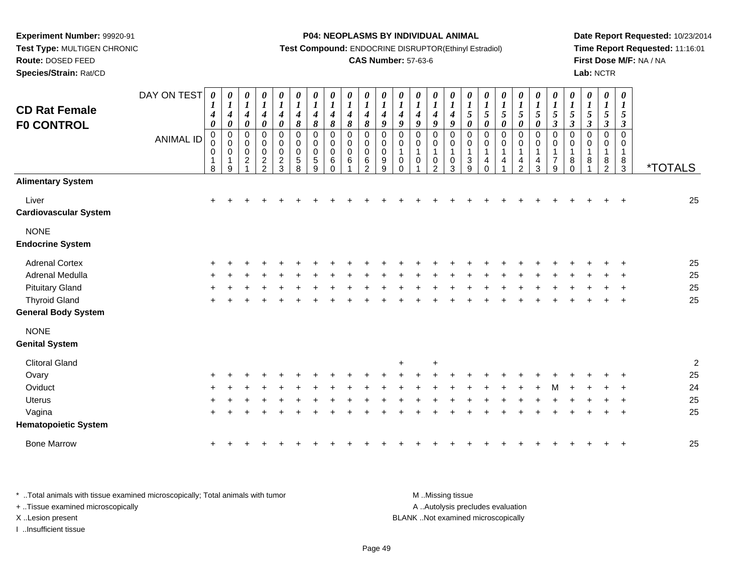**Experiment Number:** 99920-91
**Test Type:** MULTIGEN CHRONIC
**Route:** DOSED FEED
**Species/Strain:** Rat/CD

**P04: NEOPLASMS BY INDIVIDUAL ANIMAL**
**Test Compound:** ENDOCRINE DISRUPTOR(Ethinyl Estradiol)
**CAS Number:** 57-63-6

**Date Report Requested:** 10/23/2014
**Time Report Requested:** 11:16:01
**First Dose M/F:** NA / NA
**Lab:** NCTR

## CD Rat Female F0 CONTROL

| DAY ON TEST | 0140 | 0140 | 0140 | 0140 | 0140 | 0148 | 0148 | 0148 | 0148 | 0148 | 0149 | 0149 | 0149 | 0149 | 0149 | 0150 | 0150 | 0150 | 0150 | 0150 | 0153 | 0153 | 0153 | 0153 | 0153 | |
|---|---|---|---|---|---|---|---|---|---|---|---|---|---|---|---|---|---|---|---|---|---|---|---|---|---|---|
| ANIMAL ID | 00018 | 00019 | 00021 | 00022 | 00023 | 00058 | 00059 | 00060 | 00061 | 00062 | 00099 | 00100 | 00101 | 00102 | 00103 | 00139 | 00140 | 00141 | 00142 | 00143 | 00179 | 00180 | 00181 | 00182 | 00183 | *TOTALS |
| **Alimentary System** | | | | | | | | | | | | | | | | | | | | | | | | | | |
| Liver | + | + | + | + | + | + | + | + | + | + | + | + | + | + | + | + | + | + | + | + | + | + | + | + | + | 25 |
| **Cardiovascular System** | | | | | | | | | | | | | | | | | | | | | | | | | | |
| NONE | | | | | | | | | | | | | | | | | | | | | | | | | | |
| **Endocrine System** | | | | | | | | | | | | | | | | | | | | | | | | | | |
| Adrenal Cortex | + | + | + | + | + | + | + | + | + | + | + | + | + | + | + | + | + | + | + | + | + | + | + | + | + | 25 |
| Adrenal Medulla | + | + | + | + | + | + | + | + | + | + | + | + | + | + | + | + | + | + | + | + | + | + | + | + | + | 25 |
| Pituitary Gland | + | + | + | + | + | + | + | + | + | + | + | + | + | + | + | + | + | + | + | + | + | + | + | + | + | 25 |
| Thyroid Gland | + | + | + | + | + | + | + | + | + | + | + | + | + | + | + | + | + | + | + | + | + | + | + | + | + | 25 |
| **General Body System** | | | | | | | | | | | | | | | | | | | | | | | | | | |
| NONE | | | | | | | | | | | | | | | | | | | | | | | | | | |
| **Genital System** | | | | | | | | | | | | | | | | | | | | | | | | | | |
| Clitoral Gland | | | | | | | | | | | | + | | + | | | | | | | | | | | | 2 |
| Ovary | + | + | + | + | + | + | + | + | + | + | + | + | + | + | + | + | + | + | + | + | + | + | + | + | + | 25 |
| Oviduct | + | + | + | + | + | + | + | + | + | + | + | + | + | + | + | + | + | + | + | + | M | + | + | + | + | 24 |
| Uterus | + | + | + | + | + | + | + | + | + | + | + | + | + | + | + | + | + | + | + | + | + | + | + | + | + | 25 |
| Vagina | + | + | + | + | + | + | + | + | + | + | + | + | + | + | + | + | + | + | + | + | + | + | + | + | + | 25 |
| **Hematopoietic System** | | | | | | | | | | | | | | | | | | | | | | | | | | |
| Bone Marrow | + | + | + | + | + | + | + | + | + | + | + | + | + | + | + | + | + | + | + | + | + | + | + | + | + | 25 |

\* ..Total animals with tissue examined microscopically; Total animals with tumor
+ ..Tissue examined microscopically
X ..Lesion present
I ..Insufficient tissue

M ..Missing tissue
A ..Autolysis precludes evaluation
BLANK ..Not examined microscopically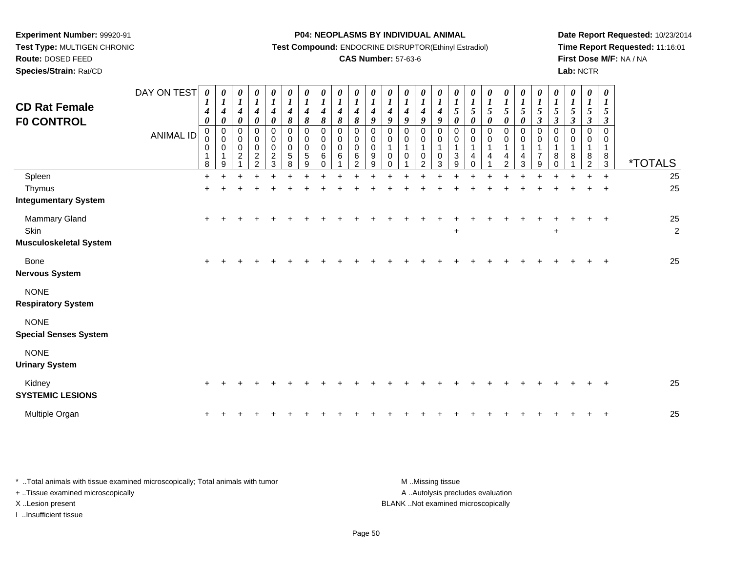**Experiment Number:** 99920-91
**Test Type:** MULTIGEN CHRONIC
**Route:** DOSED FEED
**Species/Strain:** Rat/CD

**P04: NEOPLASMS BY INDIVIDUAL ANIMAL**
**Test Compound:** ENDOCRINE DISRUPTOR(Ethinyl Estradiol)
**CAS Number:** 57-63-6

**Date Report Requested:** 10/23/2014
**Time Report Requested:** 11:16:01
**First Dose M/F:** NA / NA
**Lab:** NCTR

# CD Rat Female F0 CONTROL

| DAY ON TEST | 0140 | 0140 | 0140 | 0140 | 0140 | 0148 | 0148 | 0148 | 0148 | 0148 | 0149 | 0149 | 0149 | 0149 | 0149 | 0150 | 0150 | 0150 | 0150 | 0150 | 0153 | 0153 | 0153 | 0153 | 0153 | |
|---|---|---|---|---|---|---|---|---|---|---|---|---|---|---|---|---|---|---|---|---|---|---|---|---|---|---|
| ANIMAL ID | 00018 | 00019 | 00021 | 00022 | 00023 | 00058 | 00059 | 00060 | 00061 | 00062 | 00099 | 00100 | 00101 | 00102 | 00103 | 00139 | 00140 | 00141 | 00142 | 00143 | 00179 | 00180 | 00181 | 00182 | 00183 | *TOTALS |
| Spleen | + | + | + | + | + | + | + | + | + | + | + | + | + | + | + | + | + | + | + | + | + | + | + | + | + | 25 |
| Thymus | + | + | + | + | + | + | + | + | + | + | + | + | + | + | + | + | + | + | + | + | + | + | + | + | + | 25 |
| **Integumentary System** | | | | | | | | | | | | | | | | | | | | | | | | | | |
| Mammary Gland | + | + | + | + | + | + | + | + | + | + | + | + | + | + | + | + | + | + | + | + | + | + | + | + | + | 25 |
| Skin | | | | | | | | | | | | | | | | + | | | | | | + | | | | 2 |
| **Musculoskeletal System** | | | | | | | | | | | | | | | | | | | | | | | | | | |
| Bone | + | + | + | + | + | + | + | + | + | + | + | + | + | + | + | + | + | + | + | + | + | + | + | + | + | 25 |
| **Nervous System** | | | | | | | | | | | | | | | | | | | | | | | | | | |
| NONE | | | | | | | | | | | | | | | | | | | | | | | | | | |
| **Respiratory System** | | | | | | | | | | | | | | | | | | | | | | | | | | |
| NONE | | | | | | | | | | | | | | | | | | | | | | | | | | |
| **Special Senses System** | | | | | | | | | | | | | | | | | | | | | | | | | | |
| NONE | | | | | | | | | | | | | | | | | | | | | | | | | | |
| **Urinary System** | | | | | | | | | | | | | | | | | | | | | | | | | | |
| Kidney | + | + | + | + | + | + | + | + | + | + | + | + | + | + | + | + | + | + | + | + | + | + | + | + | + | 25 |
| **SYSTEMIC LESIONS** | | | | | | | | | | | | | | | | | | | | | | | | | | |
| Multiple Organ | + | + | + | + | + | + | + | + | + | + | + | + | + | + | + | + | + | + | + | + | + | + | + | + | + | 25 |

* ..Total animals with tissue examined microscopically; Total animals with tumor
+ ..Tissue examined microscopically
X ..Lesion present
I ..Insufficient tissue

M ..Missing tissue
A ..Autolysis precludes evaluation
BLANK ..Not examined microscopically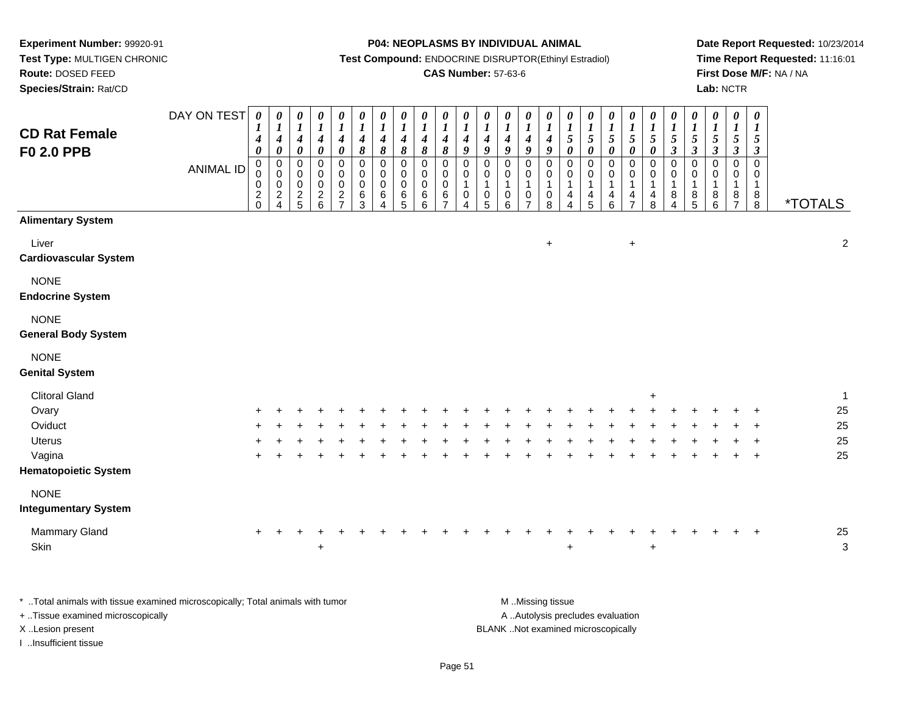**Experiment Number:** 99920-91
**Test Type:** MULTIGEN CHRONIC
**Route:** DOSED FEED
**Species/Strain:** Rat/CD

**P04: NEOPLASMS BY INDIVIDUAL ANIMAL**
**Test Compound:** ENDOCRINE DISRUPTOR(Ethinyl Estradiol)
**CAS Number:** 57-63-6

**Date Report Requested:** 10/23/2014
**Time Report Requested:** 11:16:01
**First Dose M/F:** NA / NA
**Lab:** NCTR

## CD Rat Female F0 2.0 PPB

| DAY ON TEST | 0140 | 0140 | 0140 | 0140 | 0140 | 0148 | 0148 | 0148 | 0148 | 0148 | 0149 | 0149 | 0149 | 0149 | 0149 | 0150 | 0150 | 0150 | 0150 | 0150 | 0153 | 0153 | 0153 | 0153 | 0153 | |
|---|---|---|---|---|---|---|---|---|---|---|---|---|---|---|---|---|---|---|---|---|---|---|---|---|---|---|
| **ANIMAL ID** | 00020 | 00024 | 00025 | 00026 | 00027 | 00063 | 00064 | 00065 | 00066 | 00067 | 00104 | 00105 | 00106 | 00107 | 00108 | 00144 | 00145 | 00146 | 00147 | 00148 | 00184 | 00185 | 00186 | 00187 | 00188 | ***TOTALS** |
| **Alimentary System** | | | | | | | | | | | | | | | | | | | | | | | | | | |
| Liver | | | | | | | | | | | | | | | + | | | | + | | | | | | | 2 |
| **Cardiovascular System** | | | | | | | | | | | | | | | | | | | | | | | | | | |
| NONE | | | | | | | | | | | | | | | | | | | | | | | | | | |
| **Endocrine System** | | | | | | | | | | | | | | | | | | | | | | | | | | |
| NONE | | | | | | | | | | | | | | | | | | | | | | | | | | |
| **General Body System** | | | | | | | | | | | | | | | | | | | | | | | | | | |
| NONE | | | | | | | | | | | | | | | | | | | | | | | | | | |
| **Genital System** | | | | | | | | | | | | | | | | | | | | | | | | | | |
| Clitoral Gland | | | | | | | | | | | | | | | | | | | | + | | | | | | 1 |
| Ovary | + | + | + | + | + | + | + | + | + | + | + | + | + | + | + | + | + | + | + | + | + | + | + | + | + | 25 |
| Oviduct | + | + | + | + | + | + | + | + | + | + | + | + | + | + | + | + | + | + | + | + | + | + | + | + | + | 25 |
| Uterus | + | + | + | + | + | + | + | + | + | + | + | + | + | + | + | + | + | + | + | + | + | + | + | + | + | 25 |
| Vagina | + | + | + | + | + | + | + | + | + | + | + | + | + | + | + | + | + | + | + | + | + | + | + | + | + | 25 |
| **Hematopoietic System** | | | | | | | | | | | | | | | | | | | | | | | | | | |
| NONE | | | | | | | | | | | | | | | | | | | | | | | | | | |
| **Integumentary System** | | | | | | | | | | | | | | | | | | | | | | | | | | |
| Mammary Gland | + | + | + | + | + | + | + | + | + | + | + | + | + | + | + | + | + | + | + | + | + | + | + | + | + | 25 |
| Skin | | | | + | | | | | | | | | | | | + | | | | + | | | | | | 3 |

\* ..Total animals with tissue examined microscopically; Total animals with tumor
\+ ..Tissue examined microscopically
X ..Lesion present
I ..Insufficient tissue

M ..Missing tissue
A ..Autolysis precludes evaluation
BLANK ..Not examined microscopically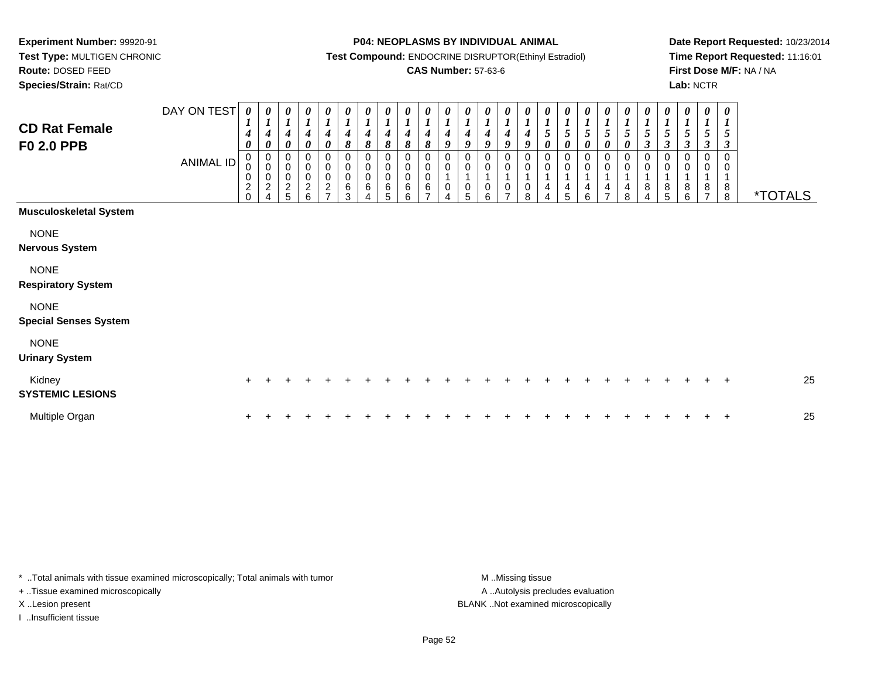**Experiment Number:** 99920-91
**Test Type:** MULTIGEN CHRONIC
**Route:** DOSED FEED
**Species/Strain:** Rat/CD

**P04: NEOPLASMS BY INDIVIDUAL ANIMAL**
**Test Compound:** ENDOCRINE DISRUPTOR(Ethinyl Estradiol)
**CAS Number:** 57-63-6

**Date Report Requested:** 10/23/2014
**Time Report Requested:** 11:16:01
**First Dose M/F:** NA / NA
**Lab:** NCTR

## CD Rat Female F0 2.0 PPB

| DAY ON TEST | 0140 | 0140 | 0140 | 0140 | 0140 | 0148 | 0148 | 0148 | 0148 | 0148 | 0149 | 0149 | 0149 | 0149 | 0149 | 0150 | 0150 | 0150 | 0150 | 0150 | 0153 | 0153 | 0153 | 0153 | 0153 | |
|---|---|---|---|---|---|---|---|---|---|---|---|---|---|---|---|---|---|---|---|---|---|---|---|---|---|---|
| ANIMAL ID | 00020 | 00024 | 00025 | 00026 | 00027 | 00063 | 00064 | 00065 | 00066 | 00067 | 00104 | 00105 | 00106 | 00107 | 00108 | 00144 | 00145 | 00146 | 00147 | 00148 | 00184 | 00185 | 00186 | 00187 | 00188 | *TOTALS |
| **Musculoskeletal System** | | | | | | | | | | | | | | | | | | | | | | | | | | |
| NONE | | | | | | | | | | | | | | | | | | | | | | | | | | |
| **Nervous System** | | | | | | | | | | | | | | | | | | | | | | | | | | |
| NONE | | | | | | | | | | | | | | | | | | | | | | | | | | |
| **Respiratory System** | | | | | | | | | | | | | | | | | | | | | | | | | | |
| NONE | | | | | | | | | | | | | | | | | | | | | | | | | | |
| **Special Senses System** | | | | | | | | | | | | | | | | | | | | | | | | | | |
| NONE | | | | | | | | | | | | | | | | | | | | | | | | | | |
| **Urinary System** | | | | | | | | | | | | | | | | | | | | | | | | | | |
| Kidney | + | + | + | + | + | + | + | + | + | + | + | + | + | + | + | + | + | + | + | + | + | + | + | + | + | 25 |
| **SYSTEMIC LESIONS** | | | | | | | | | | | | | | | | | | | | | | | | | | |
| Multiple Organ | + | + | + | + | + | + | + | + | + | + | + | + | + | + | + | + | + | + | + | + | + | + | + | + | + | 25 |

* ..Total animals with tissue examined microscopically; Total animals with tumor
+ ..Tissue examined microscopically
X ..Lesion present
I ..Insufficient tissue

M ..Missing tissue
A ..Autolysis precludes evaluation
BLANK ..Not examined microscopically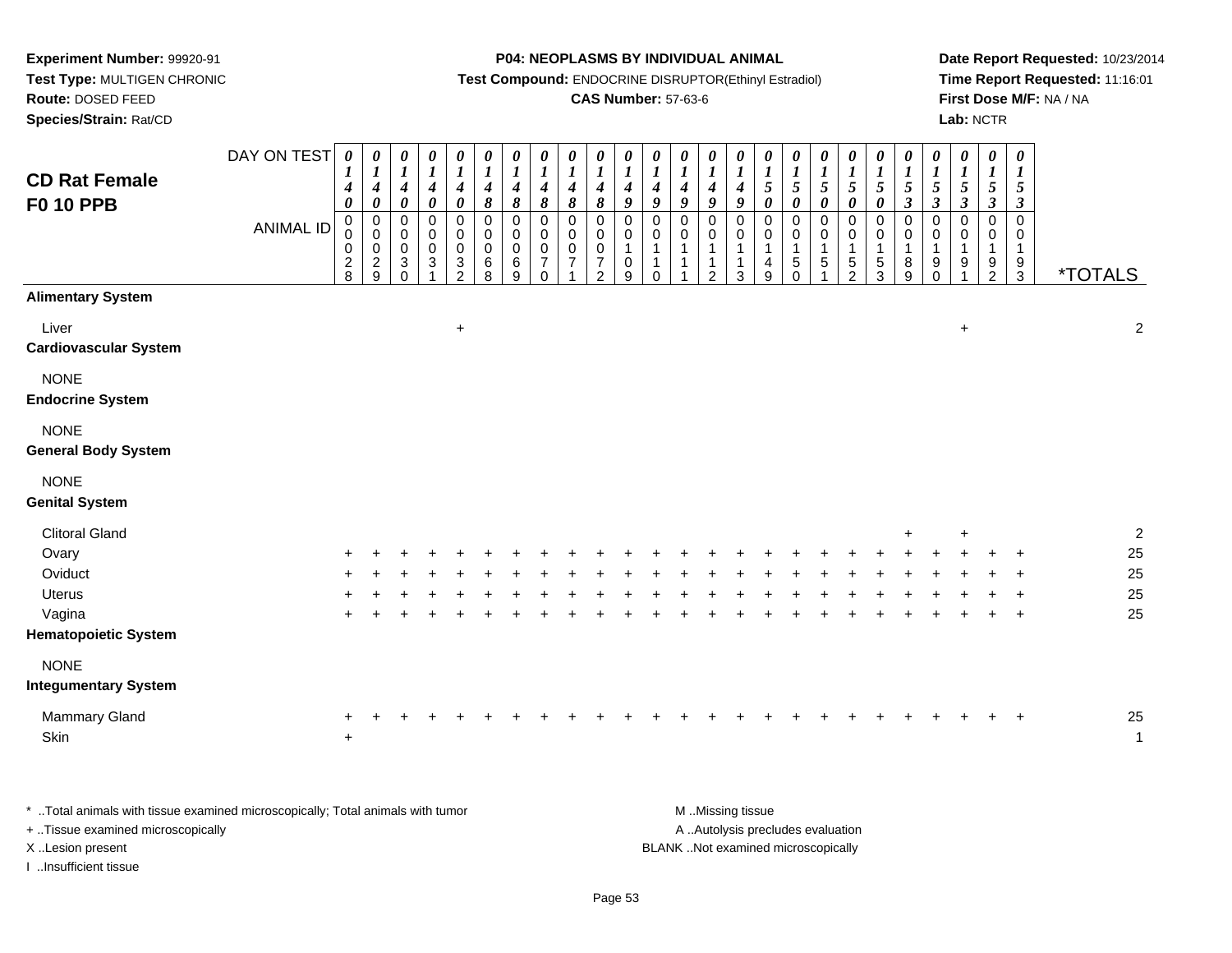**Experiment Number:** 99920-91
**Test Type:** MULTIGEN CHRONIC
**Route:** DOSED FEED
**Species/Strain:** Rat/CD

**P04: NEOPLASMS BY INDIVIDUAL ANIMAL**
**Test Compound:** ENDOCRINE DISRUPTOR(Ethinyl Estradiol)
**CAS Number:** 57-63-6

**Date Report Requested:** 10/23/2014
**Time Report Requested:** 11:16:01
**First Dose M/F:** NA / NA
**Lab:** NCTR

## CD Rat Female F0 10 PPB

| DAY ON TEST | 0140 | 0140 | 0140 | 0140 | 0140 | 0148 | 0148 | 0148 | 0148 | 0148 | 0149 | 0149 | 0149 | 0149 | 0149 | 0150 | 0150 | 0150 | 0150 | 0150 | 0153 | 0153 | 0153 | 0153 | 0153 | |
|---|---|---|---|---|---|---|---|---|---|---|---|---|---|---|---|---|---|---|---|---|---|---|---|---|---|---|
| **ANIMAL ID** | 0028 | 0029 | 0030 | 0031 | 0032 | 0068 | 0069 | 0070 | 0071 | 0072 | 0109 | 0110 | 0111 | 0112 | 0113 | 0149 | 0150 | 0151 | 0152 | 0153 | 0189 | 0190 | 0191 | 0192 | 0193 | ***TOTALS** |
| **Alimentary System** | | | | | | | | | | | | | | | | | | | | | | | | | | |
| Liver | | | | | + | | | | | | | | | | | | | | | | | | + | | | 2 |
| **Cardiovascular System** | | | | | | | | | | | | | | | | | | | | | | | | | | |
| NONE | | | | | | | | | | | | | | | | | | | | | | | | | | |
| **Endocrine System** | | | | | | | | | | | | | | | | | | | | | | | | | | |
| NONE | | | | | | | | | | | | | | | | | | | | | | | | | | |
| **General Body System** | | | | | | | | | | | | | | | | | | | | | | | | | | |
| NONE | | | | | | | | | | | | | | | | | | | | | | | | | | |
| **Genital System** | | | | | | | | | | | | | | | | | | | | | | | | | | |
| Clitoral Gland | | | | | | | | | | | | | | | | | | | | | + | | + | | | 2 |
| Ovary | + | + | + | + | + | + | + | + | + | + | + | + | + | + | + | + | + | + | + | + | + | + | + | + | + | 25 |
| Oviduct | + | + | + | + | + | + | + | + | + | + | + | + | + | + | + | + | + | + | + | + | + | + | + | + | + | 25 |
| Uterus | + | + | + | + | + | + | + | + | + | + | + | + | + | + | + | + | + | + | + | + | + | + | + | + | + | 25 |
| Vagina | + | + | + | + | + | + | + | + | + | + | + | + | + | + | + | + | + | + | + | + | + | + | + | + | + | 25 |
| **Hematopoietic System** | | | | | | | | | | | | | | | | | | | | | | | | | | |
| NONE | | | | | | | | | | | | | | | | | | | | | | | | | | |
| **Integumentary System** | | | | | | | | | | | | | | | | | | | | | | | | | | |
| Mammary Gland | + | + | + | + | + | + | + | + | + | + | + | + | + | + | + | + | + | + | + | + | + | + | + | + | + | 25 |
| Skin | + | | | | | | | | | | | | | | | | | | | | | | | | | 1 |

* ..Total animals with tissue examined microscopically; Total animals with tumor
+ ..Tissue examined microscopically
X ..Lesion present
I ..Insufficient tissue

M ..Missing tissue
A ..Autolysis precludes evaluation
BLANK ..Not examined microscopically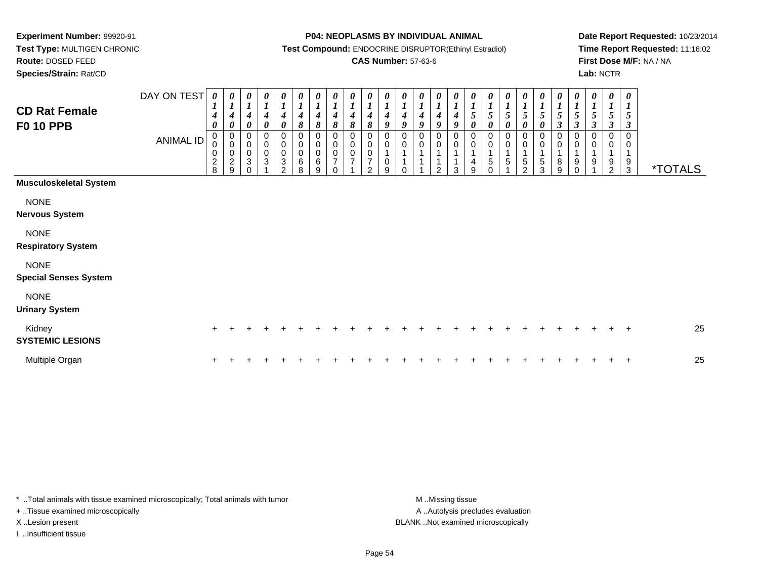**Experiment Number:** 99920-91
**Test Type:** MULTIGEN CHRONIC
**Route:** DOSED FEED
**Species/Strain:** Rat/CD

**P04: NEOPLASMS BY INDIVIDUAL ANIMAL**
**Test Compound:** ENDOCRINE DISRUPTOR(Ethinyl Estradiol)
**CAS Number:** 57-63-6

**Date Report Requested:** 10/23/2014
**Time Report Requested:** 11:16:02
**First Dose M/F:** NA / NA
**Lab:** NCTR

## CD Rat Female F0 10 PPB

| DAY ON TEST | 0140 | 0140 | 0140 | 0140 | 0140 | 0148 | 0148 | 0148 | 0148 | 0148 | 0149 | 0149 | 0149 | 0149 | 0149 | 0150 | 0150 | 0150 | 0150 | 0150 | 0153 | 0153 | 0153 | 0153 | 0153 | |
|---|---|---|---|---|---|---|---|---|---|---|---|---|---|---|---|---|---|---|---|---|---|---|---|---|---|---|
| **ANIMAL ID** | 00028 | 00029 | 00030 | 00031 | 00032 | 00068 | 00069 | 00070 | 00071 | 00072 | 00109 | 00110 | 00111 | 00112 | 00113 | 00149 | 00150 | 00151 | 00152 | 00153 | 00189 | 00190 | 00191 | 00192 | 00193 | ***TOTALS** |
| **Musculoskeletal System** | | | | | | | | | | | | | | | | | | | | | | | | | | |
| NONE | | | | | | | | | | | | | | | | | | | | | | | | | | |
| **Nervous System** | | | | | | | | | | | | | | | | | | | | | | | | | | |
| NONE | | | | | | | | | | | | | | | | | | | | | | | | | | |
| **Respiratory System** | | | | | | | | | | | | | | | | | | | | | | | | | | |
| NONE | | | | | | | | | | | | | | | | | | | | | | | | | | |
| **Special Senses System** | | | | | | | | | | | | | | | | | | | | | | | | | | |
| NONE | | | | | | | | | | | | | | | | | | | | | | | | | | |
| **Urinary System** | | | | | | | | | | | | | | | | | | | | | | | | | | |
| Kidney | + | + | + | + | + | + | + | + | + | + | + | + | + | + | + | + | + | + | + | + | + | + | + | + | + | 25 |
| **SYSTEMIC LESIONS** | | | | | | | | | | | | | | | | | | | | | | | | | | |
| Multiple Organ | + | + | + | + | + | + | + | + | + | + | + | + | + | + | + | + | + | + | + | + | + | + | + | + | + | 25 |

* ..Total animals with tissue examined microscopically; Total animals with tumor
+ ..Tissue examined microscopically
X ..Lesion present
I ..Insufficient tissue

M ..Missing tissue
A ..Autolysis precludes evaluation
BLANK ..Not examined microscopically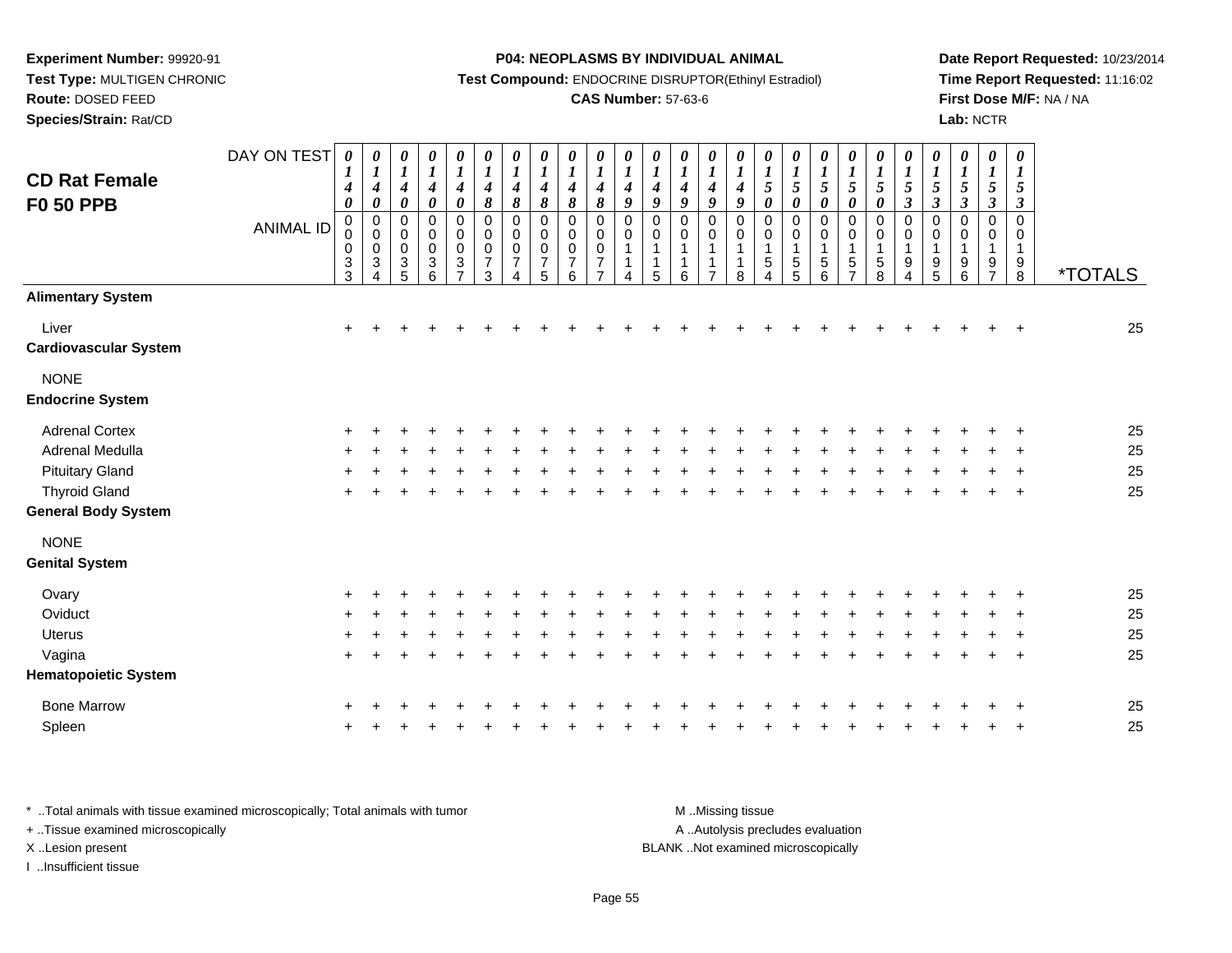**Experiment Number:** 99920-91
**Test Type:** MULTIGEN CHRONIC
**Route:** DOSED FEED
**Species/Strain:** Rat/CD

**P04: NEOPLASMS BY INDIVIDUAL ANIMAL**
**Test Compound:** ENDOCRINE DISRUPTOR(Ethinyl Estradiol)
**CAS Number:** 57-63-6

**Date Report Requested:** 10/23/2014
**Time Report Requested:** 11:16:02
**First Dose M/F:** NA / NA
**Lab:** NCTR

## CD Rat Female F0 50 PPB

| DAY ON TEST | 0140 | 0140 | 0140 | 0140 | 0140 | 0148 | 0148 | 0148 | 0148 | 0148 | 0149 | 0149 | 0149 | 0149 | 0149 | 0150 | 0150 | 0150 | 0150 | 0150 | 0153 | 0153 | 0153 | 0153 | 0153 | |
|---|---|---|---|---|---|---|---|---|---|---|---|---|---|---|---|---|---|---|---|---|---|---|---|---|---|---|
| **ANIMAL ID** | 00033 | 00034 | 00035 | 00036 | 00037 | 00073 | 00074 | 00075 | 00076 | 00077 | 00114 | 00115 | 00116 | 00117 | 00118 | 00154 | 00155 | 00156 | 00157 | 00158 | 00194 | 00195 | 00196 | 00197 | 00198 | ***TOTALS** |
| **Alimentary System** | | | | | | | | | | | | | | | | | | | | | | | | | | |
| Liver | + | + | + | + | + | + | + | + | + | + | + | + | + | + | + | + | + | + | + | + | + | + | + | + | + | 25 |
| **Cardiovascular System** | | | | | | | | | | | | | | | | | | | | | | | | | | |
| NONE | | | | | | | | | | | | | | | | | | | | | | | | | | |
| **Endocrine System** | | | | | | | | | | | | | | | | | | | | | | | | | | |
| Adrenal Cortex | + | + | + | + | + | + | + | + | + | + | + | + | + | + | + | + | + | + | + | + | + | + | + | + | + | 25 |
| Adrenal Medulla | + | + | + | + | + | + | + | + | + | + | + | + | + | + | + | + | + | + | + | + | + | + | + | + | + | 25 |
| Pituitary Gland | + | + | + | + | + | + | + | + | + | + | + | + | + | + | + | + | + | + | + | + | + | + | + | + | + | 25 |
| Thyroid Gland | + | + | + | + | + | + | + | + | + | + | + | + | + | + | + | + | + | + | + | + | + | + | + | + | + | 25 |
| **General Body System** | | | | | | | | | | | | | | | | | | | | | | | | | | |
| NONE | | | | | | | | | | | | | | | | | | | | | | | | | | |
| **Genital System** | | | | | | | | | | | | | | | | | | | | | | | | | | |
| Ovary | + | + | + | + | + | + | + | + | + | + | + | + | + | + | + | + | + | + | + | + | + | + | + | + | + | 25 |
| Oviduct | + | + | + | + | + | + | + | + | + | + | + | + | + | + | + | + | + | + | + | + | + | + | + | + | + | 25 |
| Uterus | + | + | + | + | + | + | + | + | + | + | + | + | + | + | + | + | + | + | + | + | + | + | + | + | + | 25 |
| Vagina | + | + | + | + | + | + | + | + | + | + | + | + | + | + | + | + | + | + | + | + | + | + | + | + | + | 25 |
| **Hematopoietic System** | | | | | | | | | | | | | | | | | | | | | | | | | | |
| Bone Marrow | + | + | + | + | + | + | + | + | + | + | + | + | + | + | + | + | + | + | + | + | + | + | + | + | + | 25 |
| Spleen | + | + | + | + | + | + | + | + | + | + | + | + | + | + | + | + | + | + | + | + | + | + | + | + | + | 25 |

* ..Total animals with tissue examined microscopically; Total animals with tumor
+ ..Tissue examined microscopically
X ..Lesion present
I ..Insufficient tissue

M ..Missing tissue
A ..Autolysis precludes evaluation
BLANK ..Not examined microscopically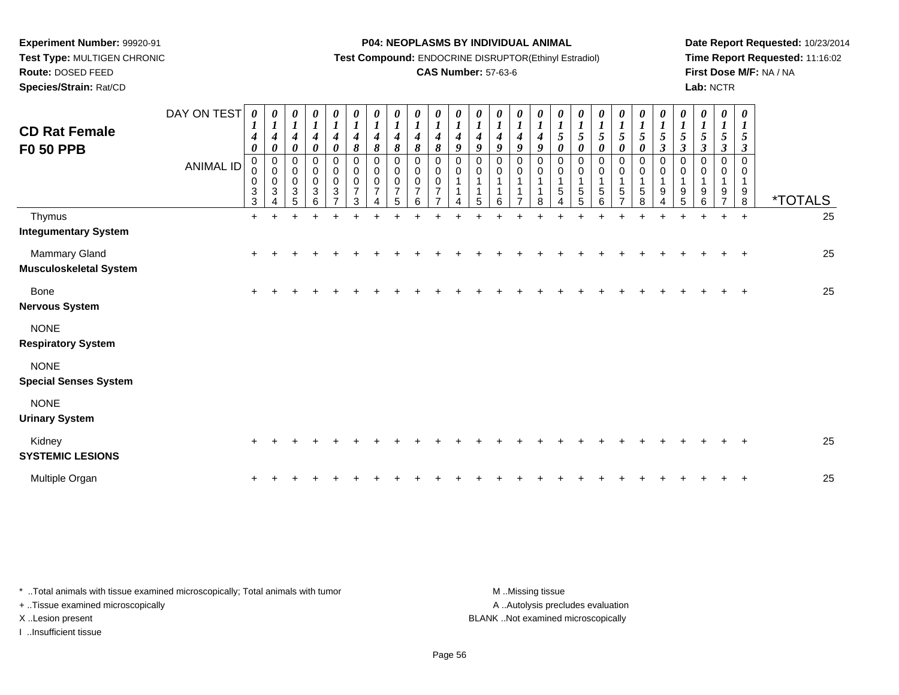**Experiment Number:** 99920-91
**Test Type:** MULTIGEN CHRONIC
**Route:** DOSED FEED
**Species/Strain:** Rat/CD

**P04: NEOPLASMS BY INDIVIDUAL ANIMAL**
**Test Compound:** ENDOCRINE DISRUPTOR(Ethinyl Estradiol)
**CAS Number:** 57-63-6

**Date Report Requested:** 10/23/2014
**Time Report Requested:** 11:16:02
**First Dose M/F:** NA / NA
**Lab:** NCTR

## CD Rat Female
## F0 50 PPB

| DAY ON TEST | 0140 | 0140 | 0140 | 0140 | 0140 | 0148 | 0148 | 0148 | 0148 | 0148 | 0149 | 0149 | 0149 | 0149 | 0149 | 0150 | 0150 | 0150 | 0150 | 0150 | 0153 | 0153 | 0153 | 0153 | 0153 | |
|---|---|---|---|---|---|---|---|---|---|---|---|---|---|---|---|---|---|---|---|---|---|---|---|---|---|---|
| **ANIMAL ID** | 00033 | 00034 | 00035 | 00036 | 00037 | 00073 | 00074 | 00075 | 00076 | 00077 | 00114 | 00115 | 00116 | 00117 | 00118 | 00154 | 00155 | 00156 | 00157 | 00158 | 00194 | 00195 | 00196 | 00197 | 00198 | ***TOTALS** |
| Thymus | + | + | + | + | + | + | + | + | + | + | + | + | + | + | + | + | + | + | + | + | + | + | + | + | + | 25 |
| **Integumentary System** | | | | | | | | | | | | | | | | | | | | | | | | | | |
| Mammary Gland | + | + | + | + | + | + | + | + | + | + | + | + | + | + | + | + | + | + | + | + | + | + | + | + | + | 25 |
| **Musculoskeletal System** | | | | | | | | | | | | | | | | | | | | | | | | | | |
| Bone | + | + | + | + | + | + | + | + | + | + | + | + | + | + | + | + | + | + | + | + | + | + | + | + | + | 25 |
| **Nervous System** | | | | | | | | | | | | | | | | | | | | | | | | | | |
| NONE | | | | | | | | | | | | | | | | | | | | | | | | | | |
| **Respiratory System** | | | | | | | | | | | | | | | | | | | | | | | | | | |
| NONE | | | | | | | | | | | | | | | | | | | | | | | | | | |
| **Special Senses System** | | | | | | | | | | | | | | | | | | | | | | | | | | |
| NONE | | | | | | | | | | | | | | | | | | | | | | | | | | |
| **Urinary System** | | | | | | | | | | | | | | | | | | | | | | | | | | |
| Kidney | + | + | + | + | + | + | + | + | + | + | + | + | + | + | + | + | + | + | + | + | + | + | + | + | + | 25 |
| **SYSTEMIC LESIONS** | | | | | | | | | | | | | | | | | | | | | | | | | | |
| Multiple Organ | + | + | + | + | + | + | + | + | + | + | + | + | + | + | + | + | + | + | + | + | + | + | + | + | + | 25 |

* ..Total animals with tissue examined microscopically; Total animals with tumor
+ ..Tissue examined microscopically
X ..Lesion present
I ..Insufficient tissue

M ..Missing tissue
A ..Autolysis precludes evaluation
BLANK ..Not examined microscopically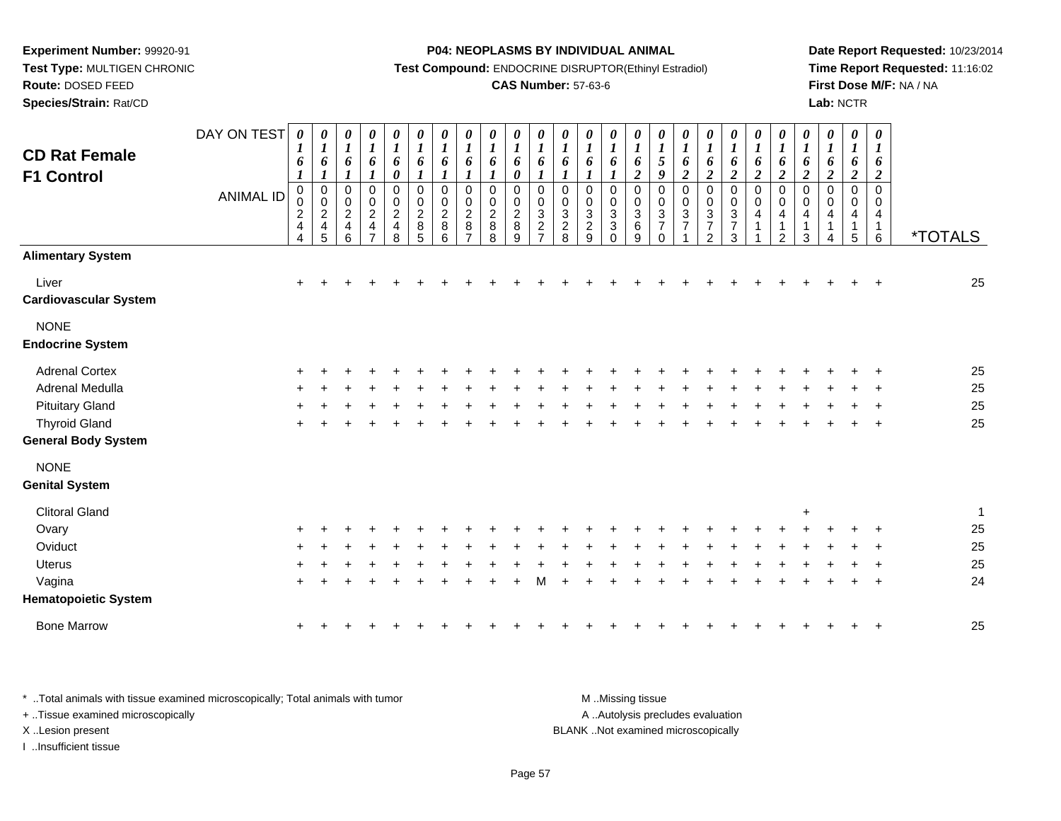**Experiment Number:** 99920-91
**Test Type:** MULTIGEN CHRONIC
**Route:** DOSED FEED
**Species/Strain:** Rat/CD

**P04: NEOPLASMS BY INDIVIDUAL ANIMAL**
**Test Compound:** ENDOCRINE DISRUPTOR(Ethinyl Estradiol)
**CAS Number:** 57-63-6

**Date Report Requested:** 10/23/2014
**Time Report Requested:** 11:16:02
**First Dose M/F:** NA / NA
**Lab:** NCTR

## CD Rat Female F1 Control

| DAY ON TEST | 0161 | 0161 | 0161 | 0161 | 0160 | 0161 | 0161 | 0161 | 0161 | 0160 | 0161 | 0161 | 0161 | 0161 | 0162 | 0159 | 0162 | 0162 | 0162 | 0162 | 0162 | 0162 | 0162 | 0162 | 0162 | |
|---|---|---|---|---|---|---|---|---|---|---|---|---|---|---|---|---|---|---|---|---|---|---|---|---|---|---|
| **ANIMAL ID** | 00244 | 00245 | 00246 | 00247 | 00248 | 00285 | 00286 | 00287 | 00288 | 00289 | 00327 | 00328 | 00329 | 00330 | 00369 | 00370 | 00371 | 00372 | 00373 | 00411 | 00412 | 00413 | 00414 | 00415 | 00416 | ***TOTALS** |
| **Alimentary System** | | | | | | | | | | | | | | | | | | | | | | | | | | |
| Liver | + | + | + | + | + | + | + | + | + | + | + | + | + | + | + | + | + | + | + | + | + | + | + | + | + | 25 |
| **Cardiovascular System** | | | | | | | | | | | | | | | | | | | | | | | | | | |
| NONE | | | | | | | | | | | | | | | | | | | | | | | | | | |
| **Endocrine System** | | | | | | | | | | | | | | | | | | | | | | | | | | |
| Adrenal Cortex | + | + | + | + | + | + | + | + | + | + | + | + | + | + | + | + | + | + | + | + | + | + | + | + | + | 25 |
| Adrenal Medulla | + | + | + | + | + | + | + | + | + | + | + | + | + | + | + | + | + | + | + | + | + | + | + | + | + | 25 |
| Pituitary Gland | + | + | + | + | + | + | + | + | + | + | + | + | + | + | + | + | + | + | + | + | + | + | + | + | + | 25 |
| Thyroid Gland | + | + | + | + | + | + | + | + | + | + | + | + | + | + | + | + | + | + | + | + | + | + | + | + | + | 25 |
| **General Body System** | | | | | | | | | | | | | | | | | | | | | | | | | | |
| NONE | | | | | | | | | | | | | | | | | | | | | | | | | | |
| **Genital System** | | | | | | | | | | | | | | | | | | | | | | | | | | |
| Clitoral Gland | | | | | | | | | | | | | | | | | | | | | | + | | | | 1 |
| Ovary | + | + | + | + | + | + | + | + | + | + | + | + | + | + | + | + | + | + | + | + | + | + | + | + | + | 25 |
| Oviduct | + | + | + | + | + | + | + | + | + | + | + | + | + | + | + | + | + | + | + | + | + | + | + | + | + | 25 |
| Uterus | + | + | + | + | + | + | + | + | + | + | + | + | + | + | + | + | + | + | + | + | + | + | + | + | + | 25 |
| Vagina | + | + | + | + | + | + | + | + | + | + | M | + | + | + | + | + | + | + | + | + | + | + | + | + | + | 24 |
| **Hematopoietic System** | | | | | | | | | | | | | | | | | | | | | | | | | | |
| Bone Marrow | + | + | + | + | + | + | + | + | + | + | + | + | + | + | + | + | + | + | + | + | + | + | + | + | + | 25 |

\* ..Total animals with tissue examined microscopically; Total animals with tumor
\+ ..Tissue examined microscopically
X ..Lesion present
I ..Insufficient tissue

M ..Missing tissue
A ..Autolysis precludes evaluation
BLANK ..Not examined microscopically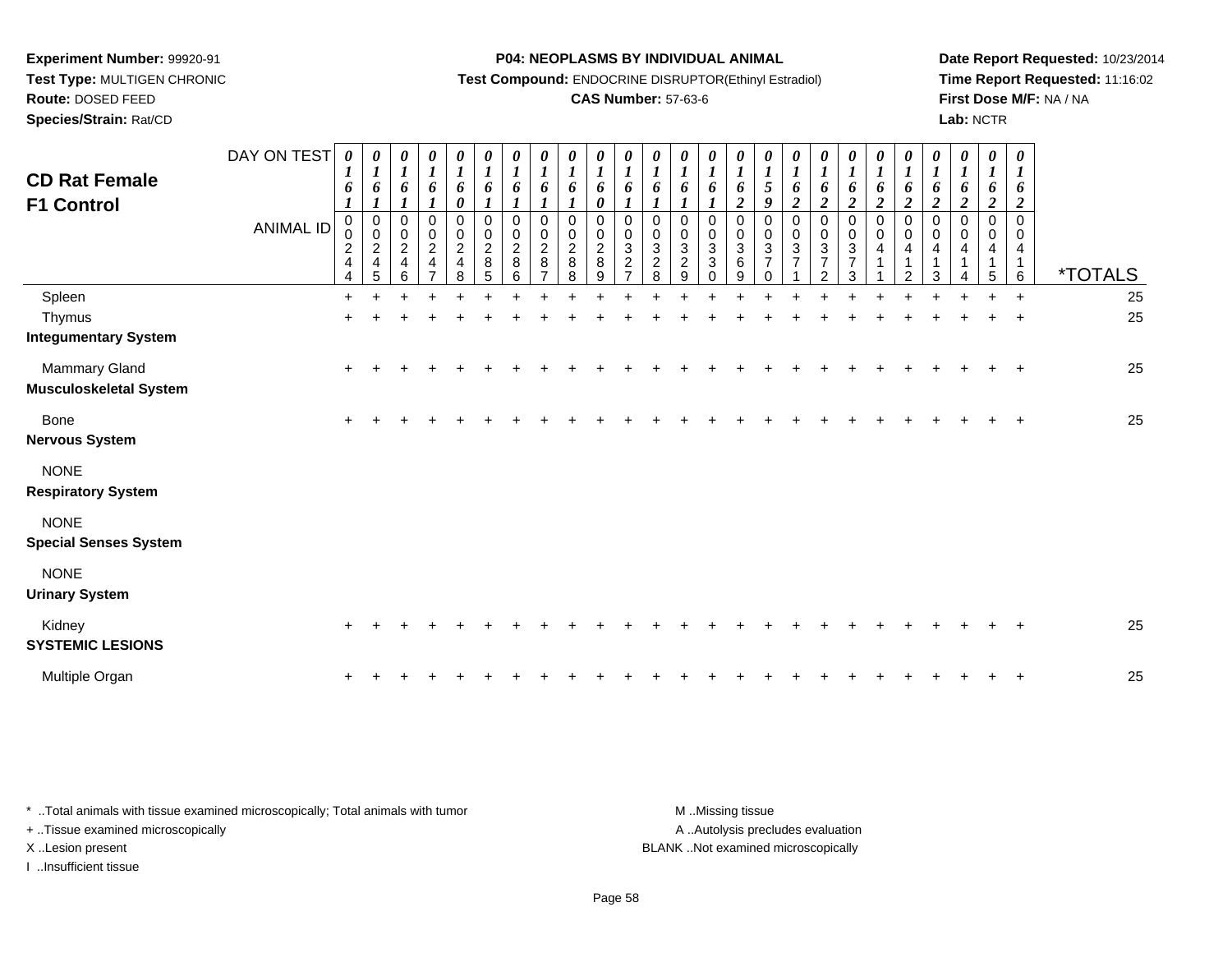**Experiment Number:** 99920-91
**Test Type:** MULTIGEN CHRONIC
**Route:** DOSED FEED
**Species/Strain:** Rat/CD

**P04: NEOPLASMS BY INDIVIDUAL ANIMAL**
**Test Compound:** ENDOCRINE DISRUPTOR(Ethinyl Estradiol)
**CAS Number:** 57-63-6

**Date Report Requested:** 10/23/2014
**Time Report Requested:** 11:16:02
**First Dose M/F:** NA / NA
**Lab:** NCTR

# CD Rat Female F1 Control

| DAY ON TEST | 0161 | 0161 | 0161 | 0161 | 0160 | 0161 | 0161 | 0161 | 0161 | 0160 | 0161 | 0161 | 0161 | 0161 | 0162 | 0159 | 0162 | 0162 | 0162 | 0162 | 0162 | 0162 | 0162 | 0162 | 0162 | |
|---|---|---|---|---|---|---|---|---|---|---|---|---|---|---|---|---|---|---|---|---|---|---|---|---|---|---|
| **ANIMAL ID** | 00244 | 00245 | 00246 | 00247 | 00248 | 00285 | 00286 | 00287 | 00288 | 00289 | 00327 | 00328 | 00329 | 00330 | 00369 | 00370 | 00371 | 00372 | 00373 | 00411 | 00412 | 00413 | 00414 | 00415 | 00416 | ***TOTALS** |
| Spleen | + | + | + | + | + | + | + | + | + | + | + | + | + | + | + | + | + | + | + | + | + | + | + | + | + | 25 |
| Thymus | + | + | + | + | + | + | + | + | + | + | + | + | + | + | + | + | + | + | + | + | + | + | + | + | + | 25 |
| **Integumentary System** | | | | | | | | | | | | | | | | | | | | | | | | | | |
| Mammary Gland | + | + | + | + | + | + | + | + | + | + | + | + | + | + | + | + | + | + | + | + | + | + | + | + | + | 25 |
| **Musculoskeletal System** | | | | | | | | | | | | | | | | | | | | | | | | | | |
| Bone | + | + | + | + | + | + | + | + | + | + | + | + | + | + | + | + | + | + | + | + | + | + | + | + | + | 25 |
| **Nervous System** | | | | | | | | | | | | | | | | | | | | | | | | | | |
| NONE | | | | | | | | | | | | | | | | | | | | | | | | | | |
| **Respiratory System** | | | | | | | | | | | | | | | | | | | | | | | | | | |
| NONE | | | | | | | | | | | | | | | | | | | | | | | | | | |
| **Special Senses System** | | | | | | | | | | | | | | | | | | | | | | | | | | |
| NONE | | | | | | | | | | | | | | | | | | | | | | | | | | |
| **Urinary System** | | | | | | | | | | | | | | | | | | | | | | | | | | |
| Kidney | + | + | + | + | + | + | + | + | + | + | + | + | + | + | + | + | + | + | + | + | + | + | + | + | + | 25 |
| **SYSTEMIC LESIONS** | | | | | | | | | | | | | | | | | | | | | | | | | | |
| Multiple Organ | + | + | + | + | + | + | + | + | + | + | + | + | + | + | + | + | + | + | + | + | + | + | + | + | + | 25 |

* ..Total animals with tissue examined microscopically; Total animals with tumor
+ ..Tissue examined microscopically
X ..Lesion present
I ..Insufficient tissue

M ..Missing tissue
A ..Autolysis precludes evaluation
BLANK ..Not examined microscopically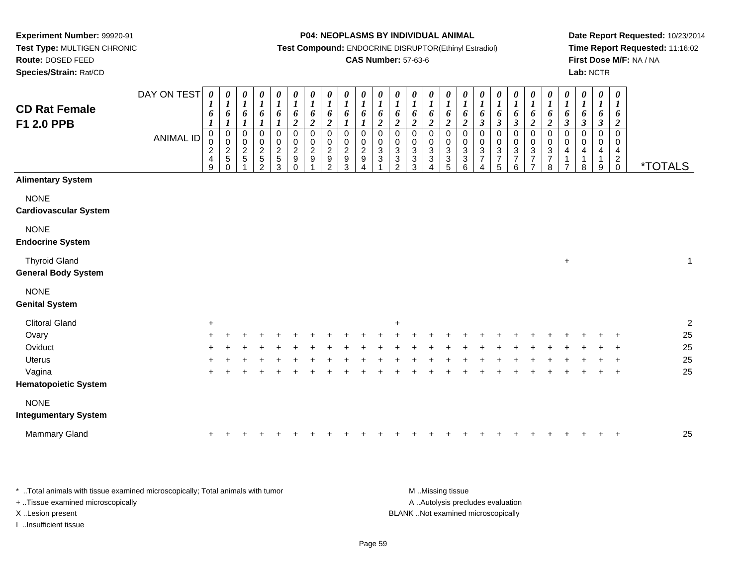**Experiment Number:** 99920-91
**Test Type:** MULTIGEN CHRONIC
**Route:** DOSED FEED
**Species/Strain:** Rat/CD

**P04: NEOPLASMS BY INDIVIDUAL ANIMAL**
**Test Compound:** ENDOCRINE DISRUPTOR(Ethinyl Estradiol)
**CAS Number:** 57-63-6

**Date Report Requested:** 10/23/2014
**Time Report Requested:** 11:16:02
**First Dose M/F:** NA / NA
**Lab:** NCTR

## CD Rat Female F1 2.0 PPB

| DAY ON TEST | 0161 | 0161 | 0161 | 0161 | 0161 | 0162 | 0162 | 0162 | 0161 | 0161 | 0162 | 0162 | 0162 | 0162 | 0162 | 0162 | 0163 | 0163 | 0163 | 0162 | 0162 | 0163 | 0163 | 0163 | 0162 | |
|---|---|---|---|---|---|---|---|---|---|---|---|---|---|---|---|---|---|---|---|---|---|---|---|---|---|---|
| **ANIMAL ID** | 00249 | 00250 | 00251 | 00252 | 00253 | 00290 | 00291 | 00292 | 00293 | 00294 | 00331 | 00332 | 00333 | 00334 | 00335 | 00336 | 00374 | 00375 | 00376 | 00377 | 00378 | 00417 | 00418 | 00419 | 00420 | ***TOTALS** |
| **Alimentary System** | | | | | | | | | | | | | | | | | | | | | | | | | | |
| NONE | | | | | | | | | | | | | | | | | | | | | | | | | | |
| **Cardiovascular System** | | | | | | | | | | | | | | | | | | | | | | | | | | |
| NONE | | | | | | | | | | | | | | | | | | | | | | | | | | |
| **Endocrine System** | | | | | | | | | | | | | | | | | | | | | | | | | | |
| Thyroid Gland | | | | | | | | | | | | | | | | | | | | | | + | | | | 1 |
| **General Body System** | | | | | | | | | | | | | | | | | | | | | | | | | | |
| NONE | | | | | | | | | | | | | | | | | | | | | | | | | | |
| **Genital System** | | | | | | | | | | | | | | | | | | | | | | | | | | |
| Clitoral Gland | + | | | | | | | | | | | + | | | | | | | | | | | | | | 2 |
| Ovary | + | + | + | + | + | + | + | + | + | + | + | + | + | + | + | + | + | + | + | + | + | + | + | + | + | 25 |
| Oviduct | + | + | + | + | + | + | + | + | + | + | + | + | + | + | + | + | + | + | + | + | + | + | + | + | + | 25 |
| Uterus | + | + | + | + | + | + | + | + | + | + | + | + | + | + | + | + | + | + | + | + | + | + | + | + | + | 25 |
| Vagina | + | + | + | + | + | + | + | + | + | + | + | + | + | + | + | + | + | + | + | + | + | + | + | + | + | 25 |
| **Hematopoietic System** | | | | | | | | | | | | | | | | | | | | | | | | | | |
| NONE | | | | | | | | | | | | | | | | | | | | | | | | | | |
| **Integumentary System** | | | | | | | | | | | | | | | | | | | | | | | | | | |
| Mammary Gland | + | + | + | + | + | + | + | + | + | + | + | + | + | + | + | + | + | + | + | + | + | + | + | + | + | 25 |

\* ..Total animals with tissue examined microscopically; Total animals with tumor
+ ..Tissue examined microscopically
X ..Lesion present
I ..Insufficient tissue

M ..Missing tissue
A ..Autolysis precludes evaluation
BLANK ..Not examined microscopically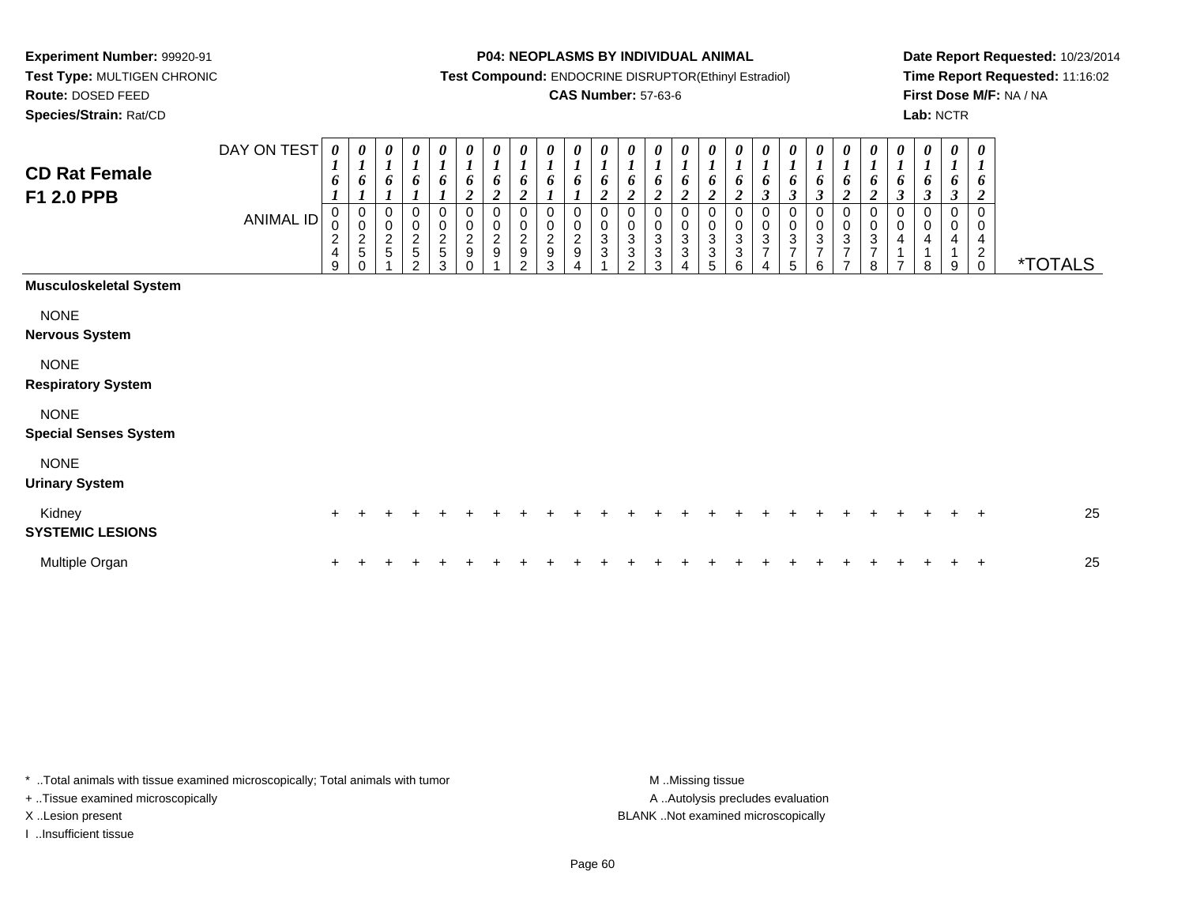**Experiment Number:** 99920-91
**Test Type:** MULTIGEN CHRONIC
**Route:** DOSED FEED
**Species/Strain:** Rat/CD

**P04: NEOPLASMS BY INDIVIDUAL ANIMAL**
**Test Compound:** ENDOCRINE DISRUPTOR(Ethinyl Estradiol)
**CAS Number:** 57-63-6

**Date Report Requested:** 10/23/2014
**Time Report Requested:** 11:16:02
**First Dose M/F:** NA / NA
**Lab:** NCTR

## CD Rat Female F1 2.0 PPB

| DAY ON TEST | 0161 | 0161 | 0161 | 0161 | 0161 | 0162 | 0162 | 0162 | 0161 | 0161 | 0162 | 0162 | 0162 | 0162 | 0162 | 0162 | 0163 | 0163 | 0163 | 0162 | 0162 | 0163 | 0163 | 0163 | 0162 | |
|---|---|---|---|---|---|---|---|---|---|---|---|---|---|---|---|---|---|---|---|---|---|---|---|---|---|---|
| **ANIMAL ID** | 00249 | 00250 | 00251 | 00252 | 00253 | 00290 | 00291 | 00292 | 00293 | 00294 | 00331 | 00332 | 00333 | 00334 | 00335 | 00336 | 00374 | 00375 | 00376 | 00377 | 00378 | 00417 | 00418 | 00419 | 00420 | ***TOTALS** |
| **Musculoskeletal System** | | | | | | | | | | | | | | | | | | | | | | | | | | |
| NONE | | | | | | | | | | | | | | | | | | | | | | | | | | |
| **Nervous System** | | | | | | | | | | | | | | | | | | | | | | | | | | |
| NONE | | | | | | | | | | | | | | | | | | | | | | | | | | |
| **Respiratory System** | | | | | | | | | | | | | | | | | | | | | | | | | | |
| NONE | | | | | | | | | | | | | | | | | | | | | | | | | | |
| **Special Senses System** | | | | | | | | | | | | | | | | | | | | | | | | | | |
| NONE | | | | | | | | | | | | | | | | | | | | | | | | | | |
| **Urinary System** | | | | | | | | | | | | | | | | | | | | | | | | | | |
| Kidney | + | + | + | + | + | + | + | + | + | + | + | + | + | + | + | + | + | + | + | + | + | + | + | + | + | 25 |
| **SYSTEMIC LESIONS** | | | | | | | | | | | | | | | | | | | | | | | | | | |
| Multiple Organ | + | + | + | + | + | + | + | + | + | + | + | + | + | + | + | + | + | + | + | + | + | + | + | + | + | 25 |

* ..Total animals with tissue examined microscopically; Total animals with tumor
+ ..Tissue examined microscopically
X ..Lesion present
I ..Insufficient tissue

M ..Missing tissue
A ..Autolysis precludes evaluation
BLANK ..Not examined microscopically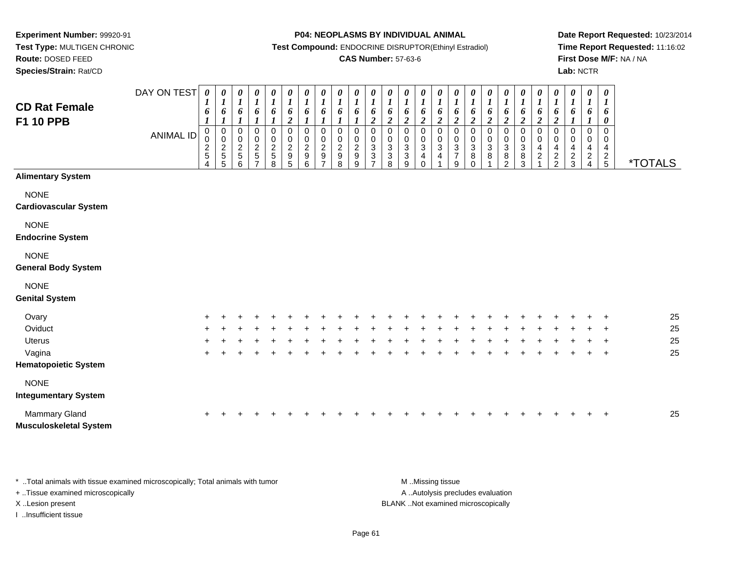**Experiment Number:** 99920-91
**Test Type:** MULTIGEN CHRONIC
**Route:** DOSED FEED
**Species/Strain:** Rat/CD

**P04: NEOPLASMS BY INDIVIDUAL ANIMAL**
**Test Compound:** ENDOCRINE DISRUPTOR(Ethinyl Estradiol)
**CAS Number:** 57-63-6

**Date Report Requested:** 10/23/2014
**Time Report Requested:** 11:16:02
**First Dose M/F:** NA / NA
**Lab:** NCTR

# CD Rat Female F1 10 PPB

| DAY ON TEST | 0161 | 0161 | 0161 | 0161 | 0161 | 0162 | 0161 | 0161 | 0161 | 0161 | 0162 | 0162 | 0162 | 0162 | 0162 | 0162 | 0162 | 0162 | 0162 | 0162 | 0162 | 0162 | 0161 | 0161 | 0160 | |
|---|---|---|---|---|---|---|---|---|---|---|---|---|---|---|---|---|---|---|---|---|---|---|---|---|---|---|
| **ANIMAL ID** | 00254 | 00255 | 00256 | 00257 | 00258 | 00295 | 00296 | 00297 | 00298 | 00299 | 00337 | 00338 | 00339 | 00340 | 00341 | 00379 | 00380 | 00381 | 00382 | 00383 | 00421 | 00422 | 00423 | 00424 | 00425 | ***TOTALS** |
| **Alimentary System** | | | | | | | | | | | | | | | | | | | | | | | | | | |
| NONE | | | | | | | | | | | | | | | | | | | | | | | | | | |
| **Cardiovascular System** | | | | | | | | | | | | | | | | | | | | | | | | | | |
| NONE | | | | | | | | | | | | | | | | | | | | | | | | | | |
| **Endocrine System** | | | | | | | | | | | | | | | | | | | | | | | | | | |
| NONE | | | | | | | | | | | | | | | | | | | | | | | | | | |
| **General Body System** | | | | | | | | | | | | | | | | | | | | | | | | | | |
| NONE | | | | | | | | | | | | | | | | | | | | | | | | | | |
| **Genital System** | | | | | | | | | | | | | | | | | | | | | | | | | | |
| Ovary | + | + | + | + | + | + | + | + | + | + | + | + | + | + | + | + | + | + | + | + | + | + | + | + | + | 25 |
| Oviduct | + | + | + | + | + | + | + | + | + | + | + | + | + | + | + | + | + | + | + | + | + | + | + | + | + | 25 |
| Uterus | + | + | + | + | + | + | + | + | + | + | + | + | + | + | + | + | + | + | + | + | + | + | + | + | + | 25 |
| Vagina | + | + | + | + | + | + | + | + | + | + | + | + | + | + | + | + | + | + | + | + | + | + | + | + | + | 25 |
| **Hematopoietic System** | | | | | | | | | | | | | | | | | | | | | | | | | | |
| NONE | | | | | | | | | | | | | | | | | | | | | | | | | | |
| **Integumentary System** | | | | | | | | | | | | | | | | | | | | | | | | | | |
| Mammary Gland | + | + | + | + | + | + | + | + | + | + | + | + | + | + | + | + | + | + | + | + | + | + | + | + | + | 25 |
| **Musculoskeletal System** | | | | | | | | | | | | | | | | | | | | | | | | | | |

* ..Total animals with tissue examined microscopically; Total animals with tumor
+ ..Tissue examined microscopically
X ..Lesion present
I ..Insufficient tissue

M ..Missing tissue
A ..Autolysis precludes evaluation
BLANK ..Not examined microscopically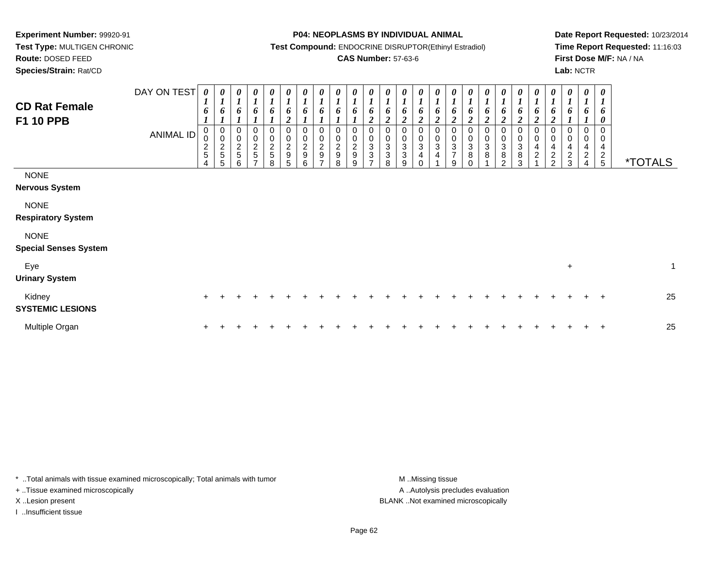**Experiment Number:** 99920-91
**Test Type:** MULTIGEN CHRONIC
**Route:** DOSED FEED
**Species/Strain:** Rat/CD

**P04: NEOPLASMS BY INDIVIDUAL ANIMAL**
**Test Compound:** ENDOCRINE DISRUPTOR(Ethinyl Estradiol)
**CAS Number:** 57-63-6

**Date Report Requested:** 10/23/2014
**Time Report Requested:** 11:16:03
**First Dose M/F:** NA / NA
**Lab:** NCTR

## CD Rat Female F1 10 PPB

| DAY ON TEST | 0161 | 0161 | 0161 | 0161 | 0161 | 0162 | 0161 | 0161 | 0161 | 0161 | 0162 | 0162 | 0162 | 0162 | 0162 | 0162 | 0162 | 0162 | 0162 | 0162 | 0162 | 0162 | 0161 | 0161 | 0160 | |
|---|---|---|---|---|---|---|---|---|---|---|---|---|---|---|---|---|---|---|---|---|---|---|---|---|---|---|
| ANIMAL ID | 00254 | 00255 | 00256 | 00257 | 00258 | 00295 | 00296 | 00297 | 00298 | 00299 | 00337 | 00338 | 00339 | 00340 | 00341 | 00379 | 00380 | 00381 | 00382 | 00383 | 00421 | 00422 | 00423 | 00424 | 00425 | *TOTALS |
| NONE | | | | | | | | | | | | | | | | | | | | | | | | | | |
| **Nervous System** | | | | | | | | | | | | | | | | | | | | | | | | | | |
| NONE | | | | | | | | | | | | | | | | | | | | | | | | | | |
| **Respiratory System** | | | | | | | | | | | | | | | | | | | | | | | | | | |
| NONE | | | | | | | | | | | | | | | | | | | | | | | | | | |
| **Special Senses System** | | | | | | | | | | | | | | | | | | | | | | | | | | |
| Eye | | | | | | | | | | | | | | | | | | | | | | | + | | | 1 |
| **Urinary System** | | | | | | | | | | | | | | | | | | | | | | | | | | |
| Kidney | + | + | + | + | + | + | + | + | + | + | + | + | + | + | + | + | + | + | + | + | + | + | + | + | + | 25 |
| **SYSTEMIC LESIONS** | | | | | | | | | | | | | | | | | | | | | | | | | | |
| Multiple Organ | + | + | + | + | + | + | + | + | + | + | + | + | + | + | + | + | + | + | + | + | + | + | + | + | + | 25 |

\* ..Total animals with tissue examined microscopically; Total animals with tumor
\+ ..Tissue examined microscopically
X ..Lesion present
I ..Insufficient tissue

M ..Missing tissue
A ..Autolysis precludes evaluation
BLANK ..Not examined microscopically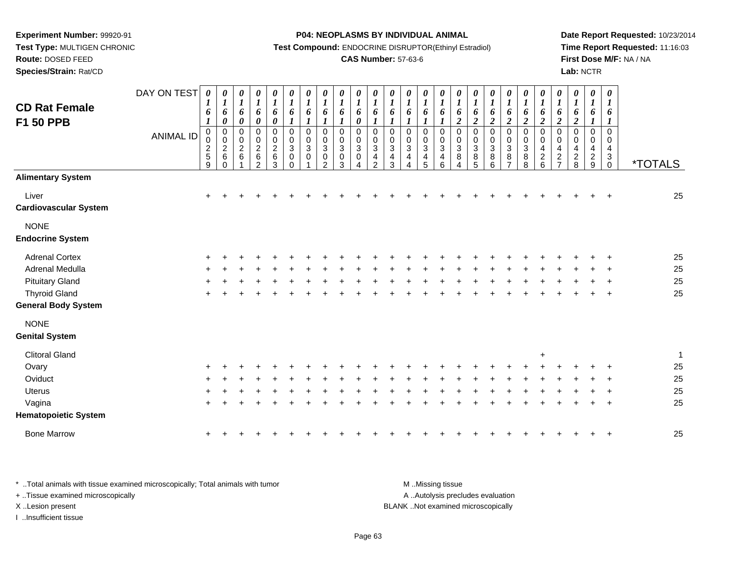**Experiment Number:** 99920-91
**Test Type:** MULTIGEN CHRONIC
**Route:** DOSED FEED
**Species/Strain:** Rat/CD

**P04: NEOPLASMS BY INDIVIDUAL ANIMAL**
**Test Compound:** ENDOCRINE DISRUPTOR(Ethinyl Estradiol)
**CAS Number:** 57-63-6

**Date Report Requested:** 10/23/2014
**Time Report Requested:** 11:16:03
**First Dose M/F:** NA / NA
**Lab:** NCTR

## CD Rat Female F1 50 PPB

| DAY ON TEST | 0161 | 0160 | 0160 | 0160 | 0160 | 0161 | 0161 | 0161 | 0161 | 0160 | 0161 | 0161 | 0161 | 0161 | 0161 | 0162 | 0162 | 0162 | 0162 | 0162 | 0162 | 0162 | 0162 | 0161 | 0161 | |
|---|---|---|---|---|---|---|---|---|---|---|---|---|---|---|---|---|---|---|---|---|---|---|---|---|---|---|
| **ANIMAL ID** | 00259 | 00260 | 00261 | 00262 | 00263 | 00300 | 00301 | 00302 | 00303 | 00304 | 00342 | 00343 | 00344 | 00345 | 00346 | 00384 | 00385 | 00386 | 00387 | 00388 | 00426 | 00427 | 00428 | 00429 | 00430 | ***TOTALS** |
| **Alimentary System** | | | | | | | | | | | | | | | | | | | | | | | | | | |
| Liver | + | + | + | + | + | + | + | + | + | + | + | + | + | + | + | + | + | + | + | + | + | + | + | + | + | 25 |
| **Cardiovascular System** | | | | | | | | | | | | | | | | | | | | | | | | | | |
| NONE | | | | | | | | | | | | | | | | | | | | | | | | | | |
| **Endocrine System** | | | | | | | | | | | | | | | | | | | | | | | | | | |
| Adrenal Cortex | + | + | + | + | + | + | + | + | + | + | + | + | + | + | + | + | + | + | + | + | + | + | + | + | + | 25 |
| Adrenal Medulla | + | + | + | + | + | + | + | + | + | + | + | + | + | + | + | + | + | + | + | + | + | + | + | + | + | 25 |
| Pituitary Gland | + | + | + | + | + | + | + | + | + | + | + | + | + | + | + | + | + | + | + | + | + | + | + | + | + | 25 |
| Thyroid Gland | + | + | + | + | + | + | + | + | + | + | + | + | + | + | + | + | + | + | + | + | + | + | + | + | + | 25 |
| **General Body System** | | | | | | | | | | | | | | | | | | | | | | | | | | |
| NONE | | | | | | | | | | | | | | | | | | | | | | | | | | |
| **Genital System** | | | | | | | | | | | | | | | | | | | | | | | | | | |
| Clitoral Gland | | | | | | | | | | | | | | | | | | | | | + | | | | | 1 |
| Ovary | + | + | + | + | + | + | + | + | + | + | + | + | + | + | + | + | + | + | + | + | + | + | + | + | + | 25 |
| Oviduct | + | + | + | + | + | + | + | + | + | + | + | + | + | + | + | + | + | + | + | + | + | + | + | + | + | 25 |
| Uterus | + | + | + | + | + | + | + | + | + | + | + | + | + | + | + | + | + | + | + | + | + | + | + | + | + | 25 |
| Vagina | + | + | + | + | + | + | + | + | + | + | + | + | + | + | + | + | + | + | + | + | + | + | + | + | + | 25 |
| **Hematopoietic System** | | | | | | | | | | | | | | | | | | | | | | | | | | |
| Bone Marrow | + | + | + | + | + | + | + | + | + | + | + | + | + | + | + | + | + | + | + | + | + | + | + | + | + | 25 |

* ..Total animals with tissue examined microscopically; Total animals with tumor
+ ..Tissue examined microscopically
X ..Lesion present
I ..Insufficient tissue

M ..Missing tissue
A ..Autolysis precludes evaluation
BLANK ..Not examined microscopically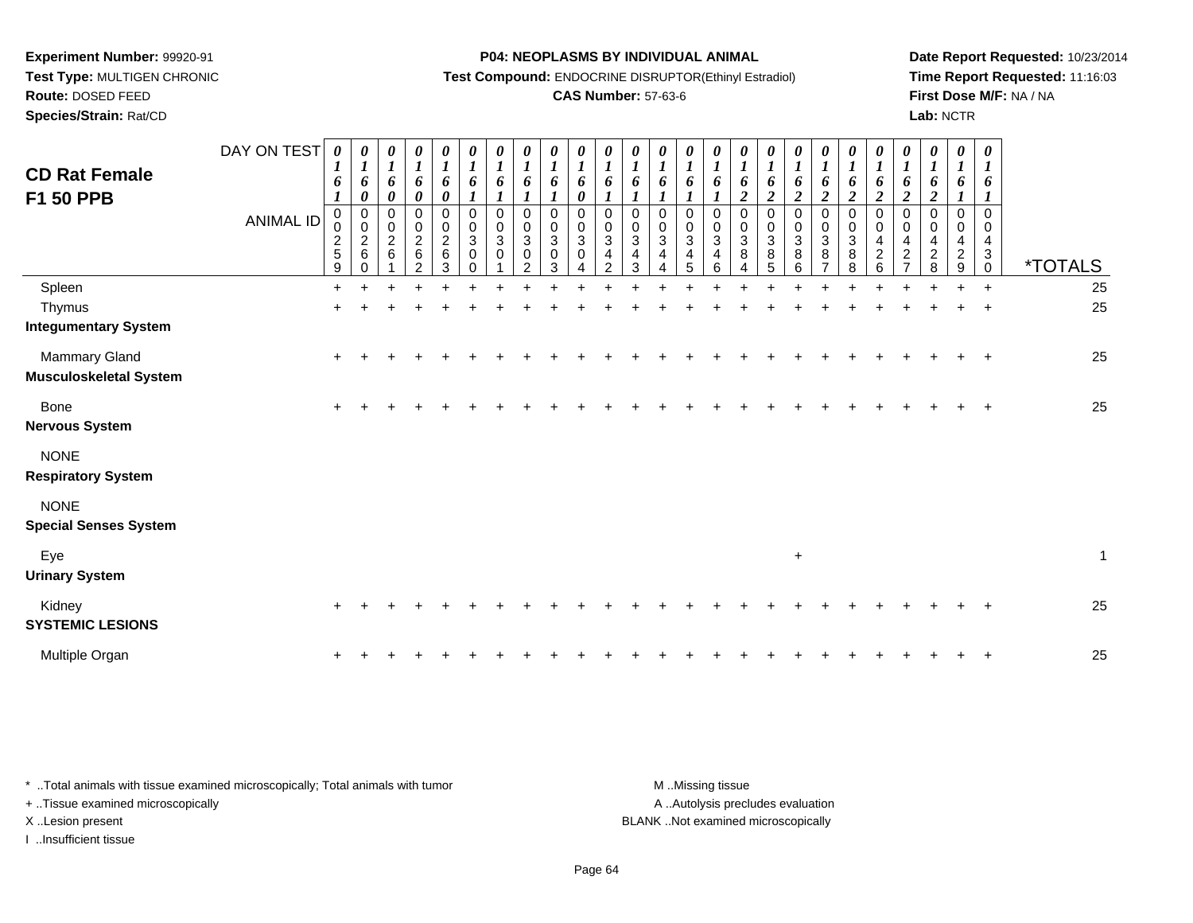**Experiment Number:** 99920-91
**Test Type:** MULTIGEN CHRONIC
**Route:** DOSED FEED
**Species/Strain:** Rat/CD

**P04: NEOPLASMS BY INDIVIDUAL ANIMAL**
**Test Compound:** ENDOCRINE DISRUPTOR(Ethinyl Estradiol)
**CAS Number:** 57-63-6

**Date Report Requested:** 10/23/2014
**Time Report Requested:** 11:16:03
**First Dose M/F:** NA / NA
**Lab:** NCTR

# CD Rat Female F1 50 PPB

| DAY ON TEST | 0161 | 0160 | 0160 | 0160 | 0160 | 0161 | 0161 | 0161 | 0161 | 0160 | 0161 | 0161 | 0161 | 0161 | 0161 | 0162 | 0162 | 0162 | 0162 | 0162 | 0162 | 0162 | 0162 | 0161 | 0161 | |
|---|---|---|---|---|---|---|---|---|---|---|---|---|---|---|---|---|---|---|---|---|---|---|---|---|---|---|
| **ANIMAL ID** | 00259 | 00260 | 00261 | 00262 | 00263 | 00300 | 00301 | 00302 | 00303 | 00304 | 00342 | 00343 | 00344 | 00345 | 00346 | 00384 | 00385 | 00386 | 00387 | 00388 | 00426 | 00427 | 00428 | 00429 | 00430 | ***TOTALS** |
| Spleen | + | + | + | + | + | + | + | + | + | + | + | + | + | + | + | + | + | + | + | + | + | + | + | + | + | 25 |
| Thymus | + | + | + | + | + | + | + | + | + | + | + | + | + | + | + | + | + | + | + | + | + | + | + | + | + | 25 |
| **Integumentary System** | | | | | | | | | | | | | | | | | | | | | | | | | | |
| Mammary Gland | + | + | + | + | + | + | + | + | + | + | + | + | + | + | + | + | + | + | + | + | + | + | + | + | + | 25 |
| **Musculoskeletal System** | | | | | | | | | | | | | | | | | | | | | | | | | | |
| Bone | + | + | + | + | + | + | + | + | + | + | + | + | + | + | + | + | + | + | + | + | + | + | + | + | + | 25 |
| **Nervous System** | | | | | | | | | | | | | | | | | | | | | | | | | | |
| NONE | | | | | | | | | | | | | | | | | | | | | | | | | | |
| **Respiratory System** | | | | | | | | | | | | | | | | | | | | | | | | | | |
| NONE | | | | | | | | | | | | | | | | | | | | | | | | | | |
| **Special Senses System** | | | | | | | | | | | | | | | | | | | | | | | | | | |
| Eye | | | | | | | | | | | | | | | | | | + | | | | | | | | 1 |
| **Urinary System** | | | | | | | | | | | | | | | | | | | | | | | | | | |
| Kidney | + | + | + | + | + | + | + | + | + | + | + | + | + | + | + | + | + | + | + | + | + | + | + | + | + | 25 |
| **SYSTEMIC LESIONS** | | | | | | | | | | | | | | | | | | | | | | | | | | |
| Multiple Organ | + | + | + | + | + | + | + | + | + | + | + | + | + | + | + | + | + | + | + | + | + | + | + | + | + | 25 |

\* ..Total animals with tissue examined microscopically; Total animals with tumor
+ ..Tissue examined microscopically
X ..Lesion present
I ..Insufficient tissue

M ..Missing tissue
A ..Autolysis precludes evaluation
BLANK ..Not examined microscopically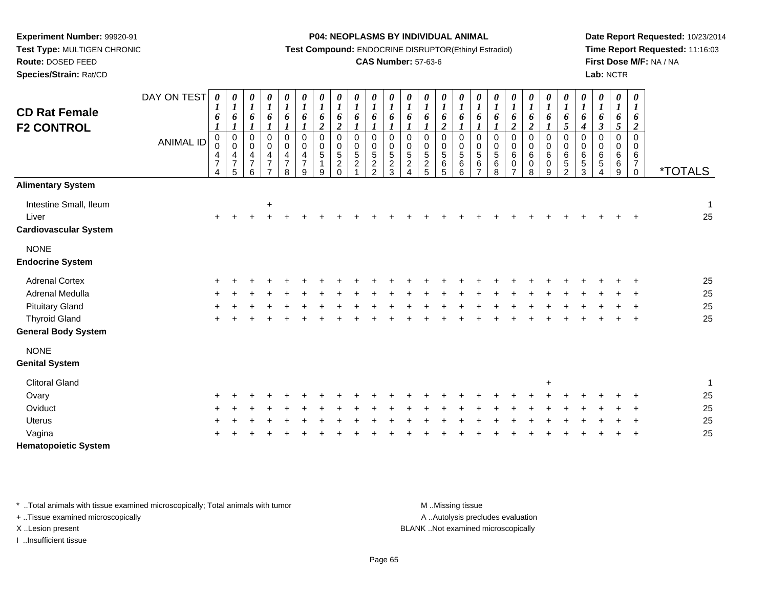**Experiment Number:** 99920-91
**Test Type:** MULTIGEN CHRONIC
**Route:** DOSED FEED
**Species/Strain:** Rat/CD

**P04: NEOPLASMS BY INDIVIDUAL ANIMAL**
**Test Compound:** ENDOCRINE DISRUPTOR(Ethinyl Estradiol)
**CAS Number:** 57-63-6

**Date Report Requested:** 10/23/2014
**Time Report Requested:** 11:16:03
**First Dose M/F:** NA / NA
**Lab:** NCTR

# CD Rat Female F2 CONTROL

| DAY ON TEST | 0161 | 0161 | 0161 | 0161 | 0161 | 0161 | 0162 | 0162 | 0161 | 0161 | 0161 | 0161 | 0161 | 0162 | 0161 | 0161 | 0161 | 0162 | 0162 | 0161 | 0165 | 0164 | 0163 | 0165 | 0162 | |
|---|---|---|---|---|---|---|---|---|---|---|---|---|---|---|---|---|---|---|---|---|---|---|---|---|---|---|
| **ANIMAL ID** | 00474 | 00475 | 00476 | 00477 | 00478 | 00479 | 00519 | 00520 | 00521 | 00522 | 00523 | 00524 | 00525 | 00565 | 00566 | 00567 | 00568 | 00607 | 00608 | 00609 | 00652 | 00653 | 00654 | 00669 | 00670 | ***TOTALS** |
| **Alimentary System** | | | | | | | | | | | | | | | | | | | | | | | | | | |
| Intestine Small, Ileum | | | | + | | | | | | | | | | | | | | | | | | | | | | 1 |
| Liver | + | + | + | + | + | + | + | + | + | + | + | + | + | + | + | + | + | + | + | + | + | + | + | + | + | 25 |
| **Cardiovascular System** | | | | | | | | | | | | | | | | | | | | | | | | | | |
| NONE | | | | | | | | | | | | | | | | | | | | | | | | | | |
| **Endocrine System** | | | | | | | | | | | | | | | | | | | | | | | | | | |
| Adrenal Cortex | + | + | + | + | + | + | + | + | + | + | + | + | + | + | + | + | + | + | + | + | + | + | + | + | + | 25 |
| Adrenal Medulla | + | + | + | + | + | + | + | + | + | + | + | + | + | + | + | + | + | + | + | + | + | + | + | + | + | 25 |
| Pituitary Gland | + | + | + | + | + | + | + | + | + | + | + | + | + | + | + | + | + | + | + | + | + | + | + | + | + | 25 |
| Thyroid Gland | + | + | + | + | + | + | + | + | + | + | + | + | + | + | + | + | + | + | + | + | + | + | + | + | + | 25 |
| **General Body System** | | | | | | | | | | | | | | | | | | | | | | | | | | |
| NONE | | | | | | | | | | | | | | | | | | | | | | | | | | |
| **Genital System** | | | | | | | | | | | | | | | | | | | | | | | | | | |
| Clitoral Gland | | | | | | | | | | | | | | | | | | | | + | | | | | | 1 |
| Ovary | + | + | + | + | + | + | + | + | + | + | + | + | + | + | + | + | + | + | + | + | + | + | + | + | + | 25 |
| Oviduct | + | + | + | + | + | + | + | + | + | + | + | + | + | + | + | + | + | + | + | + | + | + | + | + | + | 25 |
| Uterus | + | + | + | + | + | + | + | + | + | + | + | + | + | + | + | + | + | + | + | + | + | + | + | + | + | 25 |
| Vagina | + | + | + | + | + | + | + | + | + | + | + | + | + | + | + | + | + | + | + | + | + | + | + | + | + | 25 |
| **Hematopoietic System** | | | | | | | | | | | | | | | | | | | | | | | | | | |

\* ..Total animals with tissue examined microscopically; Total animals with tumor
+ ..Tissue examined microscopically
X ..Lesion present
I ..Insufficient tissue

M ..Missing tissue
A ..Autolysis precludes evaluation
BLANK ..Not examined microscopically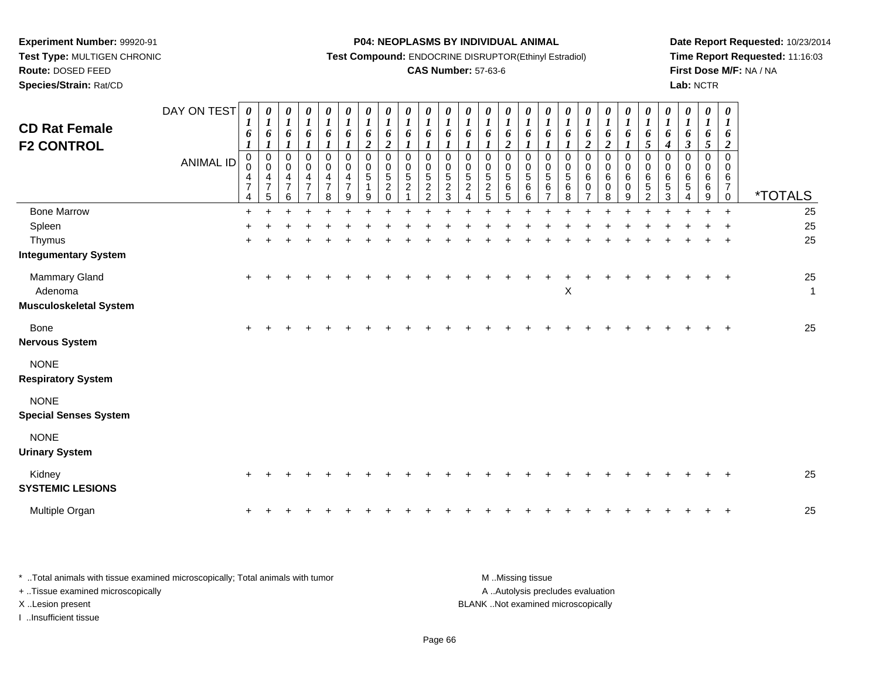**Experiment Number:** 99920-91
**Test Type:** MULTIGEN CHRONIC
**Route:** DOSED FEED
**Species/Strain:** Rat/CD

**P04: NEOPLASMS BY INDIVIDUAL ANIMAL**
**Test Compound:** ENDOCRINE DISRUPTOR(Ethinyl Estradiol)
**CAS Number:** 57-63-6

**Date Report Requested:** 10/23/2014
**Time Report Requested:** 11:16:03
**First Dose M/F:** NA / NA
**Lab:** NCTR

# CD Rat Female F2 CONTROL

| DAY ON TEST | 0161 | 0161 | 0161 | 0161 | 0161 | 0161 | 0162 | 0162 | 0161 | 0161 | 0161 | 0161 | 0161 | 0162 | 0161 | 0161 | 0161 | 0162 | 0162 | 0161 | 0165 | 0164 | 0163 | 0165 | 0162 | |
|---|---|---|---|---|---|---|---|---|---|---|---|---|---|---|---|---|---|---|---|---|---|---|---|---|---|---|
| ANIMAL ID | 00474 | 00475 | 00476 | 00477 | 00478 | 00479 | 00519 | 00520 | 00521 | 00522 | 00523 | 00524 | 00525 | 00565 | 00566 | 00567 | 00568 | 00607 | 00608 | 00609 | 00652 | 00653 | 00654 | 00669 | 00670 | *TOTALS |
| Bone Marrow | + | + | + | + | + | + | + | + | + | + | + | + | + | + | + | + | + | + | + | + | + | + | + | + | + | 25 |
| Spleen | + | + | + | + | + | + | + | + | + | + | + | + | + | + | + | + | + | + | + | + | + | + | + | + | + | 25 |
| Thymus | + | + | + | + | + | + | + | + | + | + | + | + | + | + | + | + | + | + | + | + | + | + | + | + | + | 25 |
| **Integumentary System** | | | | | | | | | | | | | | | | | | | | | | | | | | |
| Mammary Gland | + | + | + | + | + | + | + | + | + | + | + | + | + | + | + | + | + | + | + | + | + | + | + | + | + | 25 |
| Adenoma | | | | | | | | | | | | | | | | | X | | | | | | | | | 1 |
| **Musculoskeletal System** | | | | | | | | | | | | | | | | | | | | | | | | | | |
| Bone | + | + | + | + | + | + | + | + | + | + | + | + | + | + | + | + | + | + | + | + | + | + | + | + | + | 25 |
| **Nervous System** | | | | | | | | | | | | | | | | | | | | | | | | | | |
| NONE | | | | | | | | | | | | | | | | | | | | | | | | | | |
| **Respiratory System** | | | | | | | | | | | | | | | | | | | | | | | | | | |
| NONE | | | | | | | | | | | | | | | | | | | | | | | | | | |
| **Special Senses System** | | | | | | | | | | | | | | | | | | | | | | | | | | |
| NONE | | | | | | | | | | | | | | | | | | | | | | | | | | |
| **Urinary System** | | | | | | | | | | | | | | | | | | | | | | | | | | |
| Kidney | + | + | + | + | + | + | + | + | + | + | + | + | + | + | + | + | + | + | + | + | + | + | + | + | + | 25 |
| **SYSTEMIC LESIONS** | | | | | | | | | | | | | | | | | | | | | | | | | | |
| Multiple Organ | + | + | + | + | + | + | + | + | + | + | + | + | + | + | + | + | + | + | + | + | + | + | + | + | + | 25 |

\* ..Total animals with tissue examined microscopically; Total animals with tumor
+ ..Tissue examined microscopically
X ..Lesion present
I ..Insufficient tissue

M ..Missing tissue
A ..Autolysis precludes evaluation
BLANK ..Not examined microscopically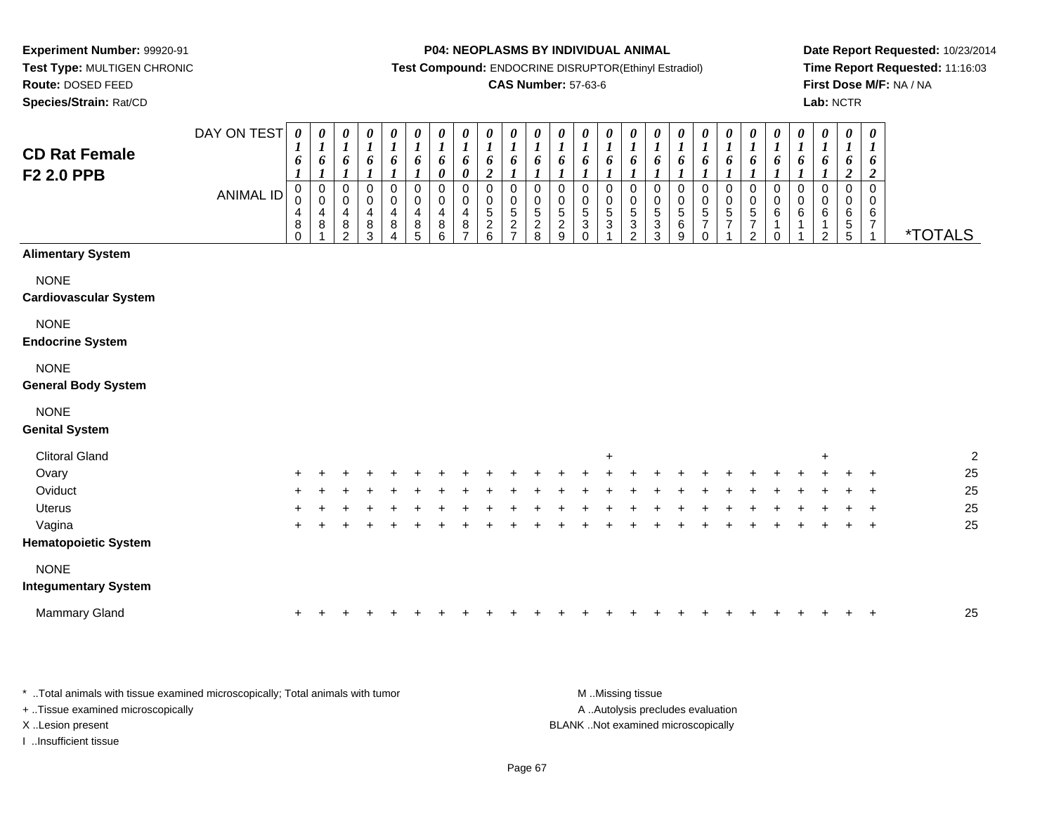**Experiment Number:** 99920-91
**Test Type:** MULTIGEN CHRONIC
**Route:** DOSED FEED
**Species/Strain:** Rat/CD

**P04: NEOPLASMS BY INDIVIDUAL ANIMAL**
**Test Compound:** ENDOCRINE DISRUPTOR(Ethinyl Estradiol)
**CAS Number:** 57-63-6

**Date Report Requested:** 10/23/2014
**Time Report Requested:** 11:16:03
**First Dose M/F:** NA / NA
**Lab:** NCTR

# CD Rat Female F2 2.0 PPB

| DAY ON TEST | 0161 | 0161 | 0161 | 0161 | 0161 | 0161 | 0160 | 0160 | 0162 | 0161 | 0161 | 0161 | 0161 | 0161 | 0161 | 0161 | 0161 | 0161 | 0161 | 0161 | 0161 | 0161 | 0161 | 0162 | 0162 | |
|---|---|---|---|---|---|---|---|---|---|---|---|---|---|---|---|---|---|---|---|---|---|---|---|---|---|---|
| **ANIMAL ID** | 00480 | 00481 | 00482 | 00483 | 00484 | 00485 | 00486 | 00487 | 00526 | 00527 | 00528 | 00529 | 00530 | 00531 | 00532 | 00533 | 00569 | 00570 | 00571 | 00572 | 00610 | 00611 | 00612 | 00655 | 00671 | ***TOTALS** |
| **Alimentary System** | | | | | | | | | | | | | | | | | | | | | | | | | | |
| NONE | | | | | | | | | | | | | | | | | | | | | | | | | | |
| **Cardiovascular System** | | | | | | | | | | | | | | | | | | | | | | | | | | |
| NONE | | | | | | | | | | | | | | | | | | | | | | | | | | |
| **Endocrine System** | | | | | | | | | | | | | | | | | | | | | | | | | | |
| NONE | | | | | | | | | | | | | | | | | | | | | | | | | | |
| **General Body System** | | | | | | | | | | | | | | | | | | | | | | | | | | |
| NONE | | | | | | | | | | | | | | | | | | | | | | | | | | |
| **Genital System** | | | | | | | | | | | | | | | | | | | | | | | | | | |
| Clitoral Gland | | | | | | | | | | | | | | + | | | | | | | | | + | | | 2 |
| Ovary | + | + | + | + | + | + | + | + | + | + | + | + | + | + | + | + | + | + | + | + | + | + | + | + | + | 25 |
| Oviduct | + | + | + | + | + | + | + | + | + | + | + | + | + | + | + | + | + | + | + | + | + | + | + | + | + | 25 |
| Uterus | + | + | + | + | + | + | + | + | + | + | + | + | + | + | + | + | + | + | + | + | + | + | + | + | + | 25 |
| Vagina | + | + | + | + | + | + | + | + | + | + | + | + | + | + | + | + | + | + | + | + | + | + | + | + | + | 25 |
| **Hematopoietic System** | | | | | | | | | | | | | | | | | | | | | | | | | | |
| NONE | | | | | | | | | | | | | | | | | | | | | | | | | | |
| **Integumentary System** | | | | | | | | | | | | | | | | | | | | | | | | | | |
| Mammary Gland | + | + | + | + | + | + | + | + | + | + | + | + | + | + | + | + | + | + | + | + | + | + | + | + | + | 25 |

\* ..Total animals with tissue examined microscopically; Total animals with tumor
+ ..Tissue examined microscopically
X ..Lesion present
I ..Insufficient tissue

M ..Missing tissue
A ..Autolysis precludes evaluation
BLANK ..Not examined microscopically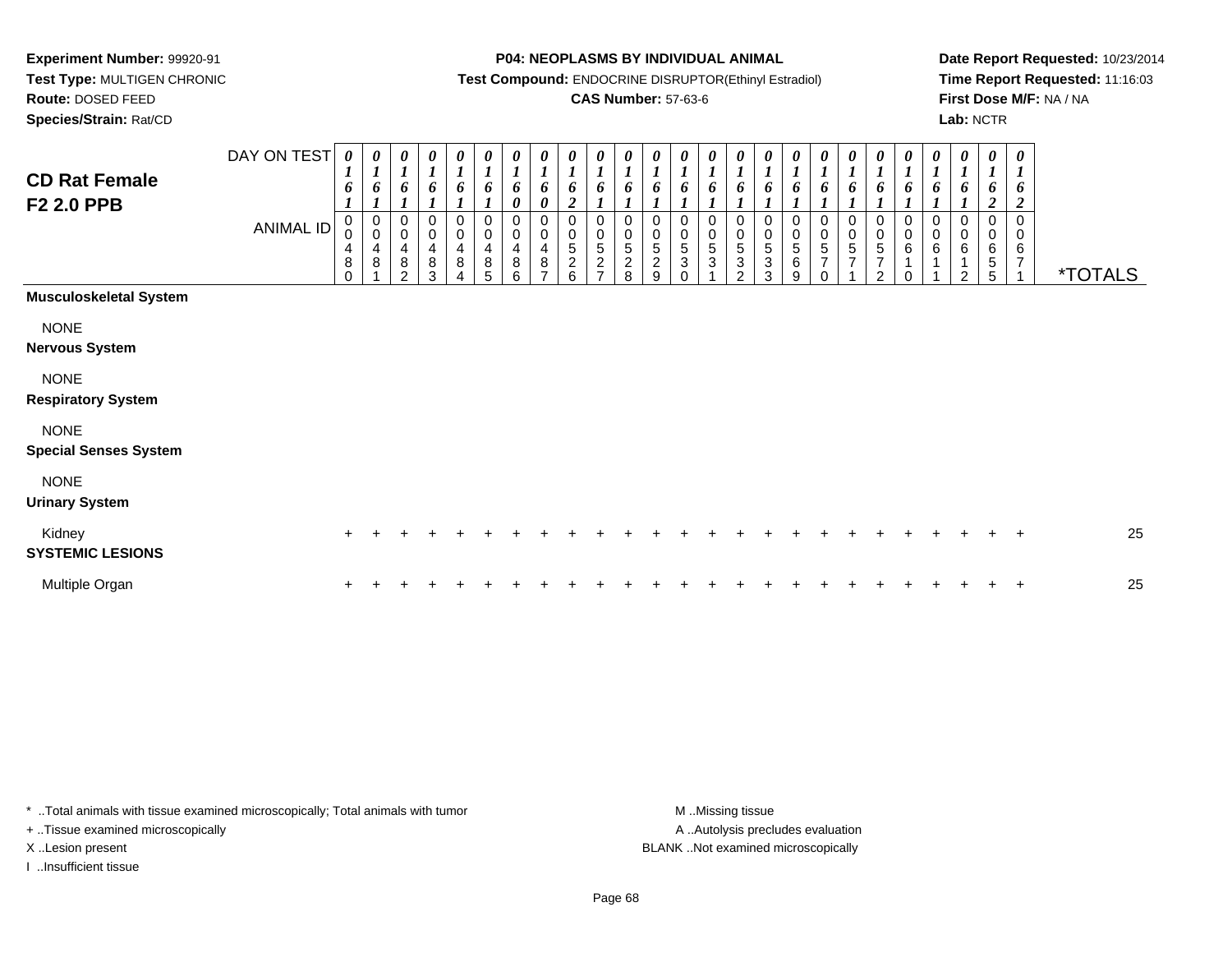**Experiment Number:** 99920-91
**Test Type:** MULTIGEN CHRONIC
**Route:** DOSED FEED
**Species/Strain:** Rat/CD

**P04: NEOPLASMS BY INDIVIDUAL ANIMAL**
**Test Compound:** ENDOCRINE DISRUPTOR(Ethinyl Estradiol)
**CAS Number:** 57-63-6

**Date Report Requested:** 10/23/2014
**Time Report Requested:** 11:16:03
**First Dose M/F:** NA / NA
**Lab:** NCTR

# CD Rat Female
## F2 2.0 PPB

| DAY ON TEST | 0161 | 0161 | 0161 | 0161 | 0161 | 0161 | 0160 | 0160 | 0162 | 0161 | 0161 | 0161 | 0161 | 0161 | 0161 | 0161 | 0161 | 0161 | 0161 | 0161 | 0161 | 0161 | 0161 | 0162 | 0162 | |
|---|---|---|---|---|---|---|---|---|---|---|---|---|---|---|---|---|---|---|---|---|---|---|---|---|---|---|
| **ANIMAL ID** | 00480 | 00481 | 00482 | 00483 | 00484 | 00485 | 00486 | 00487 | 00526 | 00527 | 00528 | 00529 | 00530 | 00531 | 00532 | 00533 | 00569 | 00570 | 00571 | 00572 | 00610 | 00611 | 00612 | 00655 | 00671 | ***TOTALS** |
| **Musculoskeletal System** | | | | | | | | | | | | | | | | | | | | | | | | | | |
| NONE | | | | | | | | | | | | | | | | | | | | | | | | | | |
| **Nervous System** | | | | | | | | | | | | | | | | | | | | | | | | | | |
| NONE | | | | | | | | | | | | | | | | | | | | | | | | | | |
| **Respiratory System** | | | | | | | | | | | | | | | | | | | | | | | | | | |
| NONE | | | | | | | | | | | | | | | | | | | | | | | | | | |
| **Special Senses System** | | | | | | | | | | | | | | | | | | | | | | | | | | |
| NONE | | | | | | | | | | | | | | | | | | | | | | | | | | |
| **Urinary System** | | | | | | | | | | | | | | | | | | | | | | | | | | |
| Kidney | + | + | + | + | + | + | + | + | + | + | + | + | + | + | + | + | + | + | + | + | + | + | + | + | + | 25 |
| **SYSTEMIC LESIONS** | | | | | | | | | | | | | | | | | | | | | | | | | | |
| Multiple Organ | + | + | + | + | + | + | + | + | + | + | + | + | + | + | + | + | + | + | + | + | + | + | + | + | + | 25 |

\* ..Total animals with tissue examined microscopically; Total animals with tumor
\+ ..Tissue examined microscopically
X ..Lesion present
I ..Insufficient tissue

M ..Missing tissue
A ..Autolysis precludes evaluation
BLANK ..Not examined microscopically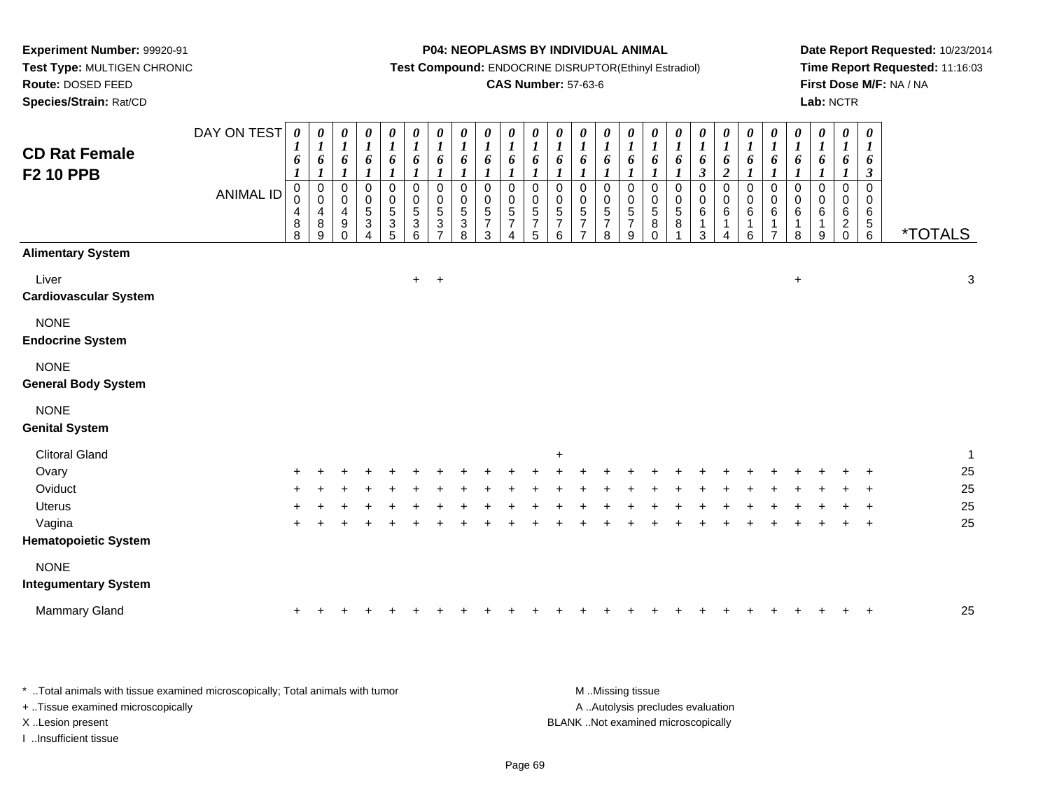**Experiment Number:** 99920-91
**Test Type:** MULTIGEN CHRONIC
**Route:** DOSED FEED
**Species/Strain:** Rat/CD

**P04: NEOPLASMS BY INDIVIDUAL ANIMAL**
**Test Compound:** ENDOCRINE DISRUPTOR(Ethinyl Estradiol)
**CAS Number:** 57-63-6

**Date Report Requested:** 10/23/2014
**Time Report Requested:** 11:16:03
**First Dose M/F:** NA / NA
**Lab:** NCTR

## CD Rat Female F2 10 PPB

| DAY ON TEST | 0161 | 0161 | 0161 | 0161 | 0161 | 0161 | 0161 | 0161 | 0161 | 0161 | 0161 | 0161 | 0161 | 0161 | 0161 | 0161 | 0161 | 0163 | 0162 | 0161 | 0161 | 0161 | 0161 | 0161 | 0163 | |
|---|---|---|---|---|---|---|---|---|---|---|---|---|---|---|---|---|---|---|---|---|---|---|---|---|---|---|
| **ANIMAL ID** | 0488 | 0489 | 0490 | 0534 | 0535 | 0536 | 0537 | 0538 | 0573 | 0574 | 0575 | 0576 | 0577 | 0578 | 0579 | 0580 | 0581 | 0613 | 0614 | 0616 | 0617 | 0618 | 0619 | 0620 | 0656 | ***TOTALS** |
| **Alimentary System** | | | | | | | | | | | | | | | | | | | | | | | | | | |
| Liver | | | | | | + | + | | | | | | | | | | | | | | | + | | | | 3 |
| **Cardiovascular System** | | | | | | | | | | | | | | | | | | | | | | | | | | |
| NONE | | | | | | | | | | | | | | | | | | | | | | | | | | |
| **Endocrine System** | | | | | | | | | | | | | | | | | | | | | | | | | | |
| NONE | | | | | | | | | | | | | | | | | | | | | | | | | | |
| **General Body System** | | | | | | | | | | | | | | | | | | | | | | | | | | |
| NONE | | | | | | | | | | | | | | | | | | | | | | | | | | |
| **Genital System** | | | | | | | | | | | | | | | | | | | | | | | | | | |
| Clitoral Gland | | | | | | | | | | | | + | | | | | | | | | | | | | | 1 |
| Ovary | + | + | + | + | + | + | + | + | + | + | + | + | + | + | + | + | + | + | + | + | + | + | + | + | + | 25 |
| Oviduct | + | + | + | + | + | + | + | + | + | + | + | + | + | + | + | + | + | + | + | + | + | + | + | + | + | 25 |
| Uterus | + | + | + | + | + | + | + | + | + | + | + | + | + | + | + | + | + | + | + | + | + | + | + | + | + | 25 |
| Vagina | + | + | + | + | + | + | + | + | + | + | + | + | + | + | + | + | + | + | + | + | + | + | + | + | + | 25 |
| **Hematopoietic System** | | | | | | | | | | | | | | | | | | | | | | | | | | |
| NONE | | | | | | | | | | | | | | | | | | | | | | | | | | |
| **Integumentary System** | | | | | | | | | | | | | | | | | | | | | | | | | | |
| Mammary Gland | + | + | + | + | + | + | + | + | + | + | + | + | + | + | + | + | + | + | + | + | + | + | + | + | + | 25 |

* ..Total animals with tissue examined microscopically; Total animals with tumor
+ ..Tissue examined microscopically
X ..Lesion present
I ..Insufficient tissue

M ..Missing tissue
A ..Autolysis precludes evaluation
BLANK ..Not examined microscopically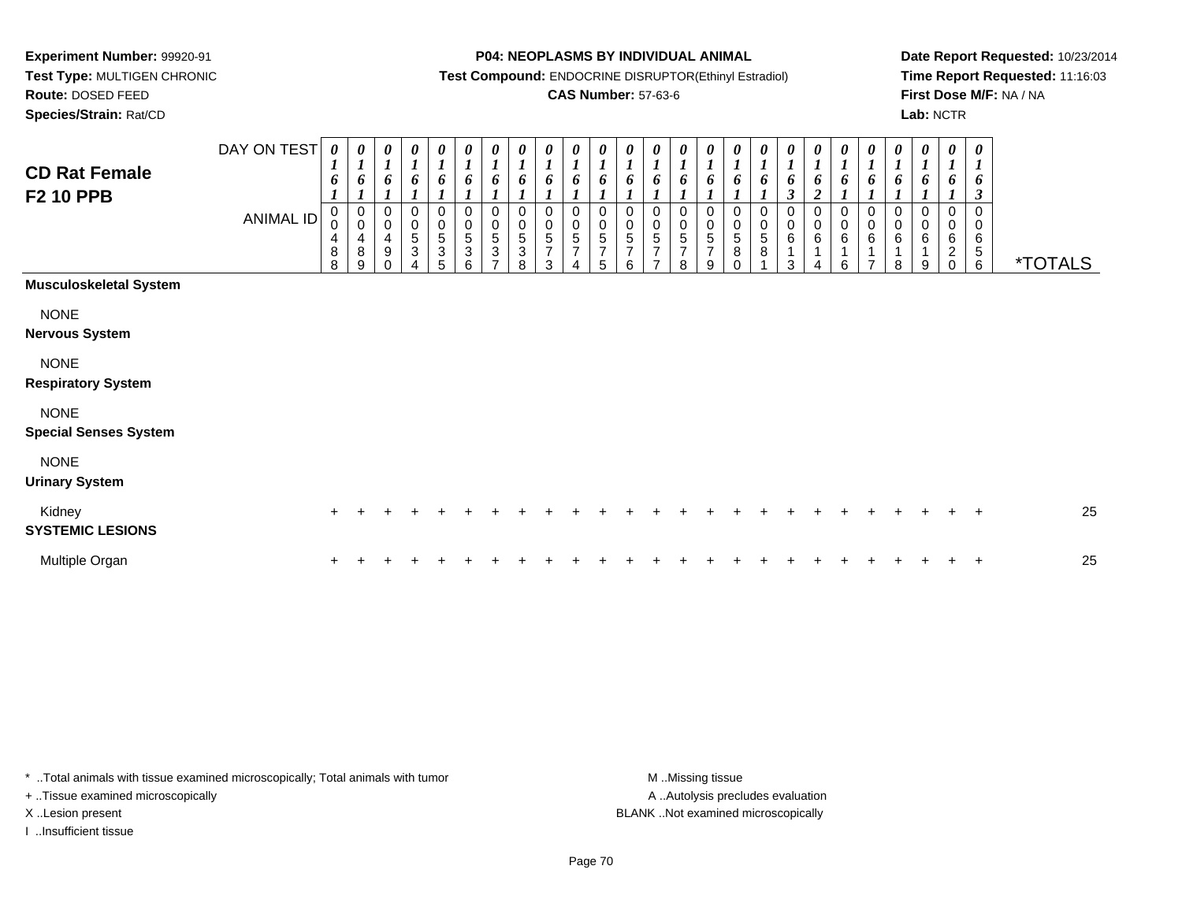**Experiment Number:** 99920-91
**Test Type:** MULTIGEN CHRONIC
**Route:** DOSED FEED
**Species/Strain:** Rat/CD

**P04: NEOPLASMS BY INDIVIDUAL ANIMAL**
**Test Compound:** ENDOCRINE DISRUPTOR(Ethinyl Estradiol)
**CAS Number:** 57-63-6

**Date Report Requested:** 10/23/2014
**Time Report Requested:** 11:16:03
**First Dose M/F:** NA / NA
**Lab:** NCTR

## CD Rat Female F2 10 PPB

| DAY ON TEST | 0161 | 0161 | 0161 | 0161 | 0161 | 0161 | 0161 | 0161 | 0161 | 0161 | 0161 | 0161 | 0161 | 0161 | 0161 | 0161 | 0161 | 0163 | 0162 | 0161 | 0161 | 0161 | 0161 | 0161 | 0163 | |
|---|---|---|---|---|---|---|---|---|---|---|---|---|---|---|---|---|---|---|---|---|---|---|---|---|---|---|
| **ANIMAL ID** | 00488 | 00489 | 00490 | 00534 | 00535 | 00536 | 00537 | 00538 | 00573 | 00574 | 00575 | 00576 | 00577 | 00578 | 00579 | 00580 | 00581 | 00613 | 00614 | 00616 | 00617 | 00618 | 00619 | 00620 | 00656 | ***TOTALS** |
| **Musculoskeletal System** | | | | | | | | | | | | | | | | | | | | | | | | | | |
| NONE | | | | | | | | | | | | | | | | | | | | | | | | | | |
| **Nervous System** | | | | | | | | | | | | | | | | | | | | | | | | | | |
| NONE | | | | | | | | | | | | | | | | | | | | | | | | | | |
| **Respiratory System** | | | | | | | | | | | | | | | | | | | | | | | | | | |
| NONE | | | | | | | | | | | | | | | | | | | | | | | | | | |
| **Special Senses System** | | | | | | | | | | | | | | | | | | | | | | | | | | |
| NONE | | | | | | | | | | | | | | | | | | | | | | | | | | |
| **Urinary System** | | | | | | | | | | | | | | | | | | | | | | | | | | |
| Kidney | + | + | + | + | + | + | + | + | + | + | + | + | + | + | + | + | + | + | + | + | + | + | + | + | + | 25 |
| **SYSTEMIC LESIONS** | | | | | | | | | | | | | | | | | | | | | | | | | | |
| Multiple Organ | + | + | + | + | + | + | + | + | + | + | + | + | + | + | + | + | + | + | + | + | + | + | + | + | + | 25 |

\* ..Total animals with tissue examined microscopically; Total animals with tumor
+ ..Tissue examined microscopically
X ..Lesion present
I ..Insufficient tissue

M ..Missing tissue
A ..Autolysis precludes evaluation
BLANK ..Not examined microscopically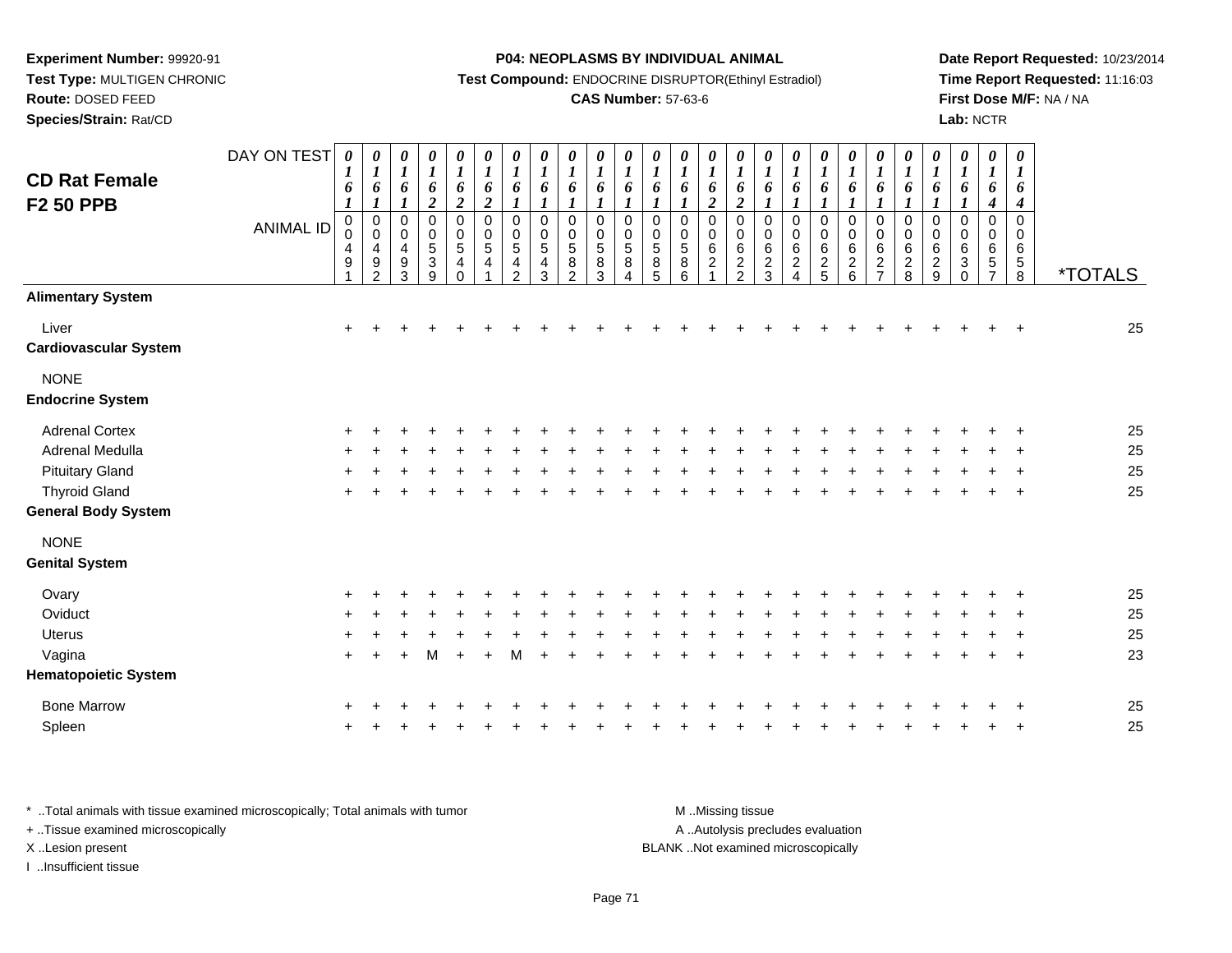**Experiment Number:** 99920-91
**Test Type:** MULTIGEN CHRONIC
**Route:** DOSED FEED
**Species/Strain:** Rat/CD

**P04: NEOPLASMS BY INDIVIDUAL ANIMAL**
**Test Compound:** ENDOCRINE DISRUPTOR(Ethinyl Estradiol)
**CAS Number:** 57-63-6

**Date Report Requested:** 10/23/2014
**Time Report Requested:** 11:16:03
**First Dose M/F:** NA / NA
**Lab:** NCTR

## CD Rat Female F2 50 PPB

| DAY ON TEST | 0161 | 0161 | 0161 | 0162 | 0162 | 0162 | 0161 | 0161 | 0161 | 0161 | 0161 | 0161 | 0161 | 0162 | 0162 | 0161 | 0161 | 0161 | 0161 | 0161 | 0161 | 0161 | 0161 | 0164 | 0164 | |
|---|---|---|---|---|---|---|---|---|---|---|---|---|---|---|---|---|---|---|---|---|---|---|---|---|---|---|
| **ANIMAL ID** | 00491 | 00492 | 00493 | 00539 | 00540 | 00541 | 00542 | 00543 | 00582 | 00583 | 00584 | 00585 | 00586 | 00621 | 00622 | 00623 | 00624 | 00625 | 00626 | 00627 | 00628 | 00629 | 00630 | 00657 | 00658 | ***TOTALS** |
| **Alimentary System** | | | | | | | | | | | | | | | | | | | | | | | | | | |
| Liver | + | + | + | + | + | + | + | + | + | + | + | + | + | + | + | + | + | + | + | + | + | + | + | + | + | 25 |
| **Cardiovascular System** | | | | | | | | | | | | | | | | | | | | | | | | | | |
| NONE | | | | | | | | | | | | | | | | | | | | | | | | | | |
| **Endocrine System** | | | | | | | | | | | | | | | | | | | | | | | | | | |
| Adrenal Cortex | + | + | + | + | + | + | + | + | + | + | + | + | + | + | + | + | + | + | + | + | + | + | + | + | + | 25 |
| Adrenal Medulla | + | + | + | + | + | + | + | + | + | + | + | + | + | + | + | + | + | + | + | + | + | + | + | + | + | 25 |
| Pituitary Gland | + | + | + | + | + | + | + | + | + | + | + | + | + | + | + | + | + | + | + | + | + | + | + | + | + | 25 |
| Thyroid Gland | + | + | + | + | + | + | + | + | + | + | + | + | + | + | + | + | + | + | + | + | + | + | + | + | + | 25 |
| **General Body System** | | | | | | | | | | | | | | | | | | | | | | | | | | |
| NONE | | | | | | | | | | | | | | | | | | | | | | | | | | |
| **Genital System** | | | | | | | | | | | | | | | | | | | | | | | | | | |
| Ovary | + | + | + | + | + | + | + | + | + | + | + | + | + | + | + | + | + | + | + | + | + | + | + | + | + | 25 |
| Oviduct | + | + | + | + | + | + | + | + | + | + | + | + | + | + | + | + | + | + | + | + | + | + | + | + | + | 25 |
| Uterus | + | + | + | + | + | + | + | + | + | + | + | + | + | + | + | + | + | + | + | + | + | + | + | + | + | 25 |
| Vagina | + | + | + | M | + | + | M | + | + | + | + | + | + | + | + | + | + | + | + | + | + | + | + | + | + | 23 |
| **Hematopoietic System** | | | | | | | | | | | | | | | | | | | | | | | | | | |
| Bone Marrow | + | + | + | + | + | + | + | + | + | + | + | + | + | + | + | + | + | + | + | + | + | + | + | + | + | 25 |
| Spleen | + | + | + | + | + | + | + | + | + | + | + | + | + | + | + | + | + | + | + | + | + | + | + | + | + | 25 |

\* ..Total animals with tissue examined microscopically; Total animals with tumor
\+ ..Tissue examined microscopically
X ..Lesion present
I ..Insufficient tissue

M ..Missing tissue
A ..Autolysis precludes evaluation
BLANK ..Not examined microscopically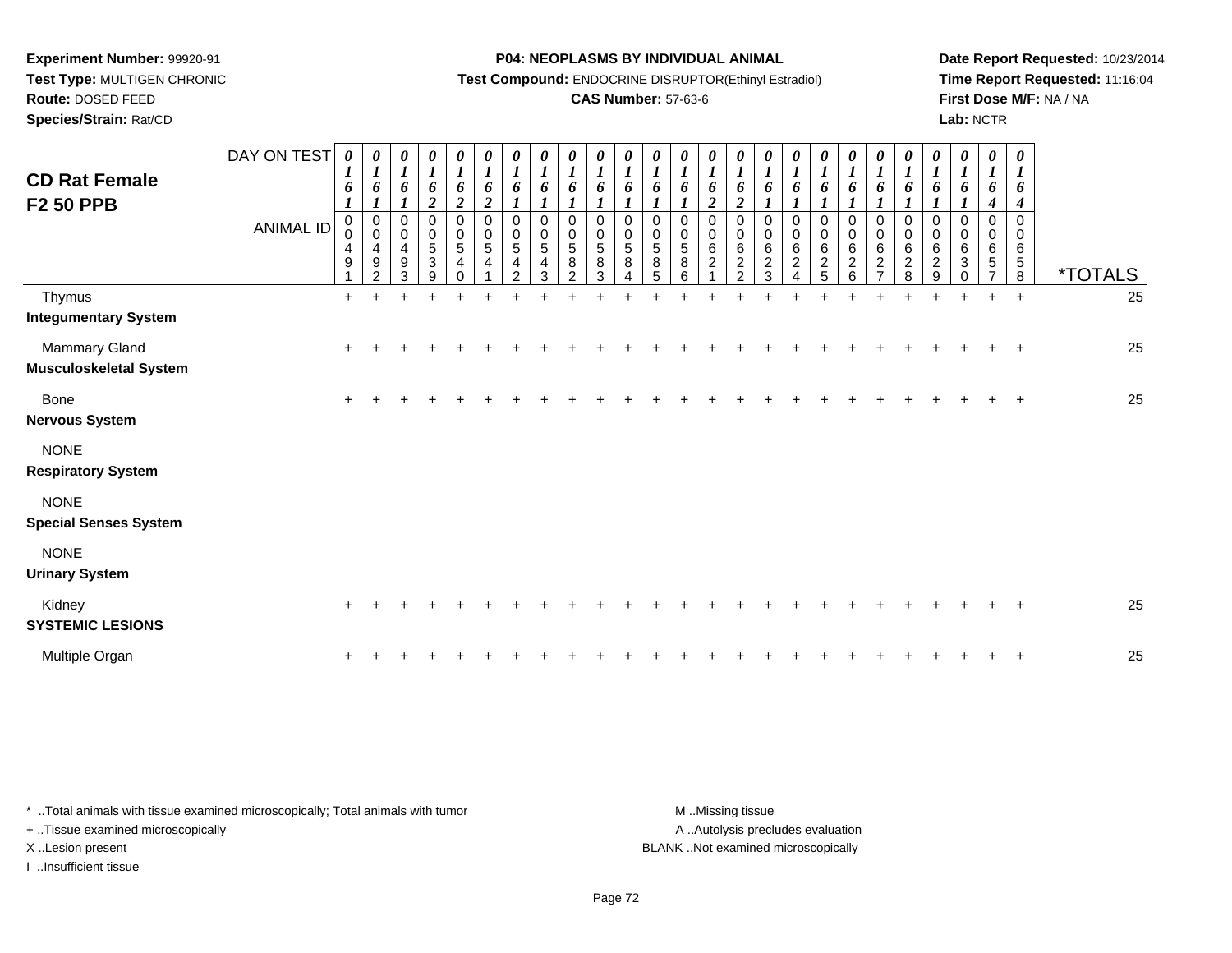**Experiment Number:** 99920-91
**Test Type:** MULTIGEN CHRONIC
**Route:** DOSED FEED
**Species/Strain:** Rat/CD

**P04: NEOPLASMS BY INDIVIDUAL ANIMAL**
**Test Compound:** ENDOCRINE DISRUPTOR(Ethinyl Estradiol)
**CAS Number:** 57-63-6

**Date Report Requested:** 10/23/2014
**Time Report Requested:** 11:16:04
**First Dose M/F:** NA / NA
**Lab:** NCTR

# CD Rat Female F2 50 PPB

| DAY ON TEST | 0161 | 0161 | 0161 | 0162 | 0162 | 0162 | 0161 | 0161 | 0161 | 0161 | 0161 | 0161 | 0161 | 0162 | 0162 | 0161 | 0161 | 0161 | 0161 | 0161 | 0161 | 0161 | 0161 | 0164 | 0164 | |
|---|---|---|---|---|---|---|---|---|---|---|---|---|---|---|---|---|---|---|---|---|---|---|---|---|---|---|
| **ANIMAL ID** | 00491 | 00492 | 00493 | 00539 | 00540 | 00541 | 00542 | 00543 | 00582 | 00583 | 00584 | 00585 | 00586 | 00621 | 00622 | 00623 | 00624 | 00625 | 00626 | 00627 | 00628 | 00629 | 00630 | 00657 | 00658 | ***TOTALS** |
| Thymus | + | + | + | + | + | + | + | + | + | + | + | + | + | + | + | + | + | + | + | + | + | + | + | + | + | 25 |
| **Integumentary System** | | | | | | | | | | | | | | | | | | | | | | | | | | |
| Mammary Gland | + | + | + | + | + | + | + | + | + | + | + | + | + | + | + | + | + | + | + | + | + | + | + | + | + | 25 |
| **Musculoskeletal System** | | | | | | | | | | | | | | | | | | | | | | | | | | |
| Bone | + | + | + | + | + | + | + | + | + | + | + | + | + | + | + | + | + | + | + | + | + | + | + | + | + | 25 |
| **Nervous System** | | | | | | | | | | | | | | | | | | | | | | | | | | |
| NONE | | | | | | | | | | | | | | | | | | | | | | | | | | |
| **Respiratory System** | | | | | | | | | | | | | | | | | | | | | | | | | | |
| NONE | | | | | | | | | | | | | | | | | | | | | | | | | | |
| **Special Senses System** | | | | | | | | | | | | | | | | | | | | | | | | | | |
| NONE | | | | | | | | | | | | | | | | | | | | | | | | | | |
| **Urinary System** | | | | | | | | | | | | | | | | | | | | | | | | | | |
| Kidney | + | + | + | + | + | + | + | + | + | + | + | + | + | + | + | + | + | + | + | + | + | + | + | + | + | 25 |
| **SYSTEMIC LESIONS** | | | | | | | | | | | | | | | | | | | | | | | | | | |
| Multiple Organ | + | + | + | + | + | + | + | + | + | + | + | + | + | + | + | + | + | + | + | + | + | + | + | + | + | 25 |

* ..Total animals with tissue examined microscopically; Total animals with tumor
+ ..Tissue examined microscopically
X ..Lesion present
I ..Insufficient tissue

M ..Missing tissue
A ..Autolysis precludes evaluation
BLANK ..Not examined microscopically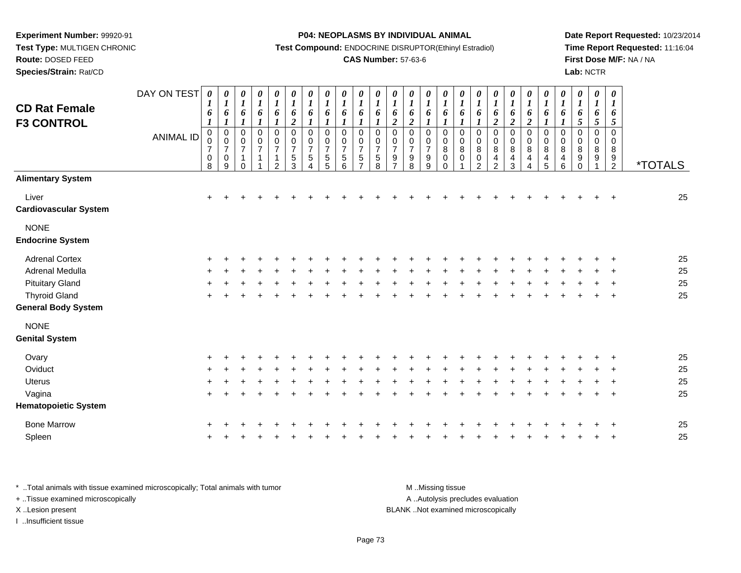**Experiment Number:** 99920-91
**Test Type:** MULTIGEN CHRONIC
**Route:** DOSED FEED
**Species/Strain:** Rat/CD

**P04: NEOPLASMS BY INDIVIDUAL ANIMAL**
**Test Compound:** ENDOCRINE DISRUPTOR(Ethinyl Estradiol)
**CAS Number:** 57-63-6

**Date Report Requested:** 10/23/2014
**Time Report Requested:** 11:16:04
**First Dose M/F:** NA / NA
**Lab:** NCTR

## CD Rat Female F3 CONTROL

| DAY ON TEST | 0161 | 0161 | 0161 | 0161 | 0161 | 0162 | 0161 | 0161 | 0161 | 0161 | 0161 | 0162 | 0162 | 0161 | 0161 | 0161 | 0161 | 0162 | 0162 | 0162 | 0161 | 0161 | 0165 | 0165 | 0165 | |
|---|---|---|---|---|---|---|---|---|---|---|---|---|---|---|---|---|---|---|---|---|---|---|---|---|---|---|
| **ANIMAL ID** | 00708 | 00709 | 00710 | 00711 | 00712 | 00753 | 00754 | 00755 | 00756 | 00757 | 00758 | 00797 | 00798 | 00799 | 00800 | 00801 | 00802 | 00842 | 00843 | 00844 | 00845 | 00846 | 00890 | 00891 | 00892 | ***TOTALS** |
| **Alimentary System** | | | | | | | | | | | | | | | | | | | | | | | | | | |
| Liver | + | + | + | + | + | + | + | + | + | + | + | + | + | + | + | + | + | + | + | + | + | + | + | + | + | 25 |
| **Cardiovascular System** | | | | | | | | | | | | | | | | | | | | | | | | | | |
| NONE | | | | | | | | | | | | | | | | | | | | | | | | | | |
| **Endocrine System** | | | | | | | | | | | | | | | | | | | | | | | | | | |
| Adrenal Cortex | + | + | + | + | + | + | + | + | + | + | + | + | + | + | + | + | + | + | + | + | + | + | + | + | + | 25 |
| Adrenal Medulla | + | + | + | + | + | + | + | + | + | + | + | + | + | + | + | + | + | + | + | + | + | + | + | + | + | 25 |
| Pituitary Gland | + | + | + | + | + | + | + | + | + | + | + | + | + | + | + | + | + | + | + | + | + | + | + | + | + | 25 |
| Thyroid Gland | + | + | + | + | + | + | + | + | + | + | + | + | + | + | + | + | + | + | + | + | + | + | + | + | + | 25 |
| **General Body System** | | | | | | | | | | | | | | | | | | | | | | | | | | |
| NONE | | | | | | | | | | | | | | | | | | | | | | | | | | |
| **Genital System** | | | | | | | | | | | | | | | | | | | | | | | | | | |
| Ovary | + | + | + | + | + | + | + | + | + | + | + | + | + | + | + | + | + | + | + | + | + | + | + | + | + | 25 |
| Oviduct | + | + | + | + | + | + | + | + | + | + | + | + | + | + | + | + | + | + | + | + | + | + | + | + | + | 25 |
| Uterus | + | + | + | + | + | + | + | + | + | + | + | + | + | + | + | + | + | + | + | + | + | + | + | + | + | 25 |
| Vagina | + | + | + | + | + | + | + | + | + | + | + | + | + | + | + | + | + | + | + | + | + | + | + | + | + | 25 |
| **Hematopoietic System** | | | | | | | | | | | | | | | | | | | | | | | | | | |
| Bone Marrow | + | + | + | + | + | + | + | + | + | + | + | + | + | + | + | + | + | + | + | + | + | + | + | + | + | 25 |
| Spleen | + | + | + | + | + | + | + | + | + | + | + | + | + | + | + | + | + | + | + | + | + | + | + | + | + | 25 |

* ..Total animals with tissue examined microscopically; Total animals with tumor
+ ..Tissue examined microscopically
X ..Lesion present
I ..Insufficient tissue

M ..Missing tissue
A ..Autolysis precludes evaluation
BLANK ..Not examined microscopically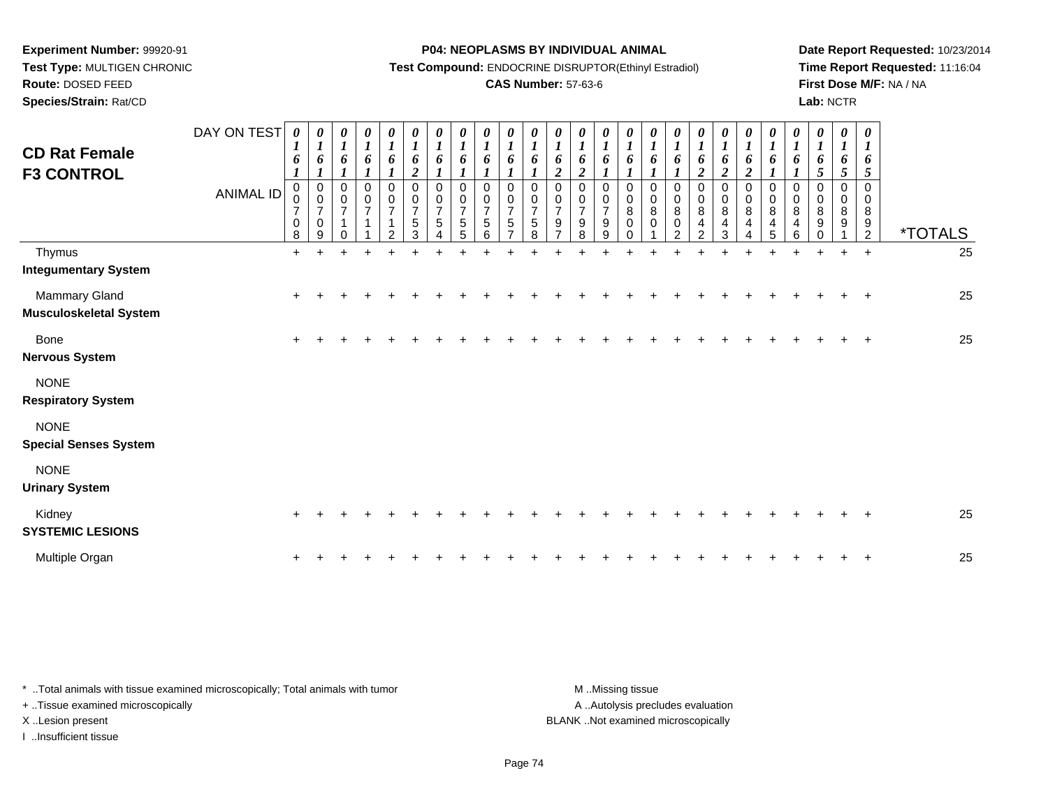**Experiment Number:** 99920-91
**Test Type:** MULTIGEN CHRONIC
**Route:** DOSED FEED
**Species/Strain:** Rat/CD

**P04: NEOPLASMS BY INDIVIDUAL ANIMAL**
**Test Compound:** ENDOCRINE DISRUPTOR(Ethinyl Estradiol)
**CAS Number:** 57-63-6

**Date Report Requested:** 10/23/2014
**Time Report Requested:** 11:16:04
**First Dose M/F:** NA / NA
**Lab:** NCTR

# CD Rat Female F3 CONTROL

| DAY ON TEST | 0161 | 0161 | 0161 | 0161 | 0161 | 0162 | 0161 | 0161 | 0161 | 0161 | 0161 | 0162 | 0162 | 0161 | 0161 | 0161 | 0161 | 0162 | 0162 | 0162 | 0161 | 0161 | 0165 | 0165 | 0165 | |
|---|---|---|---|---|---|---|---|---|---|---|---|---|---|---|---|---|---|---|---|---|---|---|---|---|---|---|
| **ANIMAL ID** | 00708 | 00709 | 00710 | 00711 | 00712 | 00753 | 00754 | 00755 | 00756 | 00757 | 00758 | 00797 | 00798 | 00799 | 00800 | 00801 | 00802 | 00842 | 00843 | 00844 | 00845 | 00846 | 00890 | 00891 | 00892 | ***TOTALS** |
| Thymus | + | + | + | + | + | + | + | + | + | + | + | + | + | + | + | + | + | + | + | + | + | + | + | + | + | 25 |
| **Integumentary System** | | | | | | | | | | | | | | | | | | | | | | | | | | |
| Mammary Gland | + | + | + | + | + | + | + | + | + | + | + | + | + | + | + | + | + | + | + | + | + | + | + | + | + | 25 |
| **Musculoskeletal System** | | | | | | | | | | | | | | | | | | | | | | | | | | |
| Bone | + | + | + | + | + | + | + | + | + | + | + | + | + | + | + | + | + | + | + | + | + | + | + | + | + | 25 |
| **Nervous System** | | | | | | | | | | | | | | | | | | | | | | | | | | |
| NONE | | | | | | | | | | | | | | | | | | | | | | | | | | |
| **Respiratory System** | | | | | | | | | | | | | | | | | | | | | | | | | | |
| NONE | | | | | | | | | | | | | | | | | | | | | | | | | | |
| **Special Senses System** | | | | | | | | | | | | | | | | | | | | | | | | | | |
| NONE | | | | | | | | | | | | | | | | | | | | | | | | | | |
| **Urinary System** | | | | | | | | | | | | | | | | | | | | | | | | | | |
| Kidney | + | + | + | + | + | + | + | + | + | + | + | + | + | + | + | + | + | + | + | + | + | + | + | + | + | 25 |
| **SYSTEMIC LESIONS** | | | | | | | | | | | | | | | | | | | | | | | | | | |
| Multiple Organ | + | + | + | + | + | + | + | + | + | + | + | + | + | + | + | + | + | + | + | + | + | + | + | + | + | 25 |

* ..Total animals with tissue examined microscopically; Total animals with tumor
+ ..Tissue examined microscopically
X ..Lesion present
I ..Insufficient tissue

M ..Missing tissue
A ..Autolysis precludes evaluation
BLANK ..Not examined microscopically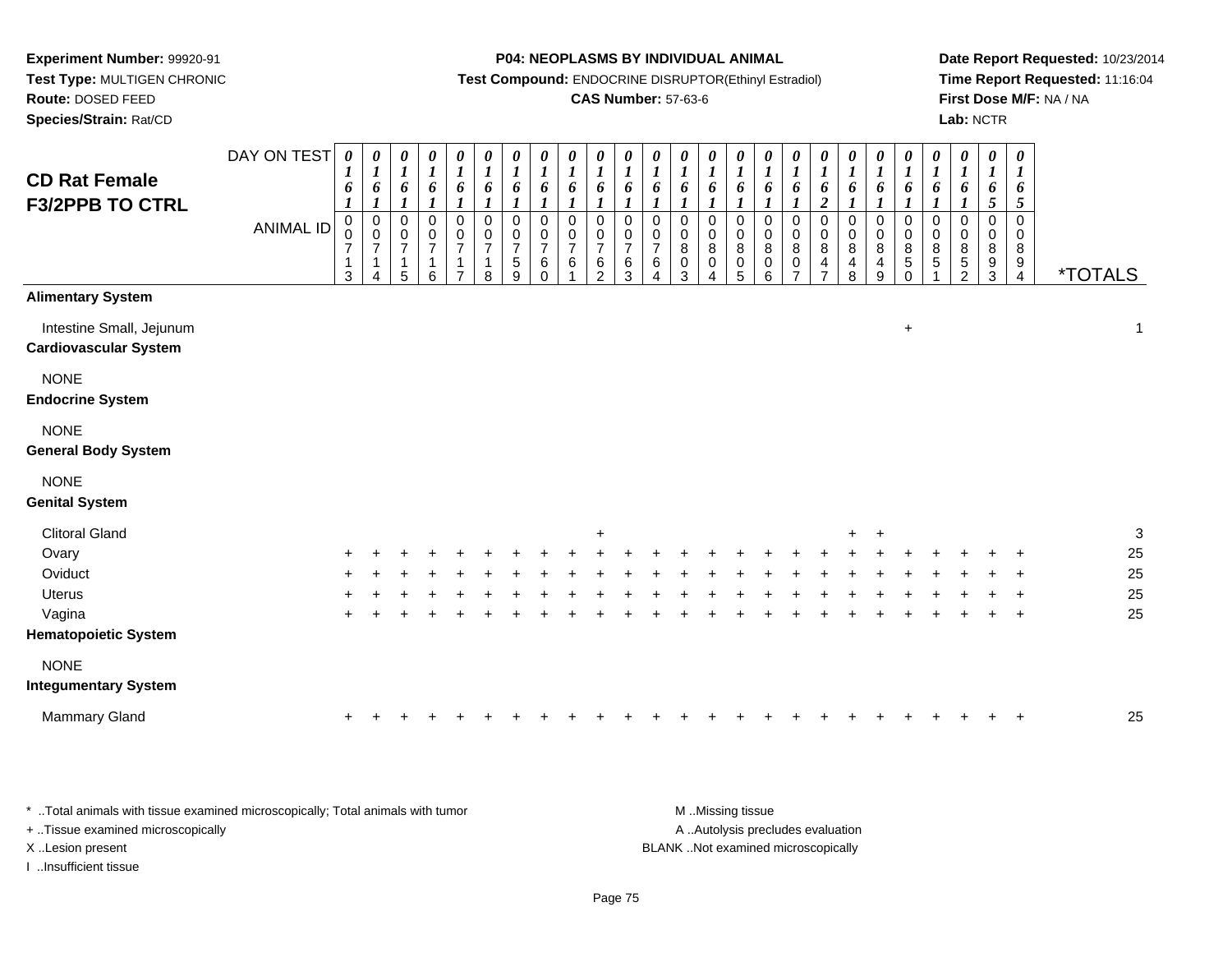**Experiment Number:** 99920-91
**Test Type:** MULTIGEN CHRONIC
**Route:** DOSED FEED
**Species/Strain:** Rat/CD

**P04: NEOPLASMS BY INDIVIDUAL ANIMAL**
**Test Compound:** ENDOCRINE DISRUPTOR(Ethinyl Estradiol)
**CAS Number:** 57-63-6

**Date Report Requested:** 10/23/2014
**Time Report Requested:** 11:16:04
**First Dose M/F:** NA / NA
**Lab:** NCTR

## CD Rat Female F3/2PPB TO CTRL

| DAY ON TEST | 0161 | 0161 | 0161 | 0161 | 0161 | 0161 | 0161 | 0161 | 0161 | 0161 | 0161 | 0161 | 0161 | 0161 | 0161 | 0161 | 0161 | 0162 | 0161 | 0161 | 0161 | 0161 | 0161 | 0165 | 0165 | |
|---|---|---|---|---|---|---|---|---|---|---|---|---|---|---|---|---|---|---|---|---|---|---|---|---|---|---|
| **ANIMAL ID** | 00713 | 00714 | 00715 | 00716 | 00717 | 00718 | 00759 | 00760 | 00761 | 00762 | 00763 | 00764 | 00803 | 00804 | 00805 | 00806 | 00807 | 00847 | 00848 | 00849 | 00850 | 00851 | 00852 | 00893 | 00894 | ***TOTALS** |
| **Alimentary System** | | | | | | | | | | | | | | | | | | | | | | | | | | |
| Intestine Small, Jejunum | | | | | | | | | | | | | | | | | | | | | + | | | | | 1 |
| **Cardiovascular System** | | | | | | | | | | | | | | | | | | | | | | | | | | |
| NONE | | | | | | | | | | | | | | | | | | | | | | | | | | |
| **Endocrine System** | | | | | | | | | | | | | | | | | | | | | | | | | | |
| NONE | | | | | | | | | | | | | | | | | | | | | | | | | | |
| **General Body System** | | | | | | | | | | | | | | | | | | | | | | | | | | |
| NONE | | | | | | | | | | | | | | | | | | | | | | | | | | |
| **Genital System** | | | | | | | | | | | | | | | | | | | | | | | | | | |
| Clitoral Gland | | | | | | | | | | + | | | | | | | | | + | + | | | | | | 3 |
| Ovary | + | + | + | + | + | + | + | + | + | + | + | + | + | + | + | + | + | + | + | + | + | + | + | + | + | 25 |
| Oviduct | + | + | + | + | + | + | + | + | + | + | + | + | + | + | + | + | + | + | + | + | + | + | + | + | + | 25 |
| Uterus | + | + | + | + | + | + | + | + | + | + | + | + | + | + | + | + | + | + | + | + | + | + | + | + | + | 25 |
| Vagina | + | + | + | + | + | + | + | + | + | + | + | + | + | + | + | + | + | + | + | + | + | + | + | + | + | 25 |
| **Hematopoietic System** | | | | | | | | | | | | | | | | | | | | | | | | | | |
| NONE | | | | | | | | | | | | | | | | | | | | | | | | | | |
| **Integumentary System** | | | | | | | | | | | | | | | | | | | | | | | | | | |
| Mammary Gland | + | + | + | + | + | + | + | + | + | + | + | + | + | + | + | + | + | + | + | + | + | + | + | + | + | 25 |

* ..Total animals with tissue examined microscopically; Total animals with tumor
+ ..Tissue examined microscopically
X ..Lesion present
I ..Insufficient tissue

M ..Missing tissue
A ..Autolysis precludes evaluation
BLANK ..Not examined microscopically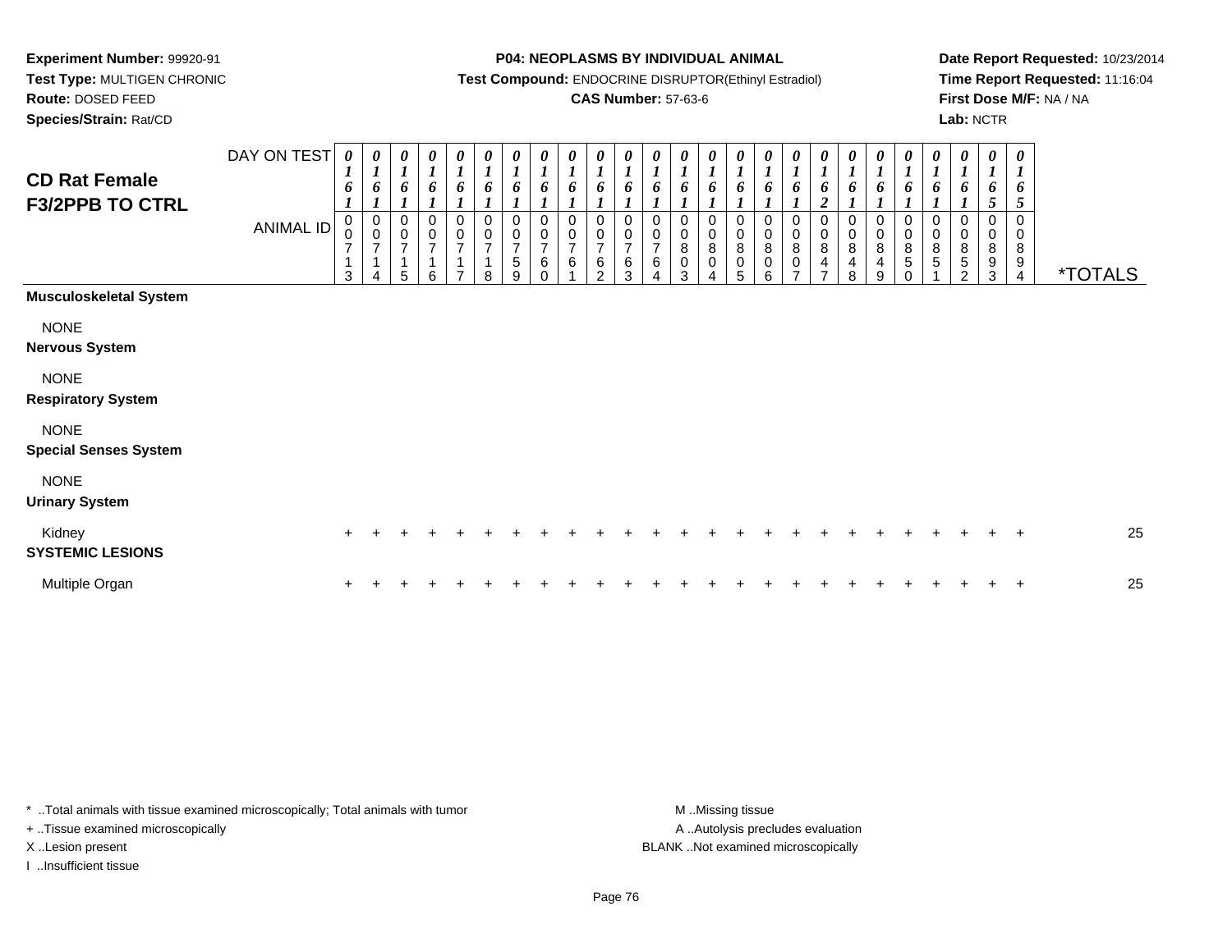**Experiment Number:** 99920-91
**Test Type:** MULTIGEN CHRONIC
**Route:** DOSED FEED
**Species/Strain:** Rat/CD

**P04: NEOPLASMS BY INDIVIDUAL ANIMAL**
**Test Compound:** ENDOCRINE DISRUPTOR(Ethinyl Estradiol)
**CAS Number:** 57-63-6

**Date Report Requested:** 10/23/2014
**Time Report Requested:** 11:16:04
**First Dose M/F:** NA / NA
**Lab:** NCTR

## CD Rat Female F3/2PPB TO CTRL

| DAY ON TEST | 0161 | 0161 | 0161 | 0161 | 0161 | 0161 | 0161 | 0161 | 0161 | 0161 | 0161 | 0161 | 0161 | 0161 | 0161 | 0161 | 0161 | 0162 | 0161 | 0161 | 0161 | 0161 | 0161 | 0165 | 0165 | |
|---|---|---|---|---|---|---|---|---|---|---|---|---|---|---|---|---|---|---|---|---|---|---|---|---|---|---|
| **ANIMAL ID** | 00713 | 00714 | 00715 | 00716 | 00717 | 00718 | 00759 | 00760 | 00761 | 00762 | 00763 | 00764 | 00803 | 00804 | 00805 | 00806 | 00807 | 00847 | 00848 | 00849 | 00850 | 00851 | 00852 | 00893 | 00894 | ***TOTALS** |
| **Musculoskeletal System** | | | | | | | | | | | | | | | | | | | | | | | | | | |
| NONE | | | | | | | | | | | | | | | | | | | | | | | | | | |
| **Nervous System** | | | | | | | | | | | | | | | | | | | | | | | | | | |
| NONE | | | | | | | | | | | | | | | | | | | | | | | | | | |
| **Respiratory System** | | | | | | | | | | | | | | | | | | | | | | | | | | |
| NONE | | | | | | | | | | | | | | | | | | | | | | | | | | |
| **Special Senses System** | | | | | | | | | | | | | | | | | | | | | | | | | | |
| NONE | | | | | | | | | | | | | | | | | | | | | | | | | | |
| **Urinary System** | | | | | | | | | | | | | | | | | | | | | | | | | | |
| Kidney | + | + | + | + | + | + | + | + | + | + | + | + | + | + | + | + | + | + | + | + | + | + | + | + | + | 25 |
| **SYSTEMIC LESIONS** | | | | | | | | | | | | | | | | | | | | | | | | | | |
| Multiple Organ | + | + | + | + | + | + | + | + | + | + | + | + | + | + | + | + | + | + | + | + | + | + | + | + | + | 25 |

* ..Total animals with tissue examined microscopically; Total animals with tumor
+ ..Tissue examined microscopically
X ..Lesion present
I ..Insufficient tissue

M ..Missing tissue
A ..Autolysis precludes evaluation
BLANK ..Not examined microscopically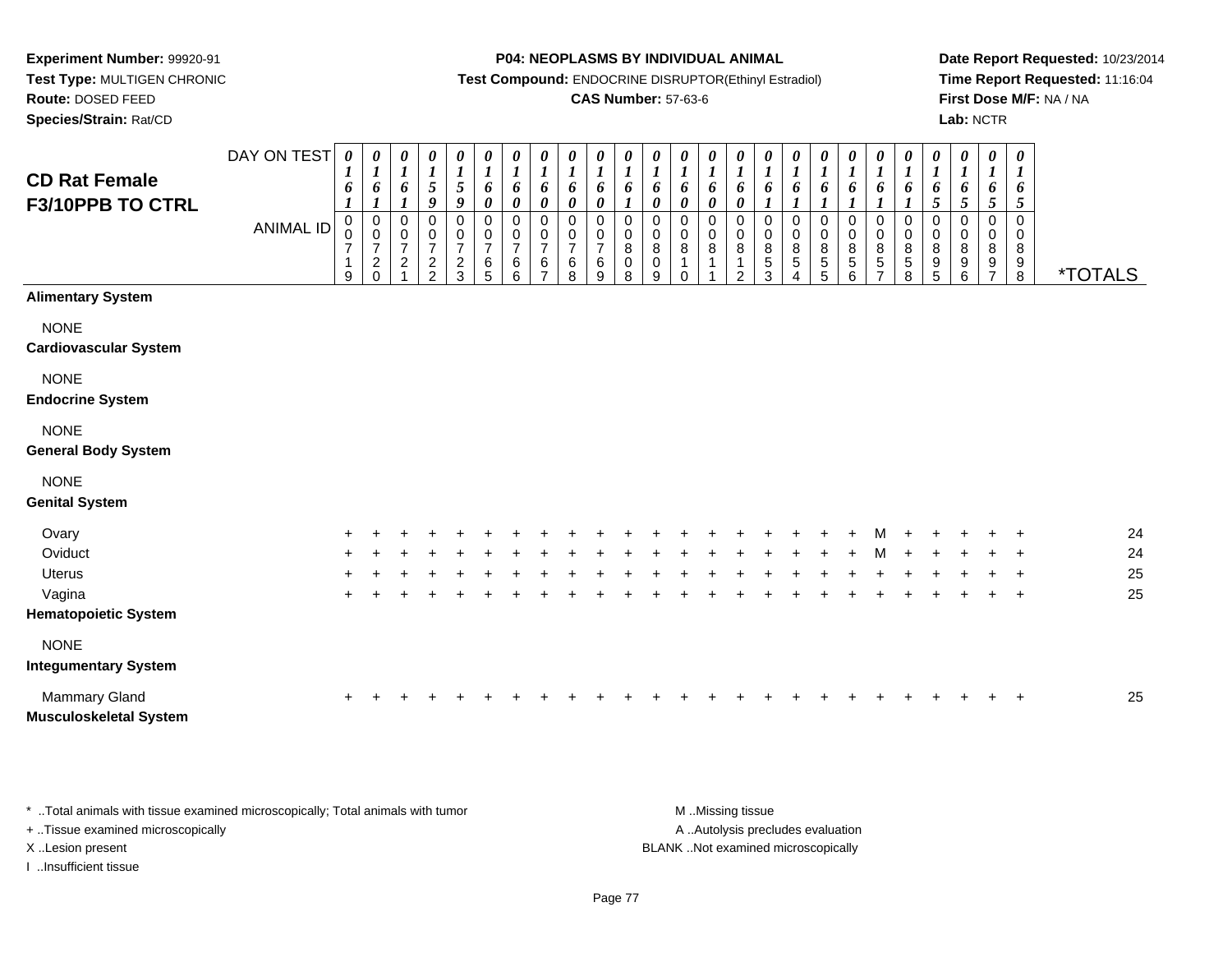**Experiment Number:** 99920-91
**Test Type:** MULTIGEN CHRONIC
**Route:** DOSED FEED
**Species/Strain:** Rat/CD

**P04: NEOPLASMS BY INDIVIDUAL ANIMAL**
**Test Compound:** ENDOCRINE DISRUPTOR(Ethinyl Estradiol)
**CAS Number:** 57-63-6

**Date Report Requested:** 10/23/2014
**Time Report Requested:** 11:16:04
**First Dose M/F:** NA / NA
**Lab:** NCTR

# CD Rat Female F3/10PPB TO CTRL

| DAY ON TEST | 0161 | 0161 | 0161 | 0159 | 0159 | 0160 | 0160 | 0160 | 0160 | 0160 | 0161 | 0160 | 0160 | 0160 | 0160 | 0161 | 0161 | 0161 | 0161 | 0161 | 0161 | 0165 | 0165 | 0165 | 0165 | |
|---|---|---|---|---|---|---|---|---|---|---|---|---|---|---|---|---|---|---|---|---|---|---|---|---|---|---|
| **ANIMAL ID** | 00719 | 00720 | 00721 | 00722 | 00723 | 00765 | 00766 | 00767 | 00768 | 00769 | 00808 | 00809 | 00810 | 00811 | 00812 | 00853 | 00854 | 00855 | 00856 | 00857 | 00858 | 00895 | 00896 | 00897 | 00898 | ***TOTALS** |
| **Alimentary System** | | | | | | | | | | | | | | | | | | | | | | | | | | |
| NONE | | | | | | | | | | | | | | | | | | | | | | | | | | |
| **Cardiovascular System** | | | | | | | | | | | | | | | | | | | | | | | | | | |
| NONE | | | | | | | | | | | | | | | | | | | | | | | | | | |
| **Endocrine System** | | | | | | | | | | | | | | | | | | | | | | | | | | |
| NONE | | | | | | | | | | | | | | | | | | | | | | | | | | |
| **General Body System** | | | | | | | | | | | | | | | | | | | | | | | | | | |
| NONE | | | | | | | | | | | | | | | | | | | | | | | | | | |
| **Genital System** | | | | | | | | | | | | | | | | | | | | | | | | | | |
| Ovary | + | + | + | + | + | + | + | + | + | + | + | + | + | + | + | + | + | + | + | M | + | + | + | + | + | 24 |
| Oviduct | + | + | + | + | + | + | + | + | + | + | + | + | + | + | + | + | + | + | + | M | + | + | + | + | + | 24 |
| Uterus | + | + | + | + | + | + | + | + | + | + | + | + | + | + | + | + | + | + | + | + | + | + | + | + | + | 25 |
| Vagina | + | + | + | + | + | + | + | + | + | + | + | + | + | + | + | + | + | + | + | + | + | + | + | + | + | 25 |
| **Hematopoietic System** | | | | | | | | | | | | | | | | | | | | | | | | | | |
| NONE | | | | | | | | | | | | | | | | | | | | | | | | | | |
| **Integumentary System** | | | | | | | | | | | | | | | | | | | | | | | | | | |
| Mammary Gland | + | + | + | + | + | + | + | + | + | + | + | + | + | + | + | + | + | + | + | + | + | + | + | + | + | 25 |
| **Musculoskeletal System** | | | | | | | | | | | | | | | | | | | | | | | | | | |

\* ..Total animals with tissue examined microscopically; Total animals with tumor
\+ ..Tissue examined microscopically
X ..Lesion present
I ..Insufficient tissue

M ..Missing tissue
A ..Autolysis precludes evaluation
BLANK ..Not examined microscopically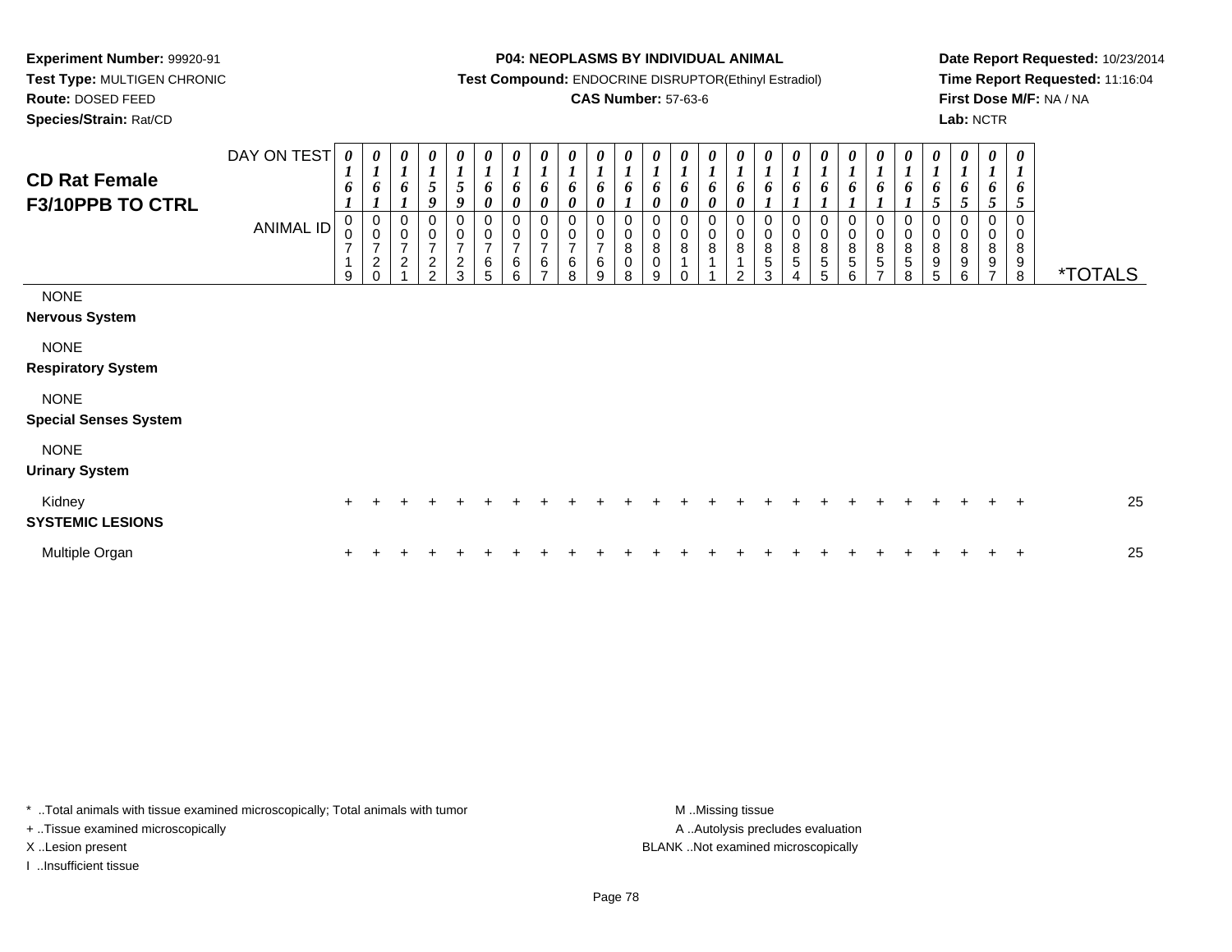**Experiment Number:** 99920-91
**Test Type:** MULTIGEN CHRONIC
**Route:** DOSED FEED
**Species/Strain:** Rat/CD

**P04: NEOPLASMS BY INDIVIDUAL ANIMAL**
**Test Compound:** ENDOCRINE DISRUPTOR(Ethinyl Estradiol)
**CAS Number:** 57-63-6

**Date Report Requested:** 10/23/2014
**Time Report Requested:** 11:16:04
**First Dose M/F:** NA / NA
**Lab:** NCTR

# CD Rat Female F3/10PPB TO CTRL

| DAY ON TEST | 0161 | 0161 | 0161 | 0159 | 0159 | 0160 | 0160 | 0160 | 0160 | 0160 | 0161 | 0160 | 0160 | 0160 | 0160 | 0161 | 0161 | 0161 | 0161 | 0161 | 0161 | 0165 | 0165 | 0165 | 0165 | |
|---|---|---|---|---|---|---|---|---|---|---|---|---|---|---|---|---|---|---|---|---|---|---|---|---|---|---|
| **ANIMAL ID** | 00719 | 00720 | 00721 | 00722 | 00723 | 00765 | 00766 | 00767 | 00768 | 00769 | 00808 | 00809 | 00810 | 00811 | 00812 | 00853 | 00854 | 00855 | 00856 | 00857 | 00858 | 00895 | 00896 | 00897 | 00898 | ***TOTALS** |
| NONE | | | | | | | | | | | | | | | | | | | | | | | | | | |
| **Nervous System** | | | | | | | | | | | | | | | | | | | | | | | | | | |
| NONE | | | | | | | | | | | | | | | | | | | | | | | | | | |
| **Respiratory System** | | | | | | | | | | | | | | | | | | | | | | | | | | |
| NONE | | | | | | | | | | | | | | | | | | | | | | | | | | |
| **Special Senses System** | | | | | | | | | | | | | | | | | | | | | | | | | | |
| NONE | | | | | | | | | | | | | | | | | | | | | | | | | | |
| **Urinary System** | | | | | | | | | | | | | | | | | | | | | | | | | | |
| Kidney | + | + | + | + | + | + | + | + | + | + | + | + | + | + | + | + | + | + | + | + | + | + | + | + | + | 25 |
| **SYSTEMIC LESIONS** | | | | | | | | | | | | | | | | | | | | | | | | | | |
| Multiple Organ | + | + | + | + | + | + | + | + | + | + | + | + | + | + | + | + | + | + | + | + | + | + | + | + | + | 25 |

* ..Total animals with tissue examined microscopically; Total animals with tumor
+ ..Tissue examined microscopically
X ..Lesion present
I ..Insufficient tissue

M ..Missing tissue
A ..Autolysis precludes evaluation
BLANK ..Not examined microscopically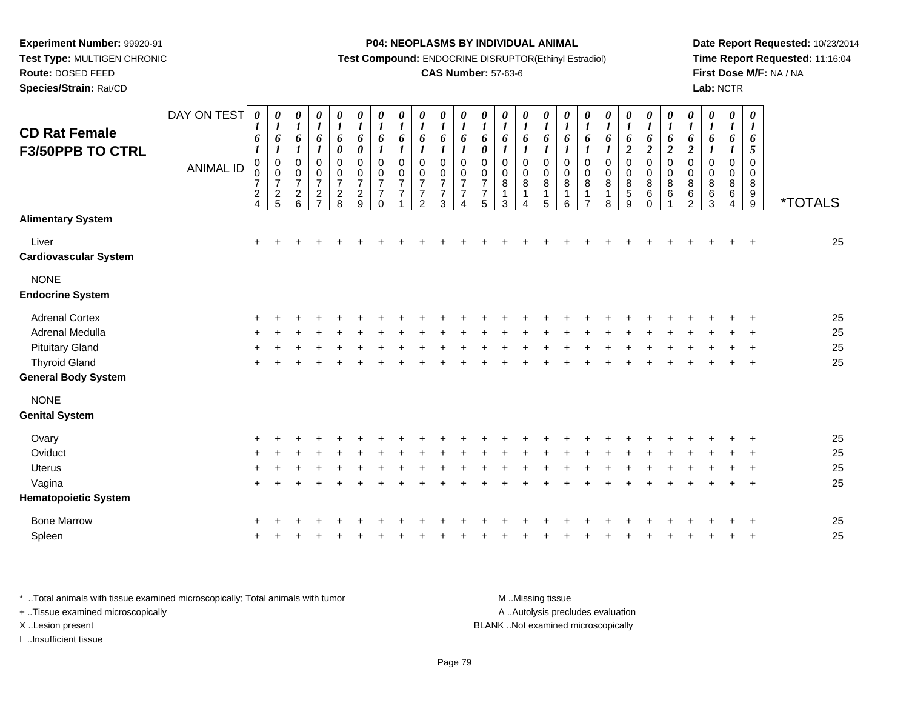**Experiment Number:** 99920-91
**Test Type:** MULTIGEN CHRONIC
**Route:** DOSED FEED
**Species/Strain:** Rat/CD

**P04: NEOPLASMS BY INDIVIDUAL ANIMAL**
**Test Compound:** ENDOCRINE DISRUPTOR(Ethinyl Estradiol)
**CAS Number:** 57-63-6

**Date Report Requested:** 10/23/2014
**Time Report Requested:** 11:16:04
**First Dose M/F:** NA / NA
**Lab:** NCTR

# CD Rat Female F3/50PPB TO CTRL

| DAY ON TEST | 0161 | 0161 | 0161 | 0161 | 0160 | 0160 | 0161 | 0161 | 0161 | 0161 | 0161 | 0160 | 0161 | 0161 | 0161 | 0161 | 0161 | 0161 | 0162 | 0162 | 0162 | 0162 | 0161 | 0161 | 0165 | |
|---|---|---|---|---|---|---|---|---|---|---|---|---|---|---|---|---|---|---|---|---|---|---|---|---|---|---|
| **ANIMAL ID** | 00724 | 00725 | 00726 | 00727 | 00728 | 00729 | 00770 | 00771 | 00772 | 00773 | 00774 | 00775 | 00813 | 00814 | 00815 | 00816 | 00817 | 00818 | 00859 | 00860 | 00861 | 00862 | 00863 | 00864 | 00899 | ***TOTALS** |
| **Alimentary System** | | | | | | | | | | | | | | | | | | | | | | | | | | |
| Liver | + | + | + | + | + | + | + | + | + | + | + | + | + | + | + | + | + | + | + | + | + | + | + | + | + | 25 |
| **Cardiovascular System** | | | | | | | | | | | | | | | | | | | | | | | | | | |
| NONE | | | | | | | | | | | | | | | | | | | | | | | | | | |
| **Endocrine System** | | | | | | | | | | | | | | | | | | | | | | | | | | |
| Adrenal Cortex | + | + | + | + | + | + | + | + | + | + | + | + | + | + | + | + | + | + | + | + | + | + | + | + | + | 25 |
| Adrenal Medulla | + | + | + | + | + | + | + | + | + | + | + | + | + | + | + | + | + | + | + | + | + | + | + | + | + | 25 |
| Pituitary Gland | + | + | + | + | + | + | + | + | + | + | + | + | + | + | + | + | + | + | + | + | + | + | + | + | + | 25 |
| Thyroid Gland | + | + | + | + | + | + | + | + | + | + | + | + | + | + | + | + | + | + | + | + | + | + | + | + | + | 25 |
| **General Body System** | | | | | | | | | | | | | | | | | | | | | | | | | | |
| NONE | | | | | | | | | | | | | | | | | | | | | | | | | | |
| **Genital System** | | | | | | | | | | | | | | | | | | | | | | | | | | |
| Ovary | + | + | + | + | + | + | + | + | + | + | + | + | + | + | + | + | + | + | + | + | + | + | + | + | + | 25 |
| Oviduct | + | + | + | + | + | + | + | + | + | + | + | + | + | + | + | + | + | + | + | + | + | + | + | + | + | 25 |
| Uterus | + | + | + | + | + | + | + | + | + | + | + | + | + | + | + | + | + | + | + | + | + | + | + | + | + | 25 |
| Vagina | + | + | + | + | + | + | + | + | + | + | + | + | + | + | + | + | + | + | + | + | + | + | + | + | + | 25 |
| **Hematopoietic System** | | | | | | | | | | | | | | | | | | | | | | | | | | |
| Bone Marrow | + | + | + | + | + | + | + | + | + | + | + | + | + | + | + | + | + | + | + | + | + | + | + | + | + | 25 |
| Spleen | + | + | + | + | + | + | + | + | + | + | + | + | + | + | + | + | + | + | + | + | + | + | + | + | + | 25 |

\* ..Total animals with tissue examined microscopically; Total animals with tumor
+ ..Tissue examined microscopically
X ..Lesion present
I ..Insufficient tissue

M ..Missing tissue
A ..Autolysis precludes evaluation
BLANK ..Not examined microscopically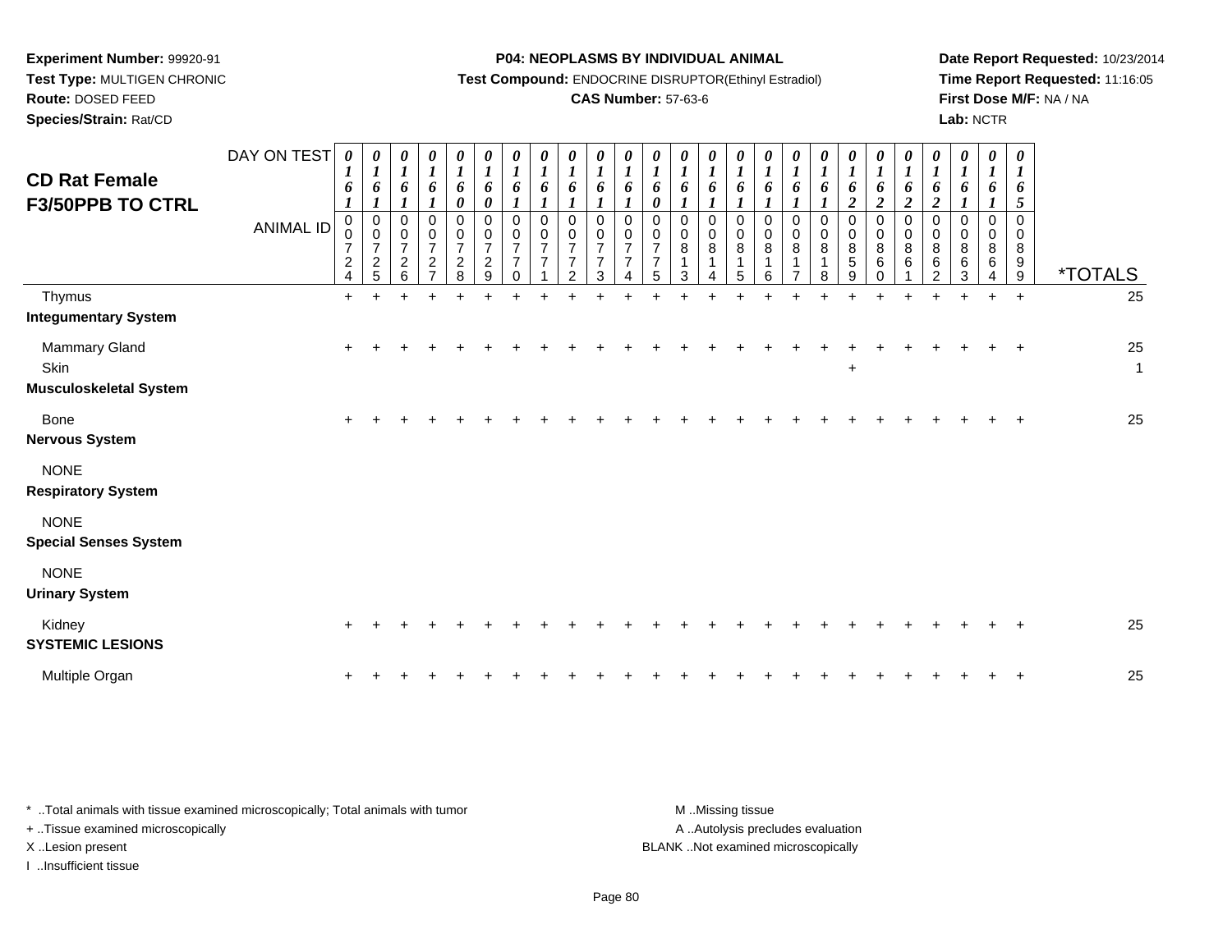**Experiment Number:** 99920-91
**Test Type:** MULTIGEN CHRONIC
**Route:** DOSED FEED
**Species/Strain:** Rat/CD

**P04: NEOPLASMS BY INDIVIDUAL ANIMAL**
**Test Compound:** ENDOCRINE DISRUPTOR(Ethinyl Estradiol)
**CAS Number:** 57-63-6

**Date Report Requested:** 10/23/2014
**Time Report Requested:** 11:16:05
**First Dose M/F:** NA / NA
**Lab:** NCTR

# CD Rat Female F3/50PPB TO CTRL

| DAY ON TEST | 0161 | 0161 | 0161 | 0161 | 0160 | 0160 | 0161 | 0161 | 0161 | 0161 | 0161 | 0160 | 0161 | 0161 | 0161 | 0161 | 0161 | 0161 | 0162 | 0162 | 0162 | 0162 | 0161 | 0161 | 0165 | |
|---|---|---|---|---|---|---|---|---|---|---|---|---|---|---|---|---|---|---|---|---|---|---|---|---|---|---|
| **ANIMAL ID** | 00724 | 00725 | 00726 | 00727 | 00728 | 00729 | 00770 | 00771 | 00772 | 00773 | 00774 | 00775 | 00813 | 00814 | 00815 | 00816 | 00817 | 00818 | 00859 | 00860 | 00861 | 00862 | 00863 | 00864 | 00899 | ***TOTALS** |
| Thymus | + | + | + | + | + | + | + | + | + | + | + | + | + | + | + | + | + | + | + | + | + | + | + | + | + | 25 |
| **Integumentary System** | | | | | | | | | | | | | | | | | | | | | | | | | | |
| Mammary Gland | + | + | + | + | + | + | + | + | + | + | + | + | + | + | + | + | + | + | + | + | + | + | + | + | + | 25 |
| Skin | | | | | | | | | | | | | | | | | | | + | | | | | | | 1 |
| **Musculoskeletal System** | | | | | | | | | | | | | | | | | | | | | | | | | | |
| Bone | + | + | + | + | + | + | + | + | + | + | + | + | + | + | + | + | + | + | + | + | + | + | + | + | + | 25 |
| **Nervous System** | | | | | | | | | | | | | | | | | | | | | | | | | | |
| NONE | | | | | | | | | | | | | | | | | | | | | | | | | | |
| **Respiratory System** | | | | | | | | | | | | | | | | | | | | | | | | | | |
| NONE | | | | | | | | | | | | | | | | | | | | | | | | | | |
| **Special Senses System** | | | | | | | | | | | | | | | | | | | | | | | | | | |
| NONE | | | | | | | | | | | | | | | | | | | | | | | | | | |
| **Urinary System** | | | | | | | | | | | | | | | | | | | | | | | | | | |
| Kidney | + | + | + | + | + | + | + | + | + | + | + | + | + | + | + | + | + | + | + | + | + | + | + | + | + | 25 |
| **SYSTEMIC LESIONS** | | | | | | | | | | | | | | | | | | | | | | | | | | |
| Multiple Organ | + | + | + | + | + | + | + | + | + | + | + | + | + | + | + | + | + | + | + | + | + | + | + | + | + | 25 |

* ..Total animals with tissue examined microscopically; Total animals with tumor
+ ..Tissue examined microscopically
X ..Lesion present
I ..Insufficient tissue

M ..Missing tissue
A ..Autolysis precludes evaluation
BLANK ..Not examined microscopically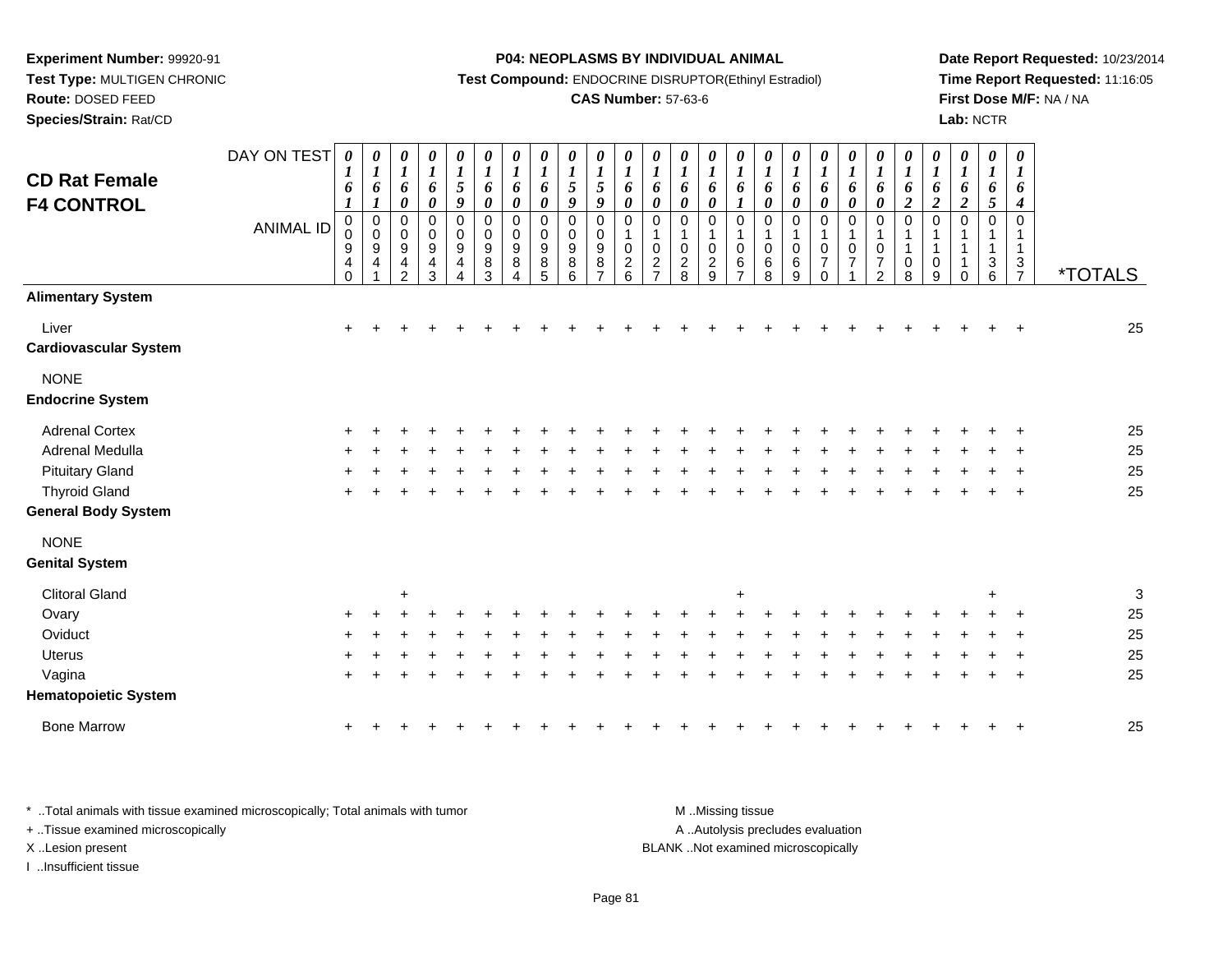**Experiment Number:** 99920-91
**Test Type:** MULTIGEN CHRONIC
**Route:** DOSED FEED
**Species/Strain:** Rat/CD

**P04: NEOPLASMS BY INDIVIDUAL ANIMAL**
**Test Compound:** ENDOCRINE DISRUPTOR(Ethinyl Estradiol)
**CAS Number:** 57-63-6

**Date Report Requested:** 10/23/2014
**Time Report Requested:** 11:16:05
**First Dose M/F:** NA / NA
**Lab:** NCTR

## CD Rat Female F4 CONTROL

| DAY ON TEST | 0161 | 0161 | 0160 | 0160 | 0159 | 0160 | 0160 | 0160 | 0159 | 0159 | 0160 | 0160 | 0160 | 0160 | 0161 | 0160 | 0160 | 0160 | 0160 | 0160 | 0162 | 0162 | 0162 | 0165 | 0164 | |
|---|---|---|---|---|---|---|---|---|---|---|---|---|---|---|---|---|---|---|---|---|---|---|---|---|---|---|
| **ANIMAL ID** | 00940 | 00941 | 00942 | 00943 | 00944 | 00983 | 00984 | 00985 | 00986 | 00987 | 01026 | 01027 | 01028 | 01029 | 01067 | 01068 | 01069 | 01070 | 01071 | 01072 | 01108 | 01109 | 01110 | 01136 | 01137 | ***TOTALS** |
| **Alimentary System** | | | | | | | | | | | | | | | | | | | | | | | | | | |
| Liver | + | + | + | + | + | + | + | + | + | + | + | + | + | + | + | + | + | + | + | + | + | + | + | + | + | 25 |
| **Cardiovascular System** | | | | | | | | | | | | | | | | | | | | | | | | | | |
| NONE | | | | | | | | | | | | | | | | | | | | | | | | | | |
| **Endocrine System** | | | | | | | | | | | | | | | | | | | | | | | | | | |
| Adrenal Cortex | + | + | + | + | + | + | + | + | + | + | + | + | + | + | + | + | + | + | + | + | + | + | + | + | + | 25 |
| Adrenal Medulla | + | + | + | + | + | + | + | + | + | + | + | + | + | + | + | + | + | + | + | + | + | + | + | + | + | 25 |
| Pituitary Gland | + | + | + | + | + | + | + | + | + | + | + | + | + | + | + | + | + | + | + | + | + | + | + | + | + | 25 |
| Thyroid Gland | + | + | + | + | + | + | + | + | + | + | + | + | + | + | + | + | + | + | + | + | + | + | + | + | + | 25 |
| **General Body System** | | | | | | | | | | | | | | | | | | | | | | | | | | |
| NONE | | | | | | | | | | | | | | | | | | | | | | | | | | |
| **Genital System** | | | | | | | | | | | | | | | | | | | | | | | | | | |
| Clitoral Gland | | | + | | | | | | | | | | | | + | | | | | | | | | + | | 3 |
| Ovary | + | + | + | + | + | + | + | + | + | + | + | + | + | + | + | + | + | + | + | + | + | + | + | + | + | 25 |
| Oviduct | + | + | + | + | + | + | + | + | + | + | + | + | + | + | + | + | + | + | + | + | + | + | + | + | + | 25 |
| Uterus | + | + | + | + | + | + | + | + | + | + | + | + | + | + | + | + | + | + | + | + | + | + | + | + | + | 25 |
| Vagina | + | + | + | + | + | + | + | + | + | + | + | + | + | + | + | + | + | + | + | + | + | + | + | + | + | 25 |
| **Hematopoietic System** | | | | | | | | | | | | | | | | | | | | | | | | | | |
| Bone Marrow | + | + | + | + | + | + | + | + | + | + | + | + | + | + | + | + | + | + | + | + | + | + | + | + | + | 25 |

* ..Total animals with tissue examined microscopically; Total animals with tumor
+ ..Tissue examined microscopically
X ..Lesion present
I ..Insufficient tissue

M ..Missing tissue
A ..Autolysis precludes evaluation
BLANK ..Not examined microscopically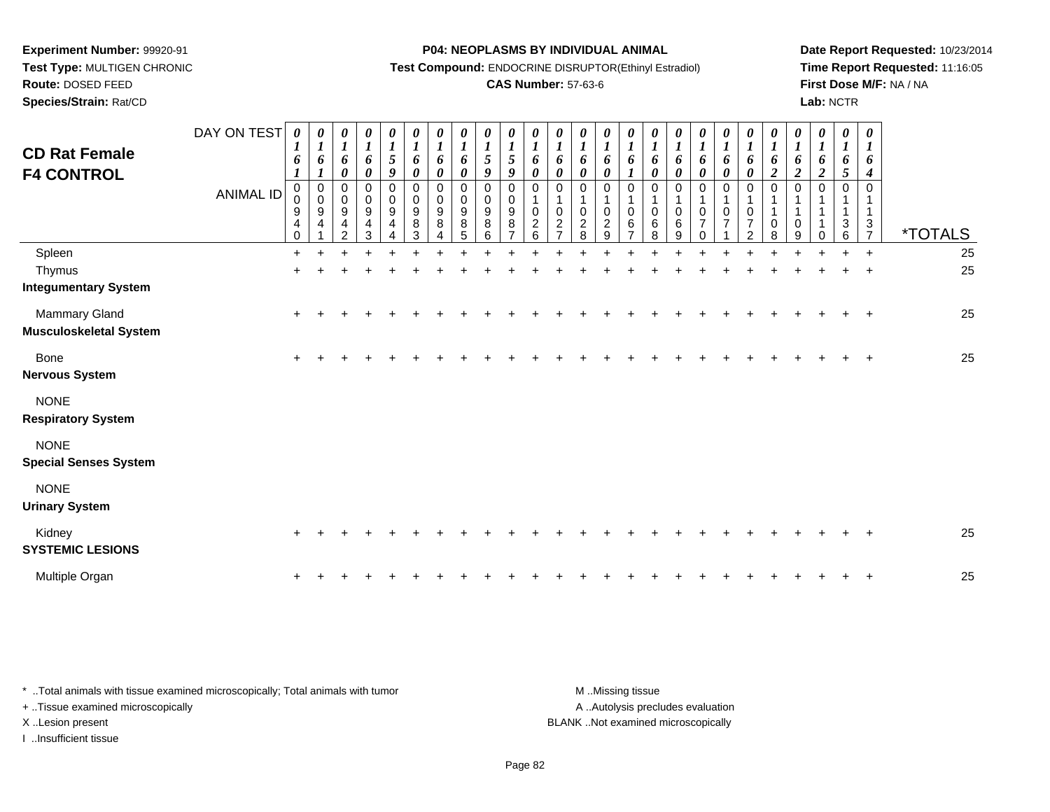**Experiment Number:** 99920-91
**Test Type:** MULTIGEN CHRONIC
**Route:** DOSED FEED
**Species/Strain:** Rat/CD

**P04: NEOPLASMS BY INDIVIDUAL ANIMAL**
**Test Compound:** ENDOCRINE DISRUPTOR(Ethinyl Estradiol)
**CAS Number:** 57-63-6

**Date Report Requested:** 10/23/2014
**Time Report Requested:** 11:16:05
**First Dose M/F:** NA / NA
**Lab:** NCTR

# CD Rat Female F4 CONTROL

| DAY ON TEST | 0161 | 0161 | 0160 | 0160 | 0159 | 0160 | 0160 | 0160 | 0159 | 0159 | 0160 | 0160 | 0160 | 0160 | 0161 | 0160 | 0160 | 0160 | 0160 | 0160 | 0162 | 0162 | 0162 | 0165 | 0164 | |
|---|---|---|---|---|---|---|---|---|---|---|---|---|---|---|---|---|---|---|---|---|---|---|---|---|---|---|
| **ANIMAL ID** | 00940 | 00941 | 00942 | 00943 | 00944 | 00983 | 00984 | 00985 | 00986 | 00987 | 01026 | 01027 | 01028 | 01029 | 01067 | 01068 | 01069 | 01070 | 01071 | 01072 | 01108 | 01109 | 01110 | 01136 | 01137 | ***TOTALS** |
| Spleen | + | + | + | + | + | + | + | + | + | + | + | + | + | + | + | + | + | + | + | + | + | + | + | + | + | 25 |
| Thymus | + | + | + | + | + | + | + | + | + | + | + | + | + | + | + | + | + | + | + | + | + | + | + | + | + | 25 |
| **Integumentary System** | | | | | | | | | | | | | | | | | | | | | | | | | | |
| Mammary Gland | + | + | + | + | + | + | + | + | + | + | + | + | + | + | + | + | + | + | + | + | + | + | + | + | + | 25 |
| **Musculoskeletal System** | | | | | | | | | | | | | | | | | | | | | | | | | | |
| Bone | + | + | + | + | + | + | + | + | + | + | + | + | + | + | + | + | + | + | + | + | + | + | + | + | + | 25 |
| **Nervous System** | | | | | | | | | | | | | | | | | | | | | | | | | | |
| NONE | | | | | | | | | | | | | | | | | | | | | | | | | | |
| **Respiratory System** | | | | | | | | | | | | | | | | | | | | | | | | | | |
| NONE | | | | | | | | | | | | | | | | | | | | | | | | | | |
| **Special Senses System** | | | | | | | | | | | | | | | | | | | | | | | | | | |
| NONE | | | | | | | | | | | | | | | | | | | | | | | | | | |
| **Urinary System** | | | | | | | | | | | | | | | | | | | | | | | | | | |
| Kidney | + | + | + | + | + | + | + | + | + | + | + | + | + | + | + | + | + | + | + | + | + | + | + | + | + | 25 |
| **SYSTEMIC LESIONS** | | | | | | | | | | | | | | | | | | | | | | | | | | |
| Multiple Organ | + | + | + | + | + | + | + | + | + | + | + | + | + | + | + | + | + | + | + | + | + | + | + | + | + | 25 |

* ..Total animals with tissue examined microscopically; Total animals with tumor
+ ..Tissue examined microscopically
X ..Lesion present
I ..Insufficient tissue

M ..Missing tissue
A ..Autolysis precludes evaluation
BLANK ..Not examined microscopically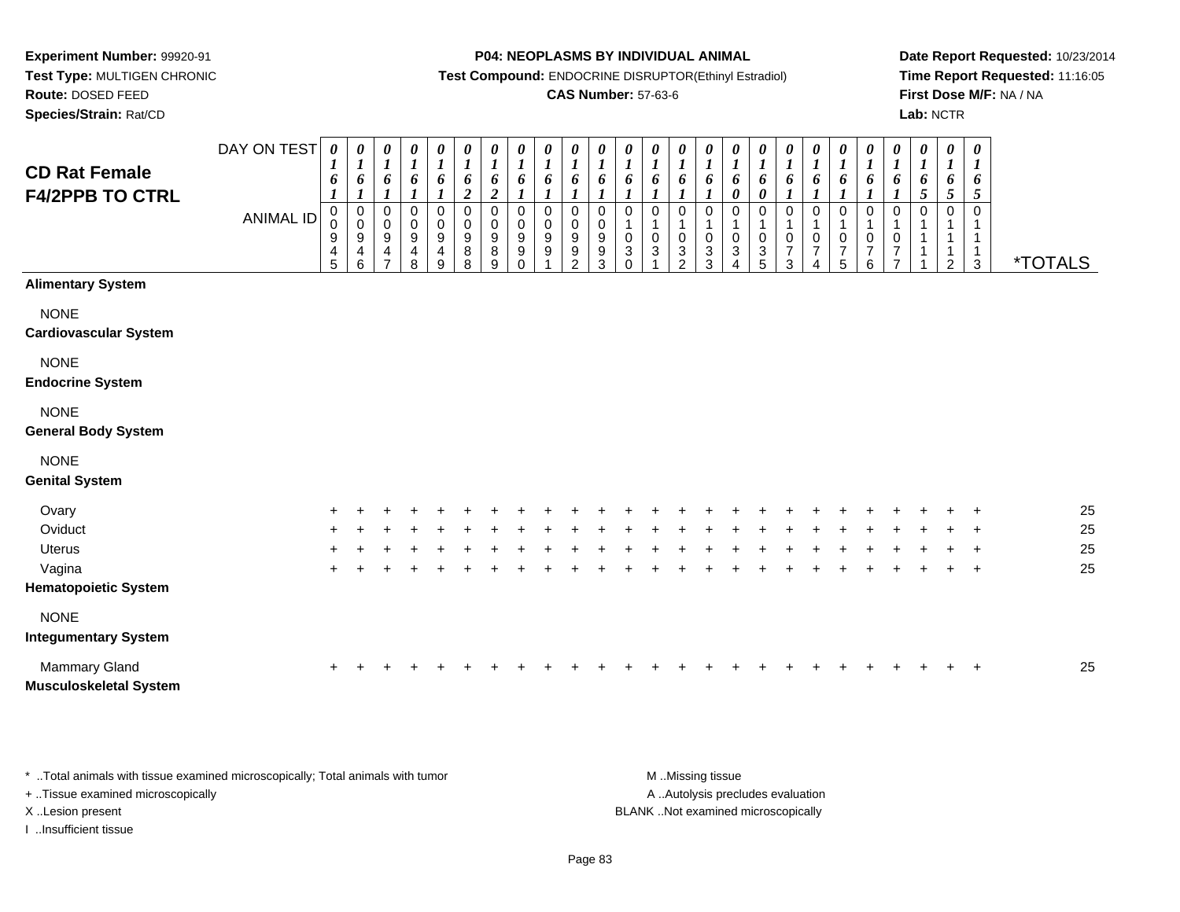**Experiment Number:** 99920-91
**Test Type:** MULTIGEN CHRONIC
**Route:** DOSED FEED
**Species/Strain:** Rat/CD

**P04: NEOPLASMS BY INDIVIDUAL ANIMAL**
**Test Compound:** ENDOCRINE DISRUPTOR(Ethinyl Estradiol)
**CAS Number:** 57-63-6

**Date Report Requested:** 10/23/2014
**Time Report Requested:** 11:16:05
**First Dose M/F:** NA / NA
**Lab:** NCTR

## CD Rat Female F4/2PPB TO CTRL

| DAY ON TEST | 0161 | 0161 | 0161 | 0161 | 0161 | 0162 | 0162 | 0161 | 0161 | 0161 | 0161 | 0161 | 0161 | 0161 | 0161 | 0160 | 0160 | 0161 | 0161 | 0161 | 0161 | 0161 | 0165 | 0165 | 0165 | |
|---|---|---|---|---|---|---|---|---|---|---|---|---|---|---|---|---|---|---|---|---|---|---|---|---|---|---|
| **ANIMAL ID** | 00945 | 00946 | 00947 | 00948 | 00949 | 00988 | 00989 | 00990 | 00991 | 00992 | 00993 | 01030 | 01031 | 01032 | 01033 | 01034 | 01035 | 01073 | 01074 | 01075 | 01076 | 01077 | 01111 | 01112 | 01113 | ***TOTALS** |
| **Alimentary System** | | | | | | | | | | | | | | | | | | | | | | | | | | |
| NONE | | | | | | | | | | | | | | | | | | | | | | | | | | |
| **Cardiovascular System** | | | | | | | | | | | | | | | | | | | | | | | | | | |
| NONE | | | | | | | | | | | | | | | | | | | | | | | | | | |
| **Endocrine System** | | | | | | | | | | | | | | | | | | | | | | | | | | |
| NONE | | | | | | | | | | | | | | | | | | | | | | | | | | |
| **General Body System** | | | | | | | | | | | | | | | | | | | | | | | | | | |
| NONE | | | | | | | | | | | | | | | | | | | | | | | | | | |
| **Genital System** | | | | | | | | | | | | | | | | | | | | | | | | | | |
| Ovary | + | + | + | + | + | + | + | + | + | + | + | + | + | + | + | + | + | + | + | + | + | + | + | + | + | 25 |
| Oviduct | + | + | + | + | + | + | + | + | + | + | + | + | + | + | + | + | + | + | + | + | + | + | + | + | + | 25 |
| Uterus | + | + | + | + | + | + | + | + | + | + | + | + | + | + | + | + | + | + | + | + | + | + | + | + | + | 25 |
| Vagina | + | + | + | + | + | + | + | + | + | + | + | + | + | + | + | + | + | + | + | + | + | + | + | + | + | 25 |
| **Hematopoietic System** | | | | | | | | | | | | | | | | | | | | | | | | | | |
| NONE | | | | | | | | | | | | | | | | | | | | | | | | | | |
| **Integumentary System** | | | | | | | | | | | | | | | | | | | | | | | | | | |
| Mammary Gland | + | + | + | + | + | + | + | + | + | + | + | + | + | + | + | + | + | + | + | + | + | + | + | + | + | 25 |
| **Musculoskeletal System** | | | | | | | | | | | | | | | | | | | | | | | | | | |

\* ..Total animals with tissue examined microscopically; Total animals with tumor
+ ..Tissue examined microscopically
X ..Lesion present
I ..Insufficient tissue

M ..Missing tissue
A ..Autolysis precludes evaluation
BLANK ..Not examined microscopically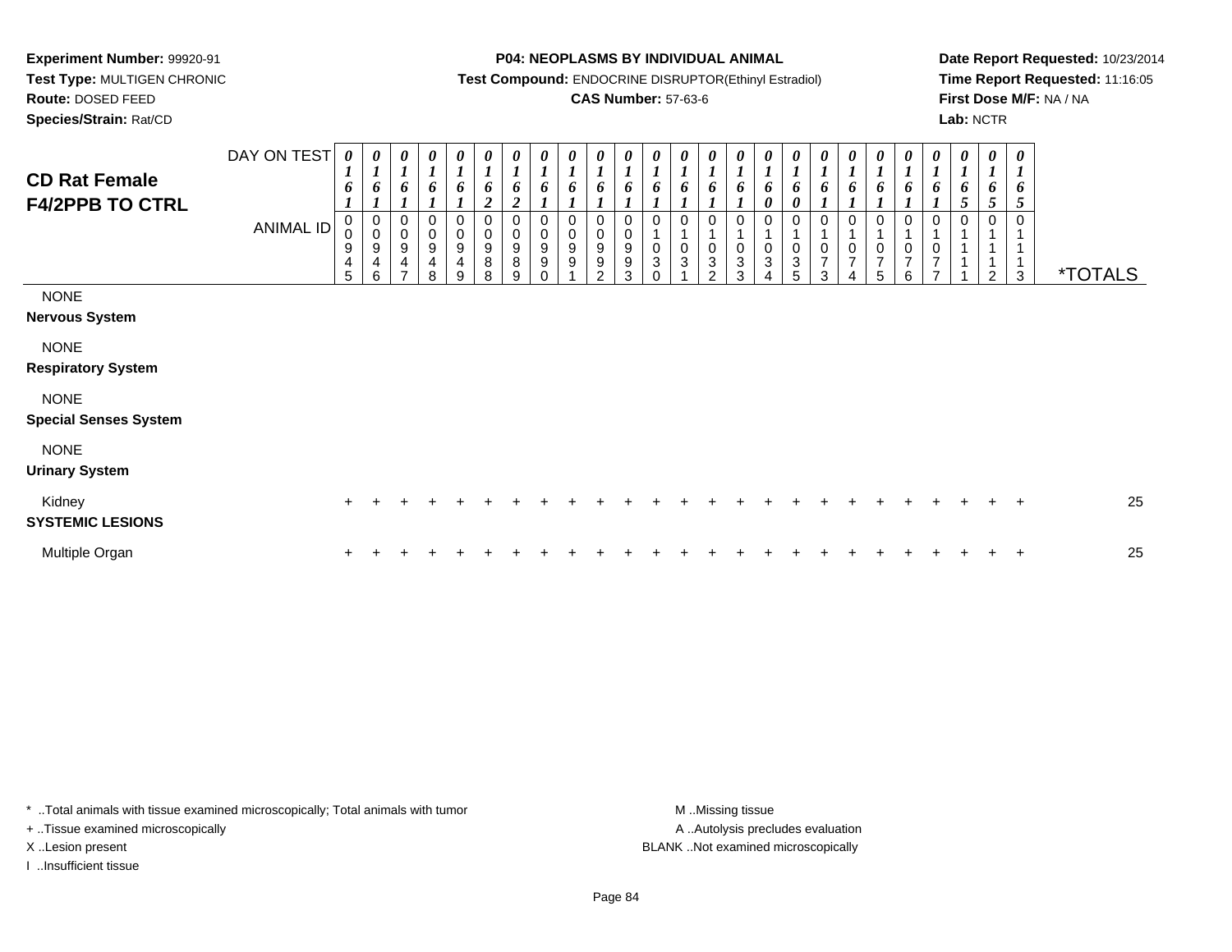**Experiment Number:** 99920-91
**Test Type:** MULTIGEN CHRONIC
**Route:** DOSED FEED
**Species/Strain:** Rat/CD

**P04: NEOPLASMS BY INDIVIDUAL ANIMAL**
**Test Compound:** ENDOCRINE DISRUPTOR(Ethinyl Estradiol)
**CAS Number:** 57-63-6

**Date Report Requested:** 10/23/2014
**Time Report Requested:** 11:16:05
**First Dose M/F:** NA / NA
**Lab:** NCTR

## CD Rat Female F4/2PPB TO CTRL

| DAY ON TEST | 0161 | 0161 | 0161 | 0161 | 0161 | 0162 | 0162 | 0161 | 0161 | 0161 | 0161 | 0161 | 0161 | 0161 | 0161 | 0160 | 0160 | 0161 | 0161 | 0161 | 0161 | 0161 | 0165 | 0165 | 0165 | |
|---|---|---|---|---|---|---|---|---|---|---|---|---|---|---|---|---|---|---|---|---|---|---|---|---|---|---|
| **ANIMAL ID** | 00945 | 00946 | 00947 | 00948 | 00949 | 00988 | 00989 | 00990 | 00991 | 00992 | 00993 | 01030 | 01031 | 01032 | 01033 | 01034 | 01035 | 01073 | 01074 | 01075 | 01076 | 01077 | 01111 | 01112 | 01113 | ***TOTALS** |
| NONE | | | | | | | | | | | | | | | | | | | | | | | | | | |
| **Nervous System** | | | | | | | | | | | | | | | | | | | | | | | | | | |
| NONE | | | | | | | | | | | | | | | | | | | | | | | | | | |
| **Respiratory System** | | | | | | | | | | | | | | | | | | | | | | | | | | |
| NONE | | | | | | | | | | | | | | | | | | | | | | | | | | |
| **Special Senses System** | | | | | | | | | | | | | | | | | | | | | | | | | | |
| NONE | | | | | | | | | | | | | | | | | | | | | | | | | | |
| **Urinary System** | | | | | | | | | | | | | | | | | | | | | | | | | | |
| Kidney | + | + | + | + | + | + | + | + | + | + | + | + | + | + | + | + | + | + | + | + | + | + | + | + | + | 25 |
| **SYSTEMIC LESIONS** | | | | | | | | | | | | | | | | | | | | | | | | | | |
| Multiple Organ | + | + | + | + | + | + | + | + | + | + | + | + | + | + | + | + | + | + | + | + | + | + | + | + | + | 25 |

\* ..Total animals with tissue examined microscopically; Total animals with tumor
+ ..Tissue examined microscopically
X ..Lesion present
I ..Insufficient tissue

M ..Missing tissue
A ..Autolysis precludes evaluation
BLANK ..Not examined microscopically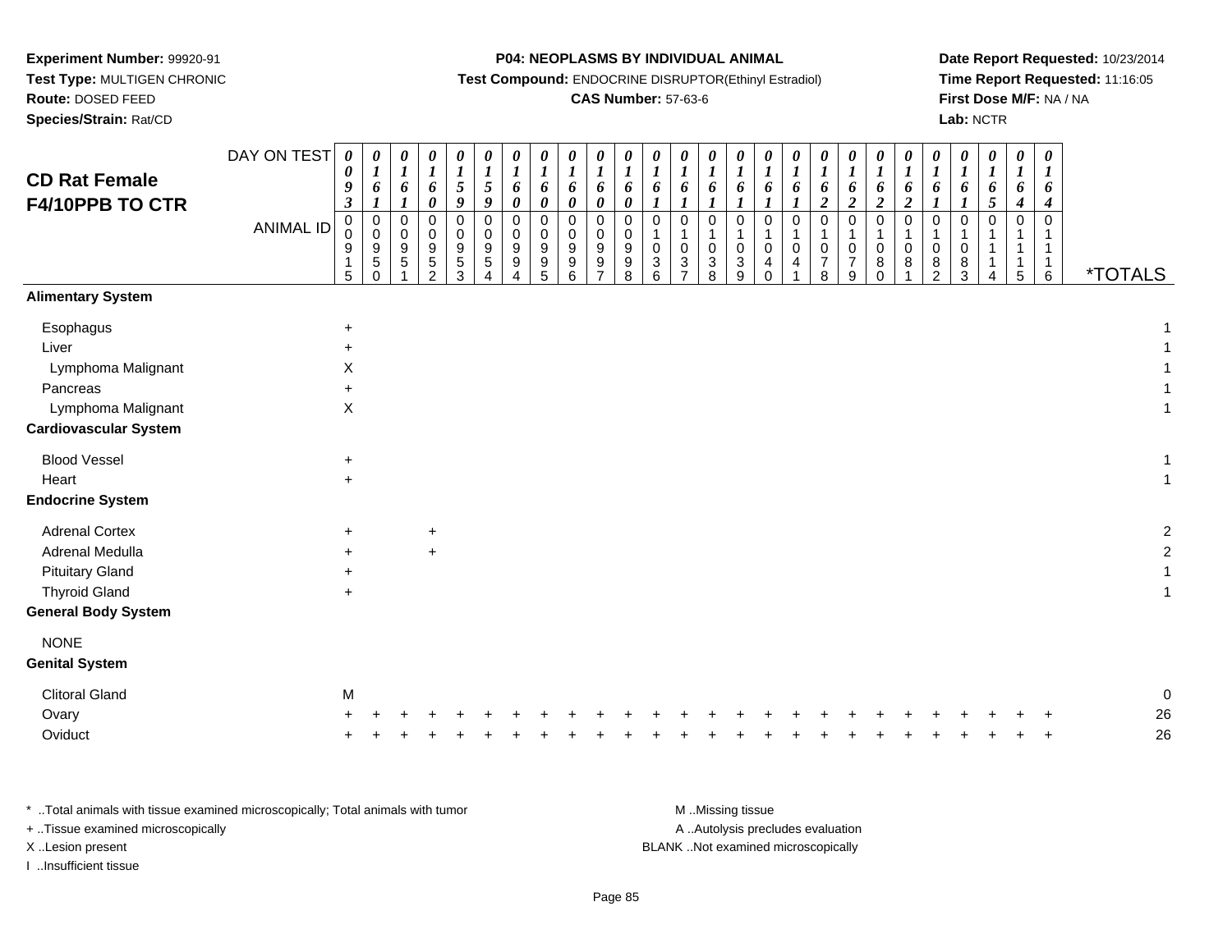**Experiment Number:** 99920-91
**Test Type:** MULTIGEN CHRONIC
**Route:** DOSED FEED
**Species/Strain:** Rat/CD

**P04: NEOPLASMS BY INDIVIDUAL ANIMAL**
**Test Compound:** ENDOCRINE DISRUPTOR(Ethinyl Estradiol)
**CAS Number:** 57-63-6

**Date Report Requested:** 10/23/2014
**Time Report Requested:** 11:16:05
**First Dose M/F:** NA / NA
**Lab:** NCTR

## CD Rat Female F4/10PPB TO CTR

| DAY ON TEST | 0093 | 0161 | 0161 | 0160 | 0159 | 0159 | 0160 | 0160 | 0160 | 0160 | 0160 | 0161 | 0161 | 0161 | 0161 | 0161 | 0161 | 0162 | 0162 | 0162 | 0162 | 0161 | 0161 | 0165 | 0164 | 0164 | |
|---|---|---|---|---|---|---|---|---|---|---|---|---|---|---|---|---|---|---|---|---|---|---|---|---|---|---|---|
| **ANIMAL ID** | 00915 | 00950 | 00951 | 00952 | 00953 | 00954 | 00994 | 00995 | 00996 | 00997 | 00998 | 01036 | 01037 | 01038 | 01039 | 01040 | 01041 | 01078 | 01079 | 01080 | 01081 | 01082 | 01083 | 01114 | 01115 | 01116 | ***TOTALS** |
| **Alimentary System** | | | | | | | | | | | | | | | | | | | | | | | | | | | |
| Esophagus | + | | | | | | | | | | | | | | | | | | | | | | | | | | 1 |
| Liver | + | | | | | | | | | | | | | | | | | | | | | | | | | | 1 |
| Lymphoma Malignant | X | | | | | | | | | | | | | | | | | | | | | | | | | | 1 |
| Pancreas | + | | | | | | | | | | | | | | | | | | | | | | | | | | 1 |
| Lymphoma Malignant | X | | | | | | | | | | | | | | | | | | | | | | | | | | 1 |
| **Cardiovascular System** | | | | | | | | | | | | | | | | | | | | | | | | | | | |
| Blood Vessel | + | | | | | | | | | | | | | | | | | | | | | | | | | | 1 |
| Heart | + | | | | | | | | | | | | | | | | | | | | | | | | | | 1 |
| **Endocrine System** | | | | | | | | | | | | | | | | | | | | | | | | | | | |
| Adrenal Cortex | + | | | + | | | | | | | | | | | | | | | | | | | | | | | 2 |
| Adrenal Medulla | + | | | + | | | | | | | | | | | | | | | | | | | | | | | 2 |
| Pituitary Gland | + | | | | | | | | | | | | | | | | | | | | | | | | | | 1 |
| Thyroid Gland | + | | | | | | | | | | | | | | | | | | | | | | | | | | 1 |
| **General Body System** | | | | | | | | | | | | | | | | | | | | | | | | | | | |
| NONE | | | | | | | | | | | | | | | | | | | | | | | | | | | |
| **Genital System** | | | | | | | | | | | | | | | | | | | | | | | | | | | |
| Clitoral Gland | M | | | | | | | | | | | | | | | | | | | | | | | | | | 0 |
| Ovary | + | + | + | + | + | + | + | + | + | + | + | + | + | + | + | + | + | + | + | + | + | + | + | + | + | + | 26 |
| Oviduct | + | + | + | + | + | + | + | + | + | + | + | + | + | + | + | + | + | + | + | + | + | + | + | + | + | + | 26 |

\* ..Total animals with tissue examined microscopically; Total animals with tumor
\+ ..Tissue examined microscopically
X ..Lesion present
I ..Insufficient tissue

M ..Missing tissue
A ..Autolysis precludes evaluation
BLANK ..Not examined microscopically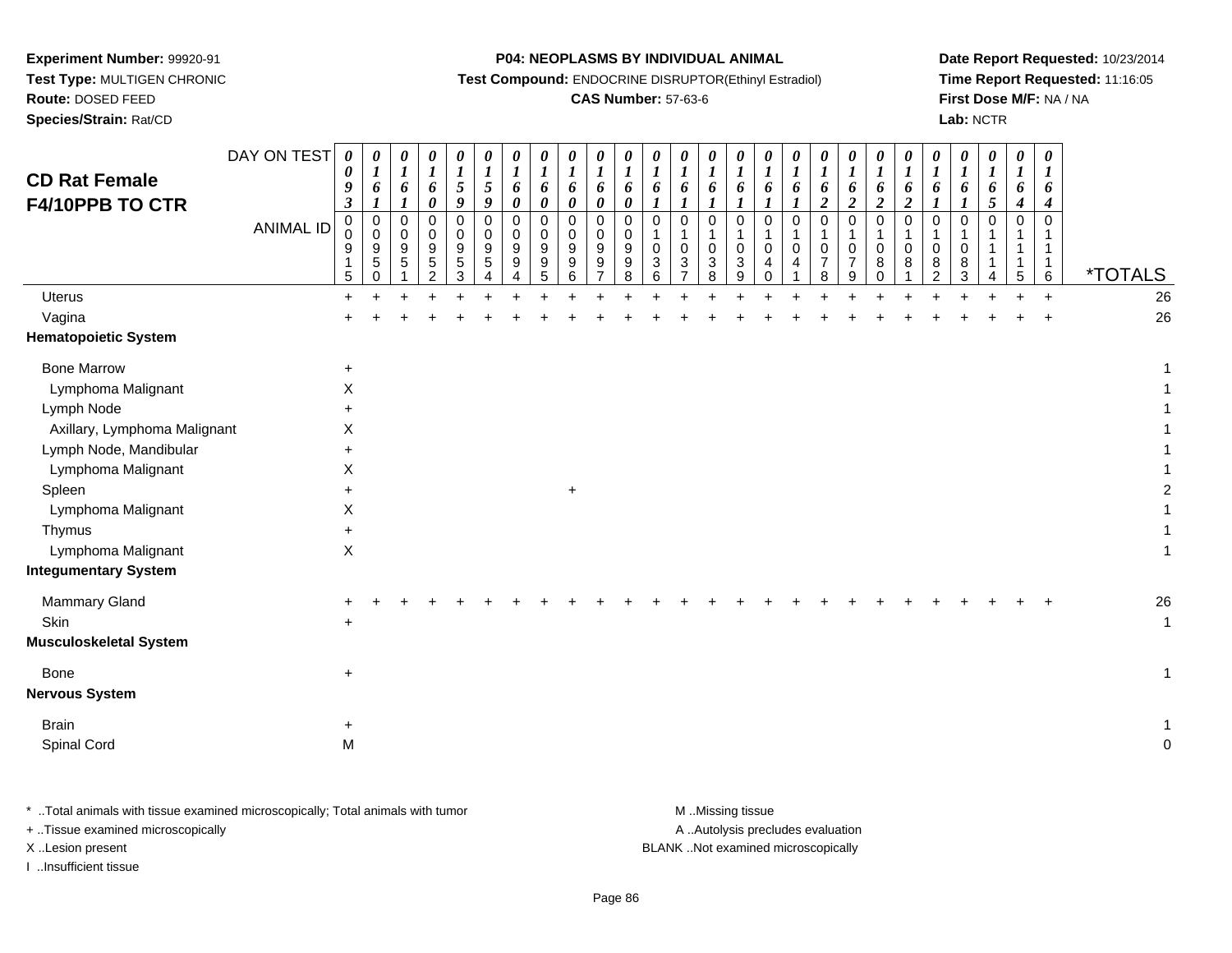**Experiment Number:** 99920-91
**Test Type:** MULTIGEN CHRONIC
**Route:** DOSED FEED
**Species/Strain:** Rat/CD

**P04: NEOPLASMS BY INDIVIDUAL ANIMAL**
**Test Compound:** ENDOCRINE DISRUPTOR(Ethinyl Estradiol)
**CAS Number:** 57-63-6

**Date Report Requested:** 10/23/2014
**Time Report Requested:** 11:16:05
**First Dose M/F:** NA / NA
**Lab:** NCTR

## CD Rat Female
## F4/10PPB TO CTR

| DAY ON TEST | 0093 | 0161 | 0161 | 0160 | 0159 | 0159 | 0160 | 0160 | 0160 | 0160 | 0160 | 0161 | 0161 | 0161 | 0161 | 0161 | 0161 | 0162 | 0162 | 0162 | 0162 | 0161 | 0161 | 0165 | 0164 | 0164 | |
|---|---|---|---|---|---|---|---|---|---|---|---|---|---|---|---|---|---|---|---|---|---|---|---|---|---|---|---|
| **ANIMAL ID** | 000915 | 000950 | 000951 | 000952 | 000953 | 000954 | 000994 | 000995 | 000996 | 000997 | 000998 | 001036 | 001037 | 001038 | 001039 | 001040 | 001041 | 001078 | 001079 | 001080 | 001081 | 001082 | 001083 | 0011114 | 0011115 | 0011116 | ***TOTALS** |
| Uterus | + | + | + | + | + | + | + | + | + | + | + | + | + | + | + | + | + | + | + | + | + | + | + | + | + | + | 26 |
| Vagina | + | + | + | + | + | + | + | + | + | + | + | + | + | + | + | + | + | + | + | + | + | + | + | + | + | + | 26 |
| **Hematopoietic System** | | | | | | | | | | | | | | | | | | | | | | | | | | | |
| Bone Marrow | + | | | | | | | | | | | | | | | | | | | | | | | | | | 1 |
| Lymphoma Malignant | X | | | | | | | | | | | | | | | | | | | | | | | | | | 1 |
| Lymph Node | + | | | | | | | | | | | | | | | | | | | | | | | | | | 1 |
| Axillary, Lymphoma Malignant | X | | | | | | | | | | | | | | | | | | | | | | | | | | 1 |
| Lymph Node, Mandibular | + | | | | | | | | | | | | | | | | | | | | | | | | | | 1 |
| Lymphoma Malignant | X | | | | | | | | | | | | | | | | | | | | | | | | | | 1 |
| Spleen | + | | | | | | | | + | | | | | | | | | | | | | | | | | | 2 |
| Lymphoma Malignant | X | | | | | | | | | | | | | | | | | | | | | | | | | | 1 |
| Thymus | + | | | | | | | | | | | | | | | | | | | | | | | | | | 1 |
| Lymphoma Malignant | X | | | | | | | | | | | | | | | | | | | | | | | | | | 1 |
| **Integumentary System** | | | | | | | | | | | | | | | | | | | | | | | | | | | |
| Mammary Gland | + | + | + | + | + | + | + | + | + | + | + | + | + | + | + | + | + | + | + | + | + | + | + | + | + | + | 26 |
| Skin | + | | | | | | | | | | | | | | | | | | | | | | | | | | 1 |
| **Musculoskeletal System** | | | | | | | | | | | | | | | | | | | | | | | | | | | |
| Bone | + | | | | | | | | | | | | | | | | | | | | | | | | | | 1 |
| **Nervous System** | | | | | | | | | | | | | | | | | | | | | | | | | | | |
| Brain | + | | | | | | | | | | | | | | | | | | | | | | | | | | 1 |
| Spinal Cord | M | | | | | | | | | | | | | | | | | | | | | | | | | | 0 |

* ..Total animals with tissue examined microscopically; Total animals with tumor
+ ..Tissue examined microscopically
X ..Lesion present
I ..Insufficient tissue

M ..Missing tissue
A ..Autolysis precludes evaluation
BLANK ..Not examined microscopically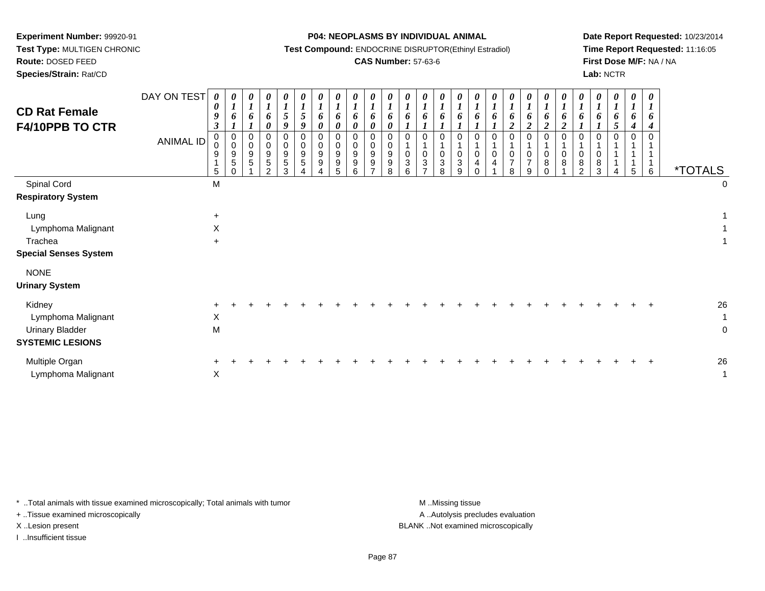**Experiment Number:** 99920-91
**Test Type:** MULTIGEN CHRONIC
**Route:** DOSED FEED
**Species/Strain:** Rat/CD

**P04: NEOPLASMS BY INDIVIDUAL ANIMAL**
**Test Compound:** ENDOCRINE DISRUPTOR(Ethinyl Estradiol)
**CAS Number:** 57-63-6

**Date Report Requested:** 10/23/2014
**Time Report Requested:** 11:16:05
**First Dose M/F:** NA / NA
**Lab:** NCTR

# CD Rat Female F4/10PPB TO CTR

| DAY ON TEST | 0093 | 0161 | 0161 | 0160 | 0159 | 0159 | 0160 | 0160 | 0160 | 0160 | 0160 | 0161 | 0161 | 0161 | 0161 | 0161 | 0161 | 0162 | 0162 | 0162 | 0162 | 0161 | 0161 | 0165 | 0164 | 0164 | |
|---|---|---|---|---|---|---|---|---|---|---|---|---|---|---|---|---|---|---|---|---|---|---|---|---|---|---|---|
| **ANIMAL ID** | 00915 | 00950 | 00951 | 00952 | 00953 | 00954 | 00994 | 00995 | 00996 | 00997 | 00998 | 01036 | 01037 | 01038 | 01039 | 01040 | 01041 | 01078 | 01079 | 01080 | 01081 | 01082 | 01083 | 01114 | 01115 | 01116 | ***TOTALS** |
| Spinal Cord | M | | | | | | | | | | | | | | | | | | | | | | | | | | 0 |
| **Respiratory System** | | | | | | | | | | | | | | | | | | | | | | | | | | | |
| Lung | + | | | | | | | | | | | | | | | | | | | | | | | | | | 1 |
| Lymphoma Malignant | X | | | | | | | | | | | | | | | | | | | | | | | | | | 1 |
| Trachea | + | | | | | | | | | | | | | | | | | | | | | | | | | | 1 |
| **Special Senses System** | | | | | | | | | | | | | | | | | | | | | | | | | | | |
| NONE | | | | | | | | | | | | | | | | | | | | | | | | | | | |
| **Urinary System** | | | | | | | | | | | | | | | | | | | | | | | | | | | |
| Kidney | + | + | + | + | + | + | + | + | + | + | + | + | + | + | + | + | + | + | + | + | + | + | + | + | + | + | 26 |
| Lymphoma Malignant | X | | | | | | | | | | | | | | | | | | | | | | | | | | 1 |
| Urinary Bladder | M | | | | | | | | | | | | | | | | | | | | | | | | | | 0 |
| **SYSTEMIC LESIONS** | | | | | | | | | | | | | | | | | | | | | | | | | | | |
| Multiple Organ | + | + | + | + | + | + | + | + | + | + | + | + | + | + | + | + | + | + | + | + | + | + | + | + | + | + | 26 |
| Lymphoma Malignant | X | | | | | | | | | | | | | | | | | | | | | | | | | | 1 |

\* ..Total animals with tissue examined microscopically; Total animals with tumor
+ ..Tissue examined microscopically
X ..Lesion present
I ..Insufficient tissue

M ..Missing tissue
A ..Autolysis precludes evaluation
BLANK ..Not examined microscopically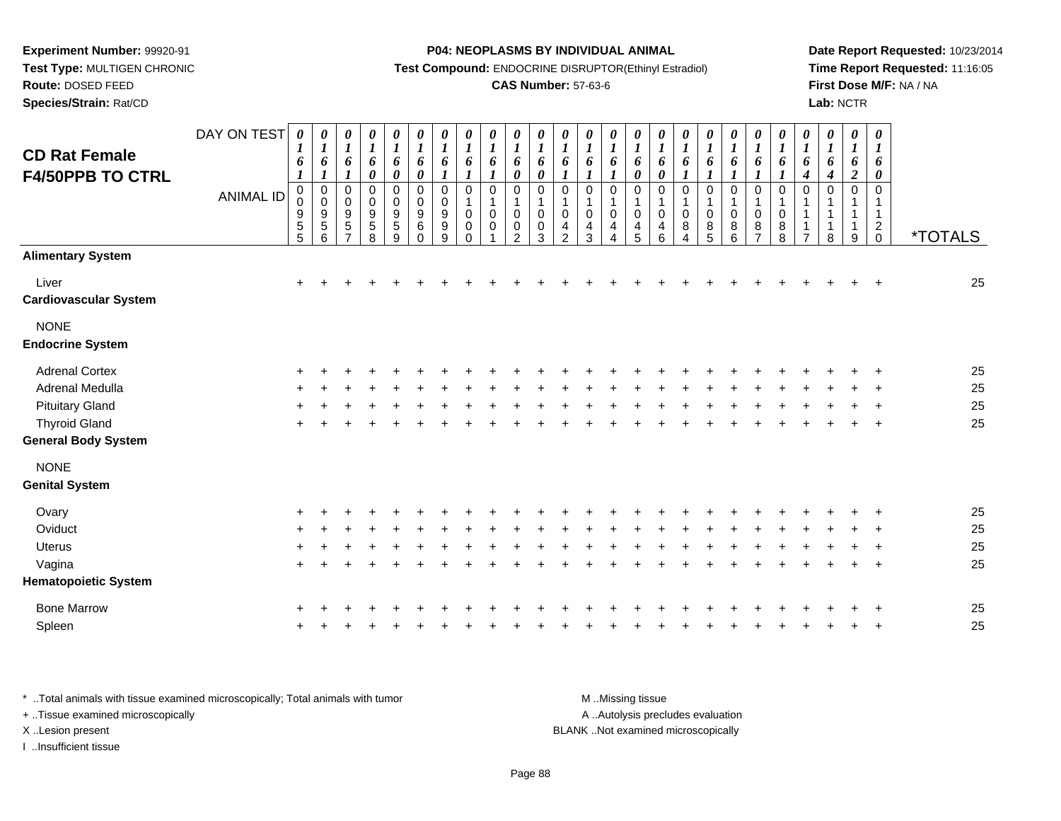**Experiment Number:** 99920-91
**Test Type:** MULTIGEN CHRONIC
**Route:** DOSED FEED
**Species/Strain:** Rat/CD

**P04: NEOPLASMS BY INDIVIDUAL ANIMAL**
**Test Compound:** ENDOCRINE DISRUPTOR(Ethinyl Estradiol)
**CAS Number:** 57-63-6

**Date Report Requested:** 10/23/2014
**Time Report Requested:** 11:16:05
**First Dose M/F:** NA / NA
**Lab:** NCTR

## CD Rat Female F4/50PPB TO CTRL

| DAY ON TEST | 0161 | 0161 | 0161 | 0160 | 0160 | 0160 | 0161 | 0161 | 0161 | 0160 | 0160 | 0161 | 0161 | 0161 | 0160 | 0160 | 0161 | 0161 | 0161 | 0161 | 0161 | 0164 | 0164 | 0162 | 0160 | |
|---|---|---|---|---|---|---|---|---|---|---|---|---|---|---|---|---|---|---|---|---|---|---|---|---|---|---|
| **ANIMAL ID** | 00955 | 00956 | 00957 | 00958 | 00959 | 00960 | 00999 | 01000 | 01001 | 01002 | 01003 | 01042 | 01043 | 01044 | 01045 | 01046 | 01084 | 01085 | 01086 | 01087 | 01088 | 01117 | 01118 | 01119 | 01120 | ***TOTALS** |
| **Alimentary System** | | | | | | | | | | | | | | | | | | | | | | | | | | |
| Liver | + | + | + | + | + | + | + | + | + | + | + | + | + | + | + | + | + | + | + | + | + | + | + | + | + | 25 |
| **Cardiovascular System** | | | | | | | | | | | | | | | | | | | | | | | | | | |
| NONE | | | | | | | | | | | | | | | | | | | | | | | | | | |
| **Endocrine System** | | | | | | | | | | | | | | | | | | | | | | | | | | |
| Adrenal Cortex | + | + | + | + | + | + | + | + | + | + | + | + | + | + | + | + | + | + | + | + | + | + | + | + | + | 25 |
| Adrenal Medulla | + | + | + | + | + | + | + | + | + | + | + | + | + | + | + | + | + | + | + | + | + | + | + | + | + | 25 |
| Pituitary Gland | + | + | + | + | + | + | + | + | + | + | + | + | + | + | + | + | + | + | + | + | + | + | + | + | + | 25 |
| Thyroid Gland | + | + | + | + | + | + | + | + | + | + | + | + | + | + | + | + | + | + | + | + | + | + | + | + | + | 25 |
| **General Body System** | | | | | | | | | | | | | | | | | | | | | | | | | | |
| NONE | | | | | | | | | | | | | | | | | | | | | | | | | | |
| **Genital System** | | | | | | | | | | | | | | | | | | | | | | | | | | |
| Ovary | + | + | + | + | + | + | + | + | + | + | + | + | + | + | + | + | + | + | + | + | + | + | + | + | + | 25 |
| Oviduct | + | + | + | + | + | + | + | + | + | + | + | + | + | + | + | + | + | + | + | + | + | + | + | + | + | 25 |
| Uterus | + | + | + | + | + | + | + | + | + | + | + | + | + | + | + | + | + | + | + | + | + | + | + | + | + | 25 |
| Vagina | + | + | + | + | + | + | + | + | + | + | + | + | + | + | + | + | + | + | + | + | + | + | + | + | + | 25 |
| **Hematopoietic System** | | | | | | | | | | | | | | | | | | | | | | | | | | |
| Bone Marrow | + | + | + | + | + | + | + | + | + | + | + | + | + | + | + | + | + | + | + | + | + | + | + | + | + | 25 |
| Spleen | + | + | + | + | + | + | + | + | + | + | + | + | + | + | + | + | + | + | + | + | + | + | + | + | + | 25 |

* ..Total animals with tissue examined microscopically; Total animals with tumor
+ ..Tissue examined microscopically
X ..Lesion present
I ..Insufficient tissue

M ..Missing tissue
A ..Autolysis precludes evaluation
BLANK ..Not examined microscopically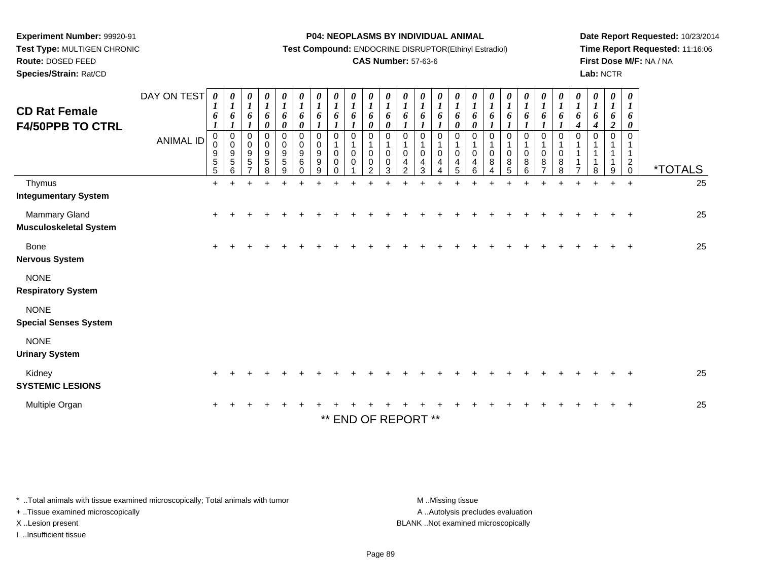**Experiment Number:** 99920-91
**Test Type:** MULTIGEN CHRONIC
**Route:** DOSED FEED
**Species/Strain:** Rat/CD

**P04: NEOPLASMS BY INDIVIDUAL ANIMAL**
**Test Compound:** ENDOCRINE DISRUPTOR(Ethinyl Estradiol)
**CAS Number:** 57-63-6

**Date Report Requested:** 10/23/2014
**Time Report Requested:** 11:16:06
**First Dose M/F:** NA / NA
**Lab:** NCTR

# CD Rat Female F4/50PPB TO CTRL

| DAY ON TEST | 0161 | 0161 | 0161 | 0160 | 0160 | 0160 | 0161 | 0161 | 0161 | 0160 | 0160 | 0161 | 0161 | 0161 | 0160 | 0160 | 0161 | 0161 | 0161 | 0161 | 0161 | 0164 | 0164 | 0162 | 0160 | |
|---|---|---|---|---|---|---|---|---|---|---|---|---|---|---|---|---|---|---|---|---|---|---|---|---|---|---|
| **ANIMAL ID** | 00955 | 00956 | 00957 | 00958 | 00959 | 00960 | 00999 | 01000 | 01001 | 01002 | 01003 | 01042 | 01043 | 01044 | 01045 | 01046 | 01084 | 01085 | 01086 | 01087 | 01088 | 01117 | 01118 | 01119 | 01120 | ***TOTALS** |
| Thymus | + | + | + | + | + | + | + | + | + | + | + | + | + | + | + | + | + | + | + | + | + | + | + | + | + | 25 |
| **Integumentary System** | | | | | | | | | | | | | | | | | | | | | | | | | | |
| Mammary Gland | + | + | + | + | + | + | + | + | + | + | + | + | + | + | + | + | + | + | + | + | + | + | + | + | + | 25 |
| **Musculoskeletal System** | | | | | | | | | | | | | | | | | | | | | | | | | | |
| Bone | + | + | + | + | + | + | + | + | + | + | + | + | + | + | + | + | + | + | + | + | + | + | + | + | + | 25 |
| **Nervous System** | | | | | | | | | | | | | | | | | | | | | | | | | | |
| NONE | | | | | | | | | | | | | | | | | | | | | | | | | | |
| **Respiratory System** | | | | | | | | | | | | | | | | | | | | | | | | | | |
| NONE | | | | | | | | | | | | | | | | | | | | | | | | | | |
| **Special Senses System** | | | | | | | | | | | | | | | | | | | | | | | | | | |
| NONE | | | | | | | | | | | | | | | | | | | | | | | | | | |
| **Urinary System** | | | | | | | | | | | | | | | | | | | | | | | | | | |
| Kidney | + | + | + | + | + | + | + | + | + | + | + | + | + | + | + | + | + | + | + | + | + | + | + | + | + | 25 |
| **SYSTEMIC LESIONS** | | | | | | | | | | | | | | | | | | | | | | | | | | |
| Multiple Organ | + | + | + | + | + | + | + | + | + | + | + | + | + | + | + | + | + | + | + | + | + | + | + | + | + | 25 |

** END OF REPORT **

* ..Total animals with tissue examined microscopically; Total animals with tumor
+ ..Tissue examined microscopically
X ..Lesion present
I ..Insufficient tissue

M ..Missing tissue
A ..Autolysis precludes evaluation
BLANK ..Not examined microscopically